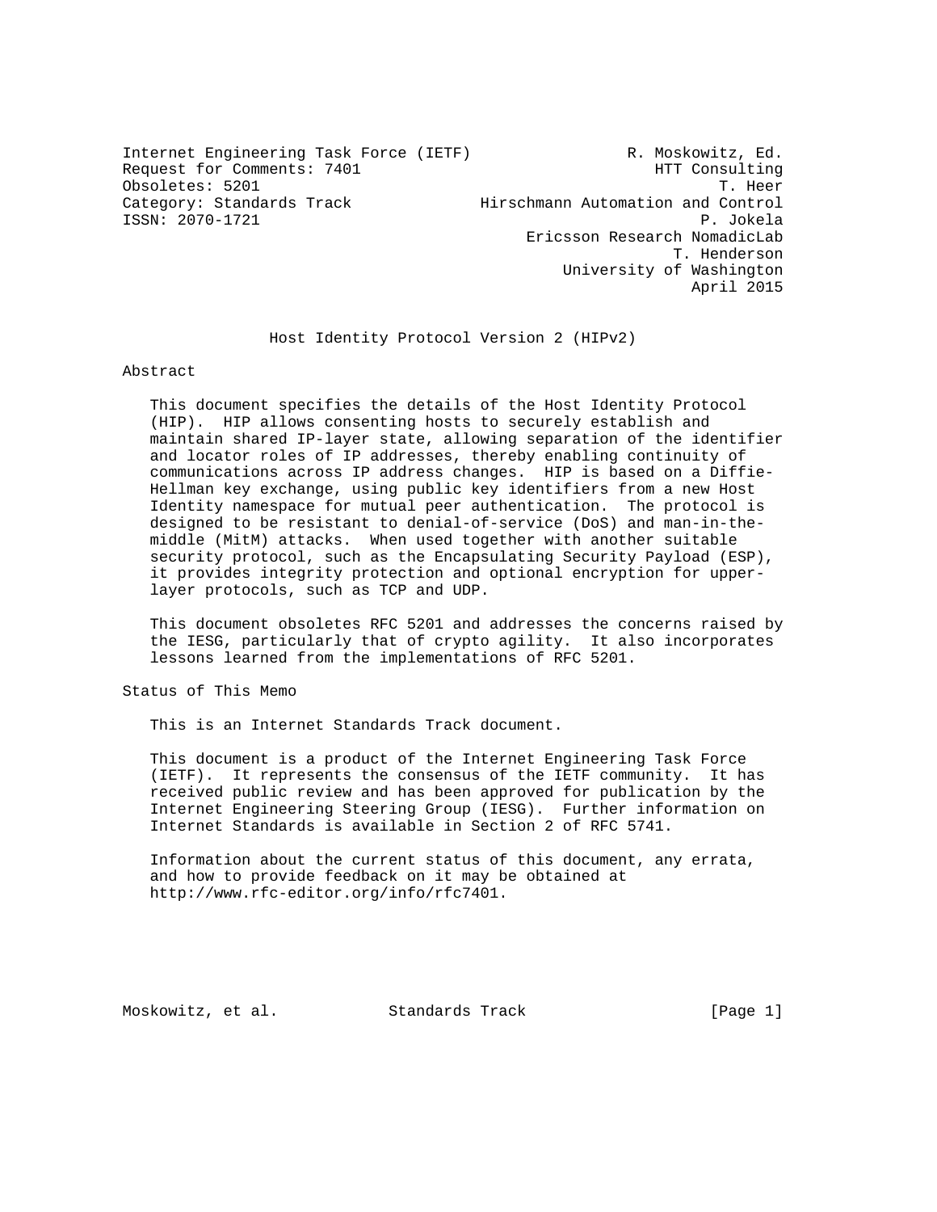Internet Engineering Task Force (IETF) — R. Moskowitz, Ed., HTT Consulting
Request for Comments: 7401 — T. Heer, Hirschmann Automation and Control
Obsoletes: 5201 — P. Jokela, Ericsson Research NomadicLab
Category: Standards Track — T. Henderson, University of Washington
ISSN: 2070-1721 — April 2015

# Host Identity Protocol Version 2 (HIPv2)

## Abstract

This document specifies the details of the Host Identity Protocol (HIP). HIP allows consenting hosts to securely establish and maintain shared IP-layer state, allowing separation of the identifier and locator roles of IP addresses, thereby enabling continuity of communications across IP address changes. HIP is based on a Diffie-Hellman key exchange, using public key identifiers from a new Host Identity namespace for mutual peer authentication. The protocol is designed to be resistant to denial-of-service (DoS) and man-in-the-middle (MitM) attacks. When used together with another suitable security protocol, such as the Encapsulating Security Payload (ESP), it provides integrity protection and optional encryption for upper-layer protocols, such as TCP and UDP.

This document obsoletes RFC 5201 and addresses the concerns raised by the IESG, particularly that of crypto agility. It also incorporates lessons learned from the implementations of RFC 5201.

## Status of This Memo

This is an Internet Standards Track document.

This document is a product of the Internet Engineering Task Force (IETF). It represents the consensus of the IETF community. It has received public review and has been approved for publication by the Internet Engineering Steering Group (IESG). Further information on Internet Standards is available in Section 2 of RFC 5741.

Information about the current status of this document, any errata, and how to provide feedback on it may be obtained at http://www.rfc-editor.org/info/rfc7401.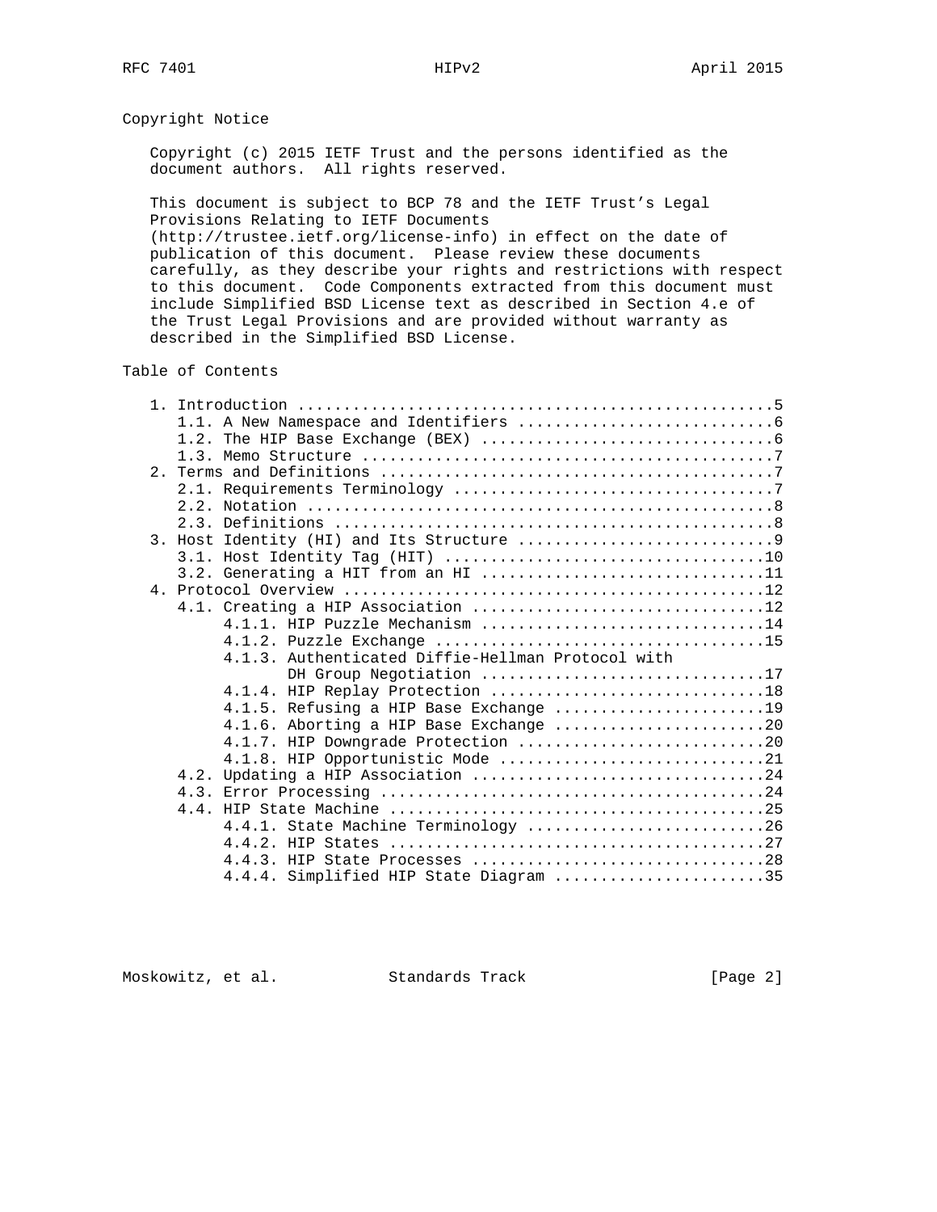Copyright Notice

Copyright (c) 2015 IETF Trust and the persons identified as the document authors. All rights reserved.

This document is subject to BCP 78 and the IETF Trust's Legal Provisions Relating to IETF Documents (http://trustee.ietf.org/license-info) in effect on the date of publication of this document. Please review these documents carefully, as they describe your rights and restrictions with respect to this document. Code Components extracted from this document must include Simplified BSD License text as described in Section 4.e of the Trust Legal Provisions and are provided without warranty as described in the Simplified BSD License.

Table of Contents

```
   1. Introduction ....................................................5
      1.1. A New Namespace and Identifiers ............................6
      1.2. The HIP Base Exchange (BEX) ................................6
      1.3. Memo Structure .............................................7
   2. Terms and Definitions ...........................................7
      2.1. Requirements Terminology ...................................7
      2.2. Notation ...................................................8
      2.3. Definitions ................................................8
   3. Host Identity (HI) and Its Structure ............................9
      3.1. Host Identity Tag (HIT) ...................................10
      3.2. Generating a HIT from an HI ...............................11
   4. Protocol Overview ..............................................12
      4.1. Creating a HIP Association ................................12
           4.1.1. HIP Puzzle Mechanism ...............................14
           4.1.2. Puzzle Exchange ....................................15
           4.1.3. Authenticated Diffie-Hellman Protocol with
                  DH Group Negotiation ...............................17
           4.1.4. HIP Replay Protection ..............................18
           4.1.5. Refusing a HIP Base Exchange .......................19
           4.1.6. Aborting a HIP Base Exchange .......................20
           4.1.7. HIP Downgrade Protection ...........................20
           4.1.8. HIP Opportunistic Mode .............................21
      4.2. Updating a HIP Association ................................24
      4.3. Error Processing ..........................................24
      4.4. HIP State Machine .........................................25
           4.4.1. State Machine Terminology ..........................26
           4.4.2. HIP States .........................................27
           4.4.3. HIP State Processes ................................28
           4.4.4. Simplified HIP State Diagram .......................35
```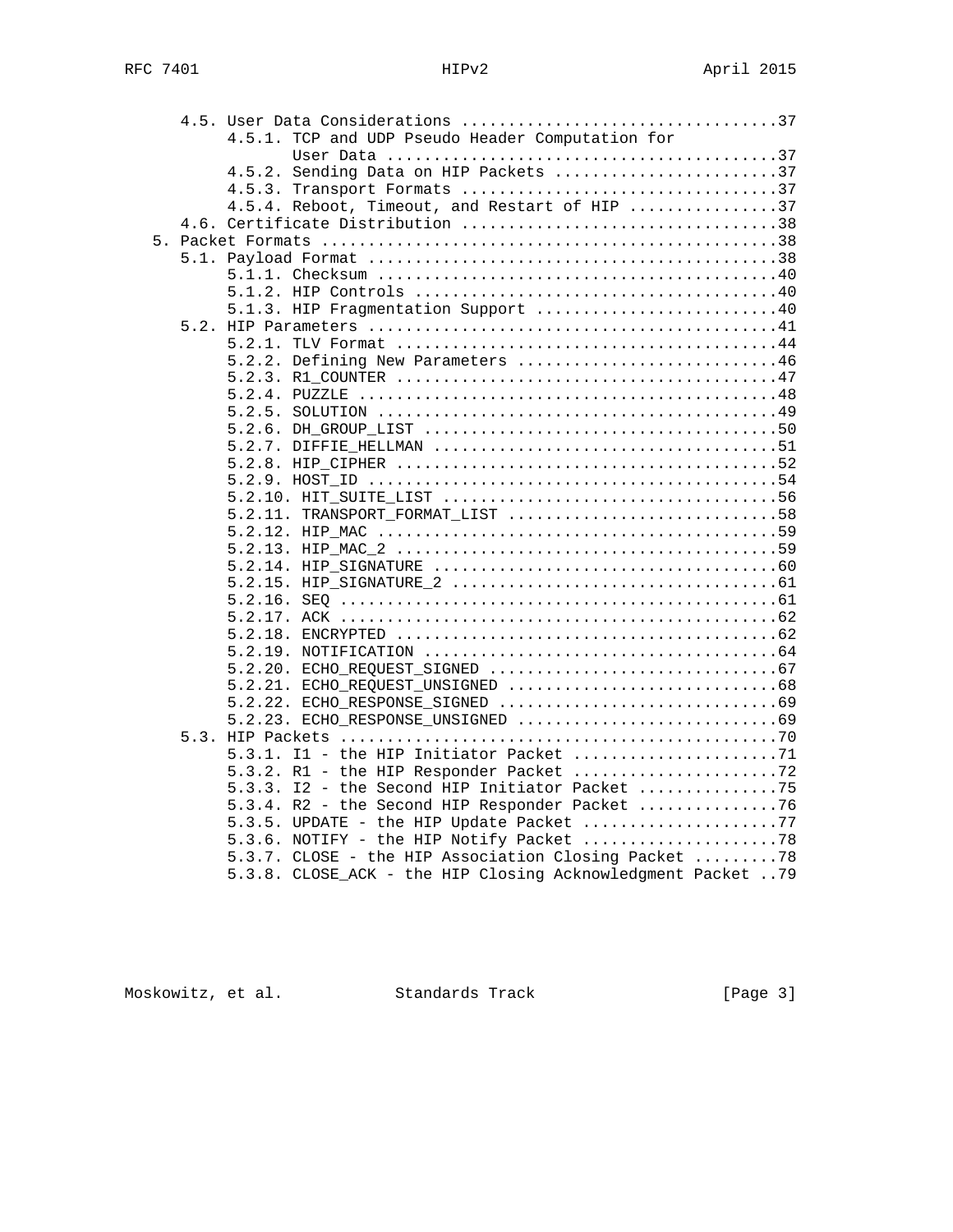```
      4.5. User Data Considerations ..................................37
           4.5.1. TCP and UDP Pseudo Header Computation for
                  User Data ..........................................37
           4.5.2. Sending Data on HIP Packets ........................37
           4.5.3. Transport Formats ..................................37
           4.5.4. Reboot, Timeout, and Restart of HIP ................37
      4.6. Certificate Distribution ..................................38
   5. Packet Formats .................................................38
      5.1. Payload Format ............................................38
           5.1.1. Checksum ...........................................40
           5.1.2. HIP Controls .......................................40
           5.1.3. HIP Fragmentation Support ..........................40
      5.2. HIP Parameters ............................................41
           5.2.1. TLV Format .........................................44
           5.2.2. Defining New Parameters ............................46
           5.2.3. R1_COUNTER .........................................47
           5.2.4. PUZZLE .............................................48
           5.2.5. SOLUTION ...........................................49
           5.2.6. DH_GROUP_LIST ......................................50
           5.2.7. DIFFIE_HELLMAN .....................................51
           5.2.8. HIP_CIPHER .........................................52
           5.2.9. HOST_ID ............................................54
           5.2.10. HIT_SUITE_LIST ....................................56
           5.2.11. TRANSPORT_FORMAT_LIST .............................58
           5.2.12. HIP_MAC ...........................................59
           5.2.13. HIP_MAC_2 .........................................59
           5.2.14. HIP_SIGNATURE .....................................60
           5.2.15. HIP_SIGNATURE_2 ...................................61
           5.2.16. SEQ ...............................................61
           5.2.17. ACK ...............................................62
           5.2.18. ENCRYPTED .........................................62
           5.2.19. NOTIFICATION ......................................64
           5.2.20. ECHO_REQUEST_SIGNED ...............................67
           5.2.21. ECHO_REQUEST_UNSIGNED .............................68
           5.2.22. ECHO_RESPONSE_SIGNED ..............................69
           5.2.23. ECHO_RESPONSE_UNSIGNED ............................69
      5.3. HIP Packets ...............................................70
           5.3.1. I1 - the HIP Initiator Packet ......................71
           5.3.2. R1 - the HIP Responder Packet ......................72
           5.3.3. I2 - the Second HIP Initiator Packet ...............75
           5.3.4. R2 - the Second HIP Responder Packet ...............76
           5.3.5. UPDATE - the HIP Update Packet .....................77
           5.3.6. NOTIFY - the HIP Notify Packet .....................78
           5.3.7. CLOSE - the HIP Association Closing Packet .........78
           5.3.8. CLOSE_ACK - the HIP Closing Acknowledgment Packet ..79
```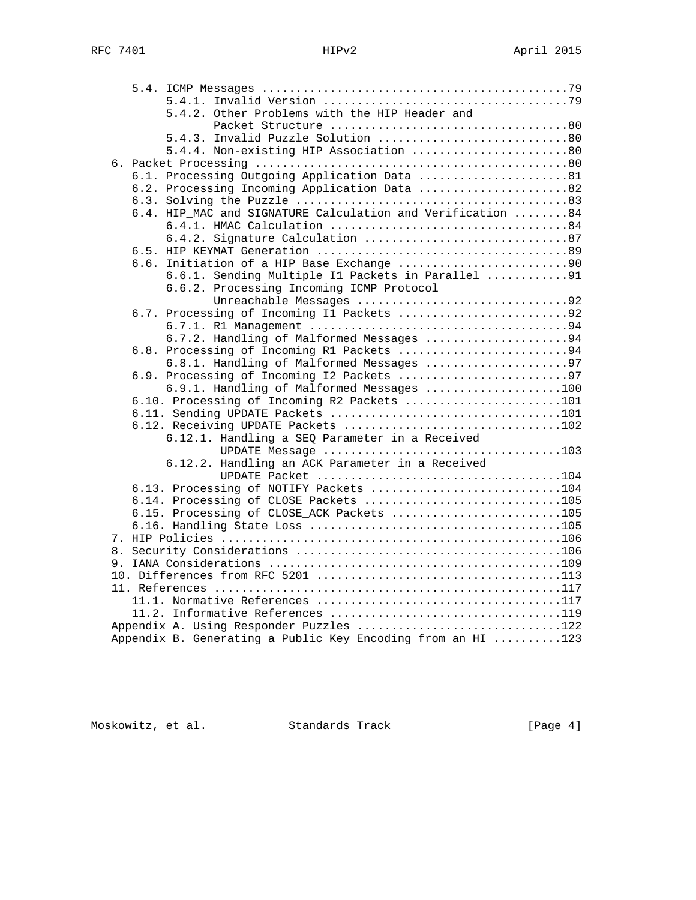```
      5.4. ICMP Messages .............................................79
           5.4.1. Invalid Version ....................................79
           5.4.2. Other Problems with the HIP Header and
                  Packet Structure ...................................80
           5.4.3. Invalid Puzzle Solution ............................80
           5.4.4. Non-existing HIP Association .......................80
   6. Packet Processing ..............................................80
      6.1. Processing Outgoing Application Data ......................81
      6.2. Processing Incoming Application Data ......................82
      6.3. Solving the Puzzle ........................................83
      6.4. HIP_MAC and SIGNATURE Calculation and Verification ........84
           6.4.1. HMAC Calculation ...................................84
           6.4.2. Signature Calculation ..............................87
      6.5. HIP KEYMAT Generation .....................................89
      6.6. Initiation of a HIP Base Exchange .........................90
           6.6.1. Sending Multiple I1 Packets in Parallel ............91
           6.6.2. Processing Incoming ICMP Protocol
                  Unreachable Messages ...............................92
      6.7. Processing of Incoming I1 Packets .........................92
           6.7.1. R1 Management ......................................94
           6.7.2. Handling of Malformed Messages .....................94
      6.8. Processing of Incoming R1 Packets .........................94
           6.8.1. Handling of Malformed Messages .....................97
      6.9. Processing of Incoming I2 Packets .........................97
           6.9.1. Handling of Malformed Messages ....................100
      6.10. Processing of Incoming R2 Packets .......................101
      6.11. Sending UPDATE Packets ..................................101
      6.12. Receiving UPDATE Packets ................................102
           6.12.1. Handling a SEQ Parameter in a Received
                   UPDATE Message ...................................103
           6.12.2. Handling an ACK Parameter in a Received
                   UPDATE Packet ....................................104
      6.13. Processing of NOTIFY Packets ............................104
      6.14. Processing of CLOSE Packets .............................105
      6.15. Processing of CLOSE_ACK Packets .........................105
      6.16. Handling State Loss .....................................105
   7. HIP Policies ..................................................106
   8. Security Considerations .......................................106
   9. IANA Considerations ...........................................109
   10. Differences from RFC 5201 ....................................113
   11. References ...................................................117
      11.1. Normative References ....................................117
      11.2. Informative References ..................................119
   Appendix A. Using Responder Puzzles ..............................122
   Appendix B. Generating a Public Key Encoding from an HI ..........123
```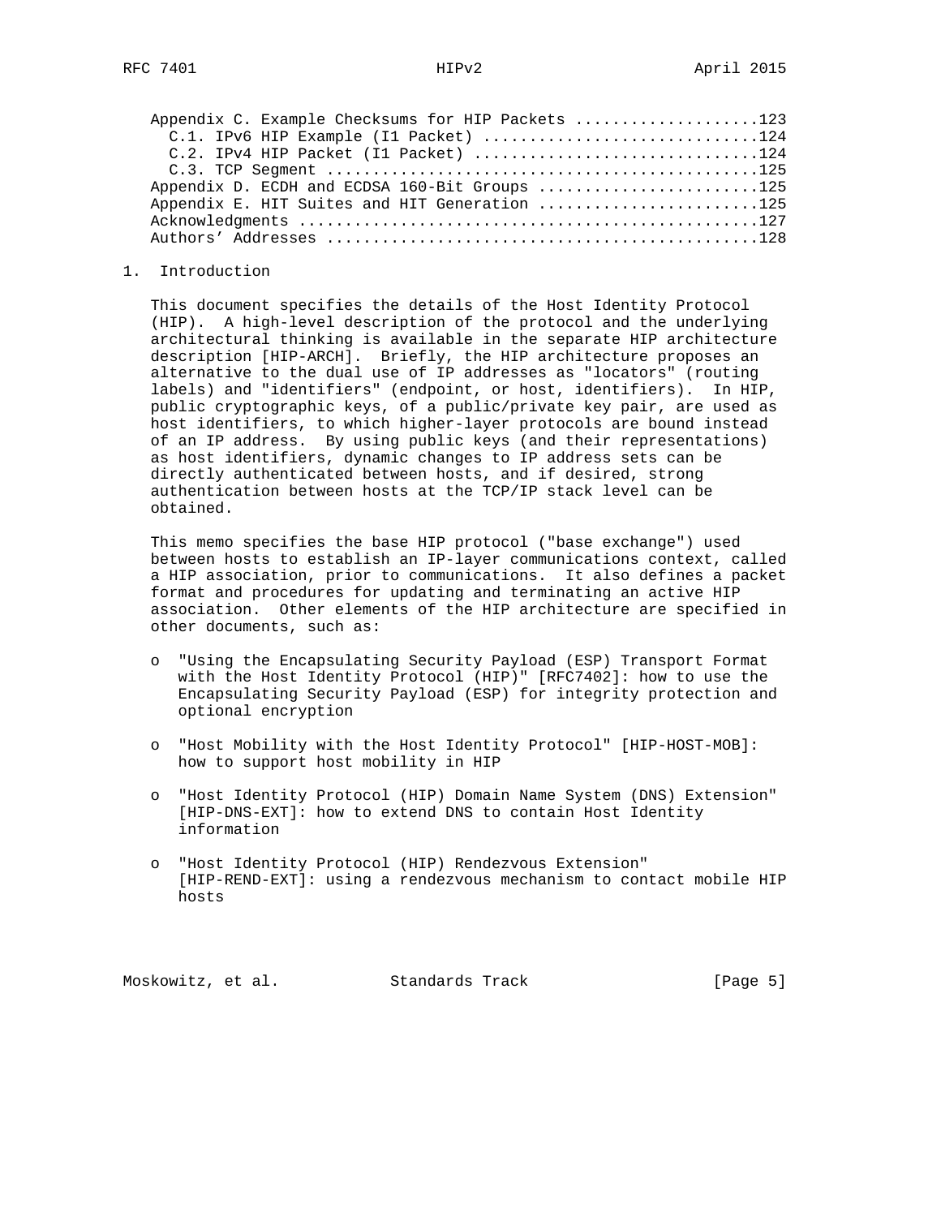Appendix C. Example Checksums for HIP Packets ....................123
  C.1. IPv6 HIP Example (I1 Packet) .............................124
  C.2. IPv4 HIP Packet (I1 Packet) ..............................124
  C.3. TCP Segment ..............................................125
Appendix D. ECDH and ECDSA 160-Bit Groups ........................125
Appendix E. HIT Suites and HIT Generation ........................125
Acknowledgments ..................................................127
Authors' Addresses ...............................................128

# 1. Introduction

This document specifies the details of the Host Identity Protocol (HIP). A high-level description of the protocol and the underlying architectural thinking is available in the separate HIP architecture description [HIP-ARCH]. Briefly, the HIP architecture proposes an alternative to the dual use of IP addresses as "locators" (routing labels) and "identifiers" (endpoint, or host, identifiers). In HIP, public cryptographic keys, of a public/private key pair, are used as host identifiers, to which higher-layer protocols are bound instead of an IP address. By using public keys (and their representations) as host identifiers, dynamic changes to IP address sets can be directly authenticated between hosts, and if desired, strong authentication between hosts at the TCP/IP stack level can be obtained.

This memo specifies the base HIP protocol ("base exchange") used between hosts to establish an IP-layer communications context, called a HIP association, prior to communications. It also defines a packet format and procedures for updating and terminating an active HIP association. Other elements of the HIP architecture are specified in other documents, such as:

- "Using the Encapsulating Security Payload (ESP) Transport Format with the Host Identity Protocol (HIP)" [RFC7402]: how to use the Encapsulating Security Payload (ESP) for integrity protection and optional encryption

- "Host Mobility with the Host Identity Protocol" [HIP-HOST-MOB]: how to support host mobility in HIP

- "Host Identity Protocol (HIP) Domain Name System (DNS) Extension" [HIP-DNS-EXT]: how to extend DNS to contain Host Identity information

- "Host Identity Protocol (HIP) Rendezvous Extension" [HIP-REND-EXT]: using a rendezvous mechanism to contact mobile HIP hosts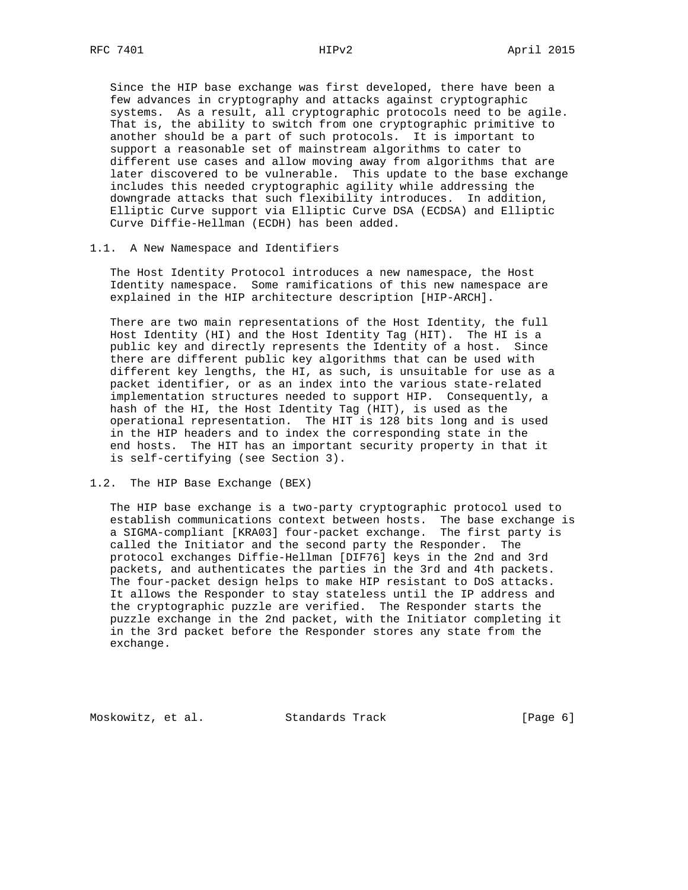Since the HIP base exchange was first developed, there have been a few advances in cryptography and attacks against cryptographic systems. As a result, all cryptographic protocols need to be agile. That is, the ability to switch from one cryptographic primitive to another should be a part of such protocols. It is important to support a reasonable set of mainstream algorithms to cater to different use cases and allow moving away from algorithms that are later discovered to be vulnerable. This update to the base exchange includes this needed cryptographic agility while addressing the downgrade attacks that such flexibility introduces. In addition, Elliptic Curve support via Elliptic Curve DSA (ECDSA) and Elliptic Curve Diffie-Hellman (ECDH) has been added.

## 1.1. A New Namespace and Identifiers

The Host Identity Protocol introduces a new namespace, the Host Identity namespace. Some ramifications of this new namespace are explained in the HIP architecture description [HIP-ARCH].

There are two main representations of the Host Identity, the full Host Identity (HI) and the Host Identity Tag (HIT). The HI is a public key and directly represents the Identity of a host. Since there are different public key algorithms that can be used with different key lengths, the HI, as such, is unsuitable for use as a packet identifier, or as an index into the various state-related implementation structures needed to support HIP. Consequently, a hash of the HI, the Host Identity Tag (HIT), is used as the operational representation. The HIT is 128 bits long and is used in the HIP headers and to index the corresponding state in the end hosts. The HIT has an important security property in that it is self-certifying (see Section 3).

## 1.2. The HIP Base Exchange (BEX)

The HIP base exchange is a two-party cryptographic protocol used to establish communications context between hosts. The base exchange is a SIGMA-compliant [KRA03] four-packet exchange. The first party is called the Initiator and the second party the Responder. The protocol exchanges Diffie-Hellman [DIF76] keys in the 2nd and 3rd packets, and authenticates the parties in the 3rd and 4th packets. The four-packet design helps to make HIP resistant to DoS attacks. It allows the Responder to stay stateless until the IP address and the cryptographic puzzle are verified. The Responder starts the puzzle exchange in the 2nd packet, with the Initiator completing it in the 3rd packet before the Responder stores any state from the exchange.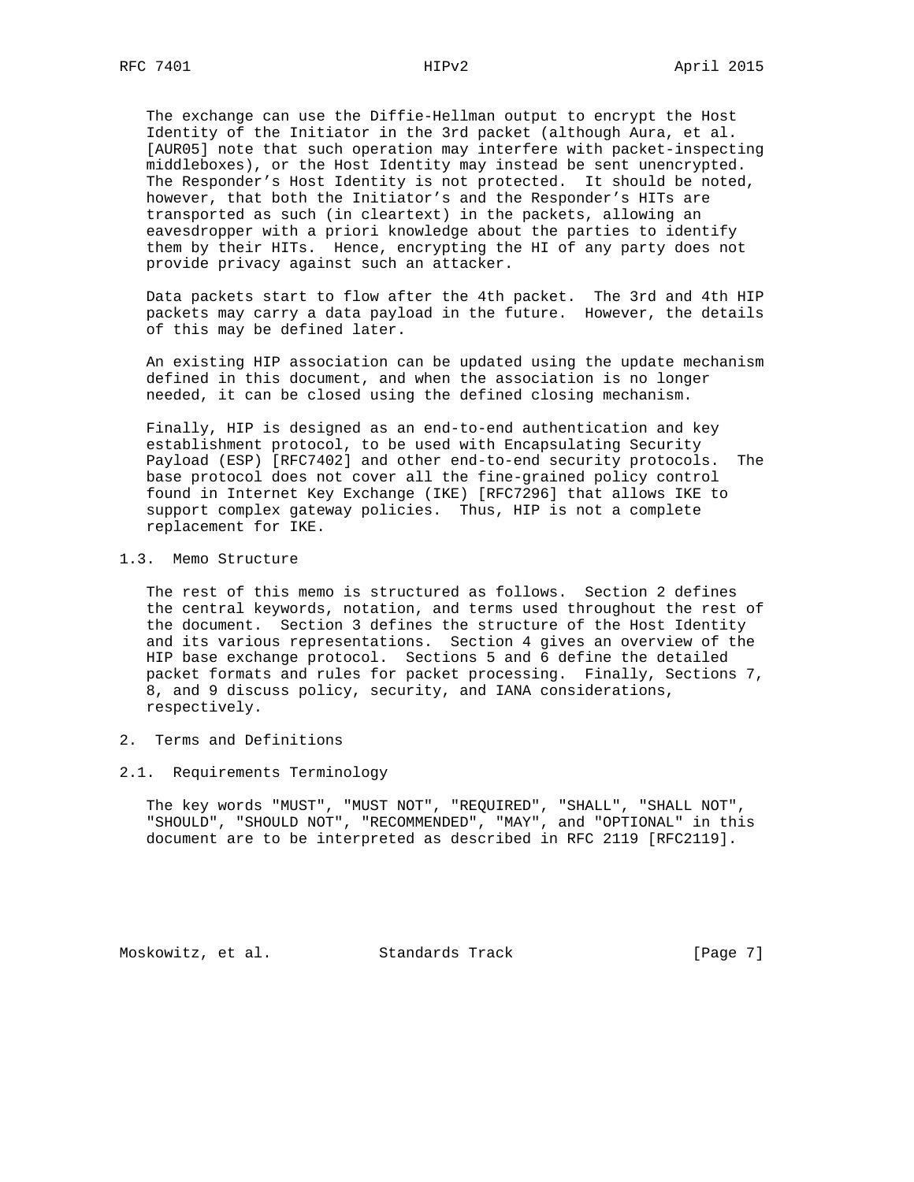The exchange can use the Diffie-Hellman output to encrypt the Host Identity of the Initiator in the 3rd packet (although Aura, et al. [AUR05] note that such operation may interfere with packet-inspecting middleboxes), or the Host Identity may instead be sent unencrypted. The Responder's Host Identity is not protected. It should be noted, however, that both the Initiator's and the Responder's HITs are transported as such (in cleartext) in the packets, allowing an eavesdropper with a priori knowledge about the parties to identify them by their HITs. Hence, encrypting the HI of any party does not provide privacy against such an attacker.

Data packets start to flow after the 4th packet. The 3rd and 4th HIP packets may carry a data payload in the future. However, the details of this may be defined later.

An existing HIP association can be updated using the update mechanism defined in this document, and when the association is no longer needed, it can be closed using the defined closing mechanism.

Finally, HIP is designed as an end-to-end authentication and key establishment protocol, to be used with Encapsulating Security Payload (ESP) [RFC7402] and other end-to-end security protocols. The base protocol does not cover all the fine-grained policy control found in Internet Key Exchange (IKE) [RFC7296] that allows IKE to support complex gateway policies. Thus, HIP is not a complete replacement for IKE.

### 1.3. Memo Structure

The rest of this memo is structured as follows. Section 2 defines the central keywords, notation, and terms used throughout the rest of the document. Section 3 defines the structure of the Host Identity and its various representations. Section 4 gives an overview of the HIP base exchange protocol. Sections 5 and 6 define the detailed packet formats and rules for packet processing. Finally, Sections 7, 8, and 9 discuss policy, security, and IANA considerations, respectively.

## 2. Terms and Definitions

### 2.1. Requirements Terminology

The key words "MUST", "MUST NOT", "REQUIRED", "SHALL", "SHALL NOT", "SHOULD", "SHOULD NOT", "RECOMMENDED", "MAY", and "OPTIONAL" in this document are to be interpreted as described in RFC 2119 [RFC2119].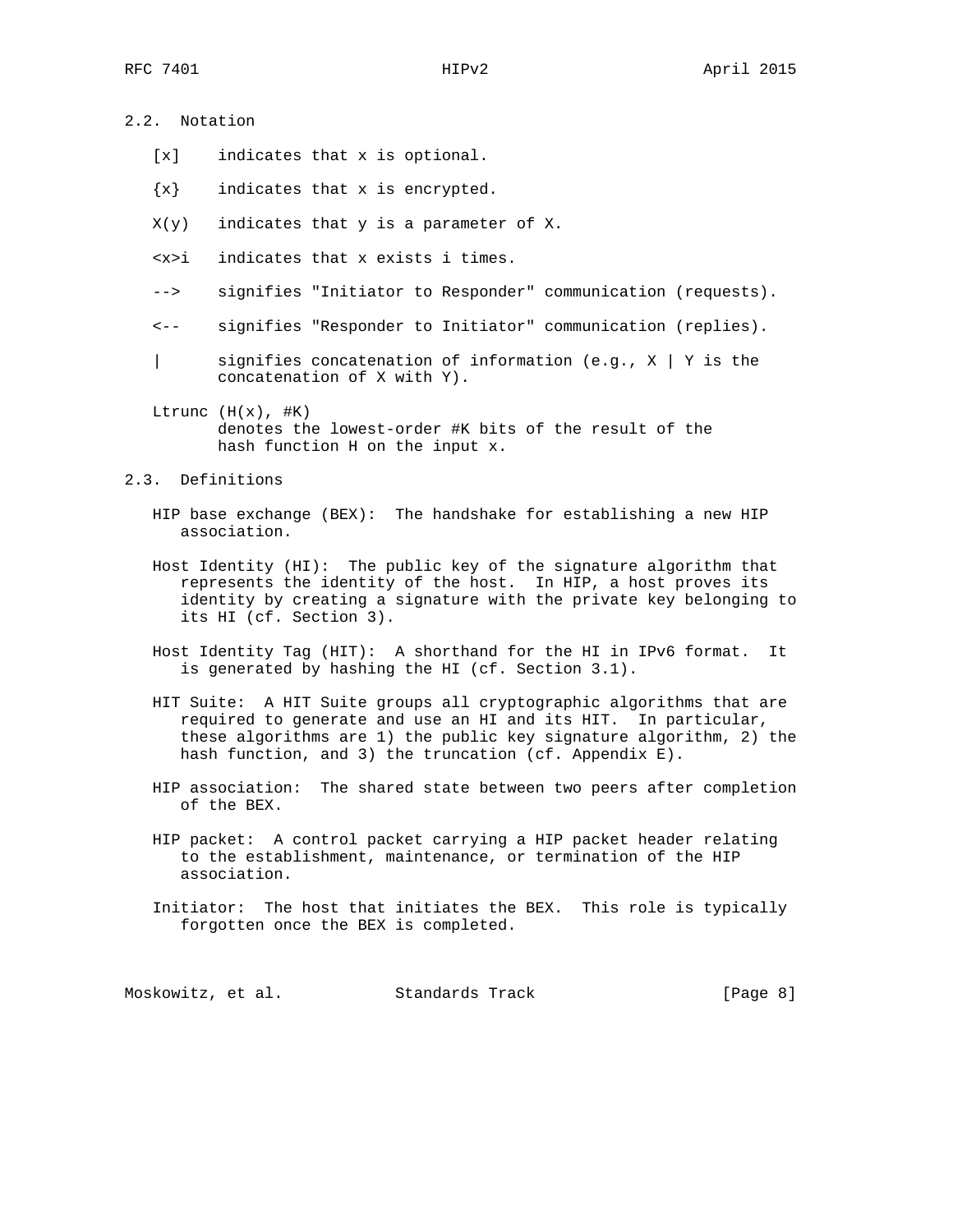### 2.2. Notation

[x] indicates that x is optional.

{x} indicates that x is encrypted.

X(y) indicates that y is a parameter of X.

<x>i indicates that x exists i times.

--> signifies "Initiator to Responder" communication (requests).

<-- signifies "Responder to Initiator" communication (replies).

| signifies concatenation of information (e.g., X | Y is the concatenation of X with Y).

Ltrunc (H(x), #K)
denotes the lowest-order #K bits of the result of the hash function H on the input x.

### 2.3. Definitions

HIP base exchange (BEX): The handshake for establishing a new HIP association.

Host Identity (HI): The public key of the signature algorithm that represents the identity of the host. In HIP, a host proves its identity by creating a signature with the private key belonging to its HI (cf. Section 3).

Host Identity Tag (HIT): A shorthand for the HI in IPv6 format. It is generated by hashing the HI (cf. Section 3.1).

HIT Suite: A HIT Suite groups all cryptographic algorithms that are required to generate and use an HI and its HIT. In particular, these algorithms are 1) the public key signature algorithm, 2) the hash function, and 3) the truncation (cf. Appendix E).

HIP association: The shared state between two peers after completion of the BEX.

HIP packet: A control packet carrying a HIP packet header relating to the establishment, maintenance, or termination of the HIP association.

Initiator: The host that initiates the BEX. This role is typically forgotten once the BEX is completed.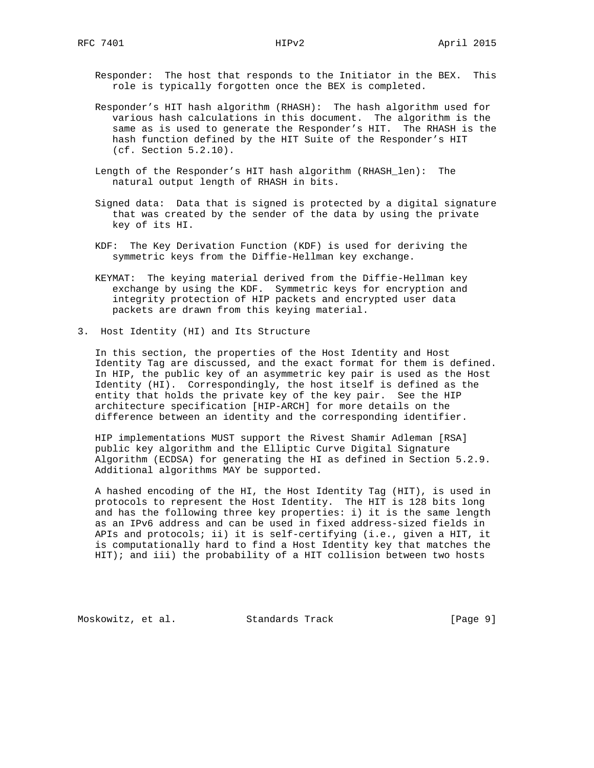Responder: The host that responds to the Initiator in the BEX. This role is typically forgotten once the BEX is completed.

Responder's HIT hash algorithm (RHASH): The hash algorithm used for various hash calculations in this document. The algorithm is the same as is used to generate the Responder's HIT. The RHASH is the hash function defined by the HIT Suite of the Responder's HIT (cf. Section 5.2.10).

Length of the Responder's HIT hash algorithm (RHASH_len): The natural output length of RHASH in bits.

Signed data: Data that is signed is protected by a digital signature that was created by the sender of the data by using the private key of its HI.

KDF: The Key Derivation Function (KDF) is used for deriving the symmetric keys from the Diffie-Hellman key exchange.

KEYMAT: The keying material derived from the Diffie-Hellman key exchange by using the KDF. Symmetric keys for encryption and integrity protection of HIP packets and encrypted user data packets are drawn from this keying material.

## 3. Host Identity (HI) and Its Structure

In this section, the properties of the Host Identity and Host Identity Tag are discussed, and the exact format for them is defined. In HIP, the public key of an asymmetric key pair is used as the Host Identity (HI). Correspondingly, the host itself is defined as the entity that holds the private key of the key pair. See the HIP architecture specification [HIP-ARCH] for more details on the difference between an identity and the corresponding identifier.

HIP implementations MUST support the Rivest Shamir Adleman [RSA] public key algorithm and the Elliptic Curve Digital Signature Algorithm (ECDSA) for generating the HI as defined in Section 5.2.9. Additional algorithms MAY be supported.

A hashed encoding of the HI, the Host Identity Tag (HIT), is used in protocols to represent the Host Identity. The HIT is 128 bits long and has the following three key properties: i) it is the same length as an IPv6 address and can be used in fixed address-sized fields in APIs and protocols; ii) it is self-certifying (i.e., given a HIT, it is computationally hard to find a Host Identity key that matches the HIT); and iii) the probability of a HIT collision between two hosts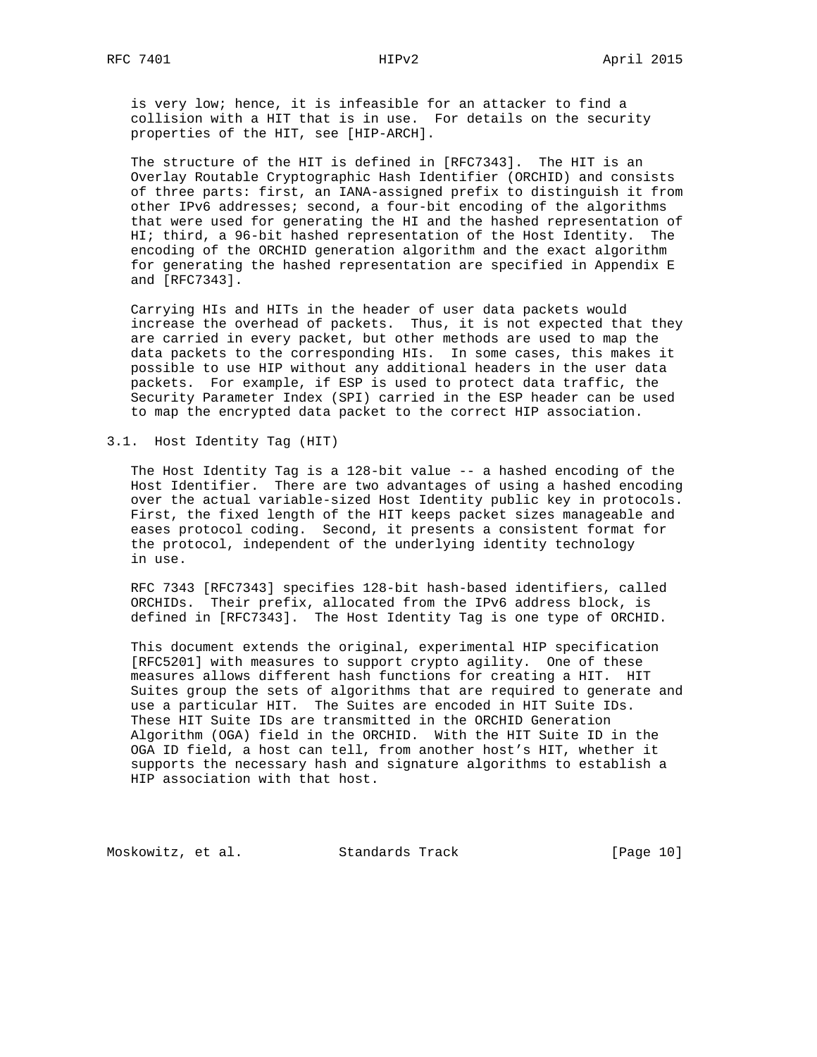is very low; hence, it is infeasible for an attacker to find a collision with a HIT that is in use. For details on the security properties of the HIT, see [HIP-ARCH].

The structure of the HIT is defined in [RFC7343]. The HIT is an Overlay Routable Cryptographic Hash Identifier (ORCHID) and consists of three parts: first, an IANA-assigned prefix to distinguish it from other IPv6 addresses; second, a four-bit encoding of the algorithms that were used for generating the HI and the hashed representation of HI; third, a 96-bit hashed representation of the Host Identity. The encoding of the ORCHID generation algorithm and the exact algorithm for generating the hashed representation are specified in Appendix E and [RFC7343].

Carrying HIs and HITs in the header of user data packets would increase the overhead of packets. Thus, it is not expected that they are carried in every packet, but other methods are used to map the data packets to the corresponding HIs. In some cases, this makes it possible to use HIP without any additional headers in the user data packets. For example, if ESP is used to protect data traffic, the Security Parameter Index (SPI) carried in the ESP header can be used to map the encrypted data packet to the correct HIP association.

## 3.1. Host Identity Tag (HIT)

The Host Identity Tag is a 128-bit value -- a hashed encoding of the Host Identifier. There are two advantages of using a hashed encoding over the actual variable-sized Host Identity public key in protocols. First, the fixed length of the HIT keeps packet sizes manageable and eases protocol coding. Second, it presents a consistent format for the protocol, independent of the underlying identity technology in use.

RFC 7343 [RFC7343] specifies 128-bit hash-based identifiers, called ORCHIDs. Their prefix, allocated from the IPv6 address block, is defined in [RFC7343]. The Host Identity Tag is one type of ORCHID.

This document extends the original, experimental HIP specification [RFC5201] with measures to support crypto agility. One of these measures allows different hash functions for creating a HIT. HIT Suites group the sets of algorithms that are required to generate and use a particular HIT. The Suites are encoded in HIT Suite IDs. These HIT Suite IDs are transmitted in the ORCHID Generation Algorithm (OGA) field in the ORCHID. With the HIT Suite ID in the OGA ID field, a host can tell, from another host's HIT, whether it supports the necessary hash and signature algorithms to establish a HIP association with that host.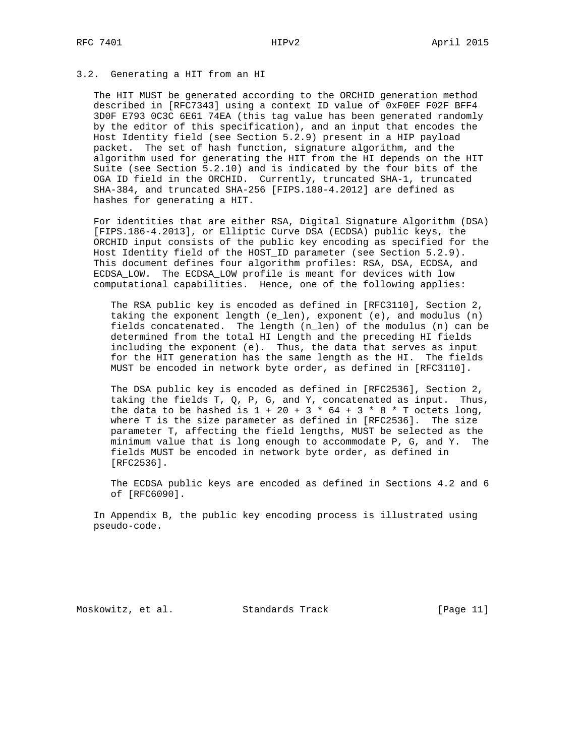### 3.2. Generating a HIT from an HI

The HIT MUST be generated according to the ORCHID generation method described in [RFC7343] using a context ID value of 0xF0EF F02F BFF4 3D0F E793 0C3C 6E61 74EA (this tag value has been generated randomly by the editor of this specification), and an input that encodes the Host Identity field (see Section 5.2.9) present in a HIP payload packet. The set of hash function, signature algorithm, and the algorithm used for generating the HIT from the HI depends on the HIT Suite (see Section 5.2.10) and is indicated by the four bits of the OGA ID field in the ORCHID. Currently, truncated SHA-1, truncated SHA-384, and truncated SHA-256 [FIPS.180-4.2012] are defined as hashes for generating a HIT.

For identities that are either RSA, Digital Signature Algorithm (DSA) [FIPS.186-4.2013], or Elliptic Curve DSA (ECDSA) public keys, the ORCHID input consists of the public key encoding as specified for the Host Identity field of the HOST_ID parameter (see Section 5.2.9). This document defines four algorithm profiles: RSA, DSA, ECDSA, and ECDSA_LOW. The ECDSA_LOW profile is meant for devices with low computational capabilities. Hence, one of the following applies:

> The RSA public key is encoded as defined in [RFC3110], Section 2, taking the exponent length (e_len), exponent (e), and modulus (n) fields concatenated. The length (n_len) of the modulus (n) can be determined from the total HI Length and the preceding HI fields including the exponent (e). Thus, the data that serves as input for the HIT generation has the same length as the HI. The fields MUST be encoded in network byte order, as defined in [RFC3110].
>
> The DSA public key is encoded as defined in [RFC2536], Section 2, taking the fields T, Q, P, G, and Y, concatenated as input. Thus, the data to be hashed is 1 + 20 + 3 * 64 + 3 * 8 * T octets long, where T is the size parameter as defined in [RFC2536]. The size parameter T, affecting the field lengths, MUST be selected as the minimum value that is long enough to accommodate P, G, and Y. The fields MUST be encoded in network byte order, as defined in [RFC2536].
>
> The ECDSA public keys are encoded as defined in Sections 4.2 and 6 of [RFC6090].

In Appendix B, the public key encoding process is illustrated using pseudo-code.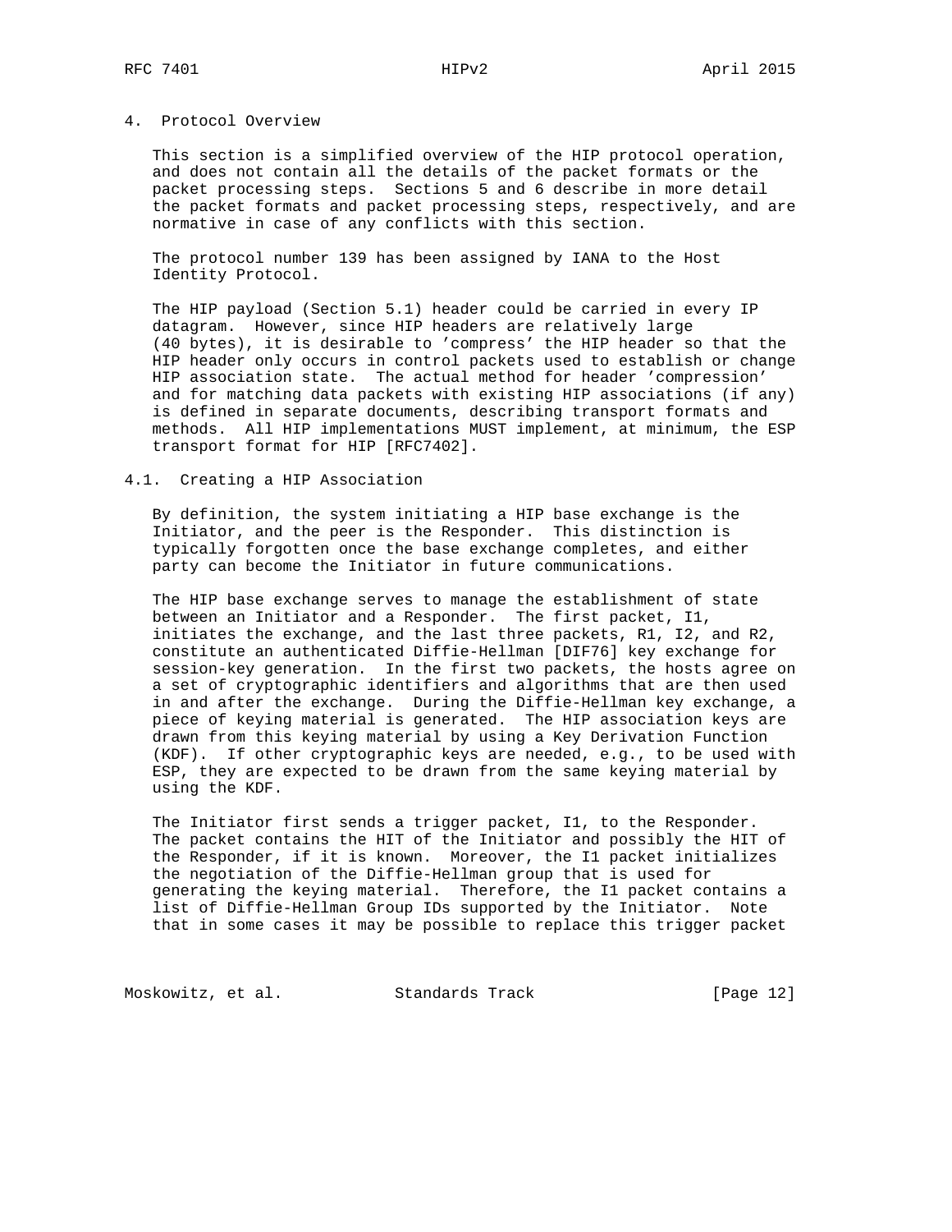## 4. Protocol Overview

This section is a simplified overview of the HIP protocol operation, and does not contain all the details of the packet formats or the packet processing steps. Sections 5 and 6 describe in more detail the packet formats and packet processing steps, respectively, and are normative in case of any conflicts with this section.

The protocol number 139 has been assigned by IANA to the Host Identity Protocol.

The HIP payload (Section 5.1) header could be carried in every IP datagram. However, since HIP headers are relatively large (40 bytes), it is desirable to 'compress' the HIP header so that the HIP header only occurs in control packets used to establish or change HIP association state. The actual method for header 'compression' and for matching data packets with existing HIP associations (if any) is defined in separate documents, describing transport formats and methods. All HIP implementations MUST implement, at minimum, the ESP transport format for HIP [RFC7402].

### 4.1. Creating a HIP Association

By definition, the system initiating a HIP base exchange is the Initiator, and the peer is the Responder. This distinction is typically forgotten once the base exchange completes, and either party can become the Initiator in future communications.

The HIP base exchange serves to manage the establishment of state between an Initiator and a Responder. The first packet, I1, initiates the exchange, and the last three packets, R1, I2, and R2, constitute an authenticated Diffie-Hellman [DIF76] key exchange for session-key generation. In the first two packets, the hosts agree on a set of cryptographic identifiers and algorithms that are then used in and after the exchange. During the Diffie-Hellman key exchange, a piece of keying material is generated. The HIP association keys are drawn from this keying material by using a Key Derivation Function (KDF). If other cryptographic keys are needed, e.g., to be used with ESP, they are expected to be drawn from the same keying material by using the KDF.

The Initiator first sends a trigger packet, I1, to the Responder. The packet contains the HIT of the Initiator and possibly the HIT of the Responder, if it is known. Moreover, the I1 packet initializes the negotiation of the Diffie-Hellman group that is used for generating the keying material. Therefore, the I1 packet contains a list of Diffie-Hellman Group IDs supported by the Initiator. Note that in some cases it may be possible to replace this trigger packet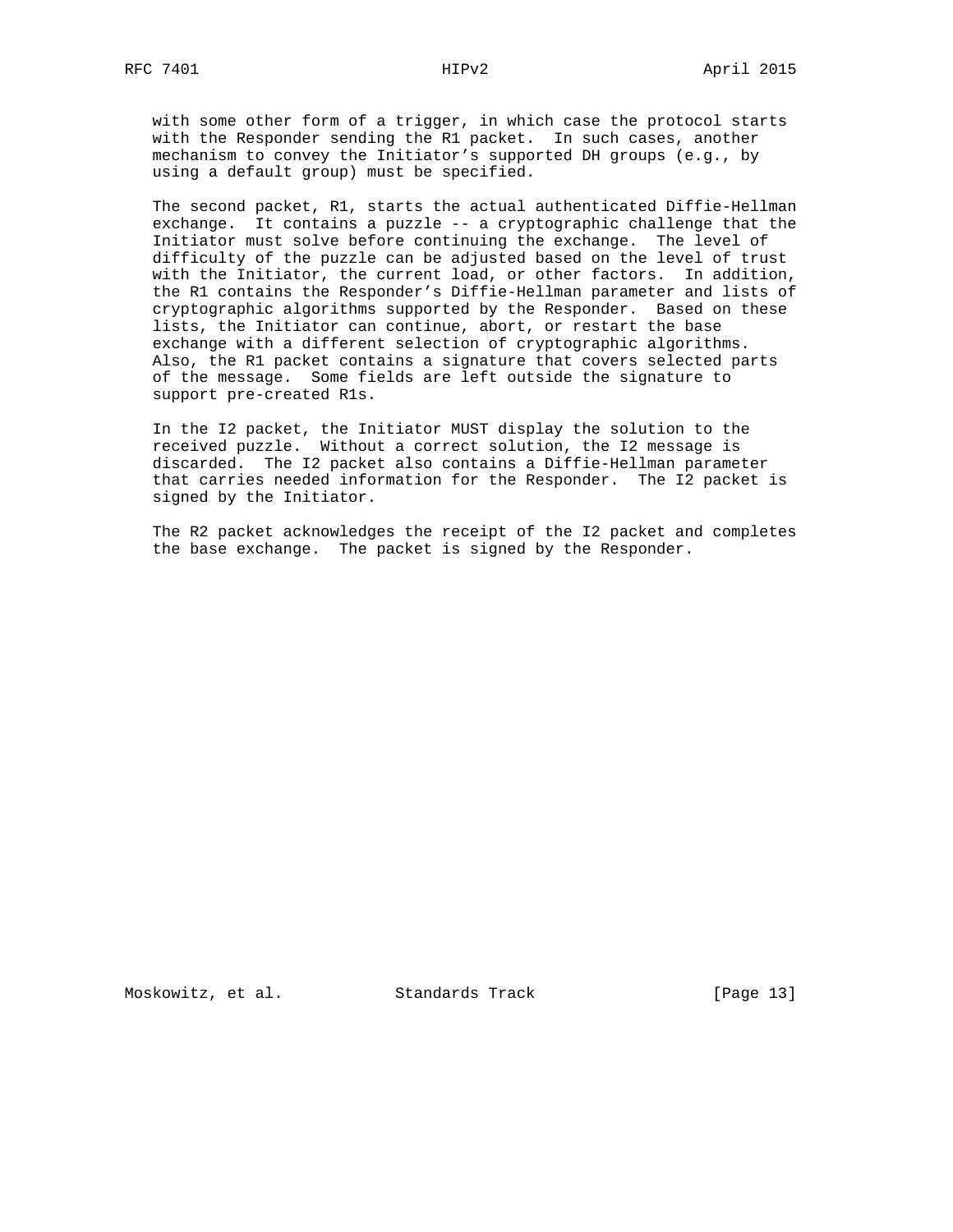with some other form of a trigger, in which case the protocol starts with the Responder sending the R1 packet. In such cases, another mechanism to convey the Initiator's supported DH groups (e.g., by using a default group) must be specified.

The second packet, R1, starts the actual authenticated Diffie-Hellman exchange. It contains a puzzle -- a cryptographic challenge that the Initiator must solve before continuing the exchange. The level of difficulty of the puzzle can be adjusted based on the level of trust with the Initiator, the current load, or other factors. In addition, the R1 contains the Responder's Diffie-Hellman parameter and lists of cryptographic algorithms supported by the Responder. Based on these lists, the Initiator can continue, abort, or restart the base exchange with a different selection of cryptographic algorithms. Also, the R1 packet contains a signature that covers selected parts of the message. Some fields are left outside the signature to support pre-created R1s.

In the I2 packet, the Initiator MUST display the solution to the received puzzle. Without a correct solution, the I2 message is discarded. The I2 packet also contains a Diffie-Hellman parameter that carries needed information for the Responder. The I2 packet is signed by the Initiator.

The R2 packet acknowledges the receipt of the I2 packet and completes the base exchange. The packet is signed by the Responder.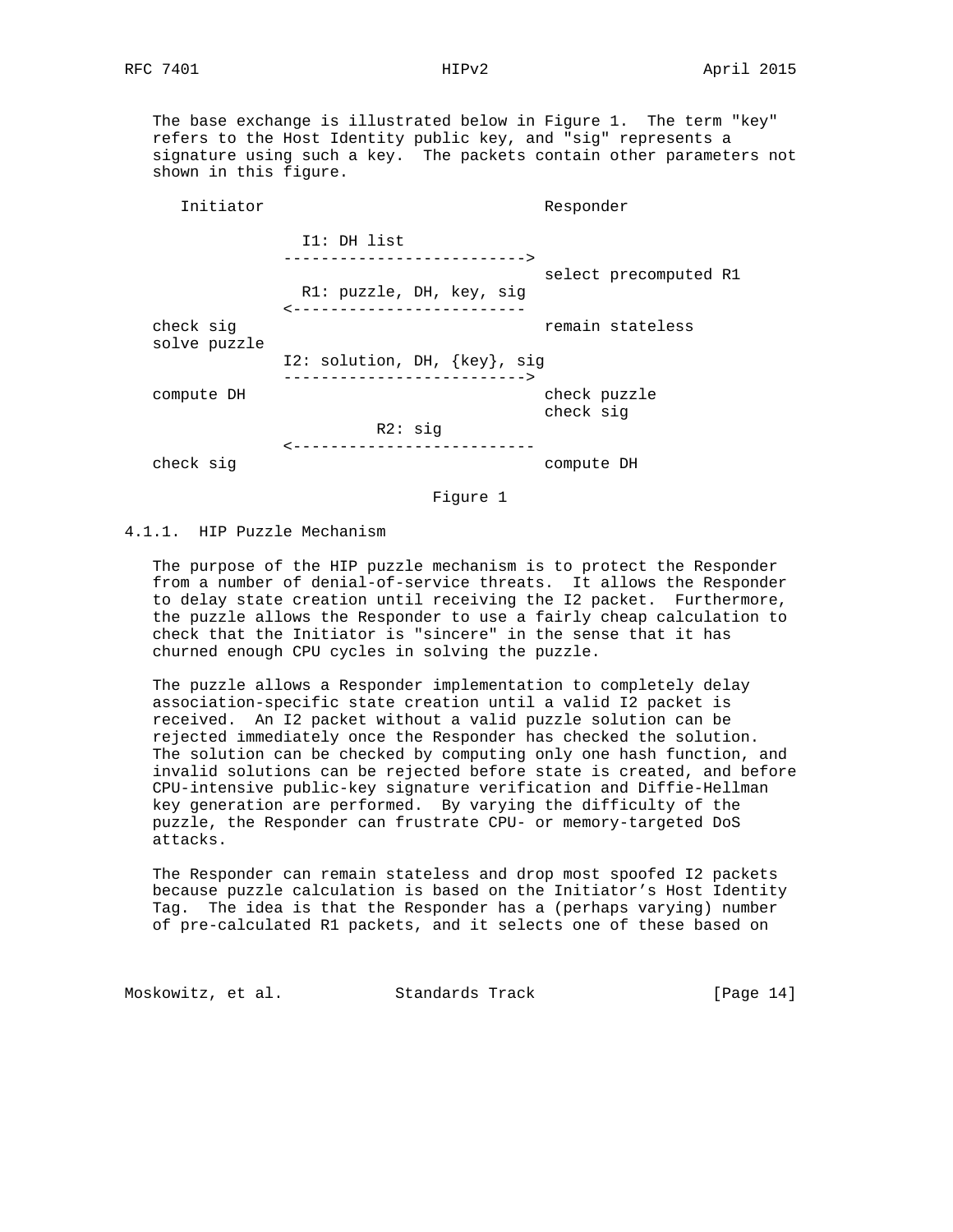The base exchange is illustrated below in Figure 1. The term "key" refers to the Host Identity public key, and "sig" represents a signature using such a key. The packets contain other parameters not shown in this figure.

```
     Initiator                              Responder

                   I1: DH list
                 -------------------------->
                                            select precomputed R1
                   R1: puzzle, DH, key, sig
                 <-------------------------
   check sig                                remain stateless
   solve puzzle
                 I2: solution, DH, {key}, sig
                 -------------------------->
   compute DH                               check puzzle
                                            check sig
                           R2: sig
                 <--------------------------
   check sig                                compute DH
```

Figure 1

### 4.1.1. HIP Puzzle Mechanism

The purpose of the HIP puzzle mechanism is to protect the Responder from a number of denial-of-service threats. It allows the Responder to delay state creation until receiving the I2 packet. Furthermore, the puzzle allows the Responder to use a fairly cheap calculation to check that the Initiator is "sincere" in the sense that it has churned enough CPU cycles in solving the puzzle.

The puzzle allows a Responder implementation to completely delay association-specific state creation until a valid I2 packet is received. An I2 packet without a valid puzzle solution can be rejected immediately once the Responder has checked the solution. The solution can be checked by computing only one hash function, and invalid solutions can be rejected before state is created, and before CPU-intensive public-key signature verification and Diffie-Hellman key generation are performed. By varying the difficulty of the puzzle, the Responder can frustrate CPU- or memory-targeted DoS attacks.

The Responder can remain stateless and drop most spoofed I2 packets because puzzle calculation is based on the Initiator's Host Identity Tag. The idea is that the Responder has a (perhaps varying) number of pre-calculated R1 packets, and it selects one of these based on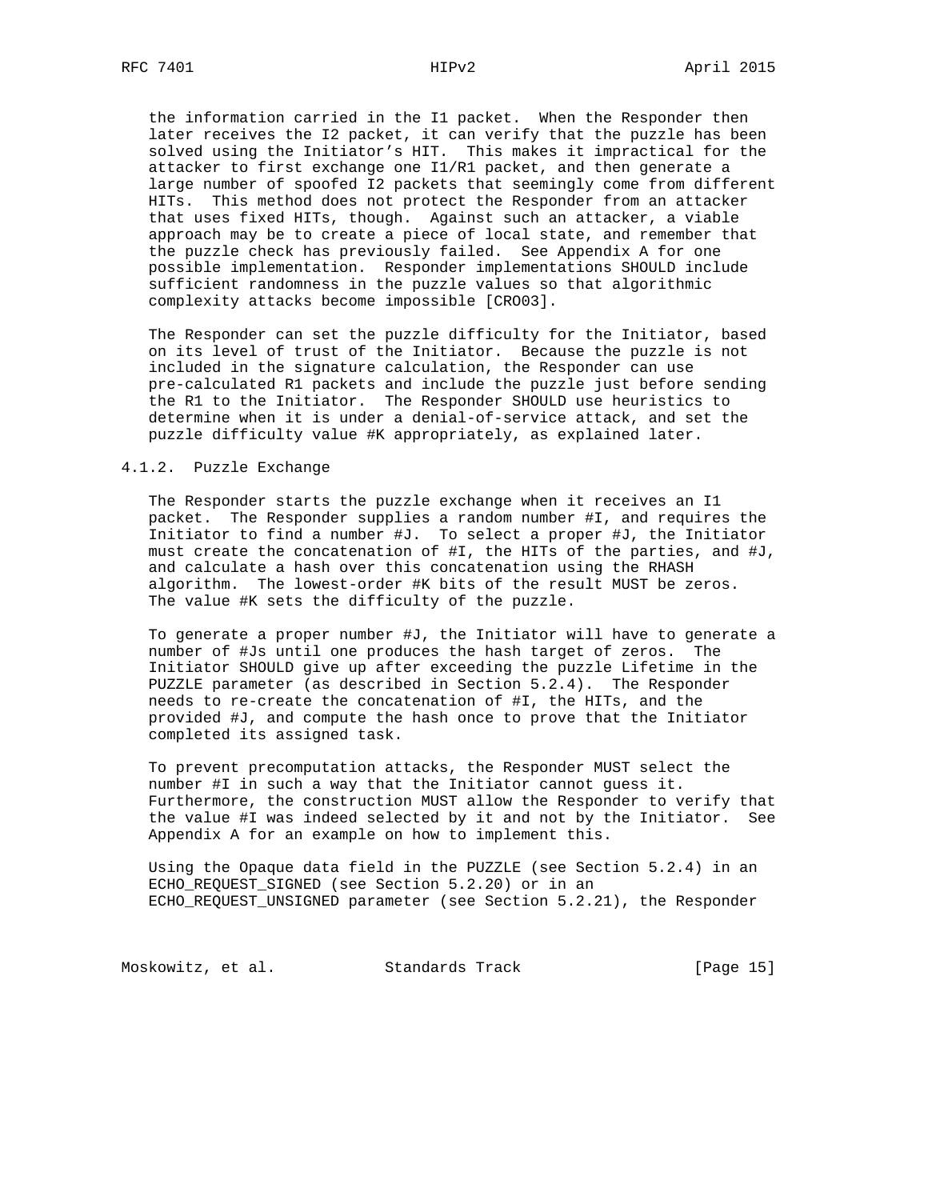the information carried in the I1 packet. When the Responder then later receives the I2 packet, it can verify that the puzzle has been solved using the Initiator's HIT. This makes it impractical for the attacker to first exchange one I1/R1 packet, and then generate a large number of spoofed I2 packets that seemingly come from different HITs. This method does not protect the Responder from an attacker that uses fixed HITs, though. Against such an attacker, a viable approach may be to create a piece of local state, and remember that the puzzle check has previously failed. See Appendix A for one possible implementation. Responder implementations SHOULD include sufficient randomness in the puzzle values so that algorithmic complexity attacks become impossible [CRO03].

The Responder can set the puzzle difficulty for the Initiator, based on its level of trust of the Initiator. Because the puzzle is not included in the signature calculation, the Responder can use pre-calculated R1 packets and include the puzzle just before sending the R1 to the Initiator. The Responder SHOULD use heuristics to determine when it is under a denial-of-service attack, and set the puzzle difficulty value #K appropriately, as explained later.

### 4.1.2. Puzzle Exchange

The Responder starts the puzzle exchange when it receives an I1 packet. The Responder supplies a random number #I, and requires the Initiator to find a number #J. To select a proper #J, the Initiator must create the concatenation of #I, the HITs of the parties, and #J, and calculate a hash over this concatenation using the RHASH algorithm. The lowest-order #K bits of the result MUST be zeros. The value #K sets the difficulty of the puzzle.

To generate a proper number #J, the Initiator will have to generate a number of #Js until one produces the hash target of zeros. The Initiator SHOULD give up after exceeding the puzzle Lifetime in the PUZZLE parameter (as described in Section 5.2.4). The Responder needs to re-create the concatenation of #I, the HITs, and the provided #J, and compute the hash once to prove that the Initiator completed its assigned task.

To prevent precomputation attacks, the Responder MUST select the number #I in such a way that the Initiator cannot guess it. Furthermore, the construction MUST allow the Responder to verify that the value #I was indeed selected by it and not by the Initiator. See Appendix A for an example on how to implement this.

Using the Opaque data field in the PUZZLE (see Section 5.2.4) in an ECHO_REQUEST_SIGNED (see Section 5.2.20) or in an ECHO_REQUEST_UNSIGNED parameter (see Section 5.2.21), the Responder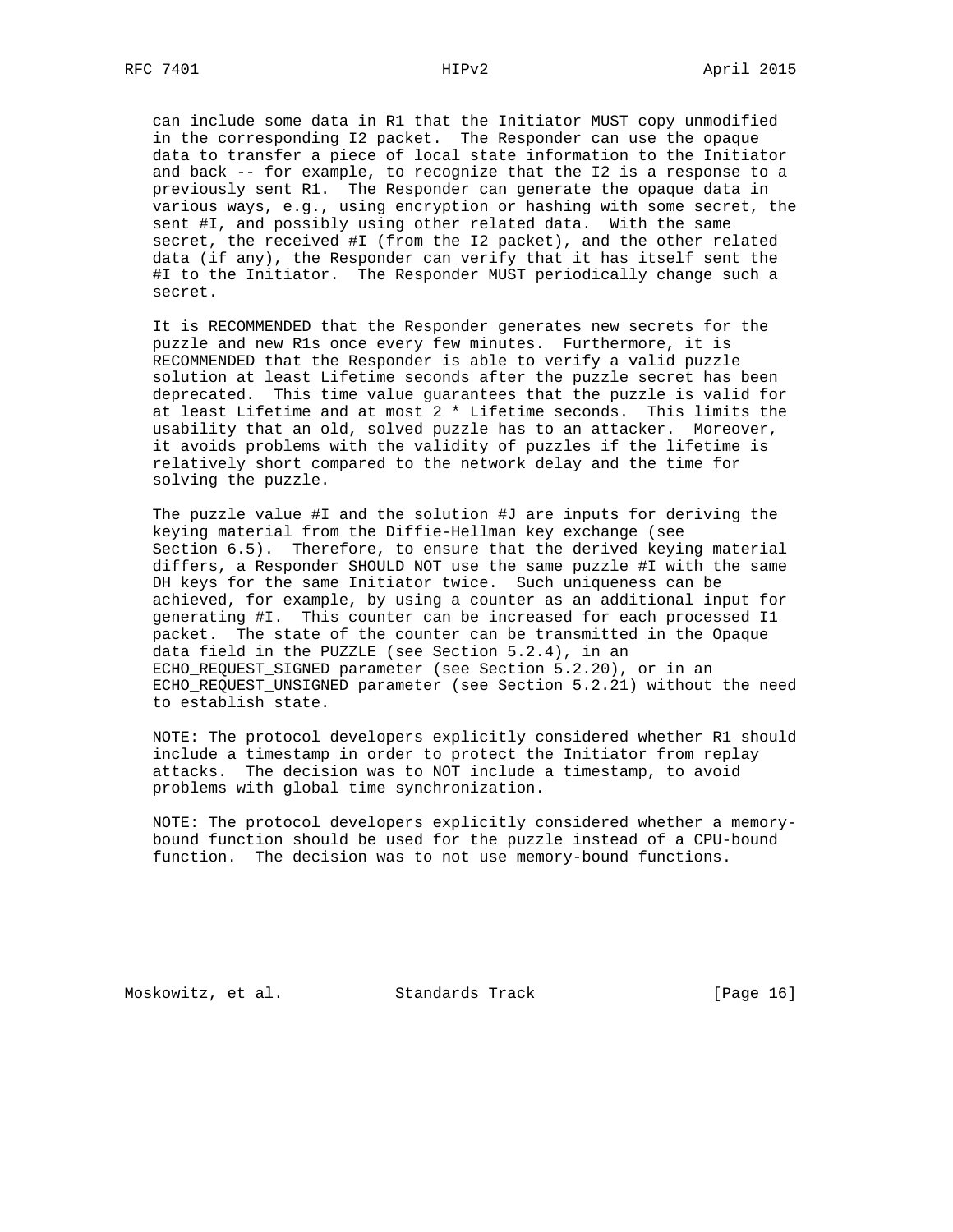can include some data in R1 that the Initiator MUST copy unmodified in the corresponding I2 packet. The Responder can use the opaque data to transfer a piece of local state information to the Initiator and back -- for example, to recognize that the I2 is a response to a previously sent R1. The Responder can generate the opaque data in various ways, e.g., using encryption or hashing with some secret, the sent #I, and possibly using other related data. With the same secret, the received #I (from the I2 packet), and the other related data (if any), the Responder can verify that it has itself sent the #I to the Initiator. The Responder MUST periodically change such a secret.

It is RECOMMENDED that the Responder generates new secrets for the puzzle and new R1s once every few minutes. Furthermore, it is RECOMMENDED that the Responder is able to verify a valid puzzle solution at least Lifetime seconds after the puzzle secret has been deprecated. This time value guarantees that the puzzle is valid for at least Lifetime and at most 2 * Lifetime seconds. This limits the usability that an old, solved puzzle has to an attacker. Moreover, it avoids problems with the validity of puzzles if the lifetime is relatively short compared to the network delay and the time for solving the puzzle.

The puzzle value #I and the solution #J are inputs for deriving the keying material from the Diffie-Hellman key exchange (see Section 6.5). Therefore, to ensure that the derived keying material differs, a Responder SHOULD NOT use the same puzzle #I with the same DH keys for the same Initiator twice. Such uniqueness can be achieved, for example, by using a counter as an additional input for generating #I. This counter can be increased for each processed I1 packet. The state of the counter can be transmitted in the Opaque data field in the PUZZLE (see Section 5.2.4), in an ECHO_REQUEST_SIGNED parameter (see Section 5.2.20), or in an ECHO_REQUEST_UNSIGNED parameter (see Section 5.2.21) without the need to establish state.

NOTE: The protocol developers explicitly considered whether R1 should include a timestamp in order to protect the Initiator from replay attacks. The decision was to NOT include a timestamp, to avoid problems with global time synchronization.

NOTE: The protocol developers explicitly considered whether a memory-bound function should be used for the puzzle instead of a CPU-bound function. The decision was to not use memory-bound functions.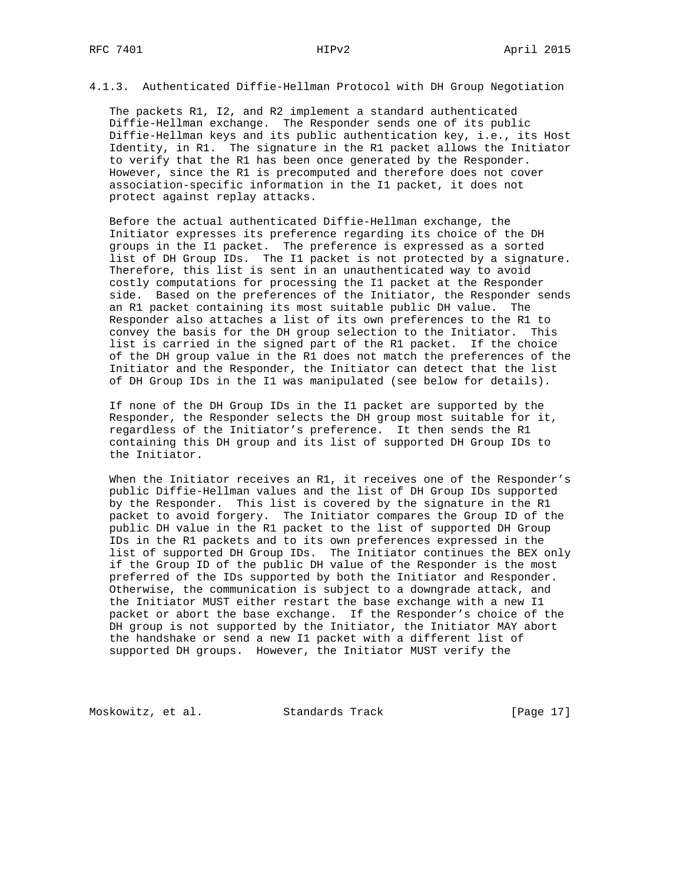### 4.1.3. Authenticated Diffie-Hellman Protocol with DH Group Negotiation

The packets R1, I2, and R2 implement a standard authenticated Diffie-Hellman exchange. The Responder sends one of its public Diffie-Hellman keys and its public authentication key, i.e., its Host Identity, in R1. The signature in the R1 packet allows the Initiator to verify that the R1 has been once generated by the Responder. However, since the R1 is precomputed and therefore does not cover association-specific information in the I1 packet, it does not protect against replay attacks.

Before the actual authenticated Diffie-Hellman exchange, the Initiator expresses its preference regarding its choice of the DH groups in the I1 packet. The preference is expressed as a sorted list of DH Group IDs. The I1 packet is not protected by a signature. Therefore, this list is sent in an unauthenticated way to avoid costly computations for processing the I1 packet at the Responder side. Based on the preferences of the Initiator, the Responder sends an R1 packet containing its most suitable public DH value. The Responder also attaches a list of its own preferences to the R1 to convey the basis for the DH group selection to the Initiator. This list is carried in the signed part of the R1 packet. If the choice of the DH group value in the R1 does not match the preferences of the Initiator and the Responder, the Initiator can detect that the list of DH Group IDs in the I1 was manipulated (see below for details).

If none of the DH Group IDs in the I1 packet are supported by the Responder, the Responder selects the DH group most suitable for it, regardless of the Initiator's preference. It then sends the R1 containing this DH group and its list of supported DH Group IDs to the Initiator.

When the Initiator receives an R1, it receives one of the Responder's public Diffie-Hellman values and the list of DH Group IDs supported by the Responder. This list is covered by the signature in the R1 packet to avoid forgery. The Initiator compares the Group ID of the public DH value in the R1 packet to the list of supported DH Group IDs in the R1 packets and to its own preferences expressed in the list of supported DH Group IDs. The Initiator continues the BEX only if the Group ID of the public DH value of the Responder is the most preferred of the IDs supported by both the Initiator and Responder. Otherwise, the communication is subject to a downgrade attack, and the Initiator MUST either restart the base exchange with a new I1 packet or abort the base exchange. If the Responder's choice of the DH group is not supported by the Initiator, the Initiator MAY abort the handshake or send a new I1 packet with a different list of supported DH groups. However, the Initiator MUST verify the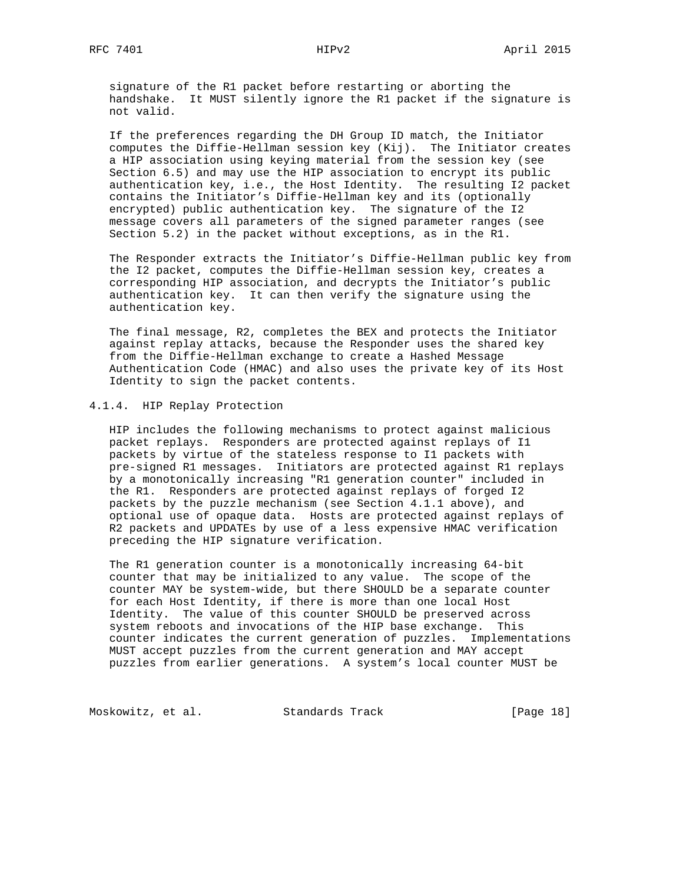signature of the R1 packet before restarting or aborting the handshake. It MUST silently ignore the R1 packet if the signature is not valid.

If the preferences regarding the DH Group ID match, the Initiator computes the Diffie-Hellman session key (Kij). The Initiator creates a HIP association using keying material from the session key (see Section 6.5) and may use the HIP association to encrypt its public authentication key, i.e., the Host Identity. The resulting I2 packet contains the Initiator's Diffie-Hellman key and its (optionally encrypted) public authentication key. The signature of the I2 message covers all parameters of the signed parameter ranges (see Section 5.2) in the packet without exceptions, as in the R1.

The Responder extracts the Initiator's Diffie-Hellman public key from the I2 packet, computes the Diffie-Hellman session key, creates a corresponding HIP association, and decrypts the Initiator's public authentication key. It can then verify the signature using the authentication key.

The final message, R2, completes the BEX and protects the Initiator against replay attacks, because the Responder uses the shared key from the Diffie-Hellman exchange to create a Hashed Message Authentication Code (HMAC) and also uses the private key of its Host Identity to sign the packet contents.

#### 4.1.4. HIP Replay Protection

HIP includes the following mechanisms to protect against malicious packet replays. Responders are protected against replays of I1 packets by virtue of the stateless response to I1 packets with pre-signed R1 messages. Initiators are protected against R1 replays by a monotonically increasing "R1 generation counter" included in the R1. Responders are protected against replays of forged I2 packets by the puzzle mechanism (see Section 4.1.1 above), and optional use of opaque data. Hosts are protected against replays of R2 packets and UPDATEs by use of a less expensive HMAC verification preceding the HIP signature verification.

The R1 generation counter is a monotonically increasing 64-bit counter that may be initialized to any value. The scope of the counter MAY be system-wide, but there SHOULD be a separate counter for each Host Identity, if there is more than one local Host Identity. The value of this counter SHOULD be preserved across system reboots and invocations of the HIP base exchange. This counter indicates the current generation of puzzles. Implementations MUST accept puzzles from the current generation and MAY accept puzzles from earlier generations. A system's local counter MUST be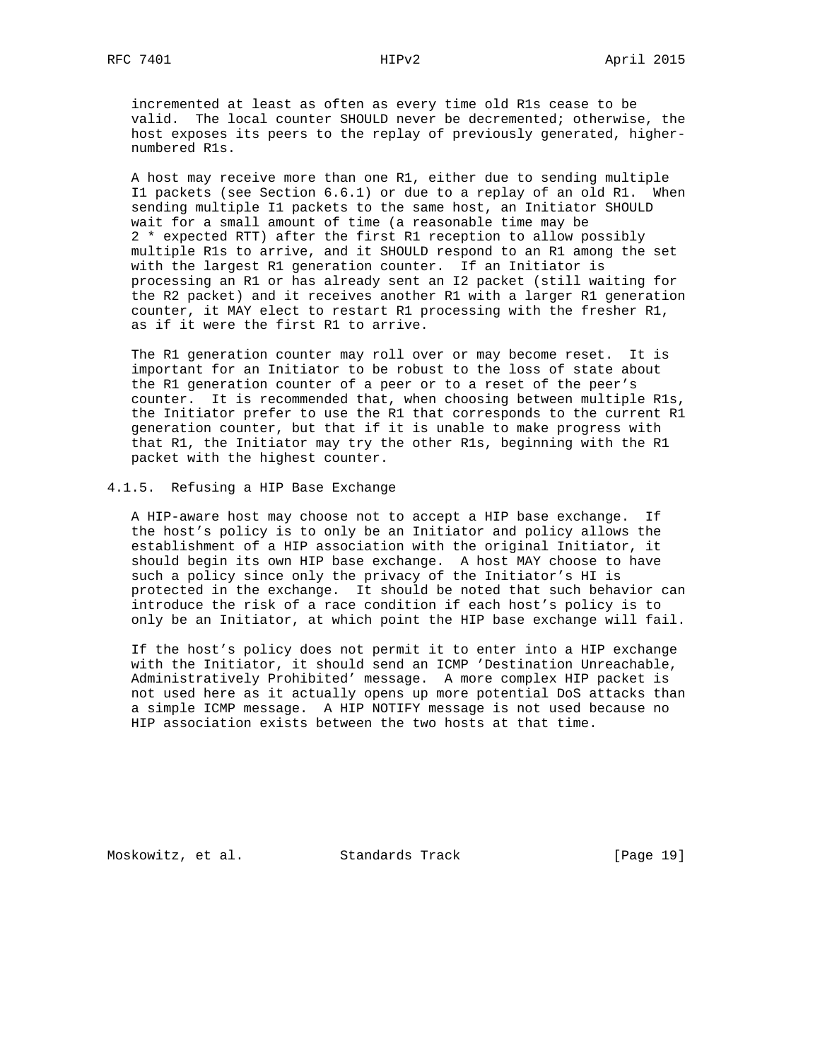incremented at least as often as every time old R1s cease to be valid. The local counter SHOULD never be decremented; otherwise, the host exposes its peers to the replay of previously generated, higher-numbered R1s.

A host may receive more than one R1, either due to sending multiple I1 packets (see Section 6.6.1) or due to a replay of an old R1. When sending multiple I1 packets to the same host, an Initiator SHOULD wait for a small amount of time (a reasonable time may be 2 * expected RTT) after the first R1 reception to allow possibly multiple R1s to arrive, and it SHOULD respond to an R1 among the set with the largest R1 generation counter. If an Initiator is processing an R1 or has already sent an I2 packet (still waiting for the R2 packet) and it receives another R1 with a larger R1 generation counter, it MAY elect to restart R1 processing with the fresher R1, as if it were the first R1 to arrive.

The R1 generation counter may roll over or may become reset. It is important for an Initiator to be robust to the loss of state about the R1 generation counter of a peer or to a reset of the peer's counter. It is recommended that, when choosing between multiple R1s, the Initiator prefer to use the R1 that corresponds to the current R1 generation counter, but that if it is unable to make progress with that R1, the Initiator may try the other R1s, beginning with the R1 packet with the highest counter.

### 4.1.5. Refusing a HIP Base Exchange

A HIP-aware host may choose not to accept a HIP base exchange. If the host's policy is to only be an Initiator and policy allows the establishment of a HIP association with the original Initiator, it should begin its own HIP base exchange. A host MAY choose to have such a policy since only the privacy of the Initiator's HI is protected in the exchange. It should be noted that such behavior can introduce the risk of a race condition if each host's policy is to only be an Initiator, at which point the HIP base exchange will fail.

If the host's policy does not permit it to enter into a HIP exchange with the Initiator, it should send an ICMP 'Destination Unreachable, Administratively Prohibited' message. A more complex HIP packet is not used here as it actually opens up more potential DoS attacks than a simple ICMP message. A HIP NOTIFY message is not used because no HIP association exists between the two hosts at that time.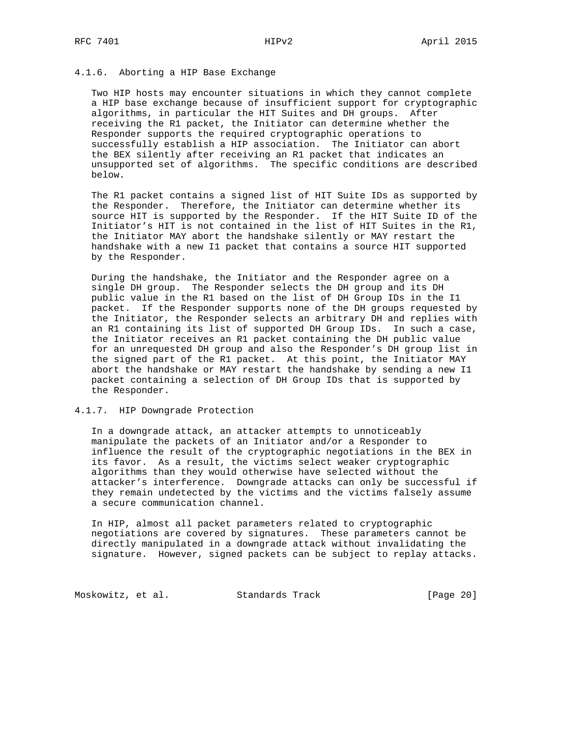#### 4.1.6. Aborting a HIP Base Exchange

Two HIP hosts may encounter situations in which they cannot complete a HIP base exchange because of insufficient support for cryptographic algorithms, in particular the HIT Suites and DH groups. After receiving the R1 packet, the Initiator can determine whether the Responder supports the required cryptographic operations to successfully establish a HIP association. The Initiator can abort the BEX silently after receiving an R1 packet that indicates an unsupported set of algorithms. The specific conditions are described below.

The R1 packet contains a signed list of HIT Suite IDs as supported by the Responder. Therefore, the Initiator can determine whether its source HIT is supported by the Responder. If the HIT Suite ID of the Initiator's HIT is not contained in the list of HIT Suites in the R1, the Initiator MAY abort the handshake silently or MAY restart the handshake with a new I1 packet that contains a source HIT supported by the Responder.

During the handshake, the Initiator and the Responder agree on a single DH group. The Responder selects the DH group and its DH public value in the R1 based on the list of DH Group IDs in the I1 packet. If the Responder supports none of the DH groups requested by the Initiator, the Responder selects an arbitrary DH and replies with an R1 containing its list of supported DH Group IDs. In such a case, the Initiator receives an R1 packet containing the DH public value for an unrequested DH group and also the Responder's DH group list in the signed part of the R1 packet. At this point, the Initiator MAY abort the handshake or MAY restart the handshake by sending a new I1 packet containing a selection of DH Group IDs that is supported by the Responder.

#### 4.1.7. HIP Downgrade Protection

In a downgrade attack, an attacker attempts to unnoticeably manipulate the packets of an Initiator and/or a Responder to influence the result of the cryptographic negotiations in the BEX in its favor. As a result, the victims select weaker cryptographic algorithms than they would otherwise have selected without the attacker's interference. Downgrade attacks can only be successful if they remain undetected by the victims and the victims falsely assume a secure communication channel.

In HIP, almost all packet parameters related to cryptographic negotiations are covered by signatures. These parameters cannot be directly manipulated in a downgrade attack without invalidating the signature. However, signed packets can be subject to replay attacks.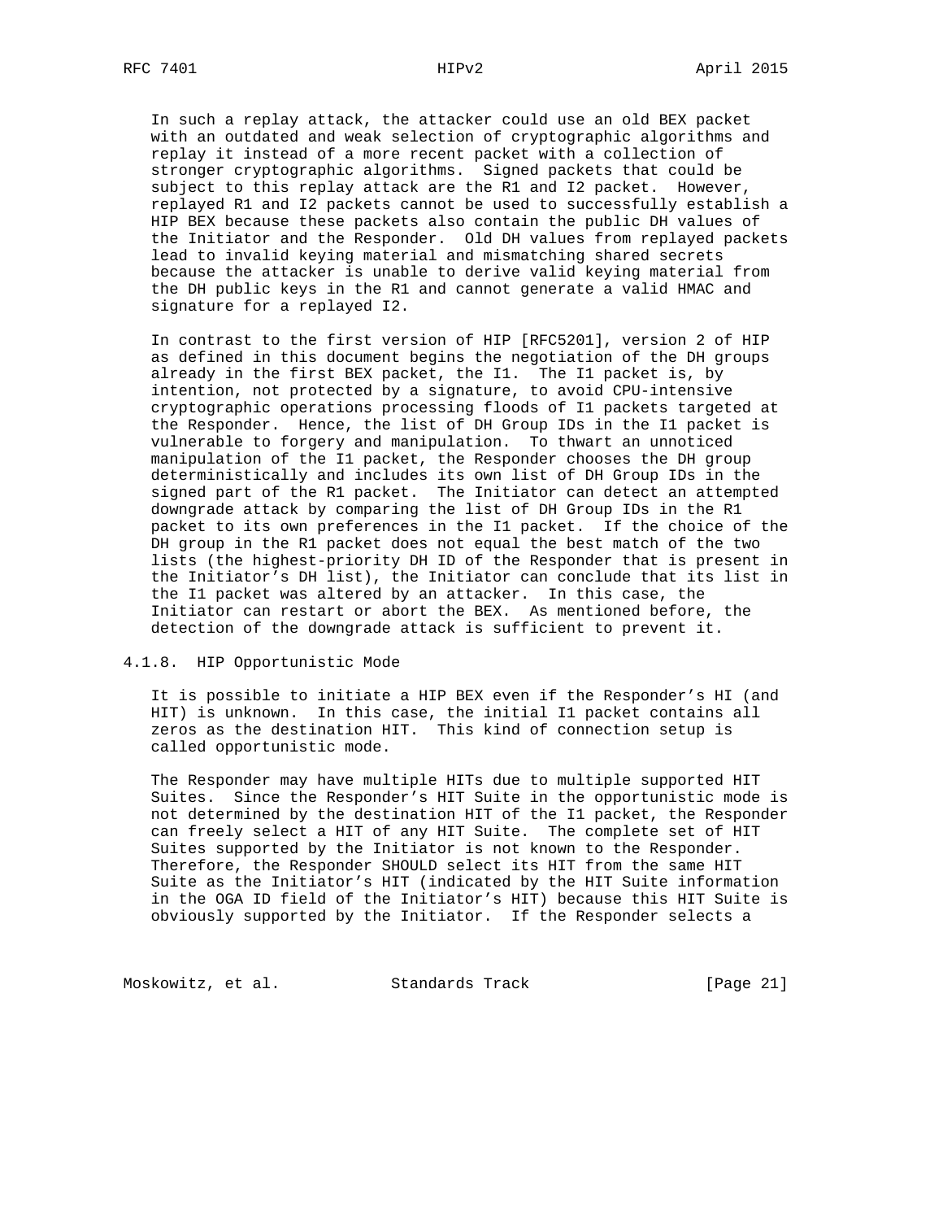In such a replay attack, the attacker could use an old BEX packet with an outdated and weak selection of cryptographic algorithms and replay it instead of a more recent packet with a collection of stronger cryptographic algorithms. Signed packets that could be subject to this replay attack are the R1 and I2 packet. However, replayed R1 and I2 packets cannot be used to successfully establish a HIP BEX because these packets also contain the public DH values of the Initiator and the Responder. Old DH values from replayed packets lead to invalid keying material and mismatching shared secrets because the attacker is unable to derive valid keying material from the DH public keys in the R1 and cannot generate a valid HMAC and signature for a replayed I2.

In contrast to the first version of HIP [RFC5201], version 2 of HIP as defined in this document begins the negotiation of the DH groups already in the first BEX packet, the I1. The I1 packet is, by intention, not protected by a signature, to avoid CPU-intensive cryptographic operations processing floods of I1 packets targeted at the Responder. Hence, the list of DH Group IDs in the I1 packet is vulnerable to forgery and manipulation. To thwart an unnoticed manipulation of the I1 packet, the Responder chooses the DH group deterministically and includes its own list of DH Group IDs in the signed part of the R1 packet. The Initiator can detect an attempted downgrade attack by comparing the list of DH Group IDs in the R1 packet to its own preferences in the I1 packet. If the choice of the DH group in the R1 packet does not equal the best match of the two lists (the highest-priority DH ID of the Responder that is present in the Initiator's DH list), the Initiator can conclude that its list in the I1 packet was altered by an attacker. In this case, the Initiator can restart or abort the BEX. As mentioned before, the detection of the downgrade attack is sufficient to prevent it.

### 4.1.8. HIP Opportunistic Mode

It is possible to initiate a HIP BEX even if the Responder's HI (and HIT) is unknown. In this case, the initial I1 packet contains all zeros as the destination HIT. This kind of connection setup is called opportunistic mode.

The Responder may have multiple HITs due to multiple supported HIT Suites. Since the Responder's HIT Suite in the opportunistic mode is not determined by the destination HIT of the I1 packet, the Responder can freely select a HIT of any HIT Suite. The complete set of HIT Suites supported by the Initiator is not known to the Responder. Therefore, the Responder SHOULD select its HIT from the same HIT Suite as the Initiator's HIT (indicated by the HIT Suite information in the OGA ID field of the Initiator's HIT) because this HIT Suite is obviously supported by the Initiator. If the Responder selects a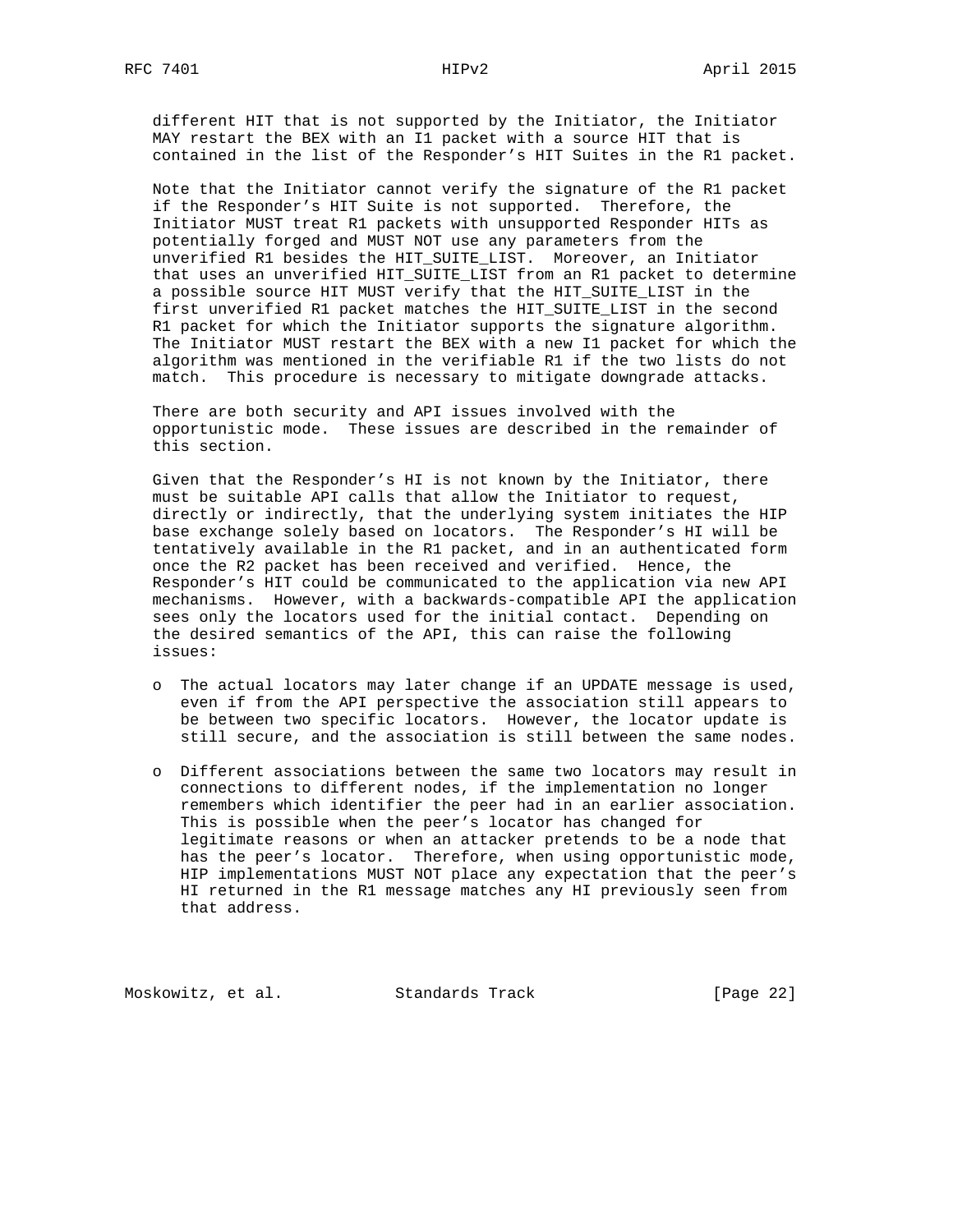different HIT that is not supported by the Initiator, the Initiator MAY restart the BEX with an I1 packet with a source HIT that is contained in the list of the Responder's HIT Suites in the R1 packet.

Note that the Initiator cannot verify the signature of the R1 packet if the Responder's HIT Suite is not supported. Therefore, the Initiator MUST treat R1 packets with unsupported Responder HITs as potentially forged and MUST NOT use any parameters from the unverified R1 besides the HIT_SUITE_LIST. Moreover, an Initiator that uses an unverified HIT_SUITE_LIST from an R1 packet to determine a possible source HIT MUST verify that the HIT_SUITE_LIST in the first unverified R1 packet matches the HIT_SUITE_LIST in the second R1 packet for which the Initiator supports the signature algorithm. The Initiator MUST restart the BEX with a new I1 packet for which the algorithm was mentioned in the verifiable R1 if the two lists do not match. This procedure is necessary to mitigate downgrade attacks.

There are both security and API issues involved with the opportunistic mode. These issues are described in the remainder of this section.

Given that the Responder's HI is not known by the Initiator, there must be suitable API calls that allow the Initiator to request, directly or indirectly, that the underlying system initiates the HIP base exchange solely based on locators. The Responder's HI will be tentatively available in the R1 packet, and in an authenticated form once the R2 packet has been received and verified. Hence, the Responder's HIT could be communicated to the application via new API mechanisms. However, with a backwards-compatible API the application sees only the locators used for the initial contact. Depending on the desired semantics of the API, this can raise the following issues:

- The actual locators may later change if an UPDATE message is used, even if from the API perspective the association still appears to be between two specific locators. However, the locator update is still secure, and the association is still between the same nodes.

- Different associations between the same two locators may result in connections to different nodes, if the implementation no longer remembers which identifier the peer had in an earlier association. This is possible when the peer's locator has changed for legitimate reasons or when an attacker pretends to be a node that has the peer's locator. Therefore, when using opportunistic mode, HIP implementations MUST NOT place any expectation that the peer's HI returned in the R1 message matches any HI previously seen from that address.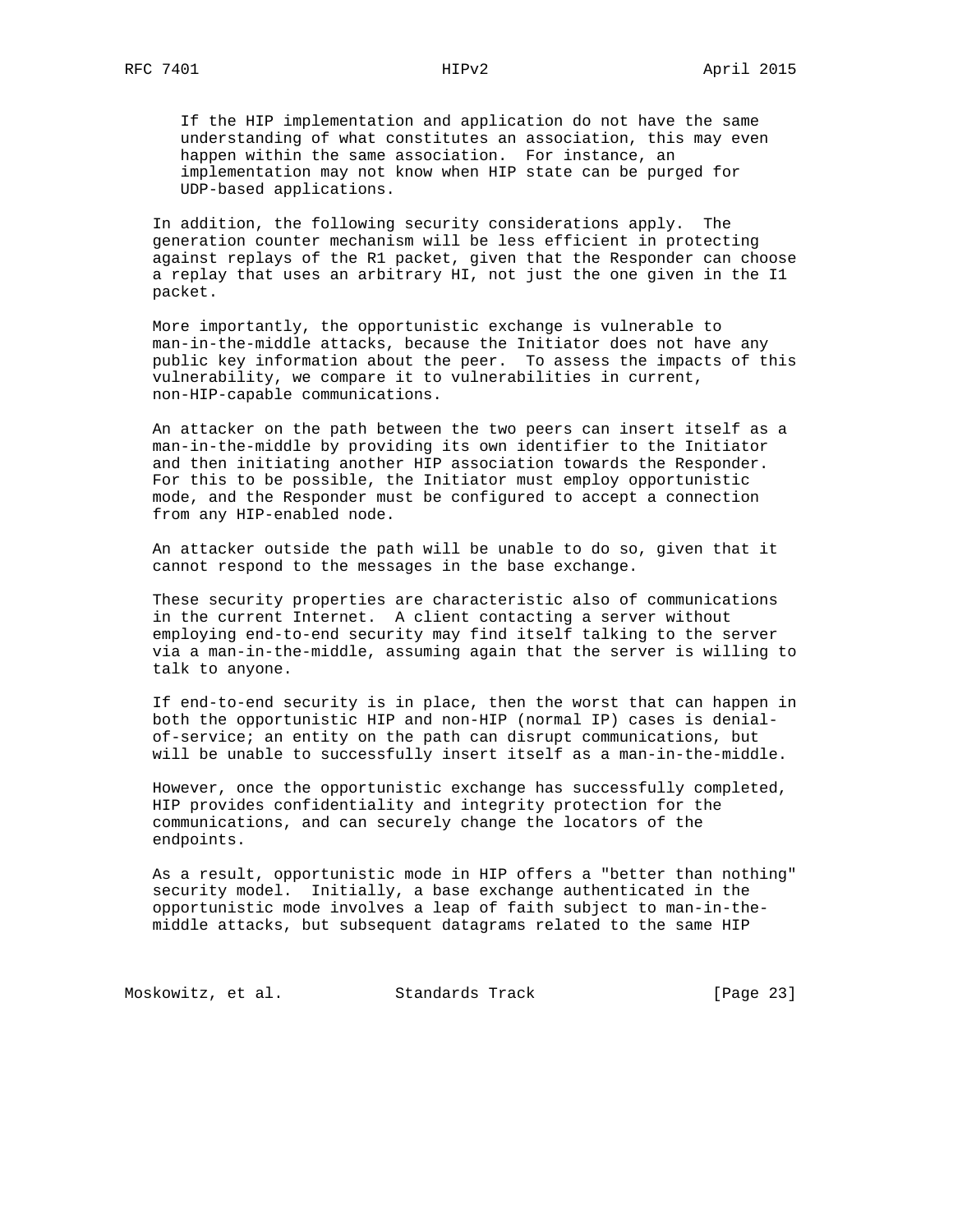If the HIP implementation and application do not have the same understanding of what constitutes an association, this may even happen within the same association. For instance, an implementation may not know when HIP state can be purged for UDP-based applications.

In addition, the following security considerations apply. The generation counter mechanism will be less efficient in protecting against replays of the R1 packet, given that the Responder can choose a replay that uses an arbitrary HI, not just the one given in the I1 packet.

More importantly, the opportunistic exchange is vulnerable to man-in-the-middle attacks, because the Initiator does not have any public key information about the peer. To assess the impacts of this vulnerability, we compare it to vulnerabilities in current, non-HIP-capable communications.

An attacker on the path between the two peers can insert itself as a man-in-the-middle by providing its own identifier to the Initiator and then initiating another HIP association towards the Responder. For this to be possible, the Initiator must employ opportunistic mode, and the Responder must be configured to accept a connection from any HIP-enabled node.

An attacker outside the path will be unable to do so, given that it cannot respond to the messages in the base exchange.

These security properties are characteristic also of communications in the current Internet. A client contacting a server without employing end-to-end security may find itself talking to the server via a man-in-the-middle, assuming again that the server is willing to talk to anyone.

If end-to-end security is in place, then the worst that can happen in both the opportunistic HIP and non-HIP (normal IP) cases is denial-of-service; an entity on the path can disrupt communications, but will be unable to successfully insert itself as a man-in-the-middle.

However, once the opportunistic exchange has successfully completed, HIP provides confidentiality and integrity protection for the communications, and can securely change the locators of the endpoints.

As a result, opportunistic mode in HIP offers a "better than nothing" security model. Initially, a base exchange authenticated in the opportunistic mode involves a leap of faith subject to man-in-the-middle attacks, but subsequent datagrams related to the same HIP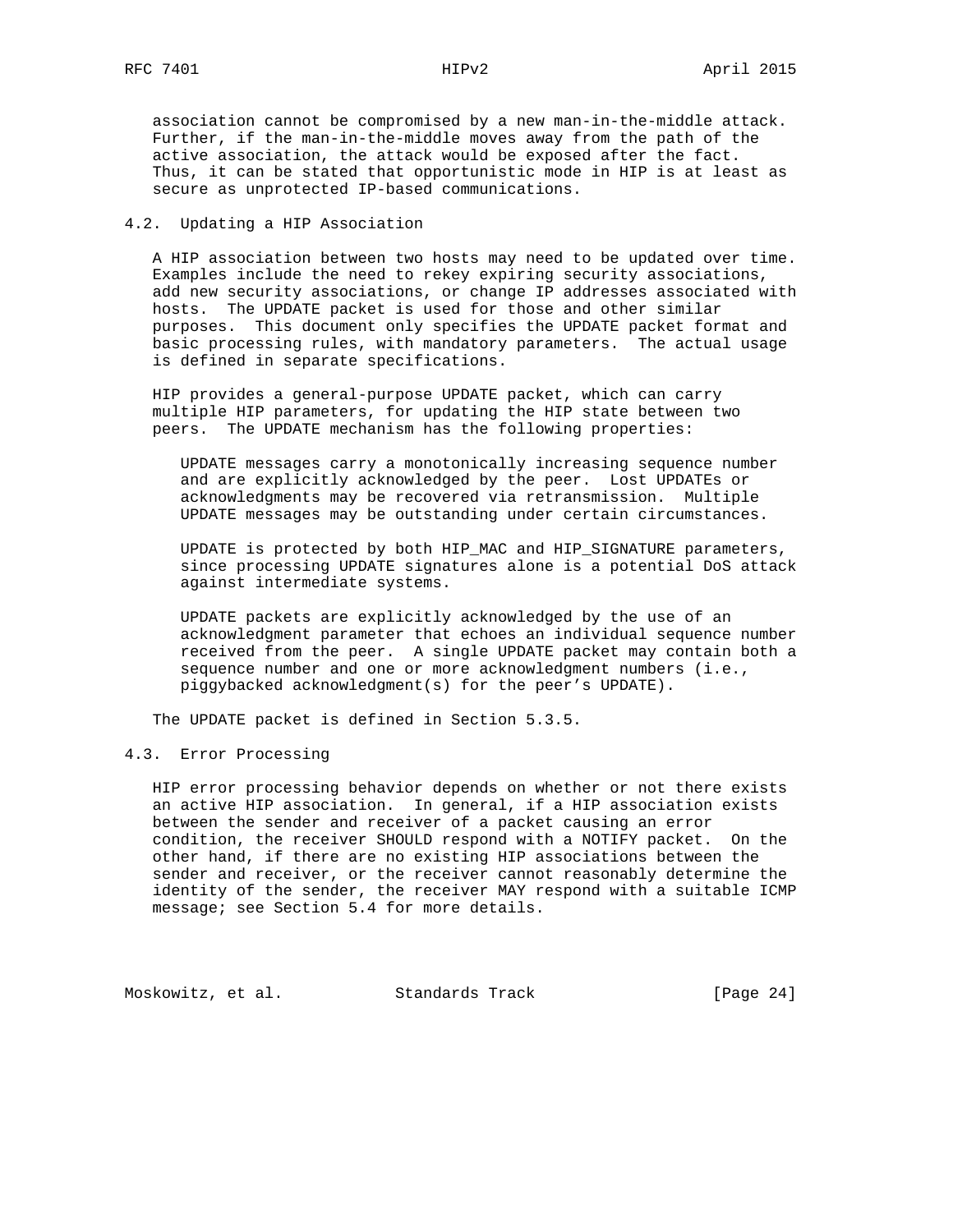association cannot be compromised by a new man-in-the-middle attack. Further, if the man-in-the-middle moves away from the path of the active association, the attack would be exposed after the fact. Thus, it can be stated that opportunistic mode in HIP is at least as secure as unprotected IP-based communications.

## 4.2. Updating a HIP Association

A HIP association between two hosts may need to be updated over time. Examples include the need to rekey expiring security associations, add new security associations, or change IP addresses associated with hosts. The UPDATE packet is used for those and other similar purposes. This document only specifies the UPDATE packet format and basic processing rules, with mandatory parameters. The actual usage is defined in separate specifications.

HIP provides a general-purpose UPDATE packet, which can carry multiple HIP parameters, for updating the HIP state between two peers. The UPDATE mechanism has the following properties:

UPDATE messages carry a monotonically increasing sequence number and are explicitly acknowledged by the peer. Lost UPDATEs or acknowledgments may be recovered via retransmission. Multiple UPDATE messages may be outstanding under certain circumstances.

UPDATE is protected by both HIP_MAC and HIP_SIGNATURE parameters, since processing UPDATE signatures alone is a potential DoS attack against intermediate systems.

UPDATE packets are explicitly acknowledged by the use of an acknowledgment parameter that echoes an individual sequence number received from the peer. A single UPDATE packet may contain both a sequence number and one or more acknowledgment numbers (i.e., piggybacked acknowledgment(s) for the peer's UPDATE).

The UPDATE packet is defined in Section 5.3.5.

## 4.3. Error Processing

HIP error processing behavior depends on whether or not there exists an active HIP association. In general, if a HIP association exists between the sender and receiver of a packet causing an error condition, the receiver SHOULD respond with a NOTIFY packet. On the other hand, if there are no existing HIP associations between the sender and receiver, or the receiver cannot reasonably determine the identity of the sender, the receiver MAY respond with a suitable ICMP message; see Section 5.4 for more details.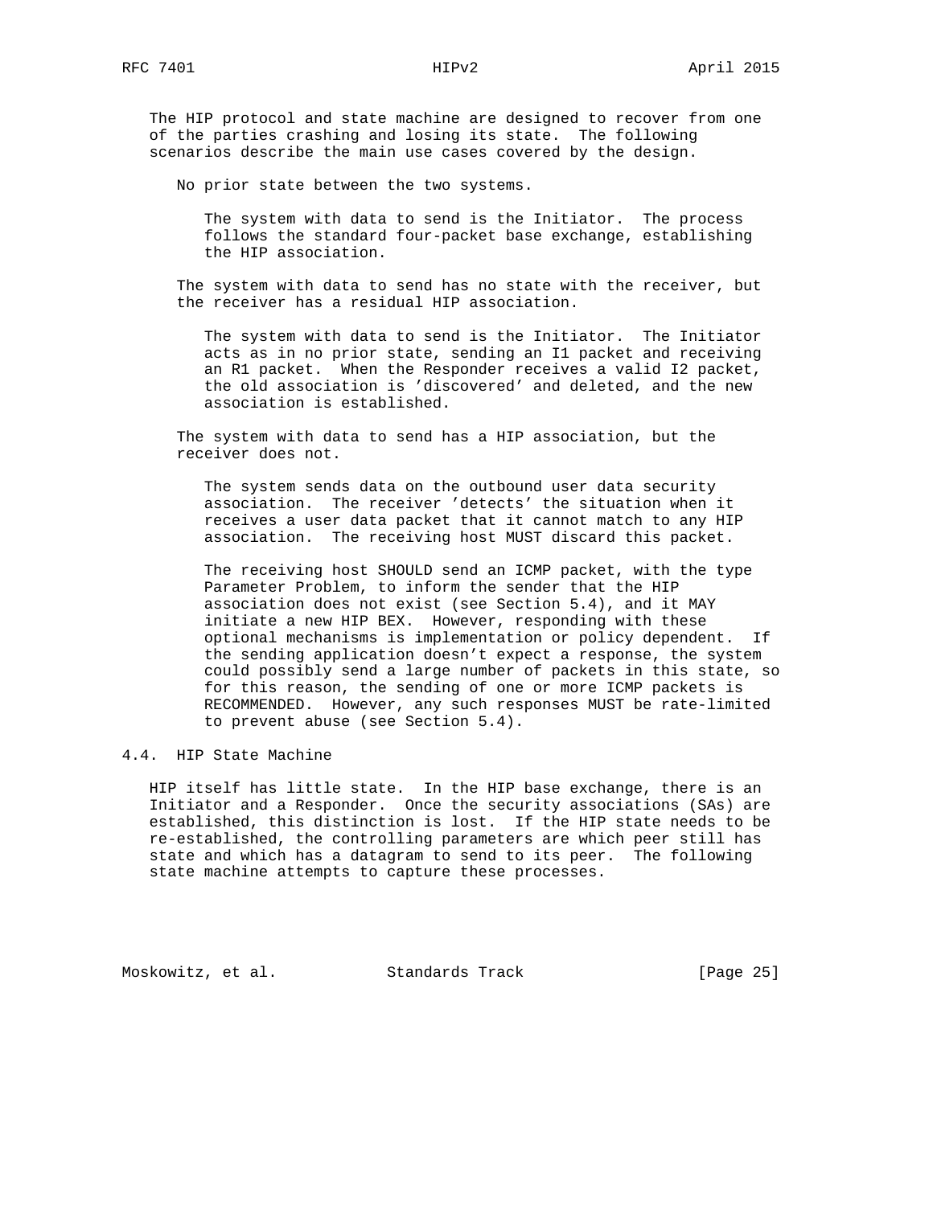The HIP protocol and state machine are designed to recover from one of the parties crashing and losing its state. The following scenarios describe the main use cases covered by the design.

No prior state between the two systems.

The system with data to send is the Initiator. The process follows the standard four-packet base exchange, establishing the HIP association.

The system with data to send has no state with the receiver, but the receiver has a residual HIP association.

The system with data to send is the Initiator. The Initiator acts as in no prior state, sending an I1 packet and receiving an R1 packet. When the Responder receives a valid I2 packet, the old association is 'discovered' and deleted, and the new association is established.

The system with data to send has a HIP association, but the receiver does not.

The system sends data on the outbound user data security association. The receiver 'detects' the situation when it receives a user data packet that it cannot match to any HIP association. The receiving host MUST discard this packet.

The receiving host SHOULD send an ICMP packet, with the type Parameter Problem, to inform the sender that the HIP association does not exist (see Section 5.4), and it MAY initiate a new HIP BEX. However, responding with these optional mechanisms is implementation or policy dependent. If the sending application doesn't expect a response, the system could possibly send a large number of packets in this state, so for this reason, the sending of one or more ICMP packets is RECOMMENDED. However, any such responses MUST be rate-limited to prevent abuse (see Section 5.4).

## 4.4. HIP State Machine

HIP itself has little state. In the HIP base exchange, there is an Initiator and a Responder. Once the security associations (SAs) are established, this distinction is lost. If the HIP state needs to be re-established, the controlling parameters are which peer still has state and which has a datagram to send to its peer. The following state machine attempts to capture these processes.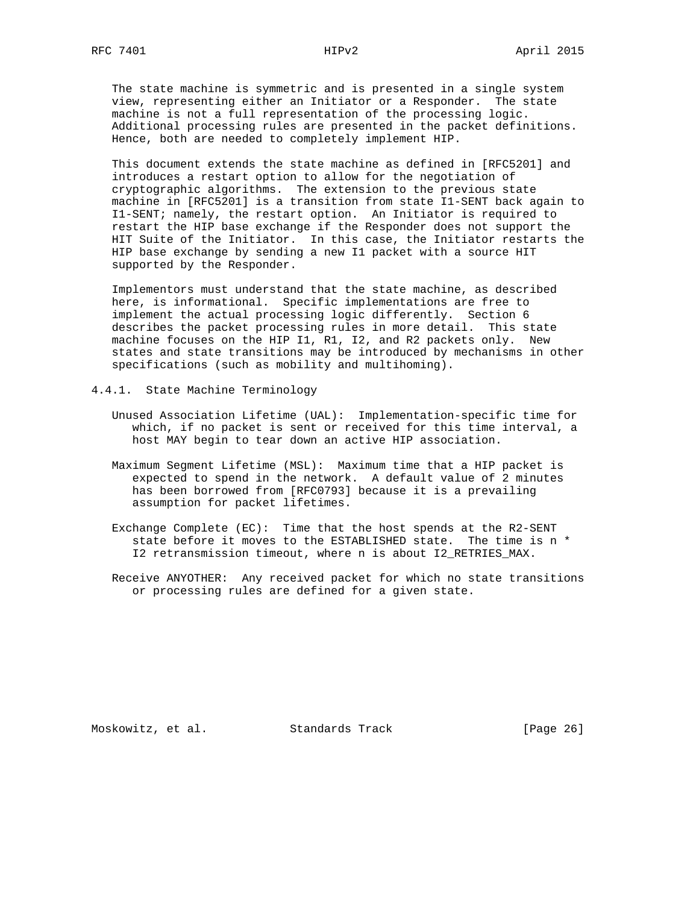The state machine is symmetric and is presented in a single system view, representing either an Initiator or a Responder. The state machine is not a full representation of the processing logic. Additional processing rules are presented in the packet definitions. Hence, both are needed to completely implement HIP.

This document extends the state machine as defined in [RFC5201] and introduces a restart option to allow for the negotiation of cryptographic algorithms. The extension to the previous state machine in [RFC5201] is a transition from state I1-SENT back again to I1-SENT; namely, the restart option. An Initiator is required to restart the HIP base exchange if the Responder does not support the HIT Suite of the Initiator. In this case, the Initiator restarts the HIP base exchange by sending a new I1 packet with a source HIT supported by the Responder.

Implementors must understand that the state machine, as described here, is informational. Specific implementations are free to implement the actual processing logic differently. Section 6 describes the packet processing rules in more detail. This state machine focuses on the HIP I1, R1, I2, and R2 packets only. New states and state transitions may be introduced by mechanisms in other specifications (such as mobility and multihoming).

### 4.4.1. State Machine Terminology

Unused Association Lifetime (UAL): Implementation-specific time for which, if no packet is sent or received for this time interval, a host MAY begin to tear down an active HIP association.

Maximum Segment Lifetime (MSL): Maximum time that a HIP packet is expected to spend in the network. A default value of 2 minutes has been borrowed from [RFC0793] because it is a prevailing assumption for packet lifetimes.

Exchange Complete (EC): Time that the host spends at the R2-SENT state before it moves to the ESTABLISHED state. The time is n * I2 retransmission timeout, where n is about I2_RETRIES_MAX.

Receive ANYOTHER: Any received packet for which no state transitions or processing rules are defined for a given state.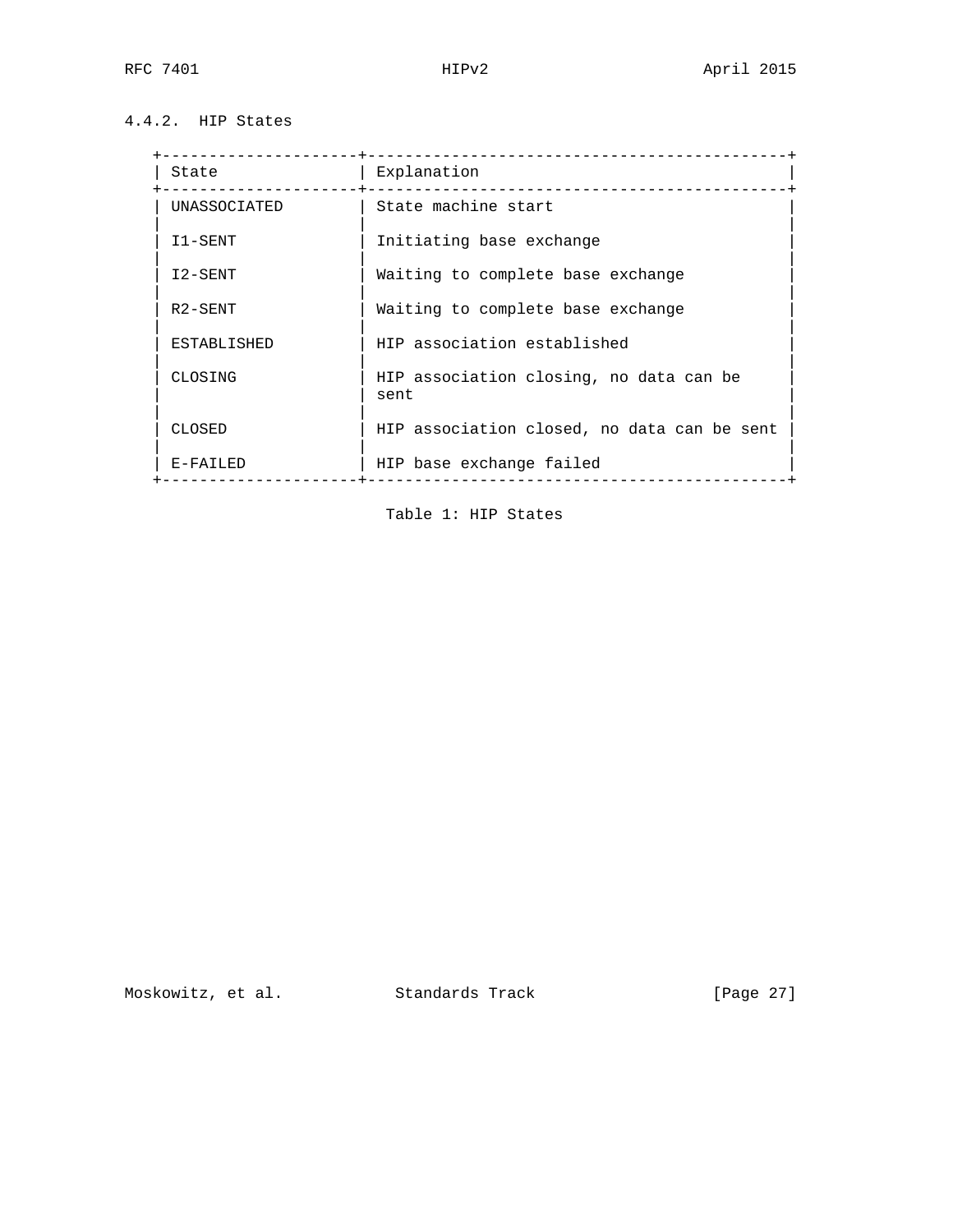### 4.4.2. HIP States

| State | Explanation |
| --- | --- |
| UNASSOCIATED | State machine start |
| I1-SENT | Initiating base exchange |
| I2-SENT | Waiting to complete base exchange |
| R2-SENT | Waiting to complete base exchange |
| ESTABLISHED | HIP association established |
| CLOSING | HIP association closing, no data can be sent |
| CLOSED | HIP association closed, no data can be sent |
| E-FAILED | HIP base exchange failed |

Table 1: HIP States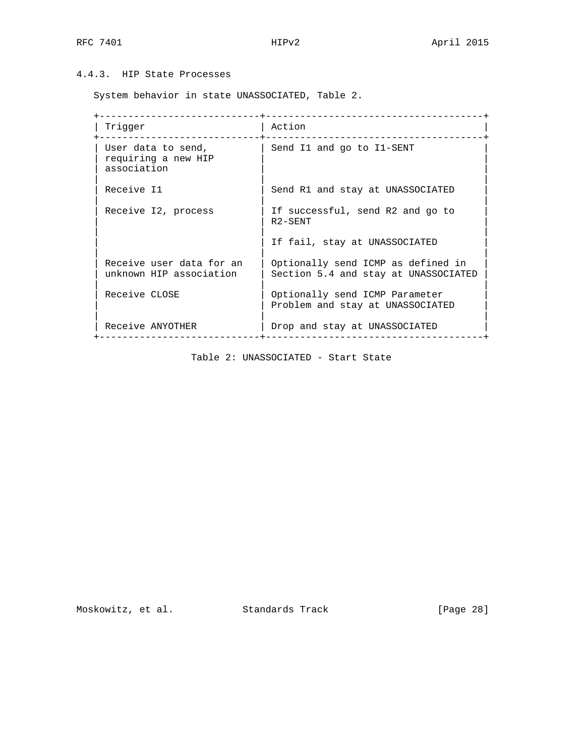#### 4.4.3. HIP State Processes

System behavior in state UNASSOCIATED, Table 2.

| Trigger | Action |
| --- | --- |
| User data to send, requiring a new HIP association | Send I1 and go to I1-SENT |
| Receive I1 | Send R1 and stay at UNASSOCIATED |
| Receive I2, process | If successful, send R2 and go to R2-SENT<br><br>If fail, stay at UNASSOCIATED |
| Receive user data for an unknown HIP association | Optionally send ICMP as defined in Section 5.4 and stay at UNASSOCIATED |
| Receive CLOSE | Optionally send ICMP Parameter Problem and stay at UNASSOCIATED |
| Receive ANYOTHER | Drop and stay at UNASSOCIATED |

Table 2: UNASSOCIATED - Start State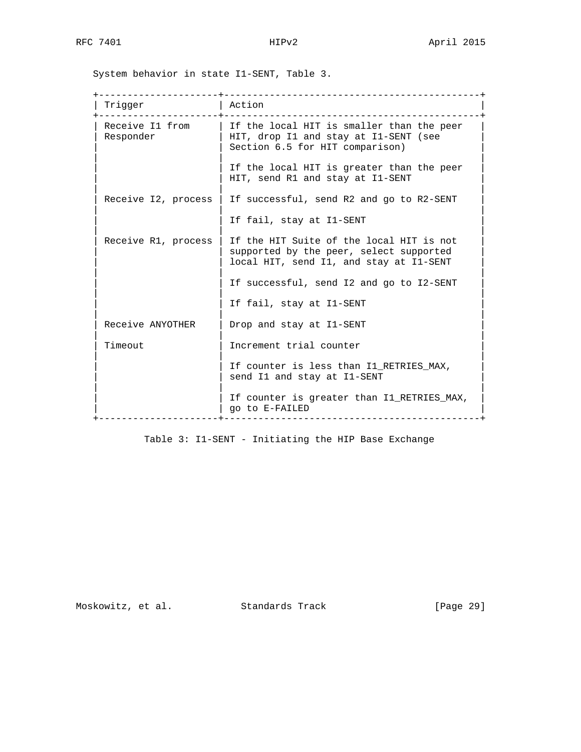System behavior in state I1-SENT, Table 3.

| Trigger | Action |
| --- | --- |
| Receive I1 from Responder | If the local HIT is smaller than the peer HIT, drop I1 and stay at I1-SENT (see Section 6.5 for HIT comparison)<br><br>If the local HIT is greater than the peer HIT, send R1 and stay at I1-SENT |
| Receive I2, process | If successful, send R2 and go to R2-SENT<br><br>If fail, stay at I1-SENT |
| Receive R1, process | If the HIT Suite of the local HIT is not supported by the peer, select supported local HIT, send I1, and stay at I1-SENT<br><br>If successful, send I2 and go to I2-SENT<br><br>If fail, stay at I1-SENT |
| Receive ANYOTHER | Drop and stay at I1-SENT |
| Timeout | Increment trial counter<br><br>If counter is less than I1_RETRIES_MAX, send I1 and stay at I1-SENT<br><br>If counter is greater than I1_RETRIES_MAX, go to E-FAILED |

Table 3: I1-SENT - Initiating the HIP Base Exchange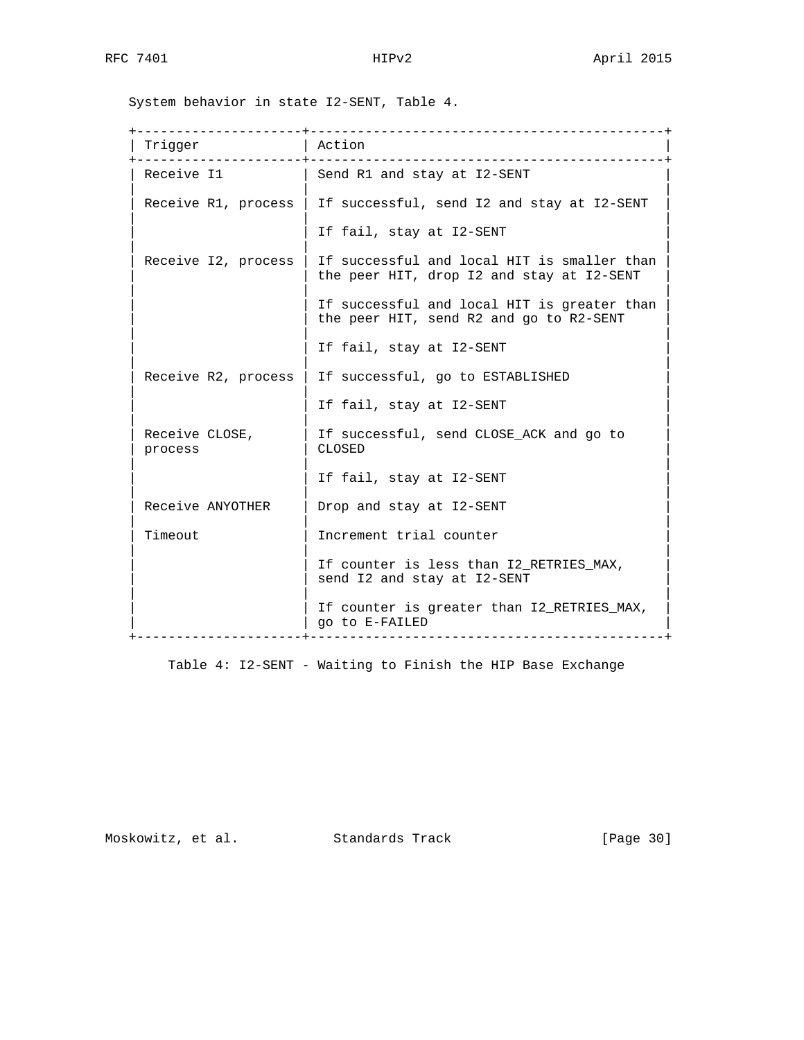System behavior in state I2-SENT, Table 4.

| Trigger | Action |
|---|---|
| Receive I1 | Send R1 and stay at I2-SENT |
| Receive R1, process | If successful, send I2 and stay at I2-SENT |
| | If fail, stay at I2-SENT |
| Receive I2, process | If successful and local HIT is smaller than the peer HIT, drop I2 and stay at I2-SENT |
| | If successful and local HIT is greater than the peer HIT, send R2 and go to R2-SENT |
| | If fail, stay at I2-SENT |
| Receive R2, process | If successful, go to ESTABLISHED |
| | If fail, stay at I2-SENT |
| Receive CLOSE, process | If successful, send CLOSE_ACK and go to CLOSED |
| | If fail, stay at I2-SENT |
| Receive ANYOTHER | Drop and stay at I2-SENT |
| Timeout | Increment trial counter |
| | If counter is less than I2_RETRIES_MAX, send I2 and stay at I2-SENT |
| | If counter is greater than I2_RETRIES_MAX, go to E-FAILED |

Table 4: I2-SENT - Waiting to Finish the HIP Base Exchange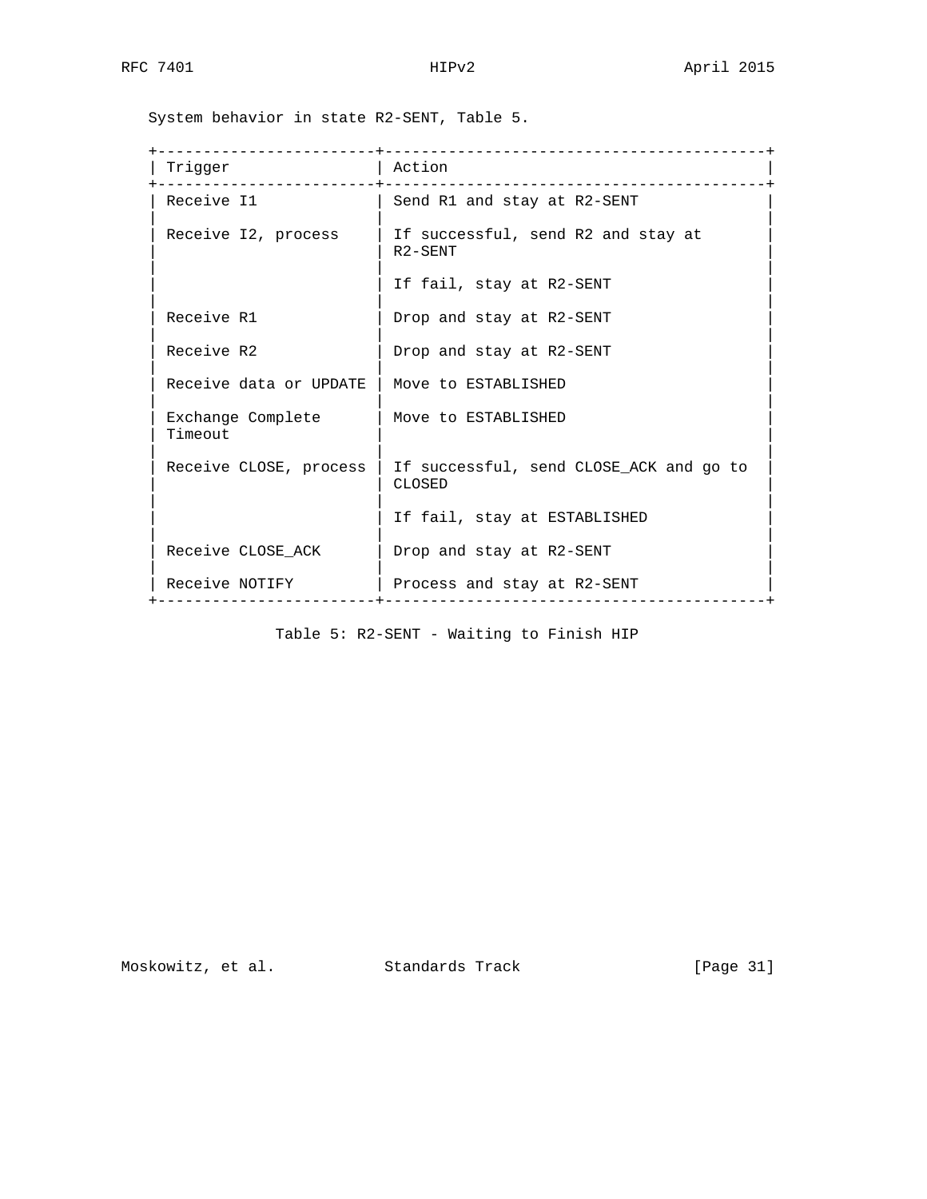System behavior in state R2-SENT, Table 5.

| Trigger | Action |
| --- | --- |
| Receive I1 | Send R1 and stay at R2-SENT |
| Receive I2, process | If successful, send R2 and stay at R2-SENT |
| | If fail, stay at R2-SENT |
| Receive R1 | Drop and stay at R2-SENT |
| Receive R2 | Drop and stay at R2-SENT |
| Receive data or UPDATE | Move to ESTABLISHED |
| Exchange Complete Timeout | Move to ESTABLISHED |
| Receive CLOSE, process | If successful, send CLOSE_ACK and go to CLOSED |
| | If fail, stay at ESTABLISHED |
| Receive CLOSE_ACK | Drop and stay at R2-SENT |
| Receive NOTIFY | Process and stay at R2-SENT |

Table 5: R2-SENT - Waiting to Finish HIP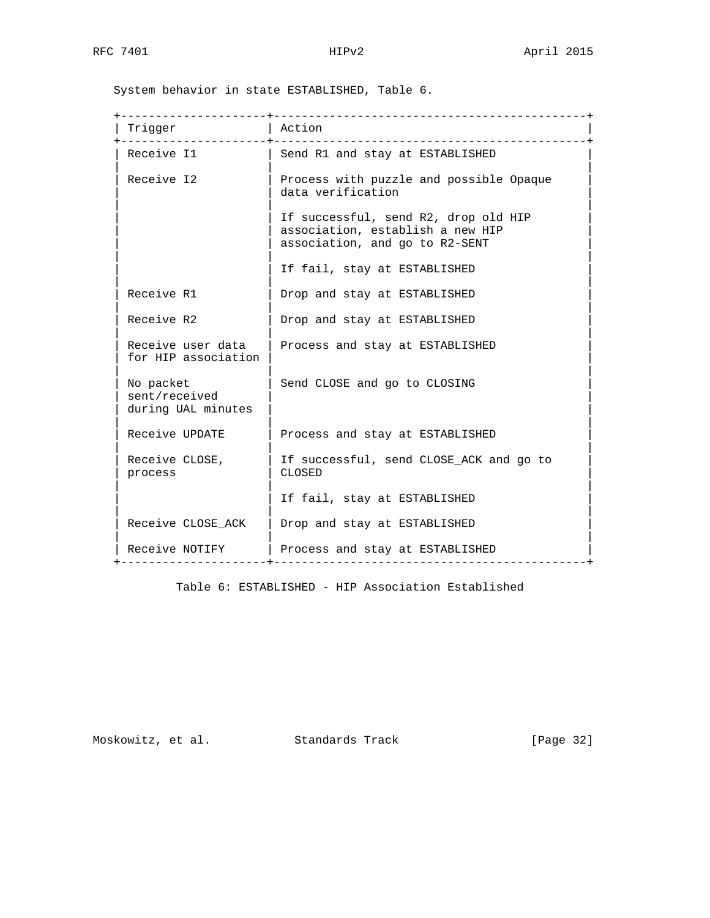System behavior in state ESTABLISHED, Table 6.

| Trigger | Action |
|---|---|
| Receive I1 | Send R1 and stay at ESTABLISHED |
| Receive I2 | Process with puzzle and possible Opaque data verification<br><br>If successful, send R2, drop old HIP association, establish a new HIP association, and go to R2-SENT<br><br>If fail, stay at ESTABLISHED |
| Receive R1 | Drop and stay at ESTABLISHED |
| Receive R2 | Drop and stay at ESTABLISHED |
| Receive user data for HIP association | Process and stay at ESTABLISHED |
| No packet sent/received during UAL minutes | Send CLOSE and go to CLOSING |
| Receive UPDATE | Process and stay at ESTABLISHED |
| Receive CLOSE, process | If successful, send CLOSE_ACK and go to CLOSED<br><br>If fail, stay at ESTABLISHED |
| Receive CLOSE_ACK | Drop and stay at ESTABLISHED |
| Receive NOTIFY | Process and stay at ESTABLISHED |

Table 6: ESTABLISHED - HIP Association Established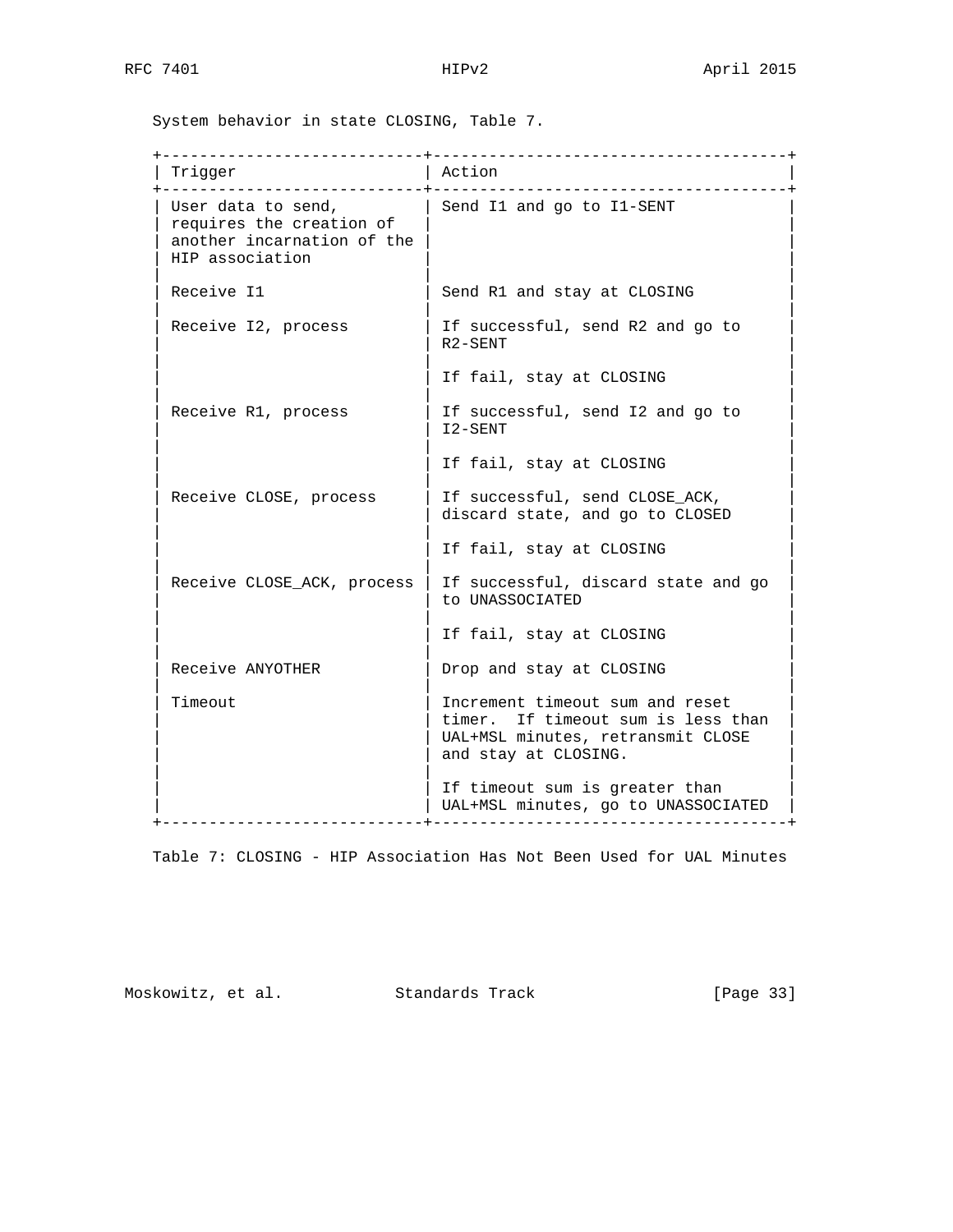System behavior in state CLOSING, Table 7.

| Trigger | Action |
|---|---|
| User data to send, requires the creation of another incarnation of the HIP association | Send I1 and go to I1-SENT |
| Receive I1 | Send R1 and stay at CLOSING |
| Receive I2, process | If successful, send R2 and go to R2-SENT<br><br>If fail, stay at CLOSING |
| Receive R1, process | If successful, send I2 and go to I2-SENT<br><br>If fail, stay at CLOSING |
| Receive CLOSE, process | If successful, send CLOSE_ACK, discard state, and go to CLOSED<br><br>If fail, stay at CLOSING |
| Receive CLOSE_ACK, process | If successful, discard state and go to UNASSOCIATED<br><br>If fail, stay at CLOSING |
| Receive ANYOTHER | Drop and stay at CLOSING |
| Timeout | Increment timeout sum and reset timer. If timeout sum is less than UAL+MSL minutes, retransmit CLOSE and stay at CLOSING.<br><br>If timeout sum is greater than UAL+MSL minutes, go to UNASSOCIATED |

Table 7: CLOSING - HIP Association Has Not Been Used for UAL Minutes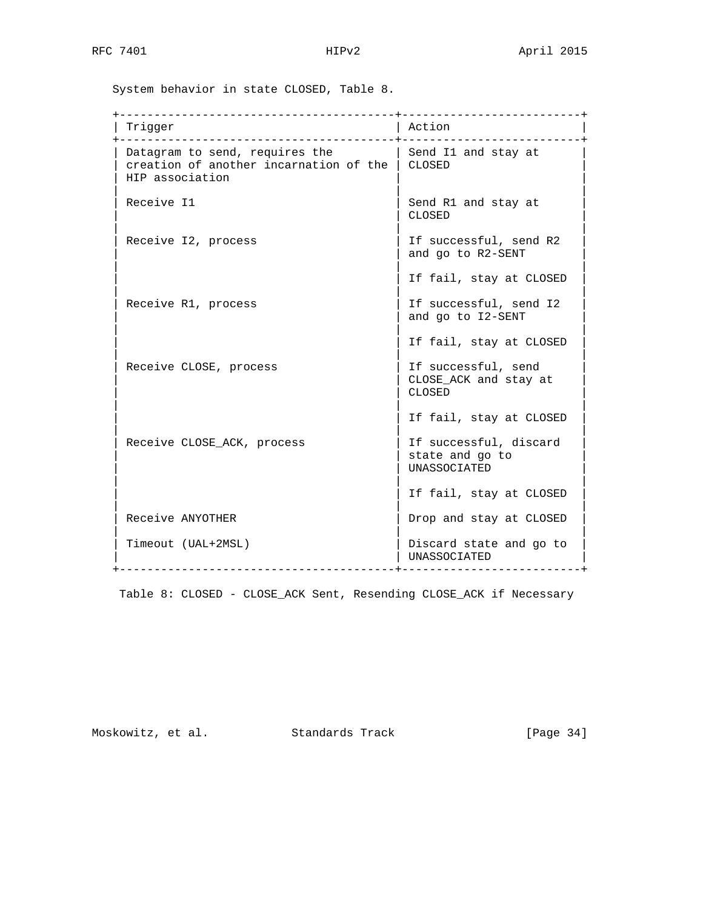System behavior in state CLOSED, Table 8.

| Trigger | Action |
| --- | --- |
| Datagram to send, requires the creation of another incarnation of the HIP association | Send I1 and stay at CLOSED |
| Receive I1 | Send R1 and stay at CLOSED |
| Receive I2, process | If successful, send R2 and go to R2-SENT |
| | If fail, stay at CLOSED |
| Receive R1, process | If successful, send I2 and go to I2-SENT |
| | If fail, stay at CLOSED |
| Receive CLOSE, process | If successful, send CLOSE_ACK and stay at CLOSED |
| | If fail, stay at CLOSED |
| Receive CLOSE_ACK, process | If successful, discard state and go to UNASSOCIATED |
| | If fail, stay at CLOSED |
| Receive ANYOTHER | Drop and stay at CLOSED |
| Timeout (UAL+2MSL) | Discard state and go to UNASSOCIATED |

Table 8: CLOSED - CLOSE_ACK Sent, Resending CLOSE_ACK if Necessary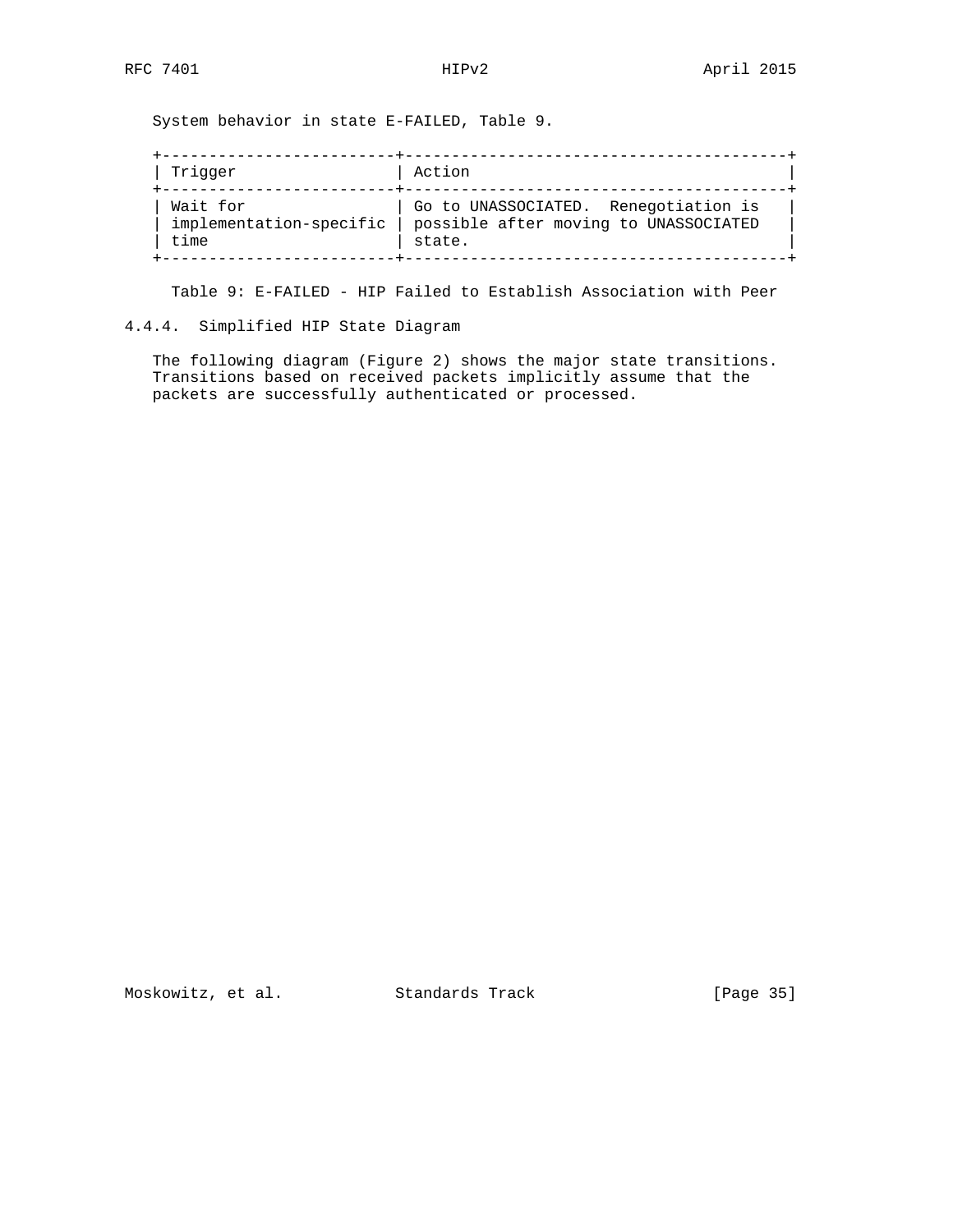System behavior in state E-FAILED, Table 9.

| Trigger | Action |
| --- | --- |
| Wait for implementation-specific time | Go to UNASSOCIATED. Renegotiation is possible after moving to UNASSOCIATED state. |

Table 9: E-FAILED - HIP Failed to Establish Association with Peer

#### 4.4.4. Simplified HIP State Diagram

The following diagram (Figure 2) shows the major state transitions. Transitions based on received packets implicitly assume that the packets are successfully authenticated or processed.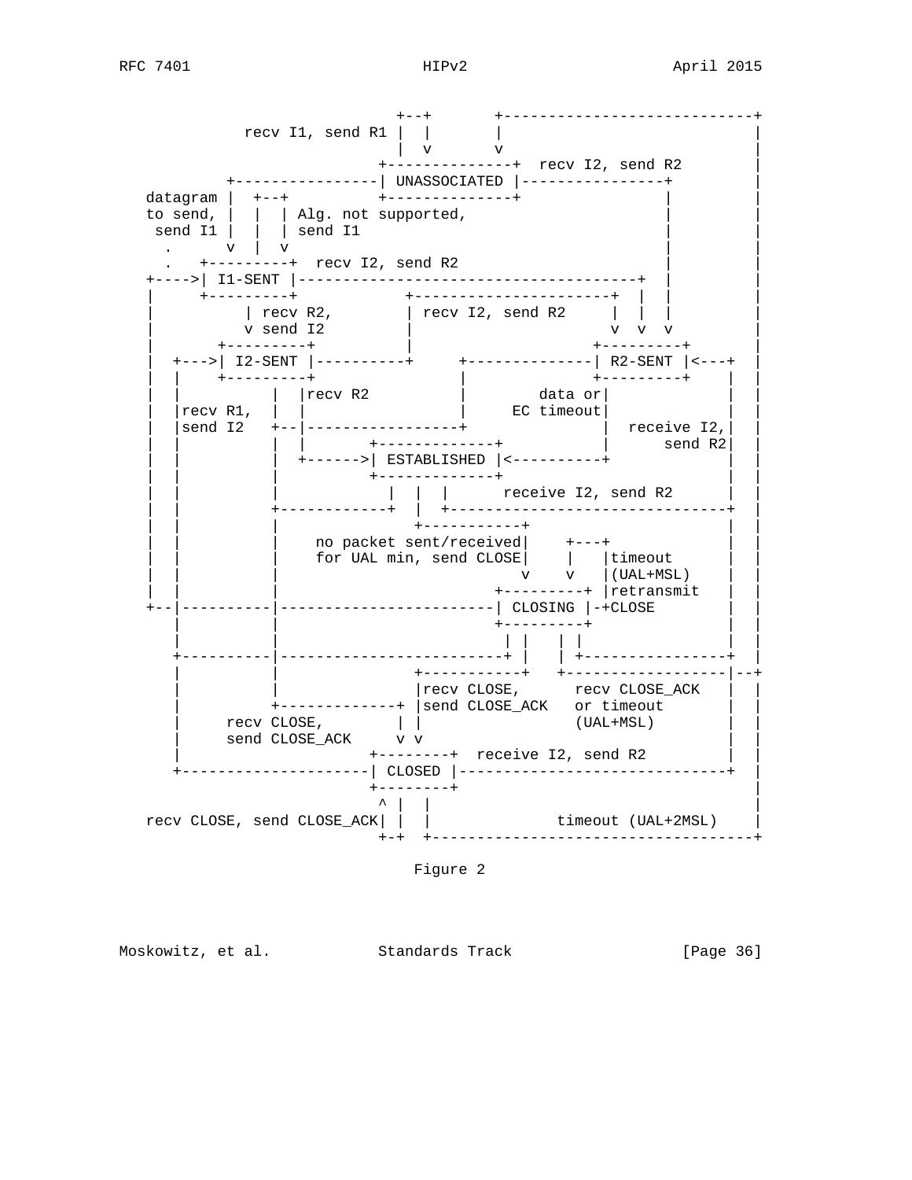```
                             +--+       +----------------------------+
            recv I1, send R1 |  |       |                            |
                             |  v       v                            |
                           +--------------+  recv I2, send R2        |
           +----------------| UNASSOCIATED |----------------+        |
  datagram |  +--+          +--------------+                |        |
  to send, |  |  | Alg. not supported,                      |        |
   send I1 |  |  | send I1                                  |        |
     .     v  |  v                                          |        |
     .   +---------+  recv I2, send R2                      |        |
  +---->| I1-SENT |--------------------------------------+  |        |
  |      +---------+            +----------------------+  |  |        |
  |          | recv R2,         | recv I2, send R2     |  |  |        |
  |          v send I2          |                      v  v  v        |
  |        +---------+          |                    +---------+      |
  |  +--->| I2-SENT |----------+     +--------------| R2-SENT |<---+  |
  |  |     +---------+          |                    +---------+    |  |
  |  |           |  |recv R2    |        data or|              |  |
  |  |recv R1,   |  |           |     EC timeout|              |  |
  |  |send I2    +--|-----------------+               |  receive I2,|  |
  |  |           |  |       +-------------+          |      send R2|  |
  |  |           |  +------>| ESTABLISHED |<----------+            |  |
  |  |           |          +-------------+                        |  |
  |  |           |            |  |  |      receive I2, send R2      |  |
  |  |           +------------+  |  +--------------------------------+  |
  |  |           |                  +-----------+                   |  |
  |  |           |    no packet sent/received|    +---+             |  |
  |  |           |    for UAL min, send CLOSE|    |   |timeout      |  |
  |  |           |                           v    v   |(UAL+MSL)    |  |
  |  |           |                        +---------+ |retransmit   |  |
  +--|----------|------------------------| CLOSING |-+CLOSE        |  |
     |           |                        +---------+               |  |
     |           |                         | |   | |                |  |
     +----------|-------------------------+ |   | +----------------+  |
     |           |                +-----------+   +------------------|--+
     |           |                |recv CLOSE,      recv CLOSE_ACK   |  |
     |           +-------------+ |send CLOSE_ACK   or timeout       |  |
     |     recv CLOSE,         | |                 (UAL+MSL)        |  |
     |     send CLOSE_ACK      v v                                  |  |
     |                    +--------+  receive I2, send R2           |  |
     +---------------------| CLOSED |-------------------------------+  |
                          +--------+                                   |
                           ^ |  |                                      |
  recv CLOSE, send CLOSE_ACK| |  |            timeout (UAL+2MSL)      |
                           +-+  +--------------------------------------+
```

Figure 2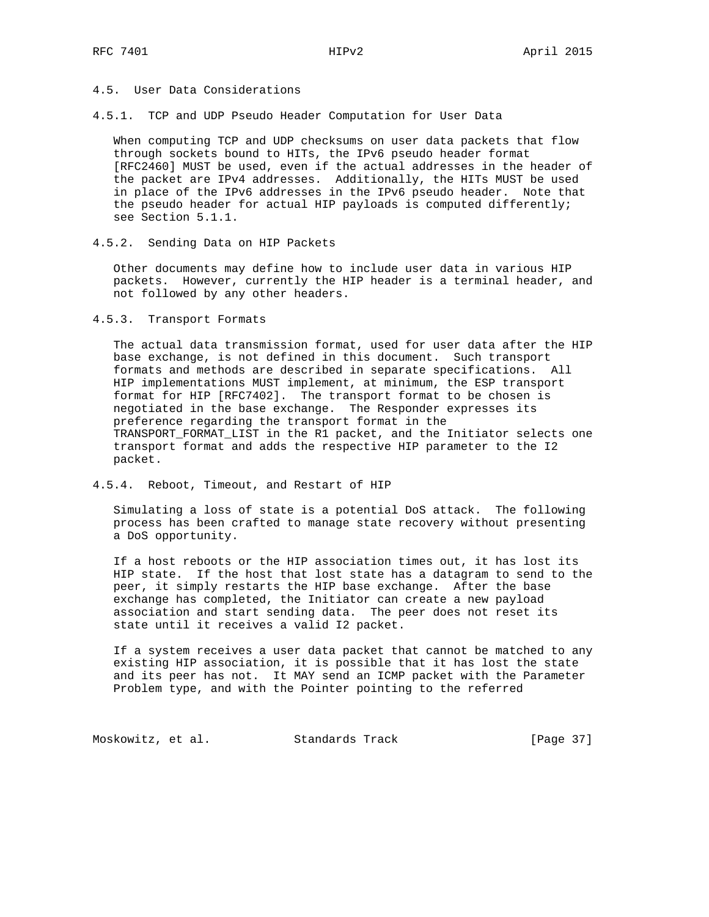## 4.5. User Data Considerations

### 4.5.1. TCP and UDP Pseudo Header Computation for User Data

When computing TCP and UDP checksums on user data packets that flow through sockets bound to HITs, the IPv6 pseudo header format [RFC2460] MUST be used, even if the actual addresses in the header of the packet are IPv4 addresses. Additionally, the HITs MUST be used in place of the IPv6 addresses in the IPv6 pseudo header. Note that the pseudo header for actual HIP payloads is computed differently; see Section 5.1.1.

### 4.5.2. Sending Data on HIP Packets

Other documents may define how to include user data in various HIP packets. However, currently the HIP header is a terminal header, and not followed by any other headers.

### 4.5.3. Transport Formats

The actual data transmission format, used for user data after the HIP base exchange, is not defined in this document. Such transport formats and methods are described in separate specifications. All HIP implementations MUST implement, at minimum, the ESP transport format for HIP [RFC7402]. The transport format to be chosen is negotiated in the base exchange. The Responder expresses its preference regarding the transport format in the TRANSPORT_FORMAT_LIST in the R1 packet, and the Initiator selects one transport format and adds the respective HIP parameter to the I2 packet.

### 4.5.4. Reboot, Timeout, and Restart of HIP

Simulating a loss of state is a potential DoS attack. The following process has been crafted to manage state recovery without presenting a DoS opportunity.

If a host reboots or the HIP association times out, it has lost its HIP state. If the host that lost state has a datagram to send to the peer, it simply restarts the HIP base exchange. After the base exchange has completed, the Initiator can create a new payload association and start sending data. The peer does not reset its state until it receives a valid I2 packet.

If a system receives a user data packet that cannot be matched to any existing HIP association, it is possible that it has lost the state and its peer has not. It MAY send an ICMP packet with the Parameter Problem type, and with the Pointer pointing to the referred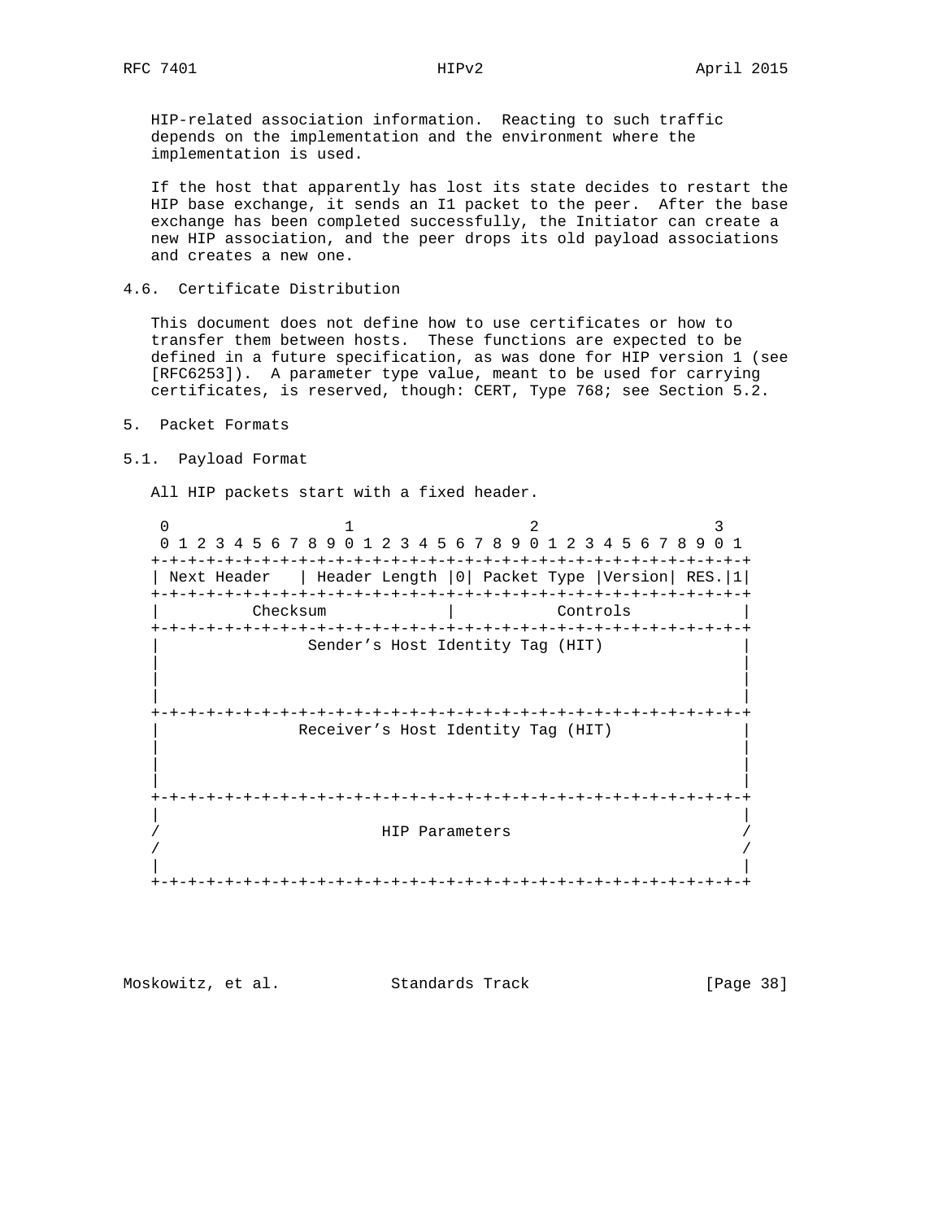HIP-related association information. Reacting to such traffic depends on the implementation and the environment where the implementation is used.

If the host that apparently has lost its state decides to restart the HIP base exchange, it sends an I1 packet to the peer. After the base exchange has been completed successfully, the Initiator can create a new HIP association, and the peer drops its old payload associations and creates a new one.

## 4.6. Certificate Distribution

This document does not define how to use certificates or how to transfer them between hosts. These functions are expected to be defined in a future specification, as was done for HIP version 1 (see [RFC6253]). A parameter type value, meant to be used for carrying certificates, is reserved, though: CERT, Type 768; see Section 5.2.

# 5. Packet Formats

## 5.1. Payload Format

All HIP packets start with a fixed header.

```
 0                   1                   2                   3
 0 1 2 3 4 5 6 7 8 9 0 1 2 3 4 5 6 7 8 9 0 1 2 3 4 5 6 7 8 9 0 1
+-+-+-+-+-+-+-+-+-+-+-+-+-+-+-+-+-+-+-+-+-+-+-+-+-+-+-+-+-+-+-+-+
| Next Header   | Header Length |0| Packet Type |Version| RES.|1|
+-+-+-+-+-+-+-+-+-+-+-+-+-+-+-+-+-+-+-+-+-+-+-+-+-+-+-+-+-+-+-+-+
|          Checksum             |           Controls            |
+-+-+-+-+-+-+-+-+-+-+-+-+-+-+-+-+-+-+-+-+-+-+-+-+-+-+-+-+-+-+-+-+
|                Sender’s Host Identity Tag (HIT)               |
|                                                               |
|                                                               |
|                                                               |
+-+-+-+-+-+-+-+-+-+-+-+-+-+-+-+-+-+-+-+-+-+-+-+-+-+-+-+-+-+-+-+-+
|               Receiver’s Host Identity Tag (HIT)              |
|                                                               |
|                                                               |
|                                                               |
+-+-+-+-+-+-+-+-+-+-+-+-+-+-+-+-+-+-+-+-+-+-+-+-+-+-+-+-+-+-+-+-+
|                                                               |
/                        HIP Parameters                         /
/                                                               /
|                                                               |
+-+-+-+-+-+-+-+-+-+-+-+-+-+-+-+-+-+-+-+-+-+-+-+-+-+-+-+-+-+-+-+-+
```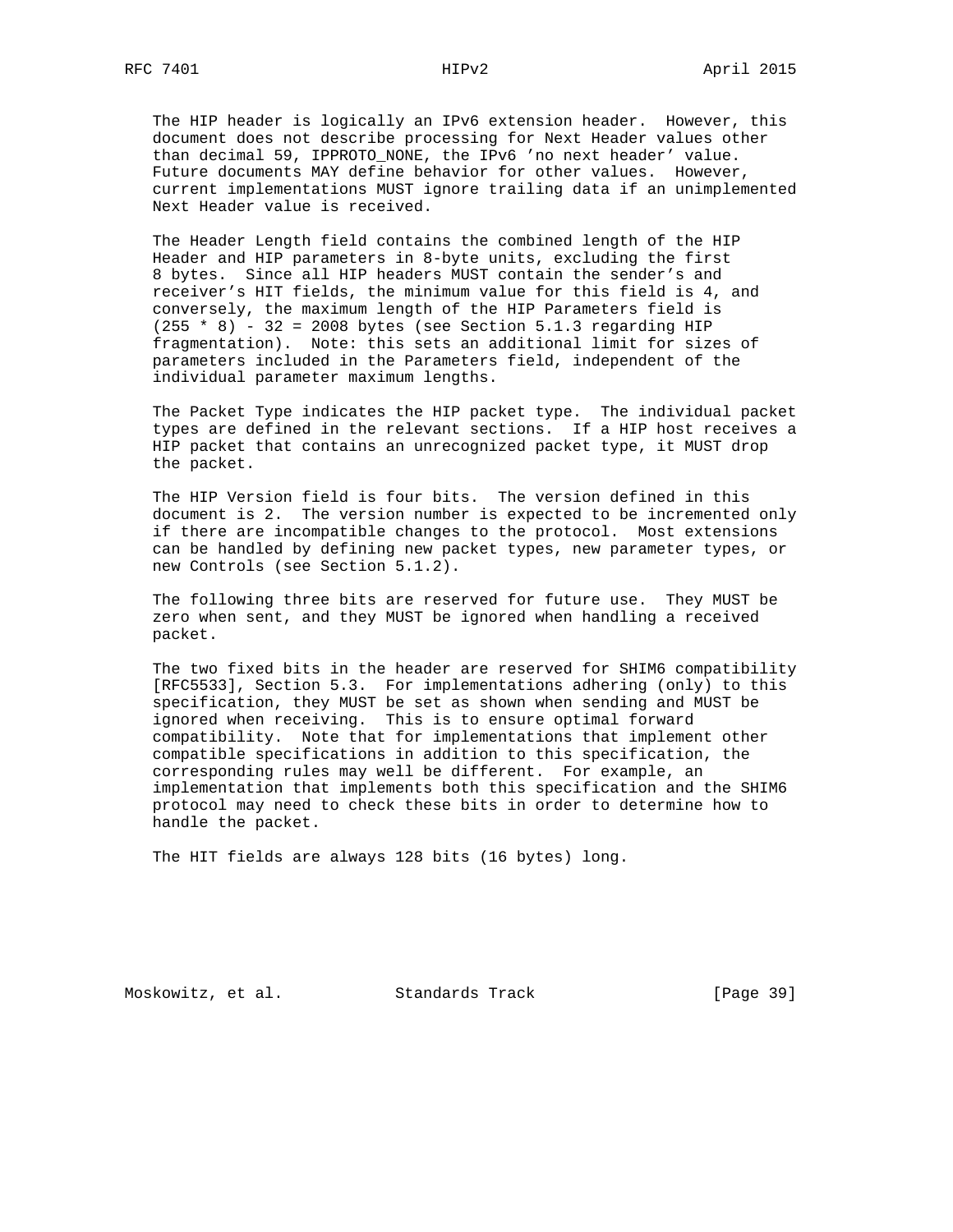The HIP header is logically an IPv6 extension header. However, this document does not describe processing for Next Header values other than decimal 59, IPPROTO_NONE, the IPv6 'no next header' value. Future documents MAY define behavior for other values. However, current implementations MUST ignore trailing data if an unimplemented Next Header value is received.

The Header Length field contains the combined length of the HIP Header and HIP parameters in 8-byte units, excluding the first 8 bytes. Since all HIP headers MUST contain the sender's and receiver's HIT fields, the minimum value for this field is 4, and conversely, the maximum length of the HIP Parameters field is (255 * 8) - 32 = 2008 bytes (see Section 5.1.3 regarding HIP fragmentation). Note: this sets an additional limit for sizes of parameters included in the Parameters field, independent of the individual parameter maximum lengths.

The Packet Type indicates the HIP packet type. The individual packet types are defined in the relevant sections. If a HIP host receives a HIP packet that contains an unrecognized packet type, it MUST drop the packet.

The HIP Version field is four bits. The version defined in this document is 2. The version number is expected to be incremented only if there are incompatible changes to the protocol. Most extensions can be handled by defining new packet types, new parameter types, or new Controls (see Section 5.1.2).

The following three bits are reserved for future use. They MUST be zero when sent, and they MUST be ignored when handling a received packet.

The two fixed bits in the header are reserved for SHIM6 compatibility [RFC5533], Section 5.3. For implementations adhering (only) to this specification, they MUST be set as shown when sending and MUST be ignored when receiving. This is to ensure optimal forward compatibility. Note that for implementations that implement other compatible specifications in addition to this specification, the corresponding rules may well be different. For example, an implementation that implements both this specification and the SHIM6 protocol may need to check these bits in order to determine how to handle the packet.

The HIT fields are always 128 bits (16 bytes) long.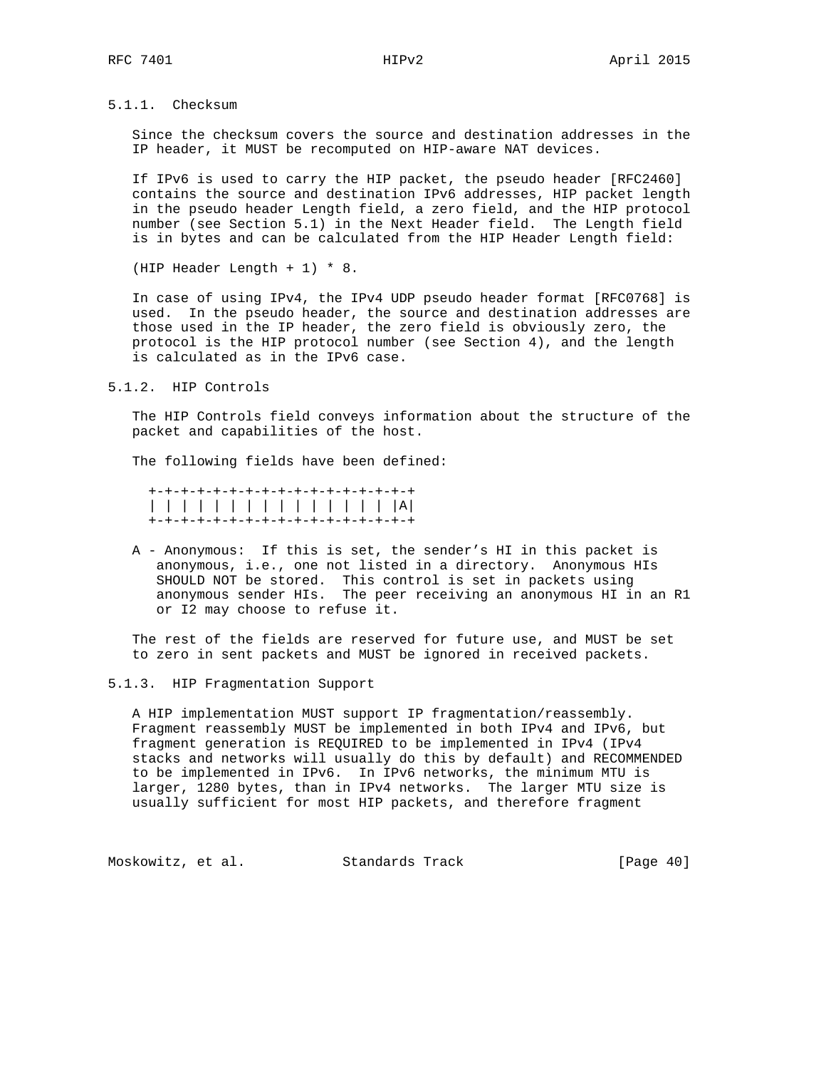### 5.1.1. Checksum

Since the checksum covers the source and destination addresses in the IP header, it MUST be recomputed on HIP-aware NAT devices.

If IPv6 is used to carry the HIP packet, the pseudo header [RFC2460] contains the source and destination IPv6 addresses, HIP packet length in the pseudo header Length field, a zero field, and the HIP protocol number (see Section 5.1) in the Next Header field. The Length field is in bytes and can be calculated from the HIP Header Length field:

(HIP Header Length + 1) * 8.

In case of using IPv4, the IPv4 UDP pseudo header format [RFC0768] is used. In the pseudo header, the source and destination addresses are those used in the IP header, the zero field is obviously zero, the protocol is the HIP protocol number (see Section 4), and the length is calculated as in the IPv6 case.

### 5.1.2. HIP Controls

The HIP Controls field conveys information about the structure of the packet and capabilities of the host.

The following fields have been defined:

```
 +-+-+-+-+-+-+-+-+-+-+-+-+-+-+-+-+
 | | | | | | | | | | | | | | | |A|
 +-+-+-+-+-+-+-+-+-+-+-+-+-+-+-+-+
```

A - Anonymous: If this is set, the sender's HI in this packet is anonymous, i.e., one not listed in a directory. Anonymous HIs SHOULD NOT be stored. This control is set in packets using anonymous sender HIs. The peer receiving an anonymous HI in an R1 or I2 may choose to refuse it.

The rest of the fields are reserved for future use, and MUST be set to zero in sent packets and MUST be ignored in received packets.

### 5.1.3. HIP Fragmentation Support

A HIP implementation MUST support IP fragmentation/reassembly. Fragment reassembly MUST be implemented in both IPv4 and IPv6, but fragment generation is REQUIRED to be implemented in IPv4 (IPv4 stacks and networks will usually do this by default) and RECOMMENDED to be implemented in IPv6. In IPv6 networks, the minimum MTU is larger, 1280 bytes, than in IPv4 networks. The larger MTU size is usually sufficient for most HIP packets, and therefore fragment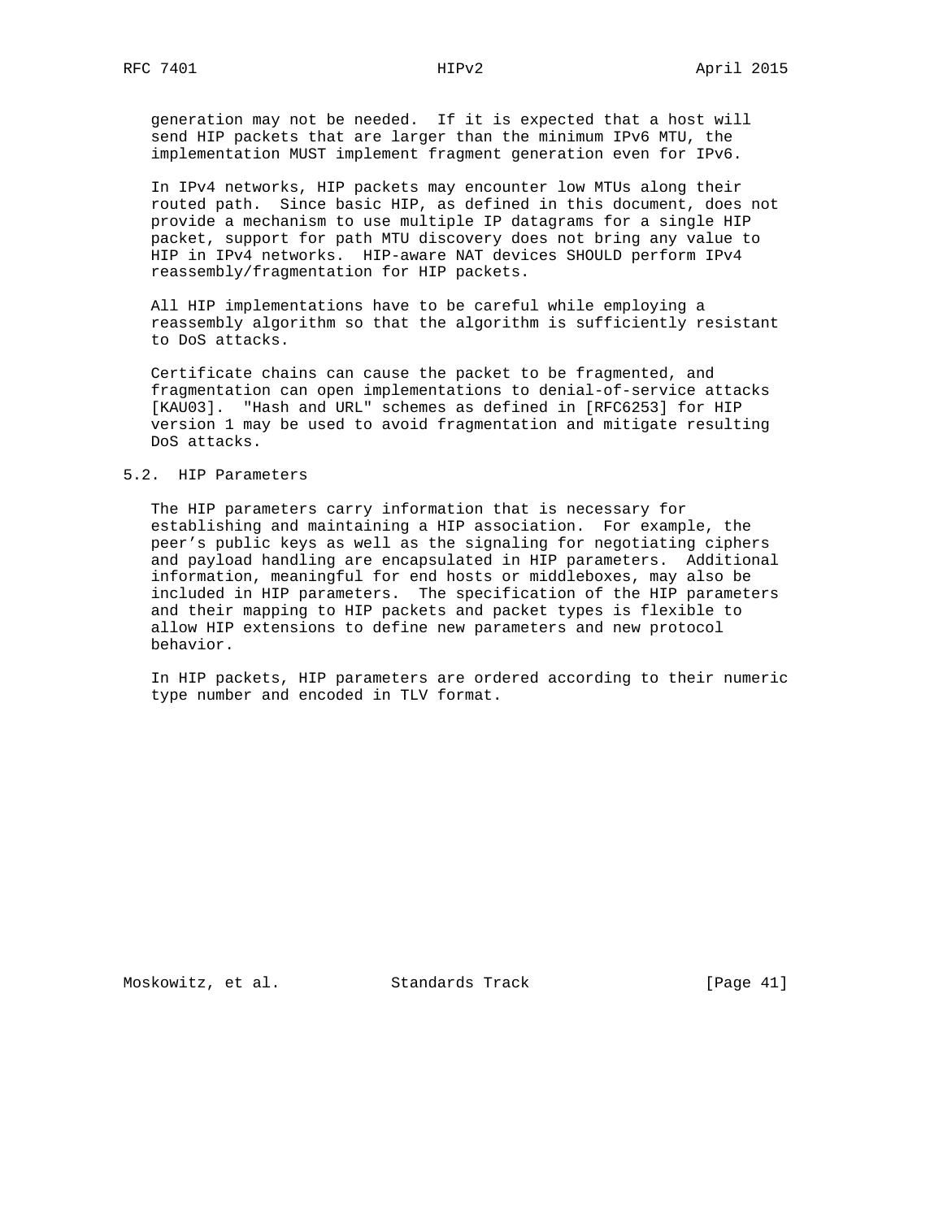generation may not be needed. If it is expected that a host will send HIP packets that are larger than the minimum IPv6 MTU, the implementation MUST implement fragment generation even for IPv6.

In IPv4 networks, HIP packets may encounter low MTUs along their routed path. Since basic HIP, as defined in this document, does not provide a mechanism to use multiple IP datagrams for a single HIP packet, support for path MTU discovery does not bring any value to HIP in IPv4 networks. HIP-aware NAT devices SHOULD perform IPv4 reassembly/fragmentation for HIP packets.

All HIP implementations have to be careful while employing a reassembly algorithm so that the algorithm is sufficiently resistant to DoS attacks.

Certificate chains can cause the packet to be fragmented, and fragmentation can open implementations to denial-of-service attacks [KAU03]. "Hash and URL" schemes as defined in [RFC6253] for HIP version 1 may be used to avoid fragmentation and mitigate resulting DoS attacks.

## 5.2. HIP Parameters

The HIP parameters carry information that is necessary for establishing and maintaining a HIP association. For example, the peer's public keys as well as the signaling for negotiating ciphers and payload handling are encapsulated in HIP parameters. Additional information, meaningful for end hosts or middleboxes, may also be included in HIP parameters. The specification of the HIP parameters and their mapping to HIP packets and packet types is flexible to allow HIP extensions to define new parameters and new protocol behavior.

In HIP packets, HIP parameters are ordered according to their numeric type number and encoded in TLV format.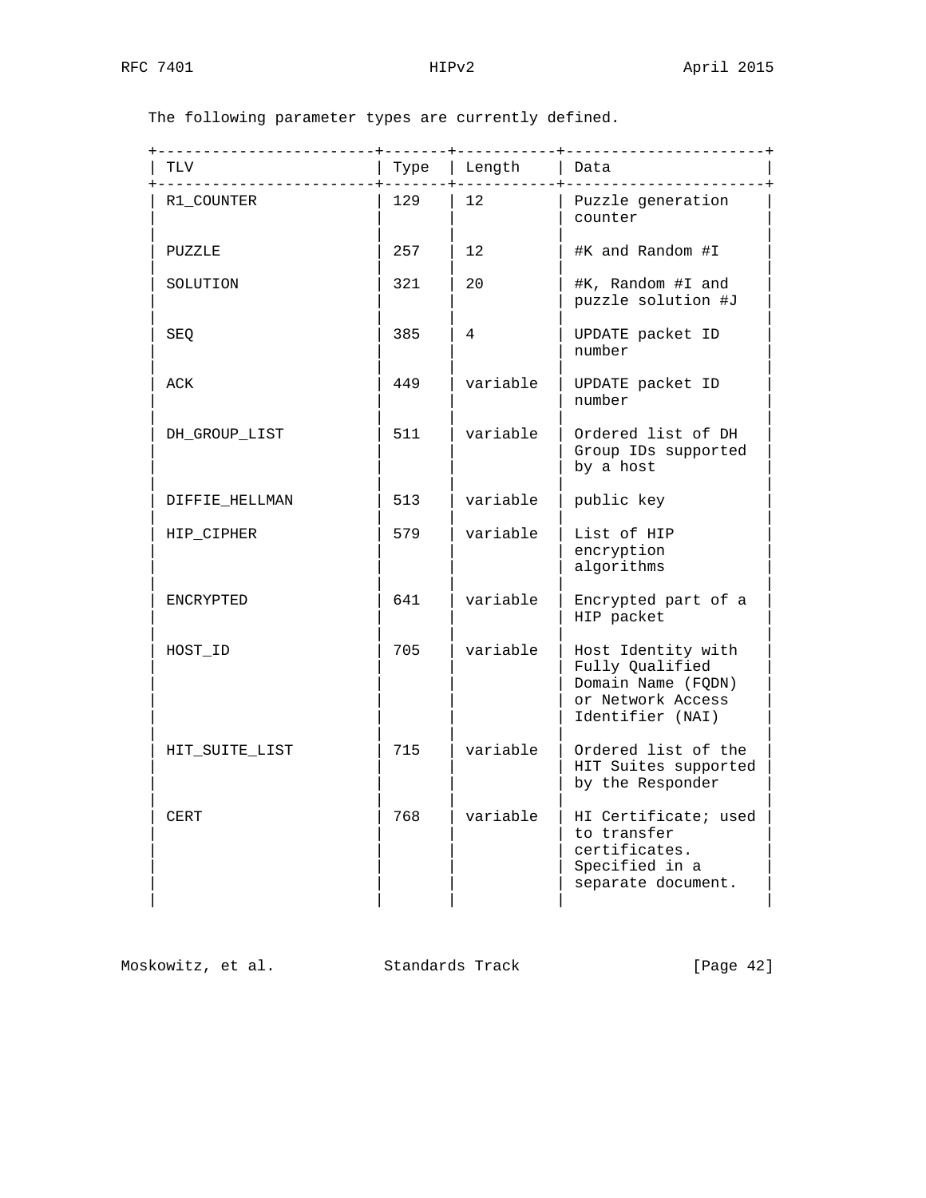The following parameter types are currently defined.

| TLV | Type | Length | Data |
|---|---|---|---|
| R1_COUNTER | 129 | 12 | Puzzle generation counter |
| PUZZLE | 257 | 12 | #K and Random #I |
| SOLUTION | 321 | 20 | #K, Random #I and puzzle solution #J |
| SEQ | 385 | 4 | UPDATE packet ID number |
| ACK | 449 | variable | UPDATE packet ID number |
| DH_GROUP_LIST | 511 | variable | Ordered list of DH Group IDs supported by a host |
| DIFFIE_HELLMAN | 513 | variable | public key |
| HIP_CIPHER | 579 | variable | List of HIP encryption algorithms |
| ENCRYPTED | 641 | variable | Encrypted part of a HIP packet |
| HOST_ID | 705 | variable | Host Identity with Fully Qualified Domain Name (FQDN) or Network Access Identifier (NAI) |
| HIT_SUITE_LIST | 715 | variable | Ordered list of the HIT Suites supported by the Responder |
| CERT | 768 | variable | HI Certificate; used to transfer certificates. Specified in a separate document. |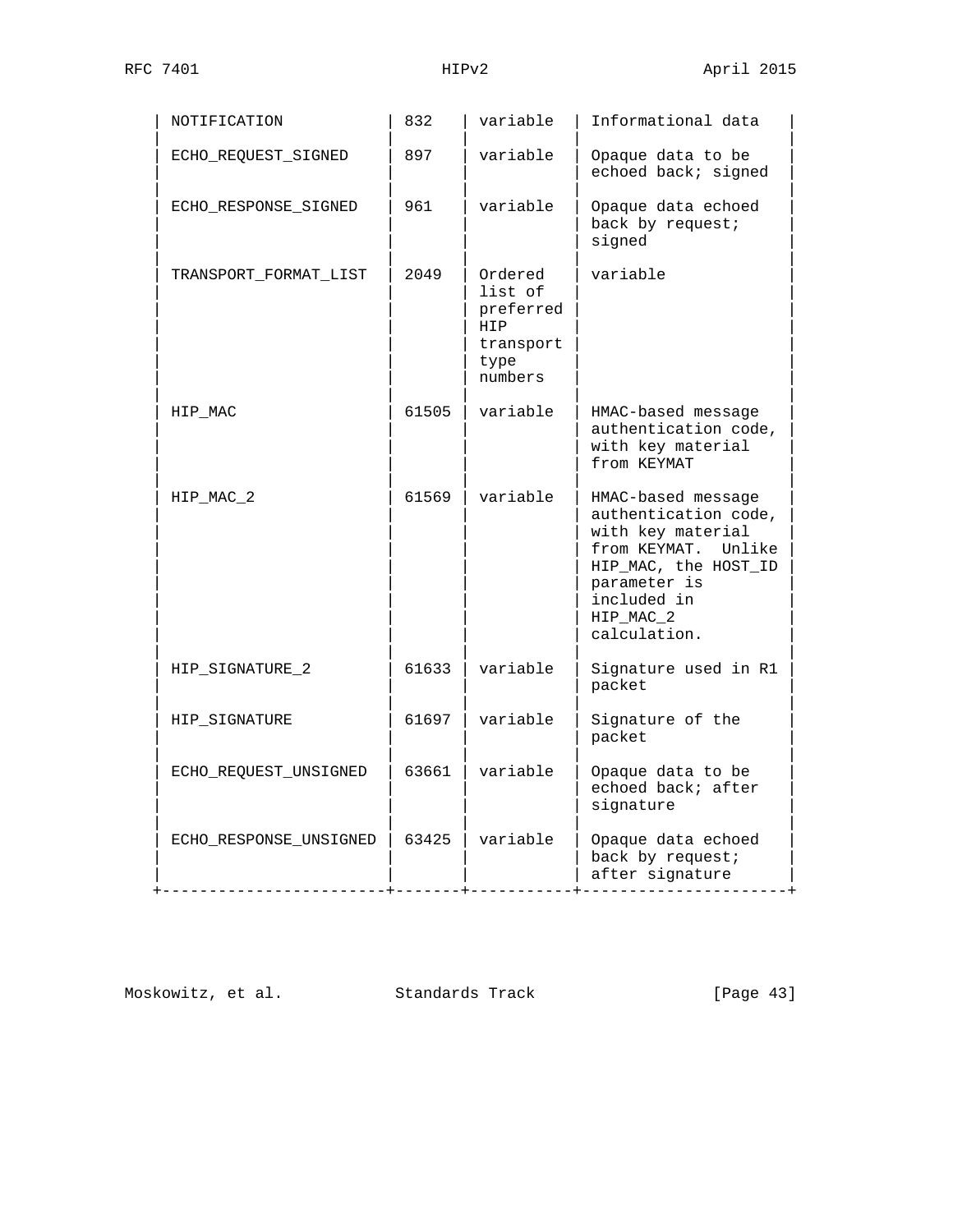| | | | |
|---|---|---|---|
| NOTIFICATION | 832 | variable | Informational data |
| ECHO_REQUEST_SIGNED | 897 | variable | Opaque data to be echoed back; signed |
| ECHO_RESPONSE_SIGNED | 961 | variable | Opaque data echoed back by request; signed |
| TRANSPORT_FORMAT_LIST | 2049 | Ordered list of preferred HIP transport type numbers | variable |
| HIP_MAC | 61505 | variable | HMAC-based message authentication code, with key material from KEYMAT |
| HIP_MAC_2 | 61569 | variable | HMAC-based message authentication code, with key material from KEYMAT.  Unlike HIP_MAC, the HOST_ID parameter is included in HIP_MAC_2 calculation. |
| HIP_SIGNATURE_2 | 61633 | variable | Signature used in R1 packet |
| HIP_SIGNATURE | 61697 | variable | Signature of the packet |
| ECHO_REQUEST_UNSIGNED | 63661 | variable | Opaque data to be echoed back; after signature |
| ECHO_RESPONSE_UNSIGNED | 63425 | variable | Opaque data echoed back by request; after signature |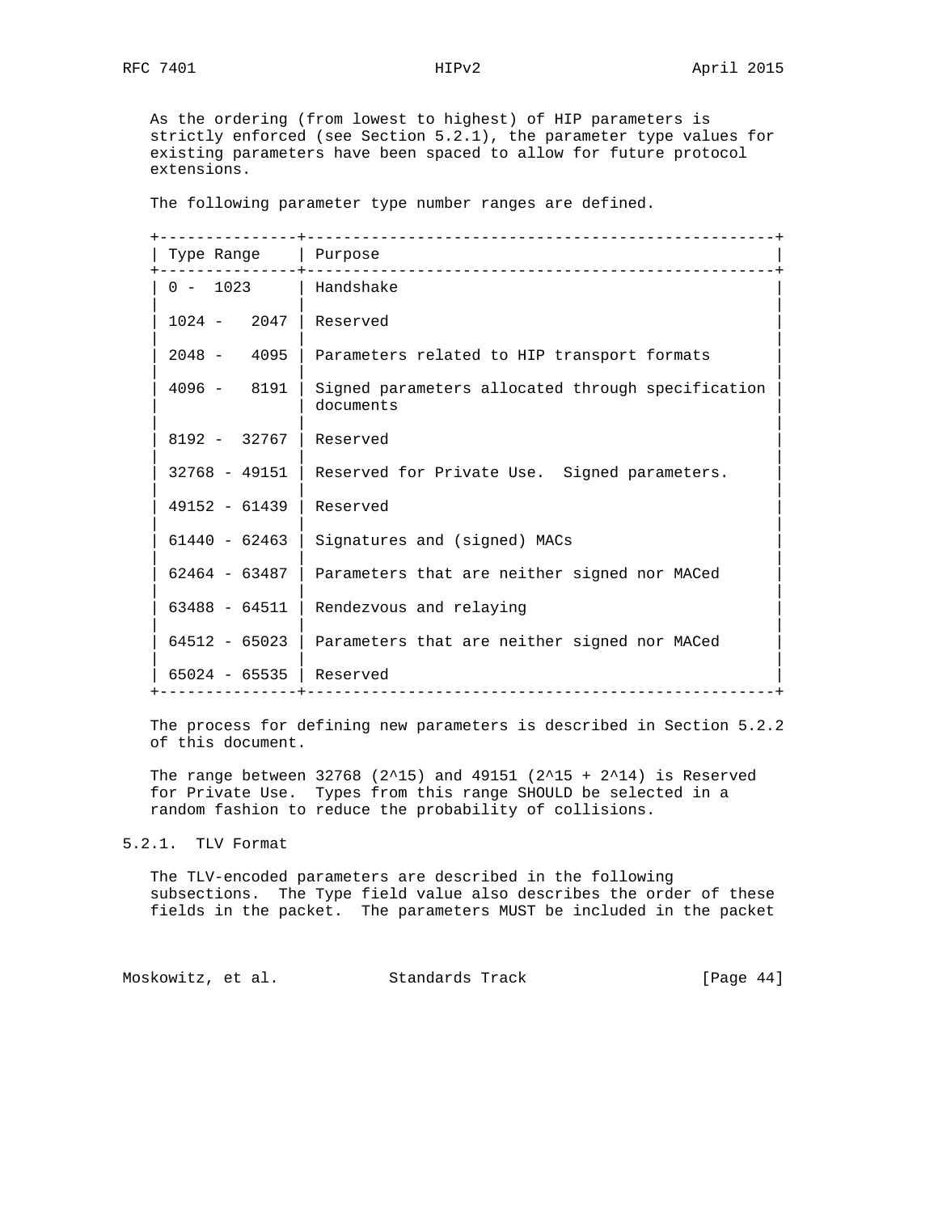As the ordering (from lowest to highest) of HIP parameters is strictly enforced (see Section 5.2.1), the parameter type values for existing parameters have been spaced to allow for future protocol extensions.

The following parameter type number ranges are defined.

| Type Range | Purpose |
|---|---|
| 0 - 1023 | Handshake |
| 1024 - 2047 | Reserved |
| 2048 - 4095 | Parameters related to HIP transport formats |
| 4096 - 8191 | Signed parameters allocated through specification documents |
| 8192 - 32767 | Reserved |
| 32768 - 49151 | Reserved for Private Use. Signed parameters. |
| 49152 - 61439 | Reserved |
| 61440 - 62463 | Signatures and (signed) MACs |
| 62464 - 63487 | Parameters that are neither signed nor MACed |
| 63488 - 64511 | Rendezvous and relaying |
| 64512 - 65023 | Parameters that are neither signed nor MACed |
| 65024 - 65535 | Reserved |

The process for defining new parameters is described in Section 5.2.2 of this document.

The range between 32768 ($2^{15}$) and 49151 ($2^{15} + 2^{14}$) is Reserved for Private Use. Types from this range SHOULD be selected in a random fashion to reduce the probability of collisions.

### 5.2.1. TLV Format

The TLV-encoded parameters are described in the following subsections. The Type field value also describes the order of these fields in the packet. The parameters MUST be included in the packet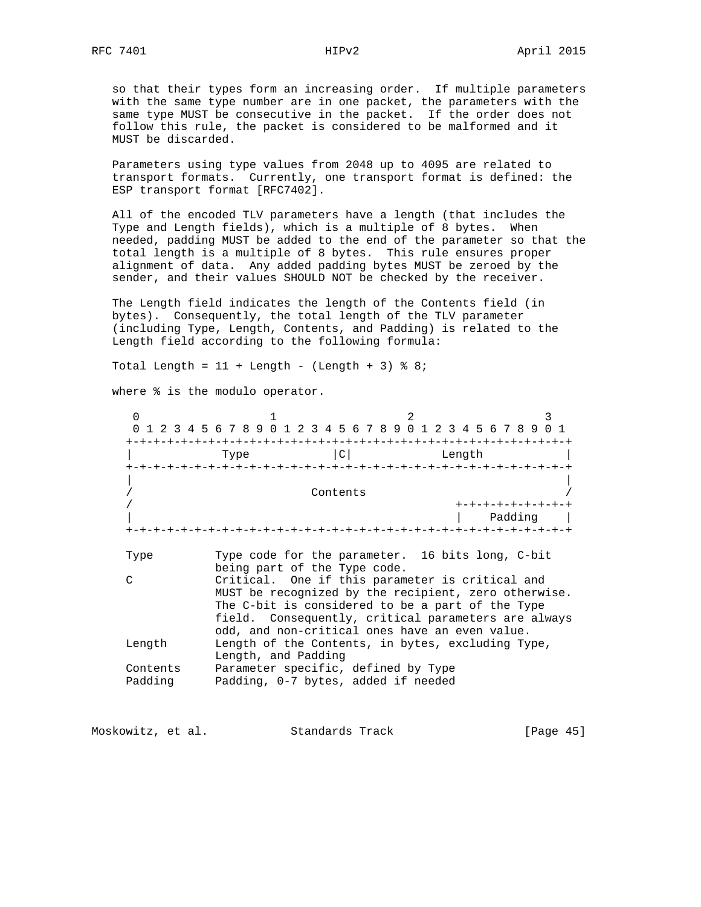so that their types form an increasing order. If multiple parameters with the same type number are in one packet, the parameters with the same type MUST be consecutive in the packet. If the order does not follow this rule, the packet is considered to be malformed and it MUST be discarded.

Parameters using type values from 2048 up to 4095 are related to transport formats. Currently, one transport format is defined: the ESP transport format [RFC7402].

All of the encoded TLV parameters have a length (that includes the Type and Length fields), which is a multiple of 8 bytes. When needed, padding MUST be added to the end of the parameter so that the total length is a multiple of 8 bytes. This rule ensures proper alignment of data. Any added padding bytes MUST be zeroed by the sender, and their values SHOULD NOT be checked by the receiver.

The Length field indicates the length of the Contents field (in bytes). Consequently, the total length of the TLV parameter (including Type, Length, Contents, and Padding) is related to the Length field according to the following formula:

```
Total Length = 11 + Length - (Length + 3) % 8;
```

where % is the modulo operator.

```
 0                   1                   2                   3
 0 1 2 3 4 5 6 7 8 9 0 1 2 3 4 5 6 7 8 9 0 1 2 3 4 5 6 7 8 9 0 1
+-+-+-+-+-+-+-+-+-+-+-+-+-+-+-+-+-+-+-+-+-+-+-+-+-+-+-+-+-+-+-+-+
|             Type            |C|             Length            |
+-+-+-+-+-+-+-+-+-+-+-+-+-+-+-+-+-+-+-+-+-+-+-+-+-+-+-+-+-+-+-+-+
|                                                               |
/                          Contents                             /
/                                               +-+-+-+-+-+-+-+-+
|                                               |    Padding    |
+-+-+-+-+-+-+-+-+-+-+-+-+-+-+-+-+-+-+-+-+-+-+-+-+-+-+-+-+-+-+-+-+

Type         Type code for the parameter.  16 bits long, C-bit
             being part of the Type code.
C            Critical.  One if this parameter is critical and
             MUST be recognized by the recipient, zero otherwise.
             The C-bit is considered to be a part of the Type
             field.  Consequently, critical parameters are always
             odd, and non-critical ones have an even value.
Length       Length of the Contents, in bytes, excluding Type,
             Length, and Padding
Contents     Parameter specific, defined by Type
Padding      Padding, 0-7 bytes, added if needed
```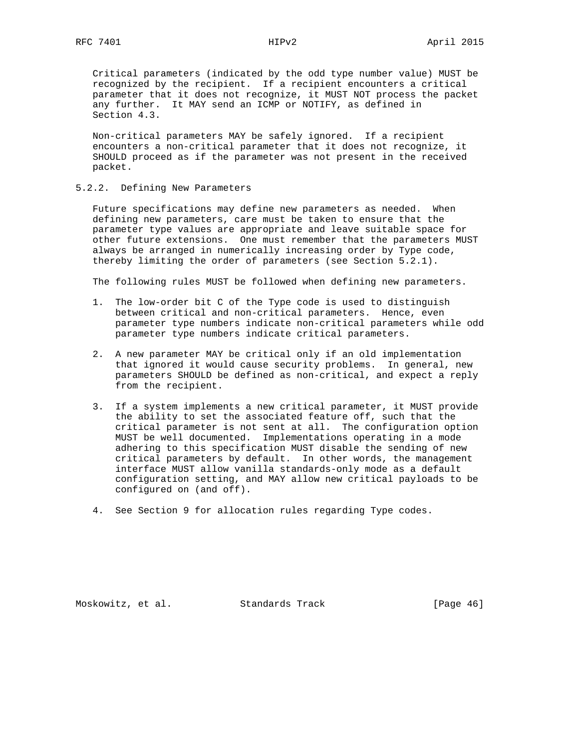Critical parameters (indicated by the odd type number value) MUST be recognized by the recipient. If a recipient encounters a critical parameter that it does not recognize, it MUST NOT process the packet any further. It MAY send an ICMP or NOTIFY, as defined in Section 4.3.

Non-critical parameters MAY be safely ignored. If a recipient encounters a non-critical parameter that it does not recognize, it SHOULD proceed as if the parameter was not present in the received packet.

### 5.2.2. Defining New Parameters

Future specifications may define new parameters as needed. When defining new parameters, care must be taken to ensure that the parameter type values are appropriate and leave suitable space for other future extensions. One must remember that the parameters MUST always be arranged in numerically increasing order by Type code, thereby limiting the order of parameters (see Section 5.2.1).

The following rules MUST be followed when defining new parameters.

1. The low-order bit C of the Type code is used to distinguish between critical and non-critical parameters. Hence, even parameter type numbers indicate non-critical parameters while odd parameter type numbers indicate critical parameters.

2. A new parameter MAY be critical only if an old implementation that ignored it would cause security problems. In general, new parameters SHOULD be defined as non-critical, and expect a reply from the recipient.

3. If a system implements a new critical parameter, it MUST provide the ability to set the associated feature off, such that the critical parameter is not sent at all. The configuration option MUST be well documented. Implementations operating in a mode adhering to this specification MUST disable the sending of new critical parameters by default. In other words, the management interface MUST allow vanilla standards-only mode as a default configuration setting, and MAY allow new critical payloads to be configured on (and off).

4. See Section 9 for allocation rules regarding Type codes.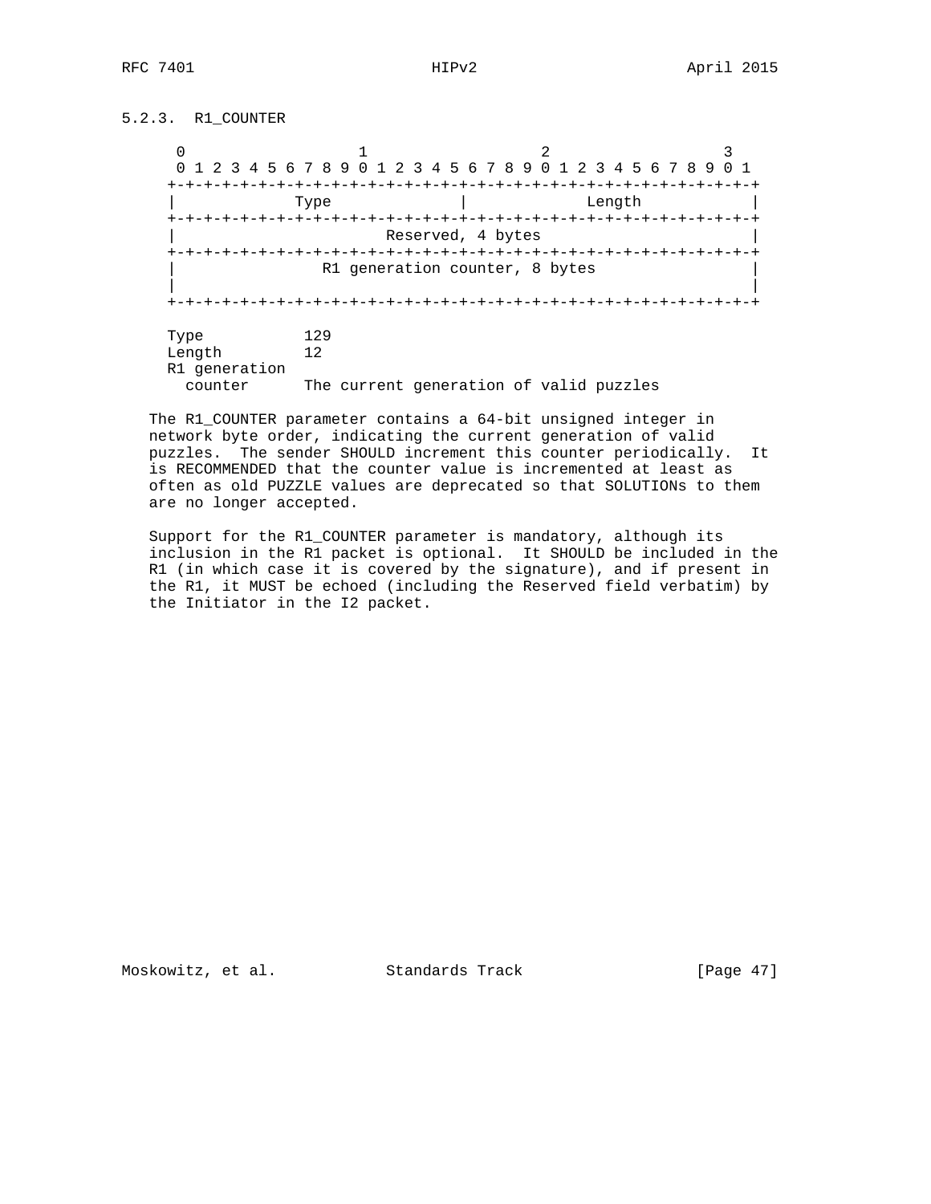### 5.2.3. R1_COUNTER

```
 0                   1                   2                   3
 0 1 2 3 4 5 6 7 8 9 0 1 2 3 4 5 6 7 8 9 0 1 2 3 4 5 6 7 8 9 0 1
+-+-+-+-+-+-+-+-+-+-+-+-+-+-+-+-+-+-+-+-+-+-+-+-+-+-+-+-+-+-+-+-+
|             Type              |             Length            |
+-+-+-+-+-+-+-+-+-+-+-+-+-+-+-+-+-+-+-+-+-+-+-+-+-+-+-+-+-+-+-+-+
|                       Reserved, 4 bytes                       |
+-+-+-+-+-+-+-+-+-+-+-+-+-+-+-+-+-+-+-+-+-+-+-+-+-+-+-+-+-+-+-+-+
|                R1 generation counter, 8 bytes                 |
|                                                               |
+-+-+-+-+-+-+-+-+-+-+-+-+-+-+-+-+-+-+-+-+-+-+-+-+-+-+-+-+-+-+-+-+

Type           129
Length         12
R1 generation
  counter      The current generation of valid puzzles
```

The R1_COUNTER parameter contains a 64-bit unsigned integer in network byte order, indicating the current generation of valid puzzles. The sender SHOULD increment this counter periodically. It is RECOMMENDED that the counter value is incremented at least as often as old PUZZLE values are deprecated so that SOLUTIONs to them are no longer accepted.

Support for the R1_COUNTER parameter is mandatory, although its inclusion in the R1 packet is optional. It SHOULD be included in the R1 (in which case it is covered by the signature), and if present in the R1, it MUST be echoed (including the Reserved field verbatim) by the Initiator in the I2 packet.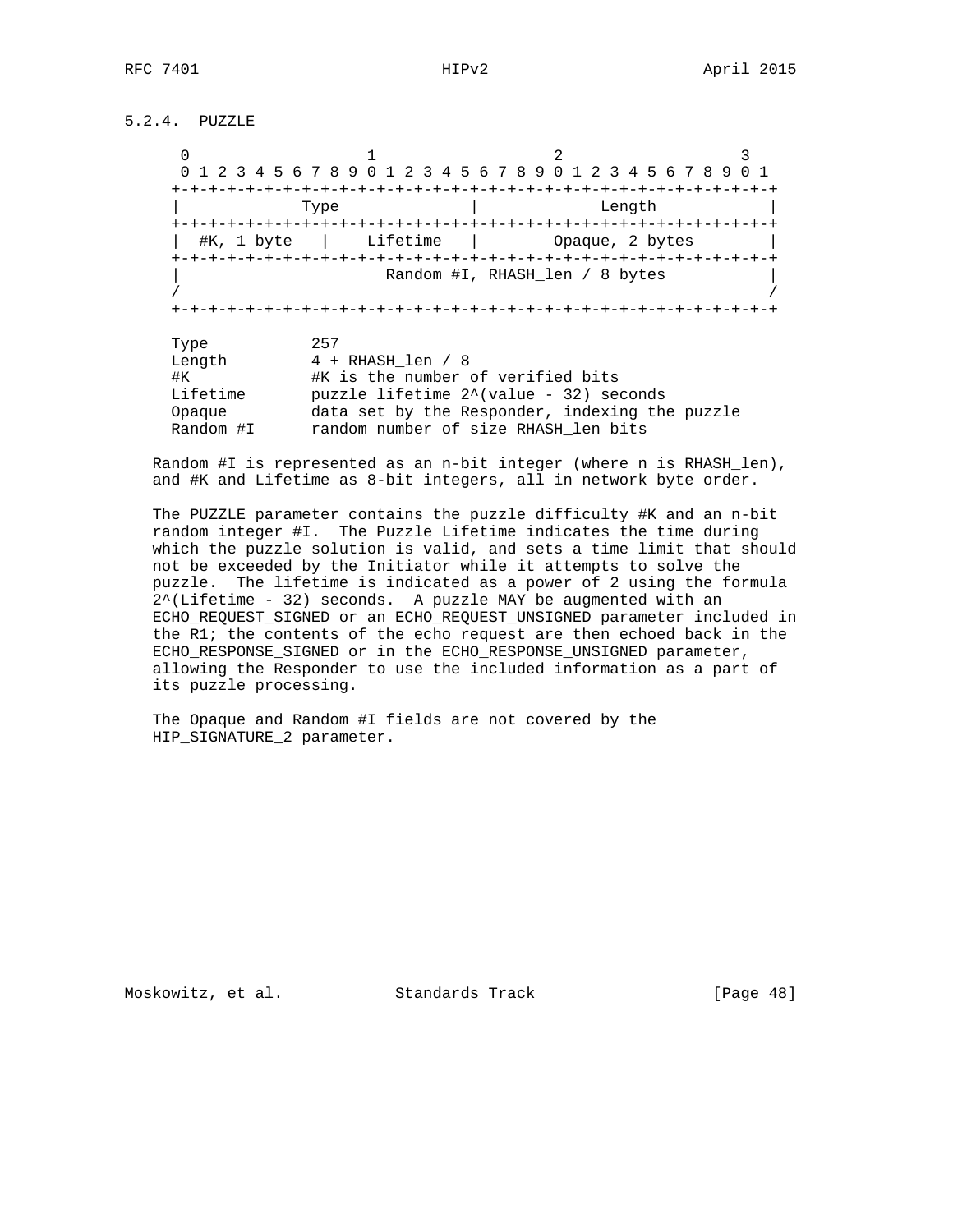### 5.2.4. PUZZLE

```
     0                   1                   2                   3
     0 1 2 3 4 5 6 7 8 9 0 1 2 3 4 5 6 7 8 9 0 1 2 3 4 5 6 7 8 9 0 1
    +-+-+-+-+-+-+-+-+-+-+-+-+-+-+-+-+-+-+-+-+-+-+-+-+-+-+-+-+-+-+-+-+
    |             Type              |             Length            |
    +-+-+-+-+-+-+-+-+-+-+-+-+-+-+-+-+-+-+-+-+-+-+-+-+-+-+-+-+-+-+-+-+
    |  #K, 1 byte   |    Lifetime   |        Opaque, 2 bytes        |
    +-+-+-+-+-+-+-+-+-+-+-+-+-+-+-+-+-+-+-+-+-+-+-+-+-+-+-+-+-+-+-+-+
    |                      Random #I, RHASH_len / 8 bytes           |
    /                                                               /
    +-+-+-+-+-+-+-+-+-+-+-+-+-+-+-+-+-+-+-+-+-+-+-+-+-+-+-+-+-+-+-+-+

    Type           257
    Length         4 + RHASH_len / 8
    #K             #K is the number of verified bits
    Lifetime       puzzle lifetime 2^(value - 32) seconds
    Opaque         data set by the Responder, indexing the puzzle
    Random #I      random number of size RHASH_len bits
```

Random #I is represented as an n-bit integer (where n is RHASH_len), and #K and Lifetime as 8-bit integers, all in network byte order.

The PUZZLE parameter contains the puzzle difficulty #K and an n-bit random integer #I. The Puzzle Lifetime indicates the time during which the puzzle solution is valid, and sets a time limit that should not be exceeded by the Initiator while it attempts to solve the puzzle. The lifetime is indicated as a power of 2 using the formula 2^(Lifetime - 32) seconds. A puzzle MAY be augmented with an ECHO_REQUEST_SIGNED or an ECHO_REQUEST_UNSIGNED parameter included in the R1; the contents of the echo request are then echoed back in the ECHO_RESPONSE_SIGNED or in the ECHO_RESPONSE_UNSIGNED parameter, allowing the Responder to use the included information as a part of its puzzle processing.

The Opaque and Random #I fields are not covered by the HIP_SIGNATURE_2 parameter.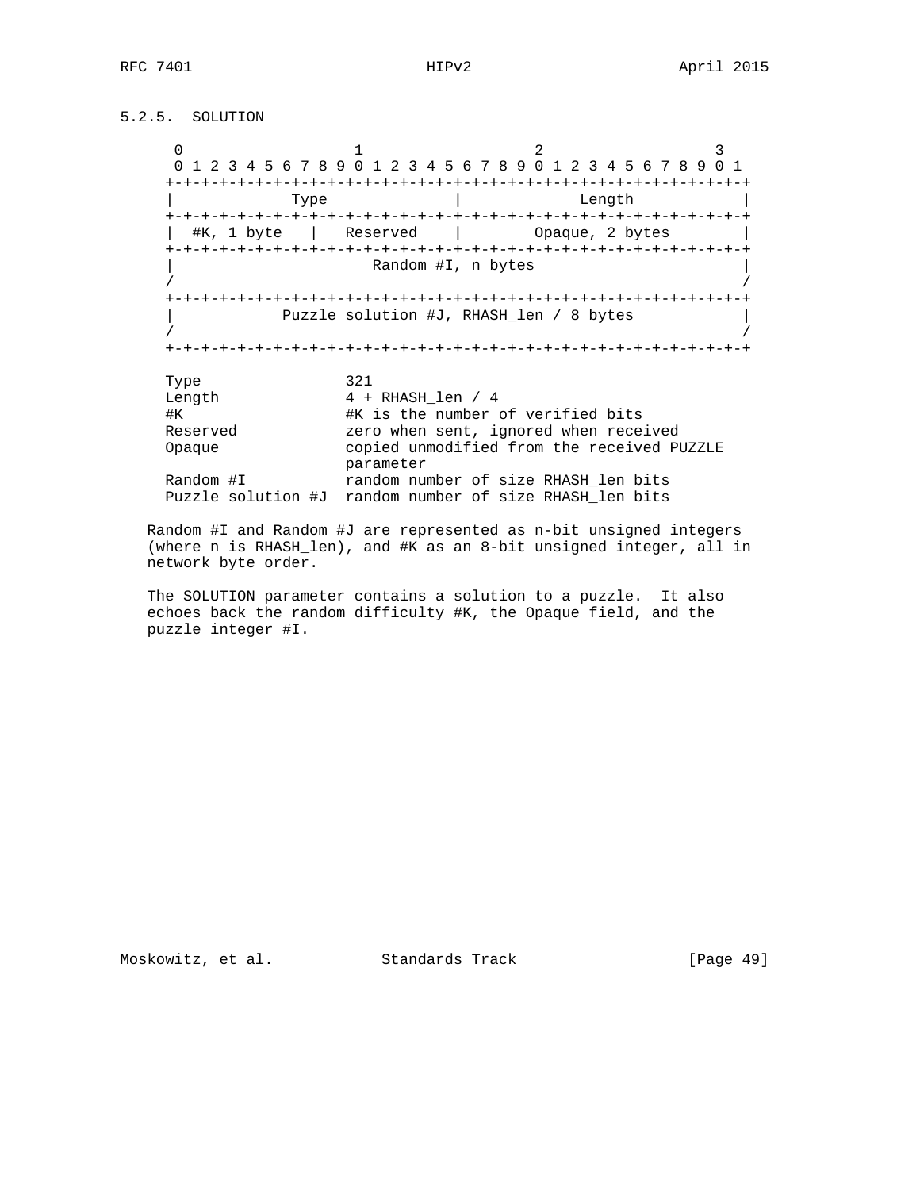### 5.2.5. SOLUTION

```
     0                   1                   2                   3
     0 1 2 3 4 5 6 7 8 9 0 1 2 3 4 5 6 7 8 9 0 1 2 3 4 5 6 7 8 9 0 1
    +-+-+-+-+-+-+-+-+-+-+-+-+-+-+-+-+-+-+-+-+-+-+-+-+-+-+-+-+-+-+-+-+
    |             Type              |             Length            |
    +-+-+-+-+-+-+-+-+-+-+-+-+-+-+-+-+-+-+-+-+-+-+-+-+-+-+-+-+-+-+-+-+
    |  #K, 1 byte   |   Reserved    |        Opaque, 2 bytes        |
    +-+-+-+-+-+-+-+-+-+-+-+-+-+-+-+-+-+-+-+-+-+-+-+-+-+-+-+-+-+-+-+-+
    |                      Random #I, n bytes                       |
    /                                                               /
    +-+-+-+-+-+-+-+-+-+-+-+-+-+-+-+-+-+-+-+-+-+-+-+-+-+-+-+-+-+-+-+-+
    |            Puzzle solution #J, RHASH_len / 8 bytes            |
    /                                                               /
    +-+-+-+-+-+-+-+-+-+-+-+-+-+-+-+-+-+-+-+-+-+-+-+-+-+-+-+-+-+-+-+-+

    Type               321
    Length             4 + RHASH_len / 4
    #K                 #K is the number of verified bits
    Reserved           zero when sent, ignored when received
    Opaque             copied unmodified from the received PUZZLE
                       parameter
    Random #I          random number of size RHASH_len bits
    Puzzle solution #J random number of size RHASH_len bits
```

Random #I and Random #J are represented as n-bit unsigned integers (where n is RHASH_len), and #K as an 8-bit unsigned integer, all in network byte order.

The SOLUTION parameter contains a solution to a puzzle. It also echoes back the random difficulty #K, the Opaque field, and the puzzle integer #I.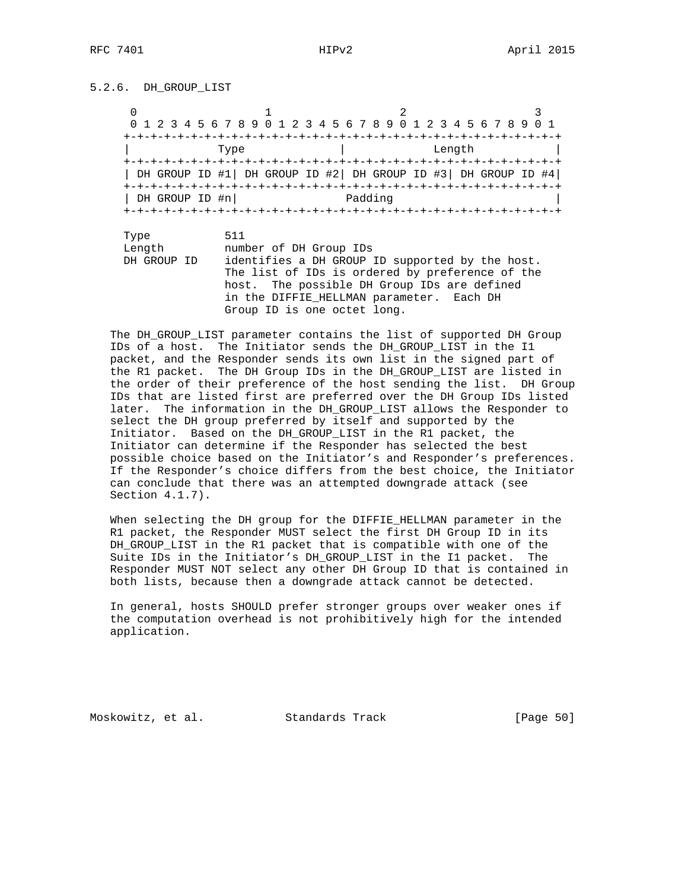### 5.2.6. DH_GROUP_LIST

```
     0                   1                   2                   3
     0 1 2 3 4 5 6 7 8 9 0 1 2 3 4 5 6 7 8 9 0 1 2 3 4 5 6 7 8 9 0 1
    +-+-+-+-+-+-+-+-+-+-+-+-+-+-+-+-+-+-+-+-+-+-+-+-+-+-+-+-+-+-+-+-+
    |             Type              |           Length              |
    +-+-+-+-+-+-+-+-+-+-+-+-+-+-+-+-+-+-+-+-+-+-+-+-+-+-+-+-+-+-+-+-+
    | DH GROUP ID #1| DH GROUP ID #2| DH GROUP ID #3| DH GROUP ID #4|
    +-+-+-+-+-+-+-+-+-+-+-+-+-+-+-+-+-+-+-+-+-+-+-+-+-+-+-+-+-+-+-+-+
    | DH GROUP ID #n|                Padding                        |
    +-+-+-+-+-+-+-+-+-+-+-+-+-+-+-+-+-+-+-+-+-+-+-+-+-+-+-+-+-+-+-+-+

    Type           511
    Length         number of DH Group IDs
    DH GROUP ID    identifies a DH GROUP ID supported by the host.
                   The list of IDs is ordered by preference of the
                   host.  The possible DH Group IDs are defined
                   in the DIFFIE_HELLMAN parameter.  Each DH
                   Group ID is one octet long.
```

The DH_GROUP_LIST parameter contains the list of supported DH Group IDs of a host. The Initiator sends the DH_GROUP_LIST in the I1 packet, and the Responder sends its own list in the signed part of the R1 packet. The DH Group IDs in the DH_GROUP_LIST are listed in the order of their preference of the host sending the list. DH Group IDs that are listed first are preferred over the DH Group IDs listed later. The information in the DH_GROUP_LIST allows the Responder to select the DH group preferred by itself and supported by the Initiator. Based on the DH_GROUP_LIST in the R1 packet, the Initiator can determine if the Responder has selected the best possible choice based on the Initiator's and Responder's preferences. If the Responder's choice differs from the best choice, the Initiator can conclude that there was an attempted downgrade attack (see Section 4.1.7).

When selecting the DH group for the DIFFIE_HELLMAN parameter in the R1 packet, the Responder MUST select the first DH Group ID in its DH_GROUP_LIST in the R1 packet that is compatible with one of the Suite IDs in the Initiator's DH_GROUP_LIST in the I1 packet. The Responder MUST NOT select any other DH Group ID that is contained in both lists, because then a downgrade attack cannot be detected.

In general, hosts SHOULD prefer stronger groups over weaker ones if the computation overhead is not prohibitively high for the intended application.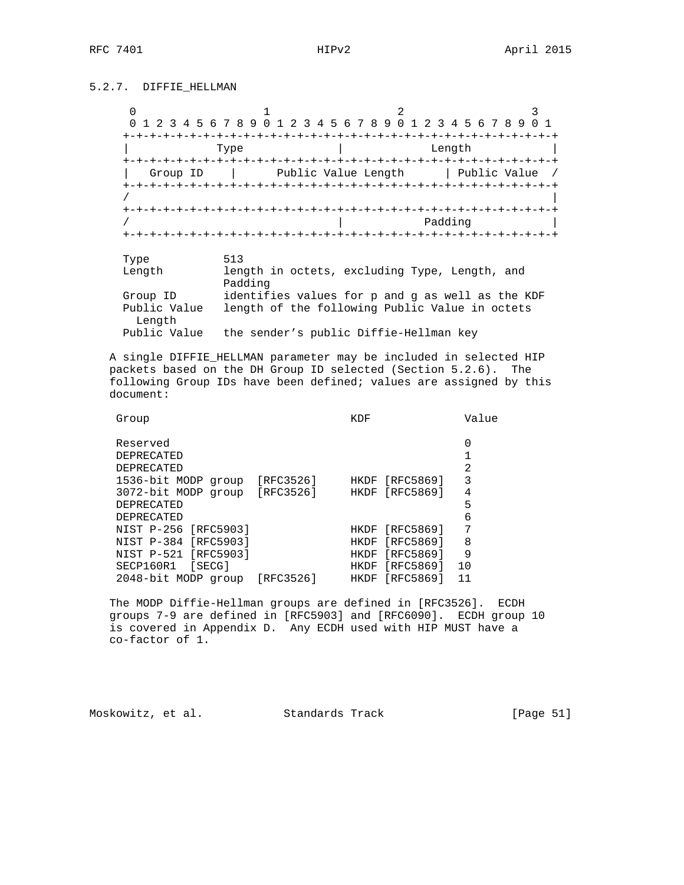### 5.2.7. DIFFIE_HELLMAN

```
    0                   1                   2                   3
    0 1 2 3 4 5 6 7 8 9 0 1 2 3 4 5 6 7 8 9 0 1 2 3 4 5 6 7 8 9 0 1
   +-+-+-+-+-+-+-+-+-+-+-+-+-+-+-+-+-+-+-+-+-+-+-+-+-+-+-+-+-+-+-+-+
   |             Type              |             Length            |
   +-+-+-+-+-+-+-+-+-+-+-+-+-+-+-+-+-+-+-+-+-+-+-+-+-+-+-+-+-+-+-+-+
   |   Group ID    |      Public Value Length      | Public Value  /
   +-+-+-+-+-+-+-+-+-+-+-+-+-+-+-+-+-+-+-+-+-+-+-+-+-+-+-+-+-+-+-+-+
   /                                                               |
   +-+-+-+-+-+-+-+-+-+-+-+-+-+-+-+-+-+-+-+-+-+-+-+-+-+-+-+-+-+-+-+-+
   /                               |            Padding            |
   +-+-+-+-+-+-+-+-+-+-+-+-+-+-+-+-+-+-+-+-+-+-+-+-+-+-+-+-+-+-+-+-+

   Type           513
   Length         length in octets, excluding Type, Length, and
                  Padding
   Group ID       identifies values for p and g as well as the KDF
   Public Value   length of the following Public Value in octets
     Length
   Public Value   the sender's public Diffie-Hellman key
```

A single DIFFIE_HELLMAN parameter may be included in selected HIP packets based on the DH Group ID selected (Section 5.2.6). The following Group IDs have been defined; values are assigned by this document:

| Group | KDF | Value |
|---|---|---|
| Reserved | | 0 |
| DEPRECATED | | 1 |
| DEPRECATED | | 2 |
| 1536-bit MODP group [RFC3526] | HKDF [RFC5869] | 3 |
| 3072-bit MODP group [RFC3526] | HKDF [RFC5869] | 4 |
| DEPRECATED | | 5 |
| DEPRECATED | | 6 |
| NIST P-256 [RFC5903] | HKDF [RFC5869] | 7 |
| NIST P-384 [RFC5903] | HKDF [RFC5869] | 8 |
| NIST P-521 [RFC5903] | HKDF [RFC5869] | 9 |
| SECP160R1 [SECG] | HKDF [RFC5869] | 10 |
| 2048-bit MODP group [RFC3526] | HKDF [RFC5869] | 11 |

The MODP Diffie-Hellman groups are defined in [RFC3526]. ECDH groups 7-9 are defined in [RFC5903] and [RFC6090]. ECDH group 10 is covered in Appendix D. Any ECDH used with HIP MUST have a co-factor of 1.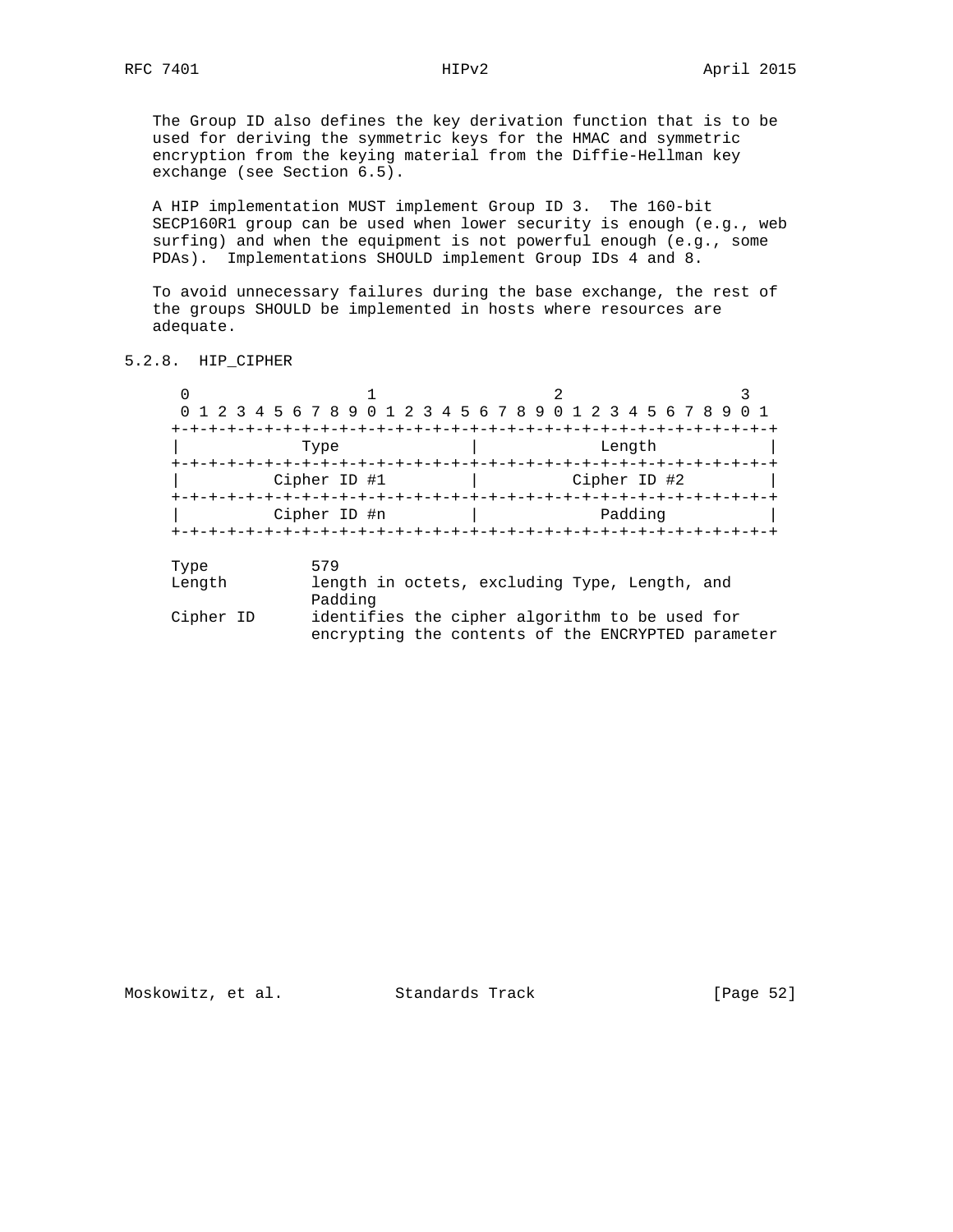The Group ID also defines the key derivation function that is to be used for deriving the symmetric keys for the HMAC and symmetric encryption from the keying material from the Diffie-Hellman key exchange (see Section 6.5).

A HIP implementation MUST implement Group ID 3. The 160-bit SECP160R1 group can be used when lower security is enough (e.g., web surfing) and when the equipment is not powerful enough (e.g., some PDAs). Implementations SHOULD implement Group IDs 4 and 8.

To avoid unnecessary failures during the base exchange, the rest of the groups SHOULD be implemented in hosts where resources are adequate.

### 5.2.8. HIP_CIPHER

```
    0                   1                   2                   3
    0 1 2 3 4 5 6 7 8 9 0 1 2 3 4 5 6 7 8 9 0 1 2 3 4 5 6 7 8 9 0 1
   +-+-+-+-+-+-+-+-+-+-+-+-+-+-+-+-+-+-+-+-+-+-+-+-+-+-+-+-+-+-+-+-+
   |             Type              |             Length            |
   +-+-+-+-+-+-+-+-+-+-+-+-+-+-+-+-+-+-+-+-+-+-+-+-+-+-+-+-+-+-+-+-+
   |          Cipher ID #1         |          Cipher ID #2         |
   +-+-+-+-+-+-+-+-+-+-+-+-+-+-+-+-+-+-+-+-+-+-+-+-+-+-+-+-+-+-+-+-+
   |          Cipher ID #n         |             Padding           |
   +-+-+-+-+-+-+-+-+-+-+-+-+-+-+-+-+-+-+-+-+-+-+-+-+-+-+-+-+-+-+-+-+
```

```
   Type           579
   Length         length in octets, excluding Type, Length, and
                  Padding
   Cipher ID      identifies the cipher algorithm to be used for
                  encrypting the contents of the ENCRYPTED parameter
```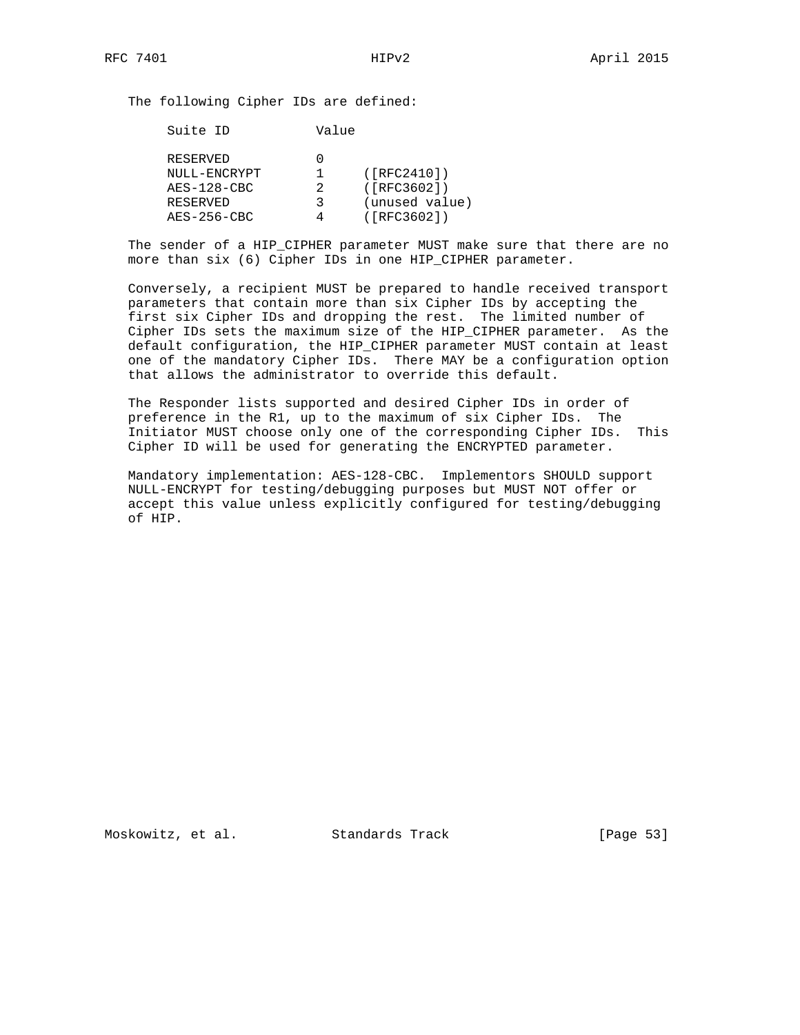The following Cipher IDs are defined:

| Suite ID | Value | |
|---|---|---|
| RESERVED | 0 | |
| NULL-ENCRYPT | 1 | ([RFC2410]) |
| AES-128-CBC | 2 | ([RFC3602]) |
| RESERVED | 3 | (unused value) |
| AES-256-CBC | 4 | ([RFC3602]) |

The sender of a HIP_CIPHER parameter MUST make sure that there are no more than six (6) Cipher IDs in one HIP_CIPHER parameter.

Conversely, a recipient MUST be prepared to handle received transport parameters that contain more than six Cipher IDs by accepting the first six Cipher IDs and dropping the rest. The limited number of Cipher IDs sets the maximum size of the HIP_CIPHER parameter. As the default configuration, the HIP_CIPHER parameter MUST contain at least one of the mandatory Cipher IDs. There MAY be a configuration option that allows the administrator to override this default.

The Responder lists supported and desired Cipher IDs in order of preference in the R1, up to the maximum of six Cipher IDs. The Initiator MUST choose only one of the corresponding Cipher IDs. This Cipher ID will be used for generating the ENCRYPTED parameter.

Mandatory implementation: AES-128-CBC. Implementors SHOULD support NULL-ENCRYPT for testing/debugging purposes but MUST NOT offer or accept this value unless explicitly configured for testing/debugging of HIP.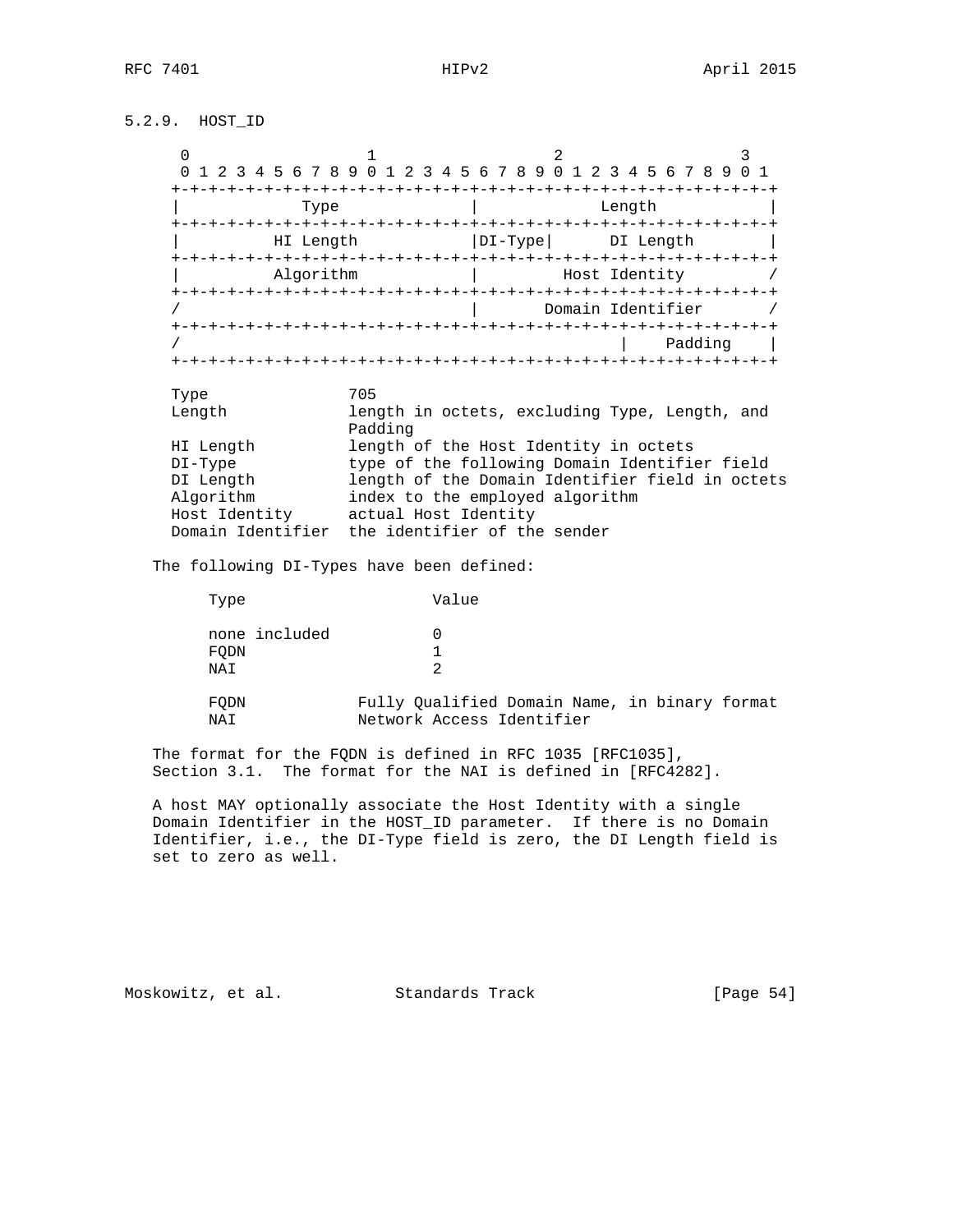### 5.2.9. HOST_ID

```
     0                   1                   2                   3
     0 1 2 3 4 5 6 7 8 9 0 1 2 3 4 5 6 7 8 9 0 1 2 3 4 5 6 7 8 9 0 1
    +-+-+-+-+-+-+-+-+-+-+-+-+-+-+-+-+-+-+-+-+-+-+-+-+-+-+-+-+-+-+-+-+
    |             Type              |             Length            |
    +-+-+-+-+-+-+-+-+-+-+-+-+-+-+-+-+-+-+-+-+-+-+-+-+-+-+-+-+-+-+-+-+
    |          HI Length            |DI-Type|      DI Length        |
    +-+-+-+-+-+-+-+-+-+-+-+-+-+-+-+-+-+-+-+-+-+-+-+-+-+-+-+-+-+-+-+-+
    |          Algorithm            |         Host Identity         /
    +-+-+-+-+-+-+-+-+-+-+-+-+-+-+-+-+-+-+-+-+-+-+-+-+-+-+-+-+-+-+-+-+
    /                               |       Domain Identifier       /
    +-+-+-+-+-+-+-+-+-+-+-+-+-+-+-+-+-+-+-+-+-+-+-+-+-+-+-+-+-+-+-+-+
    /                                               |    Padding    |
    +-+-+-+-+-+-+-+-+-+-+-+-+-+-+-+-+-+-+-+-+-+-+-+-+-+-+-+-+-+-+-+-+

    Type               705
    Length             length in octets, excluding Type, Length, and
                       Padding
    HI Length          length of the Host Identity in octets
    DI-Type            type of the following Domain Identifier field
    DI Length          length of the Domain Identifier field in octets
    Algorithm          index to the employed algorithm
    Host Identity      actual Host Identity
    Domain Identifier  the identifier of the sender
```

The following DI-Types have been defined:

| Type | Value |
|---|---|
| none included | 0 |
| FQDN | 1 |
| NAI | 2 |

```
    FQDN            Fully Qualified Domain Name, in binary format
    NAI             Network Access Identifier
```

The format for the FQDN is defined in RFC 1035 [RFC1035], Section 3.1. The format for the NAI is defined in [RFC4282].

A host MAY optionally associate the Host Identity with a single Domain Identifier in the HOST_ID parameter. If there is no Domain Identifier, i.e., the DI-Type field is zero, the DI Length field is set to zero as well.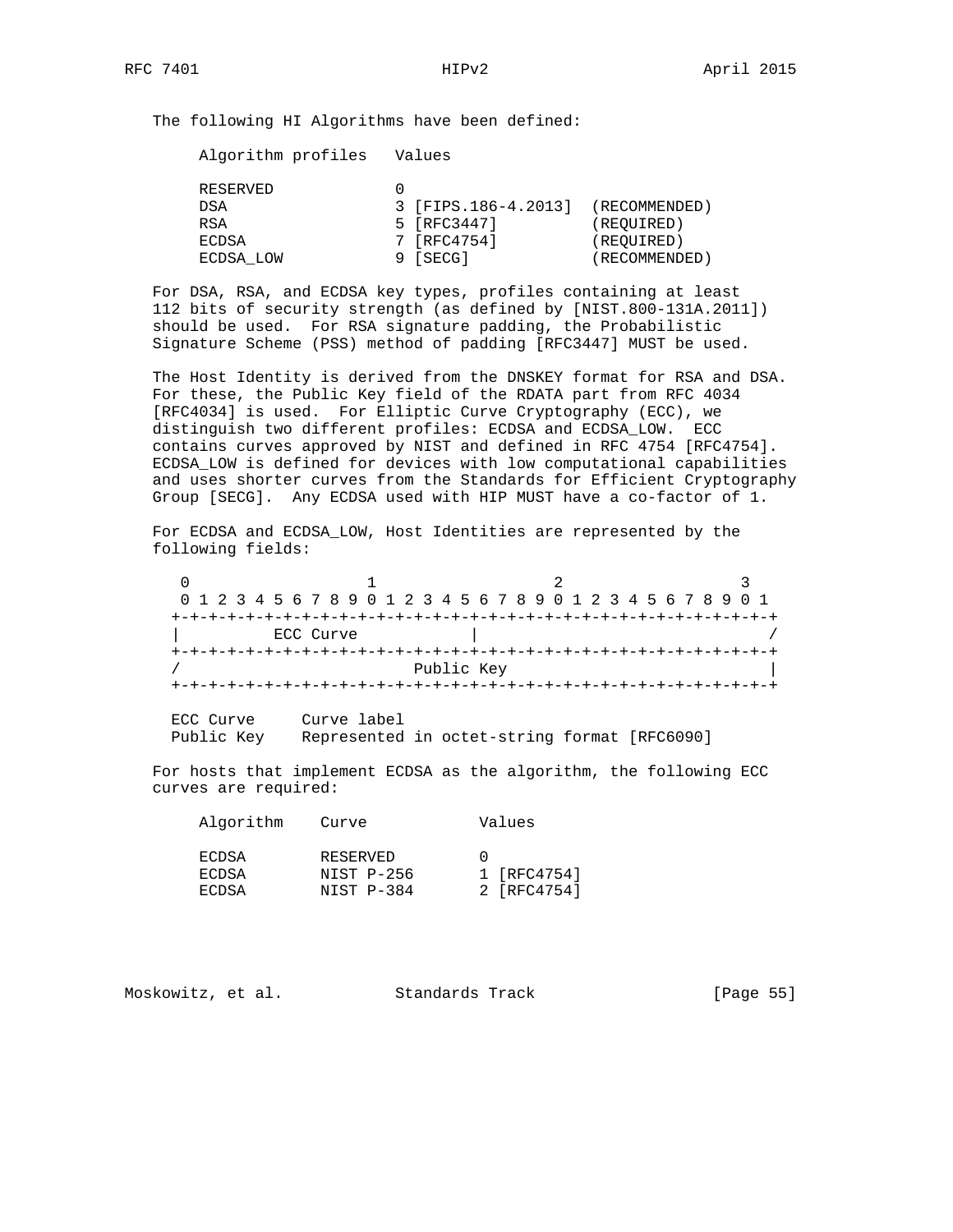The following HI Algorithms have been defined:

| Algorithm profiles | Values | | |
|---|---|---|---|
| RESERVED | 0 | | |
| DSA | 3 | [FIPS.186-4.2013] | (RECOMMENDED) |
| RSA | 5 | [RFC3447] | (REQUIRED) |
| ECDSA | 7 | [RFC4754] | (REQUIRED) |
| ECDSA_LOW | 9 | [SECG] | (RECOMMENDED) |

For DSA, RSA, and ECDSA key types, profiles containing at least 112 bits of security strength (as defined by [NIST.800-131A.2011]) should be used. For RSA signature padding, the Probabilistic Signature Scheme (PSS) method of padding [RFC3447] MUST be used.

The Host Identity is derived from the DNSKEY format for RSA and DSA. For these, the Public Key field of the RDATA part from RFC 4034 [RFC4034] is used. For Elliptic Curve Cryptography (ECC), we distinguish two different profiles: ECDSA and ECDSA_LOW. ECC contains curves approved by NIST and defined in RFC 4754 [RFC4754]. ECDSA_LOW is defined for devices with low computational capabilities and uses shorter curves from the Standards for Efficient Cryptography Group [SECG]. Any ECDSA used with HIP MUST have a co-factor of 1.

For ECDSA and ECDSA_LOW, Host Identities are represented by the following fields:

```
 0                   1                   2                   3
 0 1 2 3 4 5 6 7 8 9 0 1 2 3 4 5 6 7 8 9 0 1 2 3 4 5 6 7 8 9 0 1
+-+-+-+-+-+-+-+-+-+-+-+-+-+-+-+-+-+-+-+-+-+-+-+-+-+-+-+-+-+-+-+-+
|          ECC Curve            |                               /
+-+-+-+-+-+-+-+-+-+-+-+-+-+-+-+-+-+-+-+-+-+-+-+-+-+-+-+-+-+-+-+-+
/                          Public Key                           |
+-+-+-+-+-+-+-+-+-+-+-+-+-+-+-+-+-+-+-+-+-+-+-+-+-+-+-+-+-+-+-+-+
```

| | |
|---|---|
| ECC Curve | Curve label |
| Public Key | Represented in octet-string format [RFC6090] |

For hosts that implement ECDSA as the algorithm, the following ECC curves are required:

| Algorithm | Curve | Values |
|---|---|---|
| ECDSA | RESERVED | 0 |
| ECDSA | NIST P-256 | 1 [RFC4754] |
| ECDSA | NIST P-384 | 2 [RFC4754] |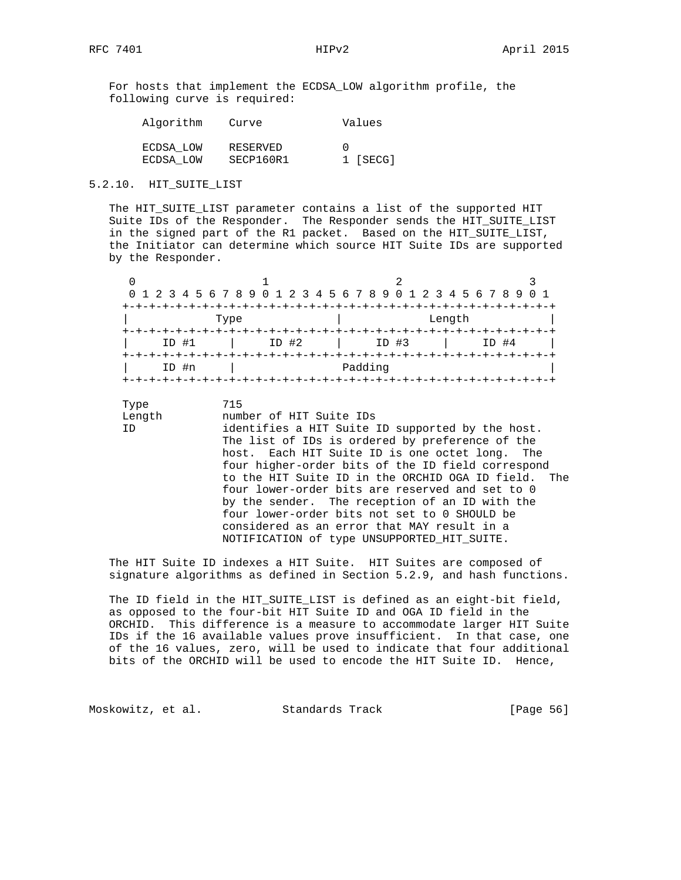For hosts that implement the ECDSA_LOW algorithm profile, the following curve is required:

| Algorithm | Curve | Values |
|---|---|---|
| ECDSA_LOW | RESERVED | 0 |
| ECDSA_LOW | SECP160R1 | 1 [SECG] |

### 5.2.10. HIT_SUITE_LIST

The HIT_SUITE_LIST parameter contains a list of the supported HIT Suite IDs of the Responder. The Responder sends the HIT_SUITE_LIST in the signed part of the R1 packet. Based on the HIT_SUITE_LIST, the Initiator can determine which source HIT Suite IDs are supported by the Responder.

```
 0                   1                   2                   3
 0 1 2 3 4 5 6 7 8 9 0 1 2 3 4 5 6 7 8 9 0 1 2 3 4 5 6 7 8 9 0 1
+-+-+-+-+-+-+-+-+-+-+-+-+-+-+-+-+-+-+-+-+-+-+-+-+-+-+-+-+-+-+-+-+
|             Type              |             Length            |
+-+-+-+-+-+-+-+-+-+-+-+-+-+-+-+-+-+-+-+-+-+-+-+-+-+-+-+-+-+-+-+-+
|     ID #1     |     ID #2     |     ID #3     |     ID #4     |
+-+-+-+-+-+-+-+-+-+-+-+-+-+-+-+-+-+-+-+-+-+-+-+-+-+-+-+-+-+-+-+-+
|     ID #n     |                Padding                        |
+-+-+-+-+-+-+-+-+-+-+-+-+-+-+-+-+-+-+-+-+-+-+-+-+-+-+-+-+-+-+-+-+
```

```
Type         715
Length       number of HIT Suite IDs
ID           identifies a HIT Suite ID supported by the host.
             The list of IDs is ordered by preference of the
             host.  Each HIT Suite ID is one octet long.  The
             four higher-order bits of the ID field correspond
             to the HIT Suite ID in the ORCHID OGA ID field.  The
             four lower-order bits are reserved and set to 0
             by the sender.  The reception of an ID with the
             four lower-order bits not set to 0 SHOULD be
             considered as an error that MAY result in a
             NOTIFICATION of type UNSUPPORTED_HIT_SUITE.
```

The HIT Suite ID indexes a HIT Suite. HIT Suites are composed of signature algorithms as defined in Section 5.2.9, and hash functions.

The ID field in the HIT_SUITE_LIST is defined as an eight-bit field, as opposed to the four-bit HIT Suite ID and OGA ID field in the ORCHID. This difference is a measure to accommodate larger HIT Suite IDs if the 16 available values prove insufficient. In that case, one of the 16 values, zero, will be used to indicate that four additional bits of the ORCHID will be used to encode the HIT Suite ID. Hence,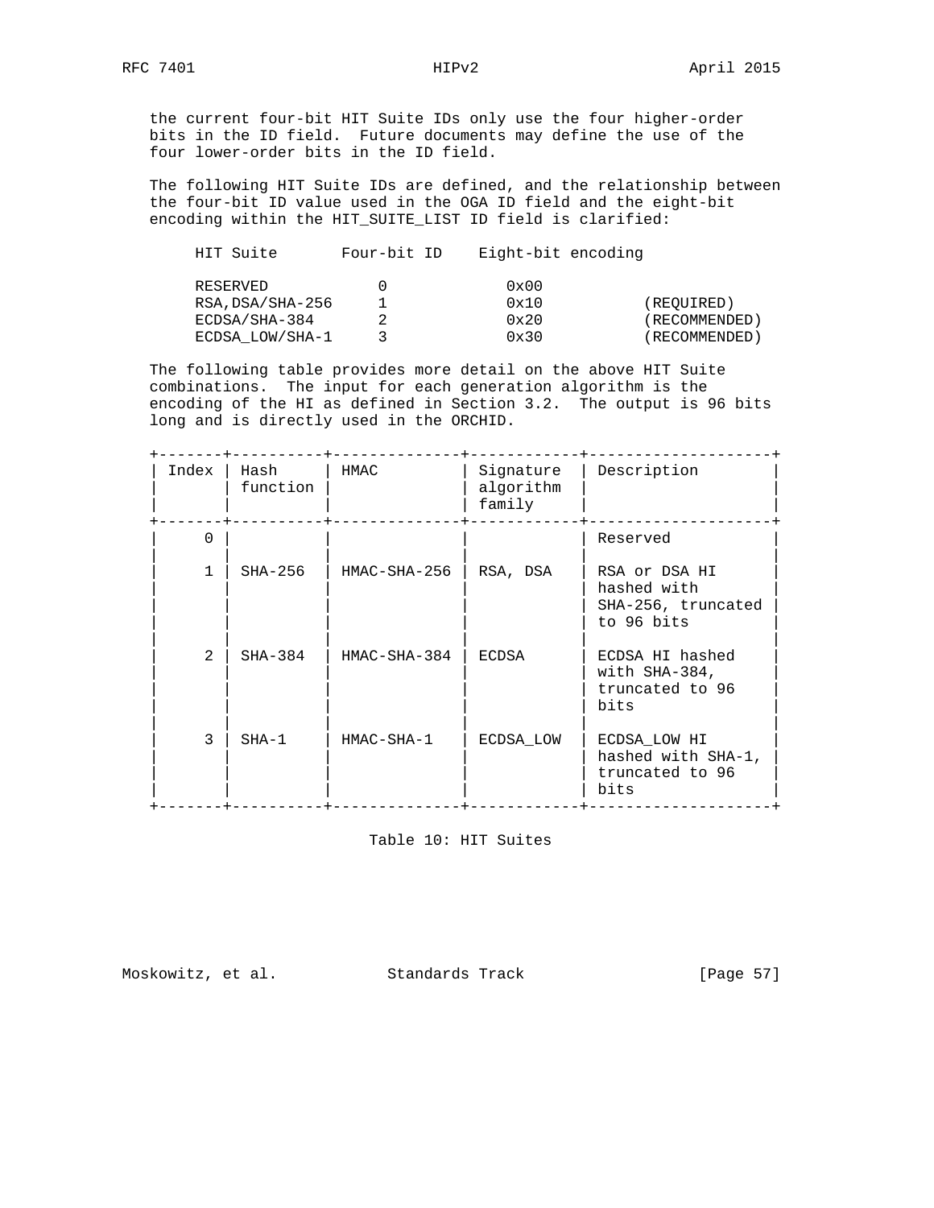the current four-bit HIT Suite IDs only use the four higher-order bits in the ID field. Future documents may define the use of the four lower-order bits in the ID field.

The following HIT Suite IDs are defined, and the relationship between the four-bit ID value used in the OGA ID field and the eight-bit encoding within the HIT_SUITE_LIST ID field is clarified:

| HIT Suite | Four-bit ID | Eight-bit encoding | |
|---|---|---|---|
| RESERVED | 0 | 0x00 | |
| RSA,DSA/SHA-256 | 1 | 0x10 | (REQUIRED) |
| ECDSA/SHA-384 | 2 | 0x20 | (RECOMMENDED) |
| ECDSA_LOW/SHA-1 | 3 | 0x30 | (RECOMMENDED) |

The following table provides more detail on the above HIT Suite combinations. The input for each generation algorithm is the encoding of the HI as defined in Section 3.2. The output is 96 bits long and is directly used in the ORCHID.

| Index | Hash function | HMAC | Signature algorithm family | Description |
|---|---|---|---|---|
| 0 | | | | Reserved |
| 1 | SHA-256 | HMAC-SHA-256 | RSA, DSA | RSA or DSA HI hashed with SHA-256, truncated to 96 bits |
| 2 | SHA-384 | HMAC-SHA-384 | ECDSA | ECDSA HI hashed with SHA-384, truncated to 96 bits |
| 3 | SHA-1 | HMAC-SHA-1 | ECDSA_LOW | ECDSA_LOW HI hashed with SHA-1, truncated to 96 bits |

Table 10: HIT Suites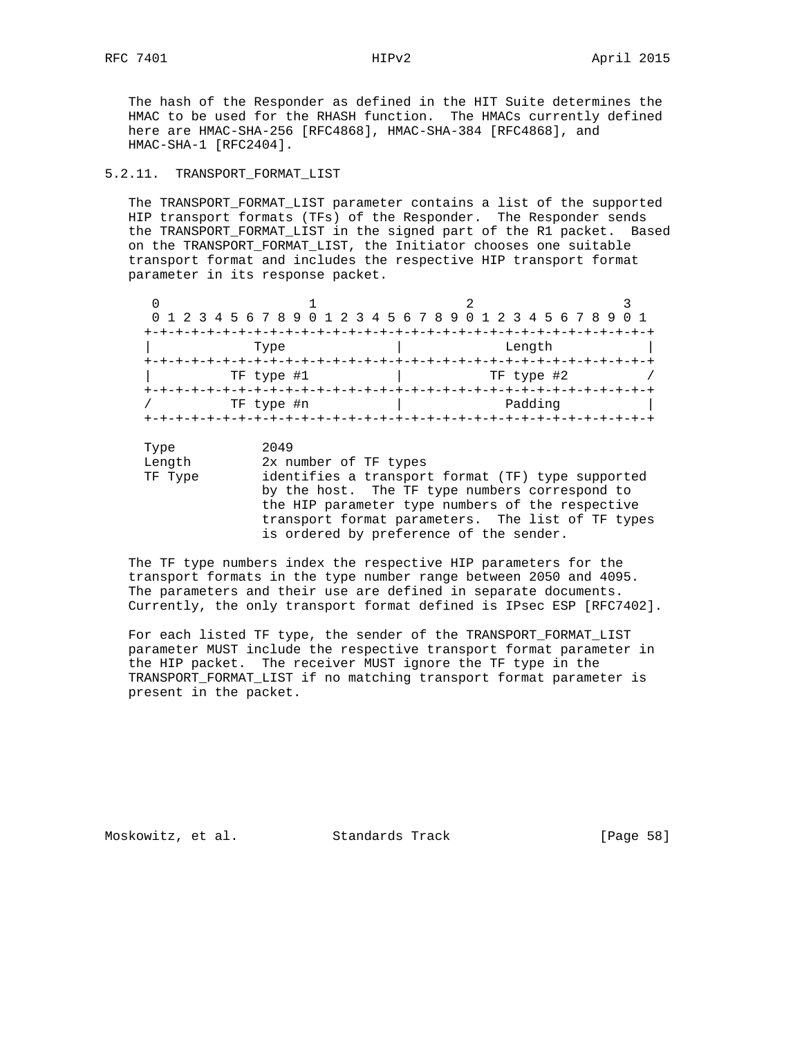The hash of the Responder as defined in the HIT Suite determines the HMAC to be used for the RHASH function. The HMACs currently defined here are HMAC-SHA-256 [RFC4868], HMAC-SHA-384 [RFC4868], and HMAC-SHA-1 [RFC2404].

### 5.2.11. TRANSPORT_FORMAT_LIST

The TRANSPORT_FORMAT_LIST parameter contains a list of the supported HIP transport formats (TFs) of the Responder. The Responder sends the TRANSPORT_FORMAT_LIST in the signed part of the R1 packet. Based on the TRANSPORT_FORMAT_LIST, the Initiator chooses one suitable transport format and includes the respective HIP transport format parameter in its response packet.

```
 0                   1                   2                   3
 0 1 2 3 4 5 6 7 8 9 0 1 2 3 4 5 6 7 8 9 0 1 2 3 4 5 6 7 8 9 0 1
+-+-+-+-+-+-+-+-+-+-+-+-+-+-+-+-+-+-+-+-+-+-+-+-+-+-+-+-+-+-+-+-+
|             Type              |             Length            |
+-+-+-+-+-+-+-+-+-+-+-+-+-+-+-+-+-+-+-+-+-+-+-+-+-+-+-+-+-+-+-+-+
|          TF type #1           |           TF type #2          /
+-+-+-+-+-+-+-+-+-+-+-+-+-+-+-+-+-+-+-+-+-+-+-+-+-+-+-+-+-+-+-+-+
/          TF type #n           |             Padding           |
+-+-+-+-+-+-+-+-+-+-+-+-+-+-+-+-+-+-+-+-+-+-+-+-+-+-+-+-+-+-+-+-+
```

```
Type          2049
Length        2x number of TF types
TF Type       identifies a transport format (TF) type supported
              by the host.  The TF type numbers correspond to
              the HIP parameter type numbers of the respective
              transport format parameters.  The list of TF types
              is ordered by preference of the sender.
```

The TF type numbers index the respective HIP parameters for the transport formats in the type number range between 2050 and 4095. The parameters and their use are defined in separate documents. Currently, the only transport format defined is IPsec ESP [RFC7402].

For each listed TF type, the sender of the TRANSPORT_FORMAT_LIST parameter MUST include the respective transport format parameter in the HIP packet. The receiver MUST ignore the TF type in the TRANSPORT_FORMAT_LIST if no matching transport format parameter is present in the packet.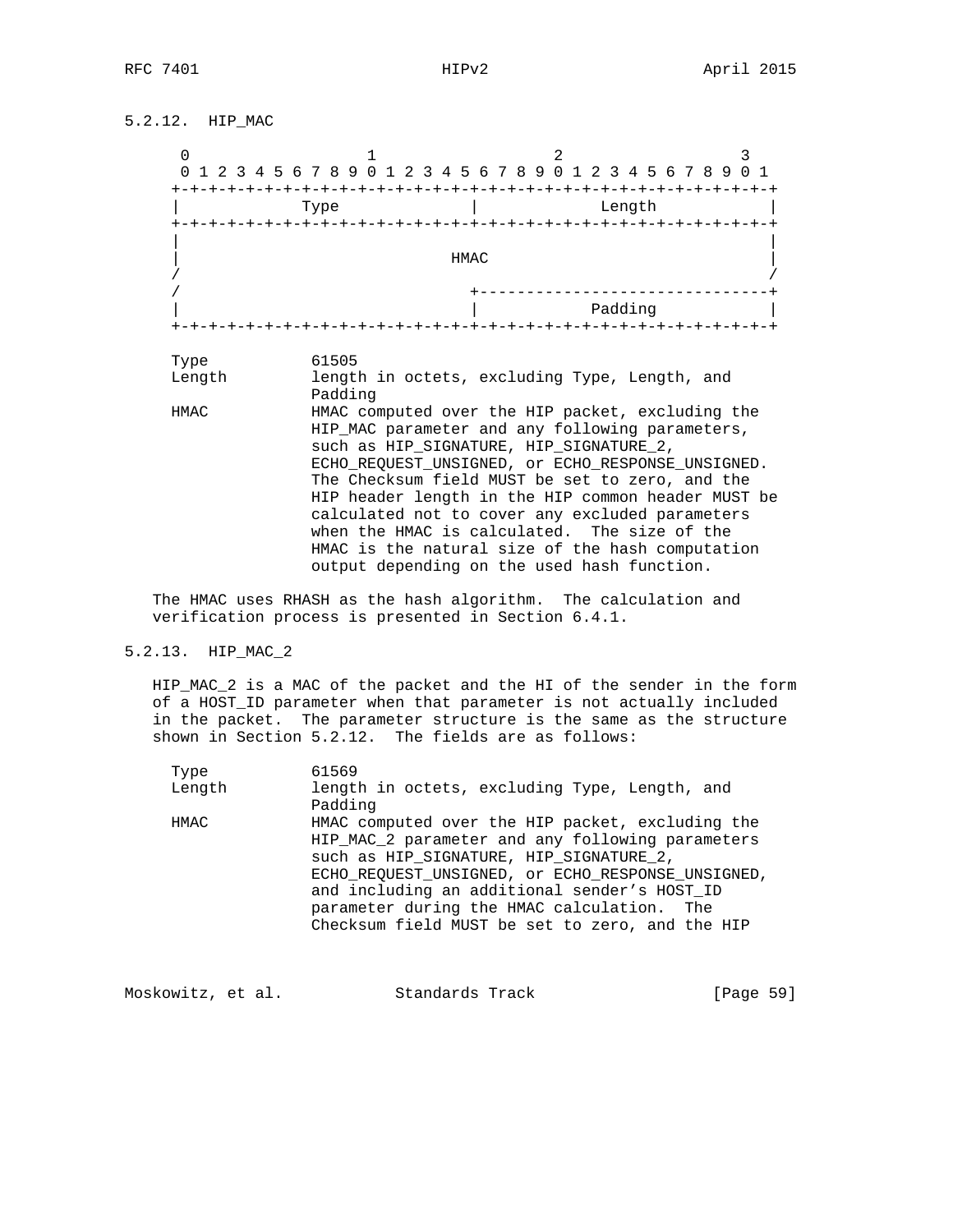### 5.2.12. HIP_MAC

```
    0                   1                   2                   3
    0 1 2 3 4 5 6 7 8 9 0 1 2 3 4 5 6 7 8 9 0 1 2 3 4 5 6 7 8 9 0 1
   +-+-+-+-+-+-+-+-+-+-+-+-+-+-+-+-+-+-+-+-+-+-+-+-+-+-+-+-+-+-+-+-+
   |             Type              |             Length            |
   +-+-+-+-+-+-+-+-+-+-+-+-+-+-+-+-+-+-+-+-+-+-+-+-+-+-+-+-+-+-+-+-+
   |                                                               |
   |                             HMAC                              |
   /                                                               /
   /                               +-------------------------------+
   |                               |            Padding            |
   +-+-+-+-+-+-+-+-+-+-+-+-+-+-+-+-+-+-+-+-+-+-+-+-+-+-+-+-+-+-+-+-+
```

```
     Type           61505
     Length         length in octets, excluding Type, Length, and
                    Padding
     HMAC           HMAC computed over the HIP packet, excluding the
                    HIP_MAC parameter and any following parameters,
                    such as HIP_SIGNATURE, HIP_SIGNATURE_2,
                    ECHO_REQUEST_UNSIGNED, or ECHO_RESPONSE_UNSIGNED.
                    The Checksum field MUST be set to zero, and the
                    HIP header length in the HIP common header MUST be
                    calculated not to cover any excluded parameters
                    when the HMAC is calculated.  The size of the
                    HMAC is the natural size of the hash computation
                    output depending on the used hash function.
```

The HMAC uses RHASH as the hash algorithm. The calculation and verification process is presented in Section 6.4.1.

### 5.2.13. HIP_MAC_2

HIP_MAC_2 is a MAC of the packet and the HI of the sender in the form of a HOST_ID parameter when that parameter is not actually included in the packet. The parameter structure is the same as the structure shown in Section 5.2.12. The fields are as follows:

```
     Type           61569
     Length         length in octets, excluding Type, Length, and
                    Padding
     HMAC           HMAC computed over the HIP packet, excluding the
                    HIP_MAC_2 parameter and any following parameters
                    such as HIP_SIGNATURE, HIP_SIGNATURE_2,
                    ECHO_REQUEST_UNSIGNED, or ECHO_RESPONSE_UNSIGNED,
                    and including an additional sender's HOST_ID
                    parameter during the HMAC calculation.  The
                    Checksum field MUST be set to zero, and the HIP
```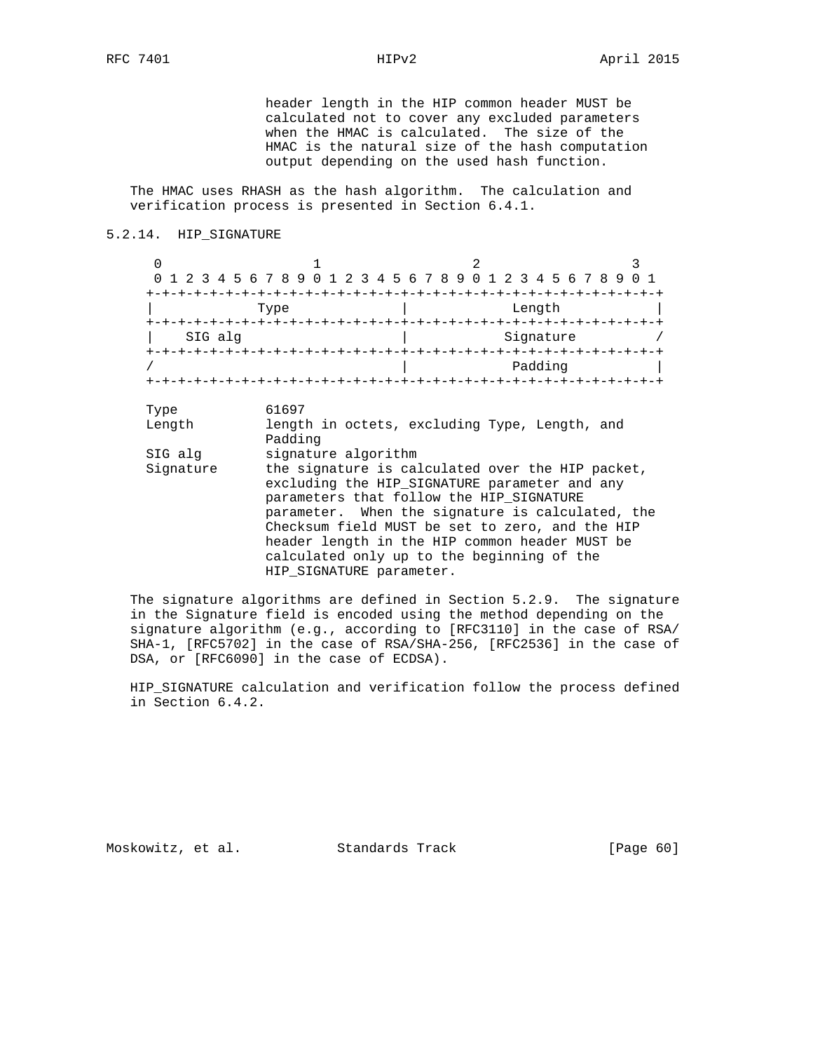header length in the HIP common header MUST be calculated not to cover any excluded parameters when the HMAC is calculated. The size of the HMAC is the natural size of the hash computation output depending on the used hash function.

The HMAC uses RHASH as the hash algorithm. The calculation and verification process is presented in Section 6.4.1.

### 5.2.14. HIP_SIGNATURE

```
    0                   1                   2                   3
    0 1 2 3 4 5 6 7 8 9 0 1 2 3 4 5 6 7 8 9 0 1 2 3 4 5 6 7 8 9 0 1
   +-+-+-+-+-+-+-+-+-+-+-+-+-+-+-+-+-+-+-+-+-+-+-+-+-+-+-+-+-+-+-+-+
   |             Type              |             Length            |
   +-+-+-+-+-+-+-+-+-+-+-+-+-+-+-+-+-+-+-+-+-+-+-+-+-+-+-+-+-+-+-+-+
   |    SIG alg                    |            Signature          /
   +-+-+-+-+-+-+-+-+-+-+-+-+-+-+-+-+-+-+-+-+-+-+-+-+-+-+-+-+-+-+-+-+
   /                               |             Padding           |
   +-+-+-+-+-+-+-+-+-+-+-+-+-+-+-+-+-+-+-+-+-+-+-+-+-+-+-+-+-+-+-+-+
```

| | |
|---|---|
| Type | 61697 |
| Length | length in octets, excluding Type, Length, and Padding |
| SIG alg | signature algorithm |
| Signature | the signature is calculated over the HIP packet, excluding the HIP_SIGNATURE parameter and any parameters that follow the HIP_SIGNATURE parameter. When the signature is calculated, the Checksum field MUST be set to zero, and the HIP header length in the HIP common header MUST be calculated only up to the beginning of the HIP_SIGNATURE parameter. |

The signature algorithms are defined in Section 5.2.9. The signature in the Signature field is encoded using the method depending on the signature algorithm (e.g., according to [RFC3110] in the case of RSA/SHA-1, [RFC5702] in the case of RSA/SHA-256, [RFC2536] in the case of DSA, or [RFC6090] in the case of ECDSA).

HIP_SIGNATURE calculation and verification follow the process defined in Section 6.4.2.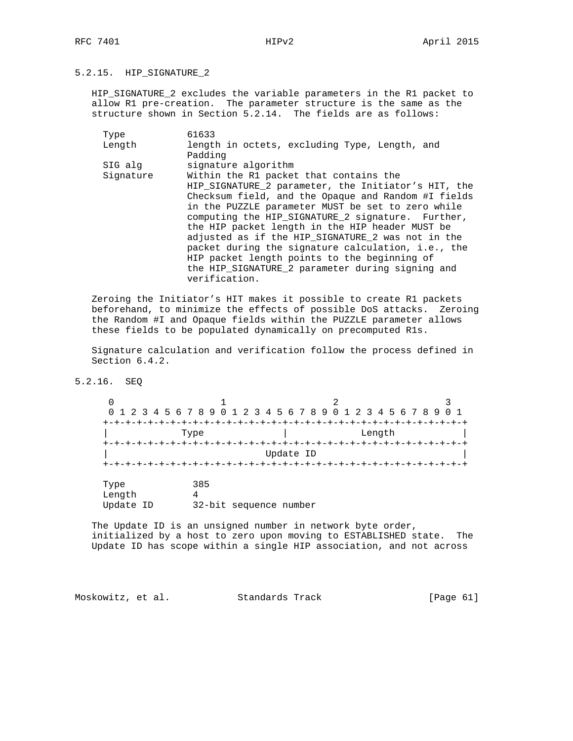### 5.2.15. HIP_SIGNATURE_2

HIP_SIGNATURE_2 excludes the variable parameters in the R1 packet to allow R1 pre-creation. The parameter structure is the same as the structure shown in Section 5.2.14. The fields are as follows:

```
Type           61633
Length         length in octets, excluding Type, Length, and
               Padding
SIG alg        signature algorithm
Signature      Within the R1 packet that contains the
               HIP_SIGNATURE_2 parameter, the Initiator's HIT, the
               Checksum field, and the Opaque and Random #I fields
               in the PUZZLE parameter MUST be set to zero while
               computing the HIP_SIGNATURE_2 signature.  Further,
               the HIP packet length in the HIP header MUST be
               adjusted as if the HIP_SIGNATURE_2 was not in the
               packet during the signature calculation, i.e., the
               HIP packet length points to the beginning of
               the HIP_SIGNATURE_2 parameter during signing and
               verification.
```

Zeroing the Initiator's HIT makes it possible to create R1 packets beforehand, to minimize the effects of possible DoS attacks. Zeroing the Random #I and Opaque fields within the PUZZLE parameter allows these fields to be populated dynamically on precomputed R1s.

Signature calculation and verification follow the process defined in Section 6.4.2.

### 5.2.16. SEQ

```
 0                   1                   2                   3
 0 1 2 3 4 5 6 7 8 9 0 1 2 3 4 5 6 7 8 9 0 1 2 3 4 5 6 7 8 9 0 1
+-+-+-+-+-+-+-+-+-+-+-+-+-+-+-+-+-+-+-+-+-+-+-+-+-+-+-+-+-+-+-+-+
|             Type              |             Length            |
+-+-+-+-+-+-+-+-+-+-+-+-+-+-+-+-+-+-+-+-+-+-+-+-+-+-+-+-+-+-+-+-+
|                            Update ID                          |
+-+-+-+-+-+-+-+-+-+-+-+-+-+-+-+-+-+-+-+-+-+-+-+-+-+-+-+-+-+-+-+-+

Type            385
Length          4
Update ID       32-bit sequence number
```

The Update ID is an unsigned number in network byte order, initialized by a host to zero upon moving to ESTABLISHED state. The Update ID has scope within a single HIP association, and not across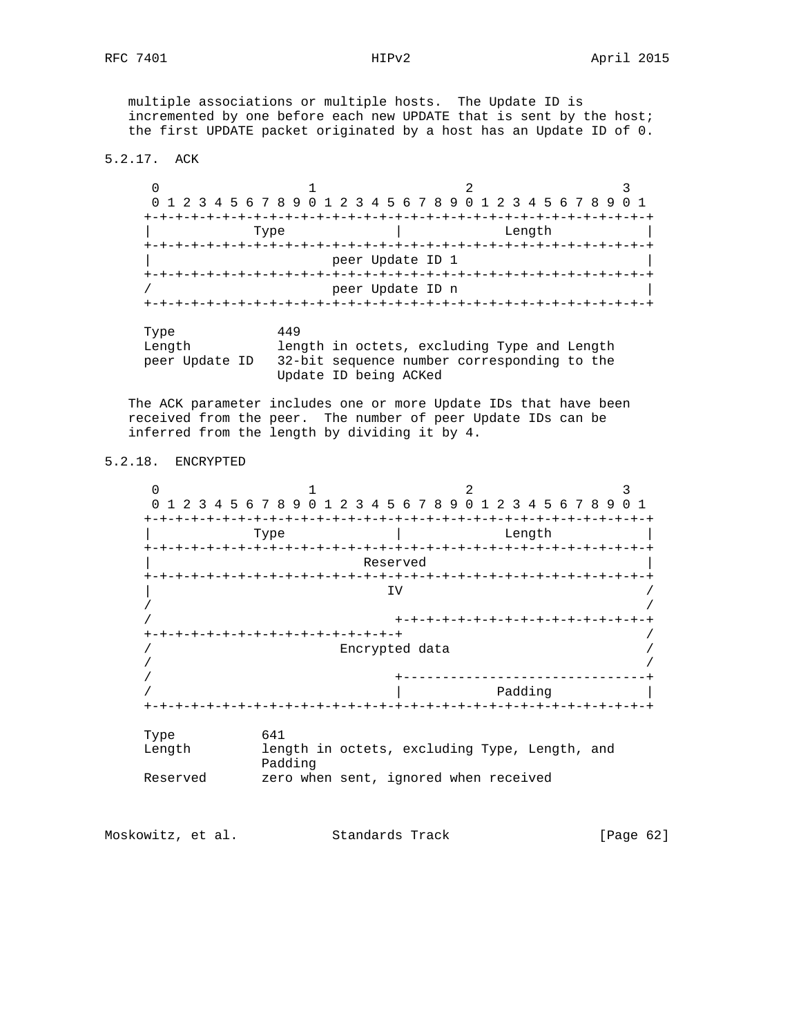multiple associations or multiple hosts. The Update ID is incremented by one before each new UPDATE that is sent by the host; the first UPDATE packet originated by a host has an Update ID of 0.

### 5.2.17. ACK

```
    0                   1                   2                   3
    0 1 2 3 4 5 6 7 8 9 0 1 2 3 4 5 6 7 8 9 0 1 2 3 4 5 6 7 8 9 0 1
   +-+-+-+-+-+-+-+-+-+-+-+-+-+-+-+-+-+-+-+-+-+-+-+-+-+-+-+-+-+-+-+-+
   |             Type              |             Length            |
   +-+-+-+-+-+-+-+-+-+-+-+-+-+-+-+-+-+-+-+-+-+-+-+-+-+-+-+-+-+-+-+-+
   |                       peer Update ID 1                        |
   +-+-+-+-+-+-+-+-+-+-+-+-+-+-+-+-+-+-+-+-+-+-+-+-+-+-+-+-+-+-+-+-+
   /                       peer Update ID n                        |
   +-+-+-+-+-+-+-+-+-+-+-+-+-+-+-+-+-+-+-+-+-+-+-+-+-+-+-+-+-+-+-+-+

   Type            449
   Length          length in octets, excluding Type and Length
   peer Update ID  32-bit sequence number corresponding to the
                   Update ID being ACKed
```

The ACK parameter includes one or more Update IDs that have been received from the peer. The number of peer Update IDs can be inferred from the length by dividing it by 4.

### 5.2.18. ENCRYPTED

```
    0                   1                   2                   3
    0 1 2 3 4 5 6 7 8 9 0 1 2 3 4 5 6 7 8 9 0 1 2 3 4 5 6 7 8 9 0 1
   +-+-+-+-+-+-+-+-+-+-+-+-+-+-+-+-+-+-+-+-+-+-+-+-+-+-+-+-+-+-+-+-+
   |             Type              |             Length            |
   +-+-+-+-+-+-+-+-+-+-+-+-+-+-+-+-+-+-+-+-+-+-+-+-+-+-+-+-+-+-+-+-+
   |                           Reserved                            |
   +-+-+-+-+-+-+-+-+-+-+-+-+-+-+-+-+-+-+-+-+-+-+-+-+-+-+-+-+-+-+-+-+
   |                              IV                              /
   /                                                               /
   /                               +-+-+-+-+-+-+-+-+-+-+-+-+-+-+-+-+
   +-+-+-+-+-+-+-+-+-+-+-+-+-+-+-+-+                               /
   /                        Encrypted data                         /
   /                                                               /
   /                               +-------------------------------+
   /                               |            Padding            |
   +-+-+-+-+-+-+-+-+-+-+-+-+-+-+-+-+-+-+-+-+-+-+-+-+-+-+-+-+-+-+-+-+

   Type           641
   Length         length in octets, excluding Type, Length, and
                  Padding
   Reserved       zero when sent, ignored when received
```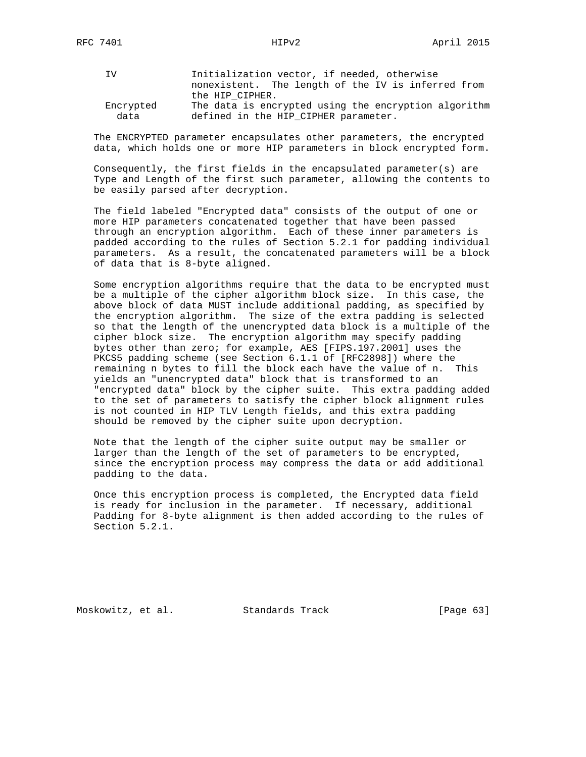| | |
|---|---|
| IV | Initialization vector, if needed, otherwise nonexistent. The length of the IV is inferred from the HIP_CIPHER. |
| Encrypted data | The data is encrypted using the encryption algorithm defined in the HIP_CIPHER parameter. |

The ENCRYPTED parameter encapsulates other parameters, the encrypted data, which holds one or more HIP parameters in block encrypted form.

Consequently, the first fields in the encapsulated parameter(s) are Type and Length of the first such parameter, allowing the contents to be easily parsed after decryption.

The field labeled "Encrypted data" consists of the output of one or more HIP parameters concatenated together that have been passed through an encryption algorithm. Each of these inner parameters is padded according to the rules of Section 5.2.1 for padding individual parameters. As a result, the concatenated parameters will be a block of data that is 8-byte aligned.

Some encryption algorithms require that the data to be encrypted must be a multiple of the cipher algorithm block size. In this case, the above block of data MUST include additional padding, as specified by the encryption algorithm. The size of the extra padding is selected so that the length of the unencrypted data block is a multiple of the cipher block size. The encryption algorithm may specify padding bytes other than zero; for example, AES [FIPS.197.2001] uses the PKCS5 padding scheme (see Section 6.1.1 of [RFC2898]) where the remaining n bytes to fill the block each have the value of n. This yields an "unencrypted data" block that is transformed to an "encrypted data" block by the cipher suite. This extra padding added to the set of parameters to satisfy the cipher block alignment rules is not counted in HIP TLV Length fields, and this extra padding should be removed by the cipher suite upon decryption.

Note that the length of the cipher suite output may be smaller or larger than the length of the set of parameters to be encrypted, since the encryption process may compress the data or add additional padding to the data.

Once this encryption process is completed, the Encrypted data field is ready for inclusion in the parameter. If necessary, additional Padding for 8-byte alignment is then added according to the rules of Section 5.2.1.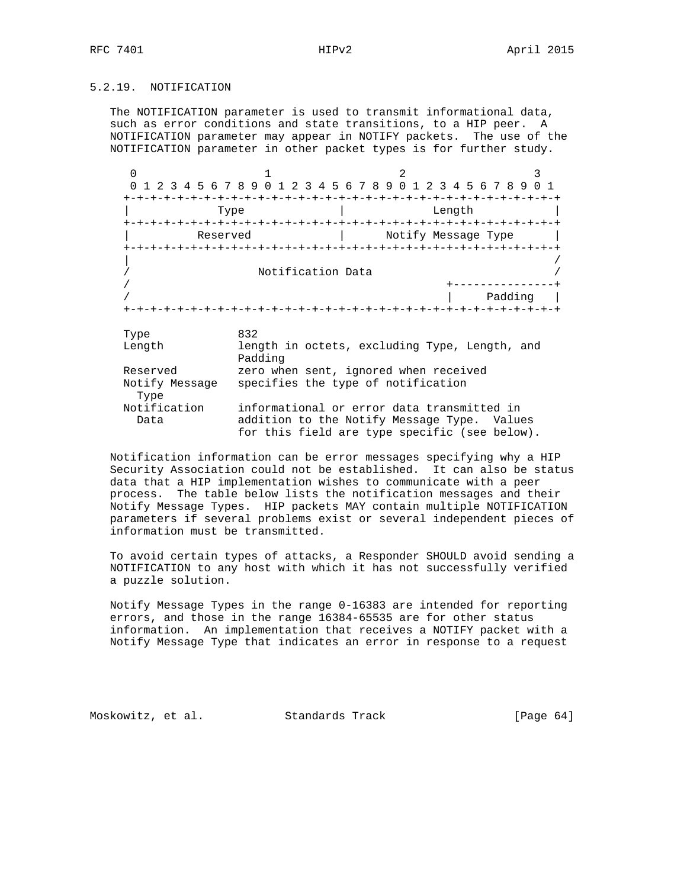### 5.2.19. NOTIFICATION

The NOTIFICATION parameter is used to transmit informational data, such as error conditions and state transitions, to a HIP peer. A NOTIFICATION parameter may appear in NOTIFY packets. The use of the NOTIFICATION parameter in other packet types is for further study.

```
 0                   1                   2                   3
 0 1 2 3 4 5 6 7 8 9 0 1 2 3 4 5 6 7 8 9 0 1 2 3 4 5 6 7 8 9 0 1
+-+-+-+-+-+-+-+-+-+-+-+-+-+-+-+-+-+-+-+-+-+-+-+-+-+-+-+-+-+-+-+-+
|             Type              |             Length            |
+-+-+-+-+-+-+-+-+-+-+-+-+-+-+-+-+-+-+-+-+-+-+-+-+-+-+-+-+-+-+-+-+
|          Reserved             |      Notify Message Type      |
+-+-+-+-+-+-+-+-+-+-+-+-+-+-+-+-+-+-+-+-+-+-+-+-+-+-+-+-+-+-+-+-+
|                                                               /
/                   Notification Data                           /
/                                               +---------------+
/                                               |     Padding   |
+-+-+-+-+-+-+-+-+-+-+-+-+-+-+-+-+-+-+-+-+-+-+-+-+-+-+-+-+-+-+-+-+

Type             832
Length           length in octets, excluding Type, Length, and
                 Padding
Reserved         zero when sent, ignored when received
Notify Message   specifies the type of notification
  Type
Notification     informational or error data transmitted in
  Data           addition to the Notify Message Type.  Values
                 for this field are type specific (see below).
```

Notification information can be error messages specifying why a HIP Security Association could not be established. It can also be status data that a HIP implementation wishes to communicate with a peer process. The table below lists the notification messages and their Notify Message Types. HIP packets MAY contain multiple NOTIFICATION parameters if several problems exist or several independent pieces of information must be transmitted.

To avoid certain types of attacks, a Responder SHOULD avoid sending a NOTIFICATION to any host with which it has not successfully verified a puzzle solution.

Notify Message Types in the range 0-16383 are intended for reporting errors, and those in the range 16384-65535 are for other status information. An implementation that receives a NOTIFY packet with a Notify Message Type that indicates an error in response to a request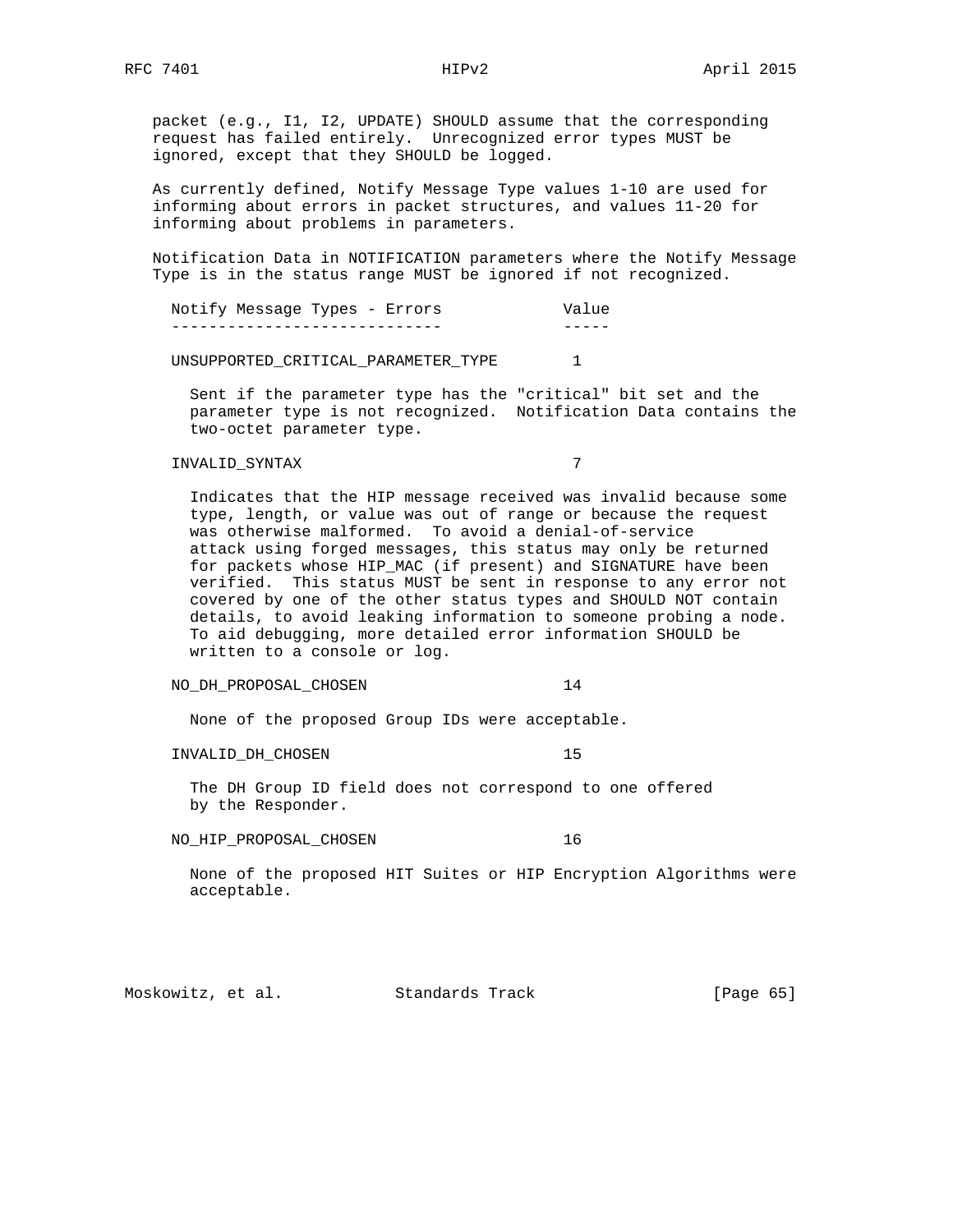packet (e.g., I1, I2, UPDATE) SHOULD assume that the corresponding request has failed entirely. Unrecognized error types MUST be ignored, except that they SHOULD be logged.

As currently defined, Notify Message Type values 1-10 are used for informing about errors in packet structures, and values 11-20 for informing about problems in parameters.

Notification Data in NOTIFICATION parameters where the Notify Message Type is in the status range MUST be ignored if not recognized.

| Notify Message Types - Errors | Value |
|---|---|
| UNSUPPORTED_CRITICAL_PARAMETER_TYPE | 1 |

Sent if the parameter type has the "critical" bit set and the parameter type is not recognized. Notification Data contains the two-octet parameter type.

| | |
|---|---|
| INVALID_SYNTAX | 7 |

Indicates that the HIP message received was invalid because some type, length, or value was out of range or because the request was otherwise malformed. To avoid a denial-of-service attack using forged messages, this status may only be returned for packets whose HIP_MAC (if present) and SIGNATURE have been verified. This status MUST be sent in response to any error not covered by one of the other status types and SHOULD NOT contain details, to avoid leaking information to someone probing a node. To aid debugging, more detailed error information SHOULD be written to a console or log.

| | |
|---|---|
| NO_DH_PROPOSAL_CHOSEN | 14 |

None of the proposed Group IDs were acceptable.

| | |
|---|---|
| INVALID_DH_CHOSEN | 15 |

The DH Group ID field does not correspond to one offered by the Responder.

| | |
|---|---|
| NO_HIP_PROPOSAL_CHOSEN | 16 |

None of the proposed HIT Suites or HIP Encryption Algorithms were acceptable.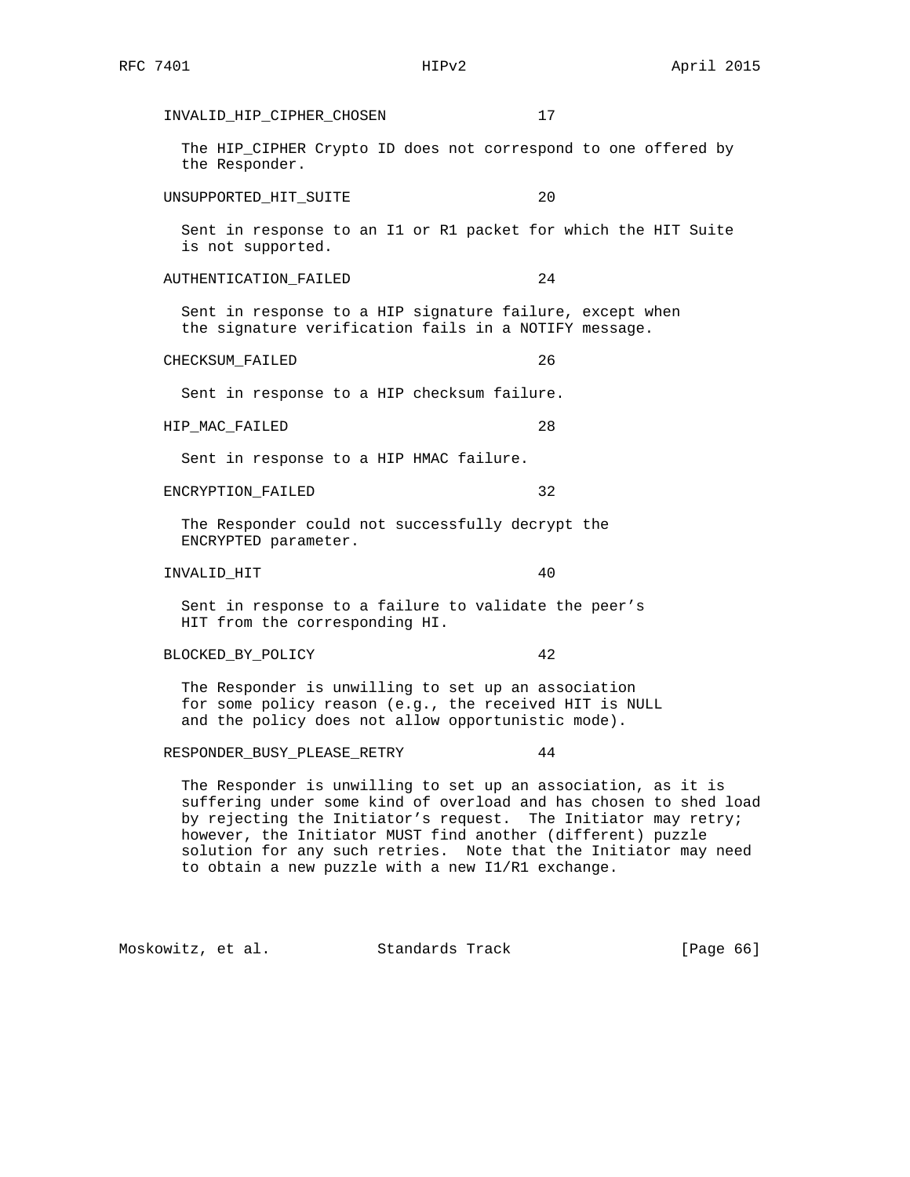INVALID_HIP_CIPHER_CHOSEN 17

The HIP_CIPHER Crypto ID does not correspond to one offered by the Responder.

UNSUPPORTED_HIT_SUITE 20

Sent in response to an I1 or R1 packet for which the HIT Suite is not supported.

AUTHENTICATION_FAILED 24

Sent in response to a HIP signature failure, except when the signature verification fails in a NOTIFY message.

CHECKSUM_FAILED 26

Sent in response to a HIP checksum failure.

HIP_MAC_FAILED 28

Sent in response to a HIP HMAC failure.

ENCRYPTION_FAILED 32

The Responder could not successfully decrypt the ENCRYPTED parameter.

INVALID_HIT 40

Sent in response to a failure to validate the peer's HIT from the corresponding HI.

BLOCKED_BY_POLICY 42

The Responder is unwilling to set up an association for some policy reason (e.g., the received HIT is NULL and the policy does not allow opportunistic mode).

RESPONDER_BUSY_PLEASE_RETRY 44

The Responder is unwilling to set up an association, as it is suffering under some kind of overload and has chosen to shed load by rejecting the Initiator's request. The Initiator may retry; however, the Initiator MUST find another (different) puzzle solution for any such retries. Note that the Initiator may need to obtain a new puzzle with a new I1/R1 exchange.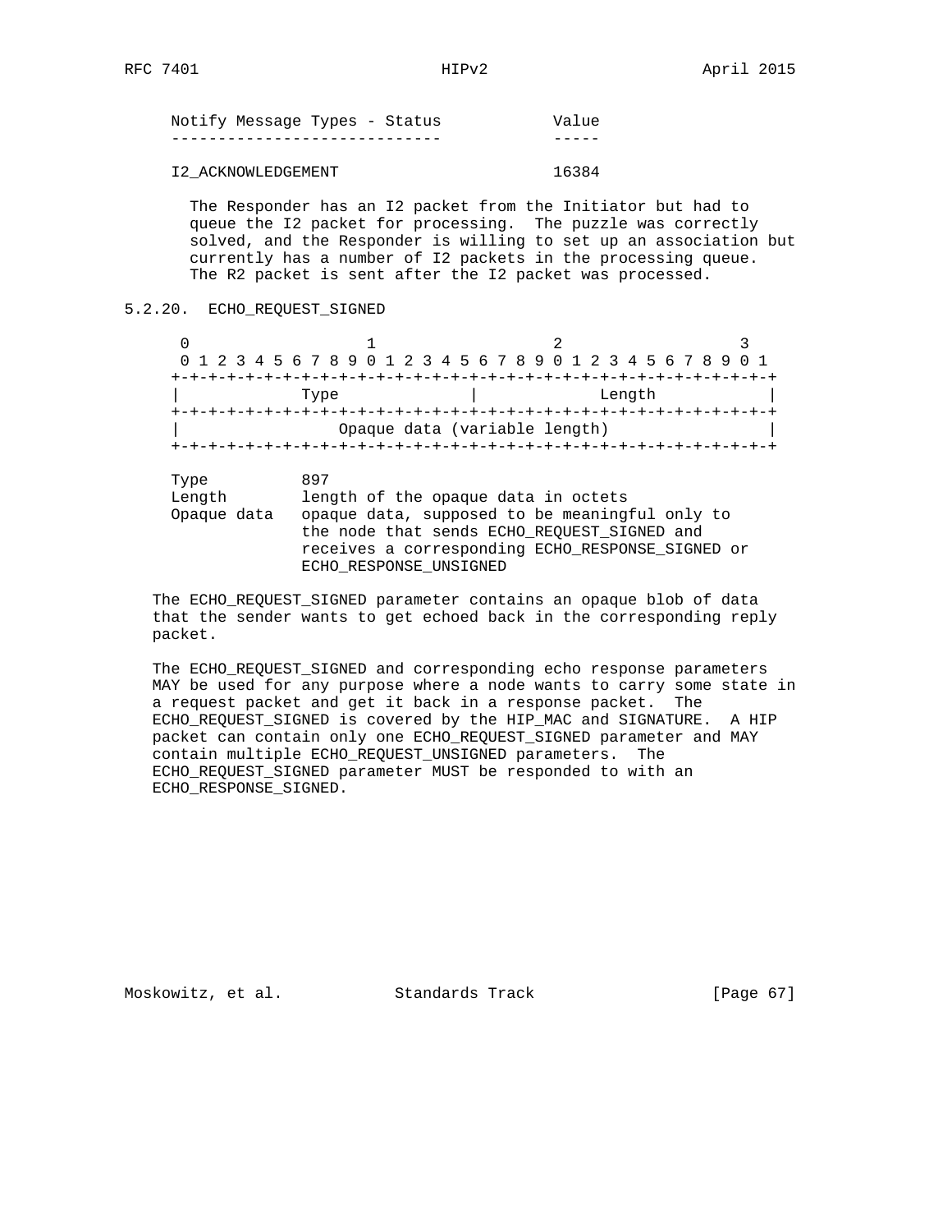| Notify Message Types - Status | Value |
| --- | --- |
| I2_ACKNOWLEDGEMENT | 16384 |

The Responder has an I2 packet from the Initiator but had to queue the I2 packet for processing. The puzzle was correctly solved, and the Responder is willing to set up an association but currently has a number of I2 packets in the processing queue. The R2 packet is sent after the I2 packet was processed.

### 5.2.20. ECHO_REQUEST_SIGNED

```
 0                   1                   2                   3
 0 1 2 3 4 5 6 7 8 9 0 1 2 3 4 5 6 7 8 9 0 1 2 3 4 5 6 7 8 9 0 1
+-+-+-+-+-+-+-+-+-+-+-+-+-+-+-+-+-+-+-+-+-+-+-+-+-+-+-+-+-+-+-+-+
|             Type              |             Length            |
+-+-+-+-+-+-+-+-+-+-+-+-+-+-+-+-+-+-+-+-+-+-+-+-+-+-+-+-+-+-+-+-+
|                 Opaque data (variable length)                 |
+-+-+-+-+-+-+-+-+-+-+-+-+-+-+-+-+-+-+-+-+-+-+-+-+-+-+-+-+-+-+-+-+

Type         897
Length       length of the opaque data in octets
Opaque data  opaque data, supposed to be meaningful only to
             the node that sends ECHO_REQUEST_SIGNED and
             receives a corresponding ECHO_RESPONSE_SIGNED or
             ECHO_RESPONSE_UNSIGNED
```

The ECHO_REQUEST_SIGNED parameter contains an opaque blob of data that the sender wants to get echoed back in the corresponding reply packet.

The ECHO_REQUEST_SIGNED and corresponding echo response parameters MAY be used for any purpose where a node wants to carry some state in a request packet and get it back in a response packet. The ECHO_REQUEST_SIGNED is covered by the HIP_MAC and SIGNATURE. A HIP packet can contain only one ECHO_REQUEST_SIGNED parameter and MAY contain multiple ECHO_REQUEST_UNSIGNED parameters. The ECHO_REQUEST_SIGNED parameter MUST be responded to with an ECHO_RESPONSE_SIGNED.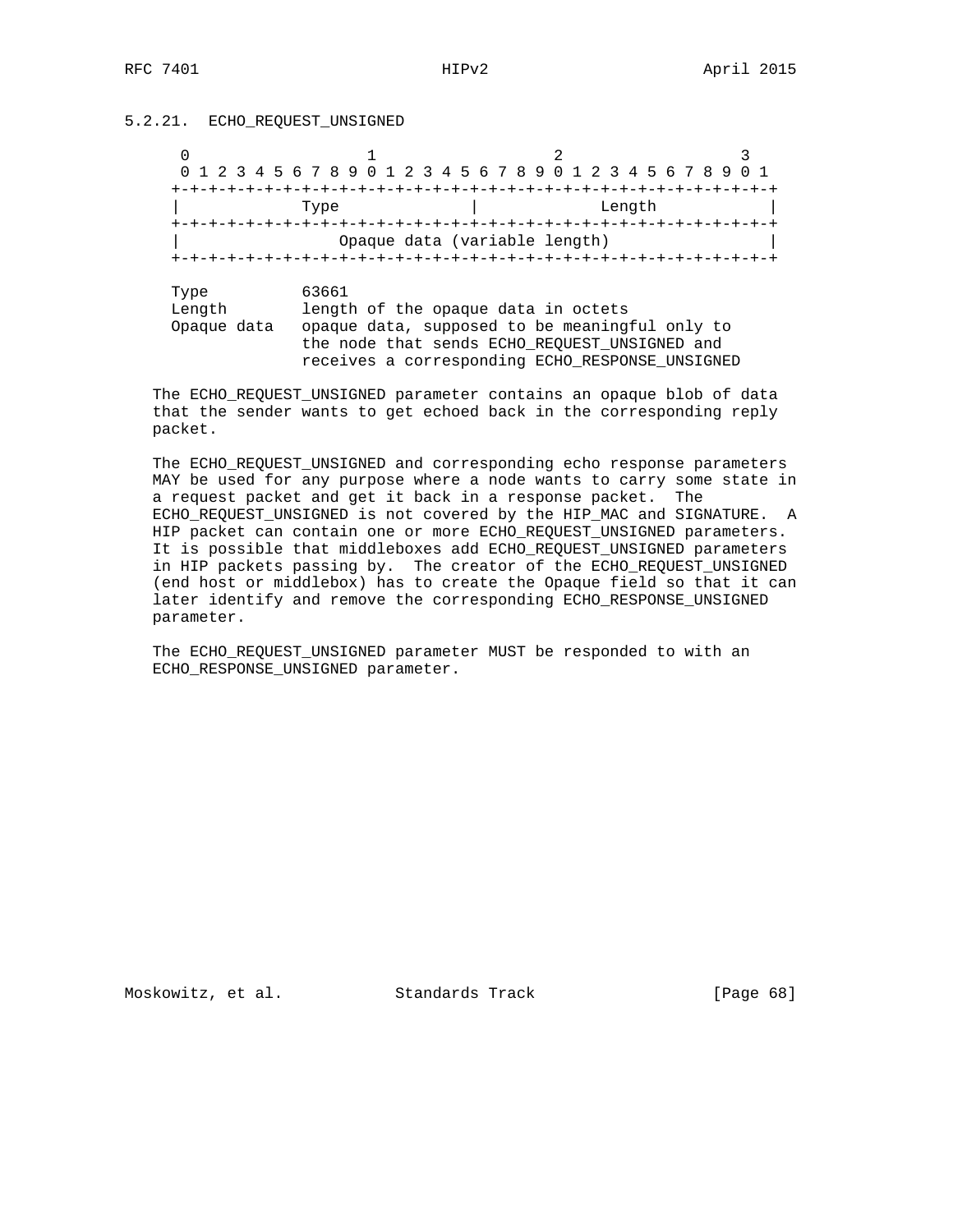### 5.2.21. ECHO_REQUEST_UNSIGNED

```
 0                   1                   2                   3
 0 1 2 3 4 5 6 7 8 9 0 1 2 3 4 5 6 7 8 9 0 1 2 3 4 5 6 7 8 9 0 1
+-+-+-+-+-+-+-+-+-+-+-+-+-+-+-+-+-+-+-+-+-+-+-+-+-+-+-+-+-+-+-+-+
|             Type              |             Length            |
+-+-+-+-+-+-+-+-+-+-+-+-+-+-+-+-+-+-+-+-+-+-+-+-+-+-+-+-+-+-+-+-+
|                 Opaque data (variable length)                 |
+-+-+-+-+-+-+-+-+-+-+-+-+-+-+-+-+-+-+-+-+-+-+-+-+-+-+-+-+-+-+-+-+

Type          63661
Length        length of the opaque data in octets
Opaque data   opaque data, supposed to be meaningful only to
              the node that sends ECHO_REQUEST_UNSIGNED and
              receives a corresponding ECHO_RESPONSE_UNSIGNED
```

The ECHO_REQUEST_UNSIGNED parameter contains an opaque blob of data that the sender wants to get echoed back in the corresponding reply packet.

The ECHO_REQUEST_UNSIGNED and corresponding echo response parameters MAY be used for any purpose where a node wants to carry some state in a request packet and get it back in a response packet. The ECHO_REQUEST_UNSIGNED is not covered by the HIP_MAC and SIGNATURE. A HIP packet can contain one or more ECHO_REQUEST_UNSIGNED parameters. It is possible that middleboxes add ECHO_REQUEST_UNSIGNED parameters in HIP packets passing by. The creator of the ECHO_REQUEST_UNSIGNED (end host or middlebox) has to create the Opaque field so that it can later identify and remove the corresponding ECHO_RESPONSE_UNSIGNED parameter.

The ECHO_REQUEST_UNSIGNED parameter MUST be responded to with an ECHO_RESPONSE_UNSIGNED parameter.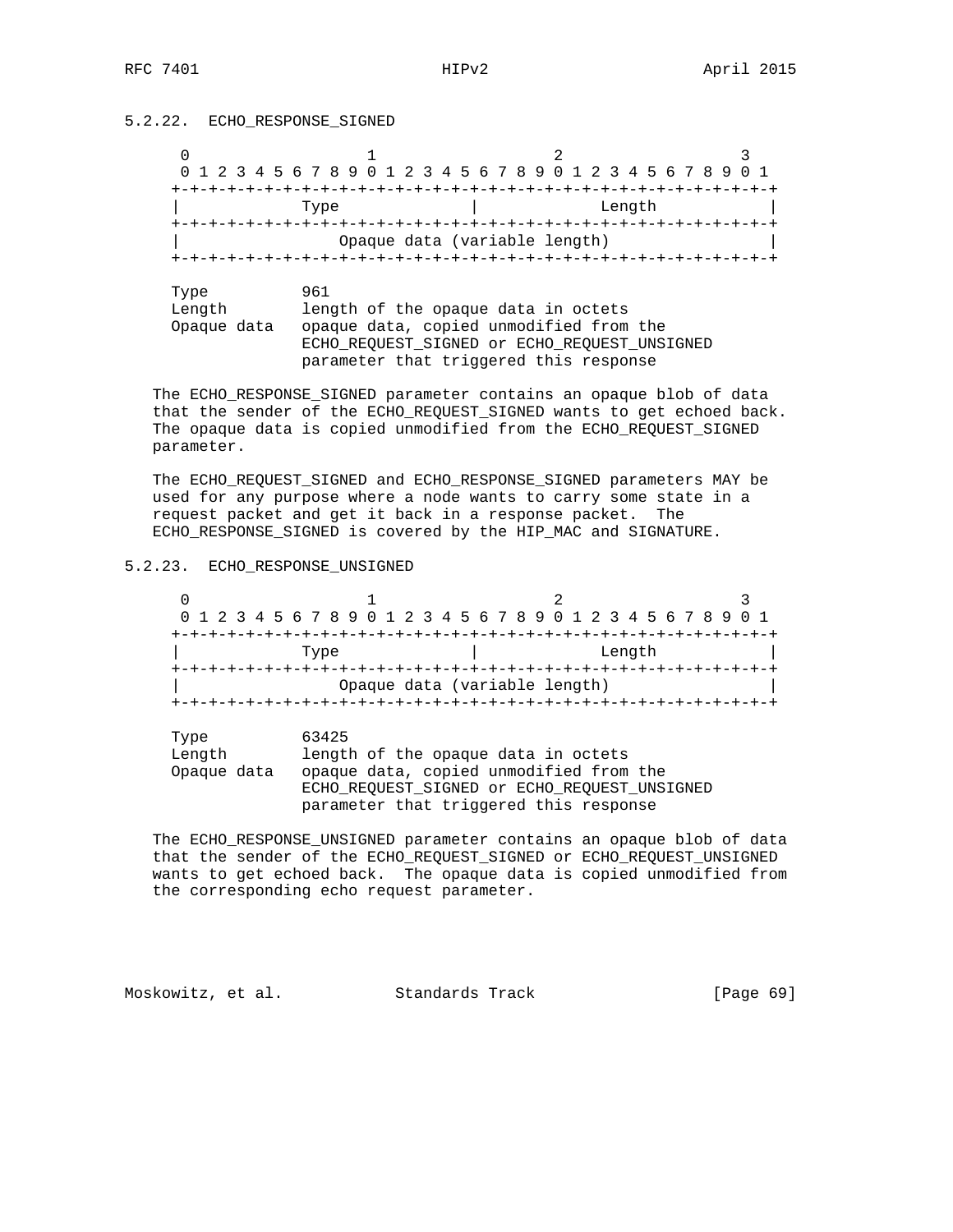### 5.2.22. ECHO_RESPONSE_SIGNED

```
 0                   1                   2                   3
 0 1 2 3 4 5 6 7 8 9 0 1 2 3 4 5 6 7 8 9 0 1 2 3 4 5 6 7 8 9 0 1
+-+-+-+-+-+-+-+-+-+-+-+-+-+-+-+-+-+-+-+-+-+-+-+-+-+-+-+-+-+-+-+-+
|             Type              |             Length            |
+-+-+-+-+-+-+-+-+-+-+-+-+-+-+-+-+-+-+-+-+-+-+-+-+-+-+-+-+-+-+-+-+
|                 Opaque data (variable length)                 |
+-+-+-+-+-+-+-+-+-+-+-+-+-+-+-+-+-+-+-+-+-+-+-+-+-+-+-+-+-+-+-+-+

Type          961
Length        length of the opaque data in octets
Opaque data   opaque data, copied unmodified from the
              ECHO_REQUEST_SIGNED or ECHO_REQUEST_UNSIGNED
              parameter that triggered this response
```

The ECHO_RESPONSE_SIGNED parameter contains an opaque blob of data that the sender of the ECHO_REQUEST_SIGNED wants to get echoed back. The opaque data is copied unmodified from the ECHO_REQUEST_SIGNED parameter.

The ECHO_REQUEST_SIGNED and ECHO_RESPONSE_SIGNED parameters MAY be used for any purpose where a node wants to carry some state in a request packet and get it back in a response packet. The ECHO_RESPONSE_SIGNED is covered by the HIP_MAC and SIGNATURE.

### 5.2.23. ECHO_RESPONSE_UNSIGNED

```
 0                   1                   2                   3
 0 1 2 3 4 5 6 7 8 9 0 1 2 3 4 5 6 7 8 9 0 1 2 3 4 5 6 7 8 9 0 1
+-+-+-+-+-+-+-+-+-+-+-+-+-+-+-+-+-+-+-+-+-+-+-+-+-+-+-+-+-+-+-+-+
|             Type              |             Length            |
+-+-+-+-+-+-+-+-+-+-+-+-+-+-+-+-+-+-+-+-+-+-+-+-+-+-+-+-+-+-+-+-+
|                 Opaque data (variable length)                 |
+-+-+-+-+-+-+-+-+-+-+-+-+-+-+-+-+-+-+-+-+-+-+-+-+-+-+-+-+-+-+-+-+

Type          63425
Length        length of the opaque data in octets
Opaque data   opaque data, copied unmodified from the
              ECHO_REQUEST_SIGNED or ECHO_REQUEST_UNSIGNED
              parameter that triggered this response
```

The ECHO_RESPONSE_UNSIGNED parameter contains an opaque blob of data that the sender of the ECHO_REQUEST_SIGNED or ECHO_REQUEST_UNSIGNED wants to get echoed back. The opaque data is copied unmodified from the corresponding echo request parameter.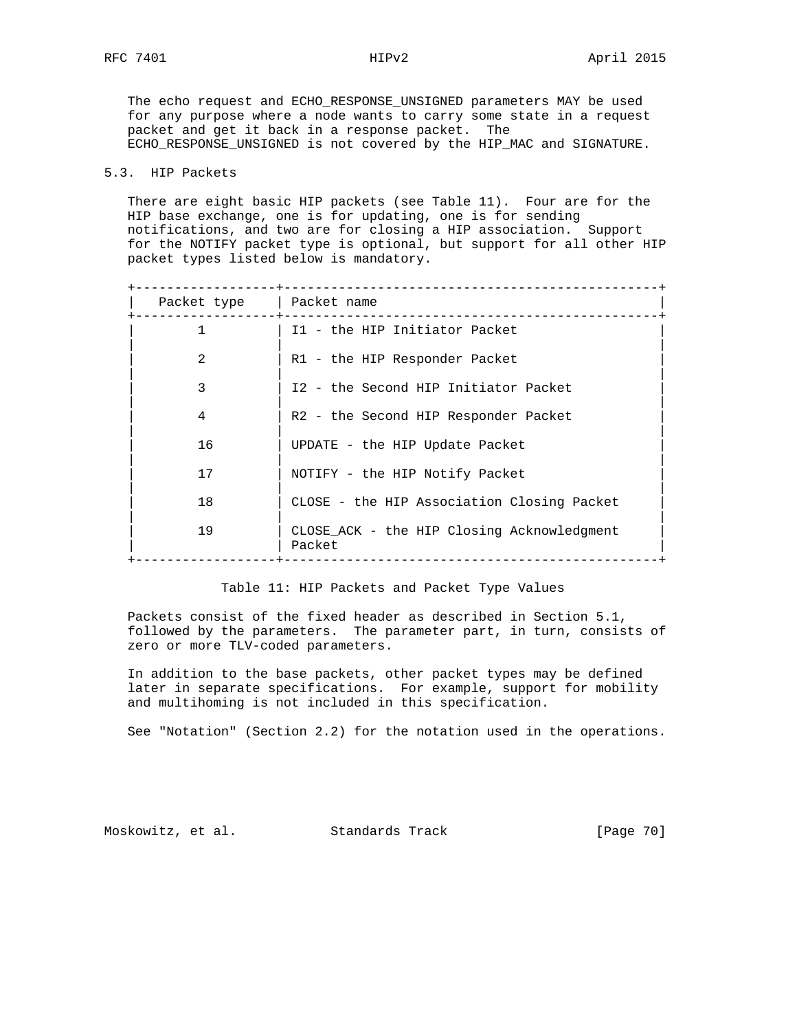The echo request and ECHO_RESPONSE_UNSIGNED parameters MAY be used for any purpose where a node wants to carry some state in a request packet and get it back in a response packet. The ECHO_RESPONSE_UNSIGNED is not covered by the HIP_MAC and SIGNATURE.

## 5.3. HIP Packets

There are eight basic HIP packets (see Table 11). Four are for the HIP base exchange, one is for updating, one is for sending notifications, and two are for closing a HIP association. Support for the NOTIFY packet type is optional, but support for all other HIP packet types listed below is mandatory.

| Packet type | Packet name |
|---|---|
| 1 | I1 - the HIP Initiator Packet |
| 2 | R1 - the HIP Responder Packet |
| 3 | I2 - the Second HIP Initiator Packet |
| 4 | R2 - the Second HIP Responder Packet |
| 16 | UPDATE - the HIP Update Packet |
| 17 | NOTIFY - the HIP Notify Packet |
| 18 | CLOSE - the HIP Association Closing Packet |
| 19 | CLOSE_ACK - the HIP Closing Acknowledgment Packet |

Table 11: HIP Packets and Packet Type Values

Packets consist of the fixed header as described in Section 5.1, followed by the parameters. The parameter part, in turn, consists of zero or more TLV-coded parameters.

In addition to the base packets, other packet types may be defined later in separate specifications. For example, support for mobility and multihoming is not included in this specification.

See "Notation" (Section 2.2) for the notation used in the operations.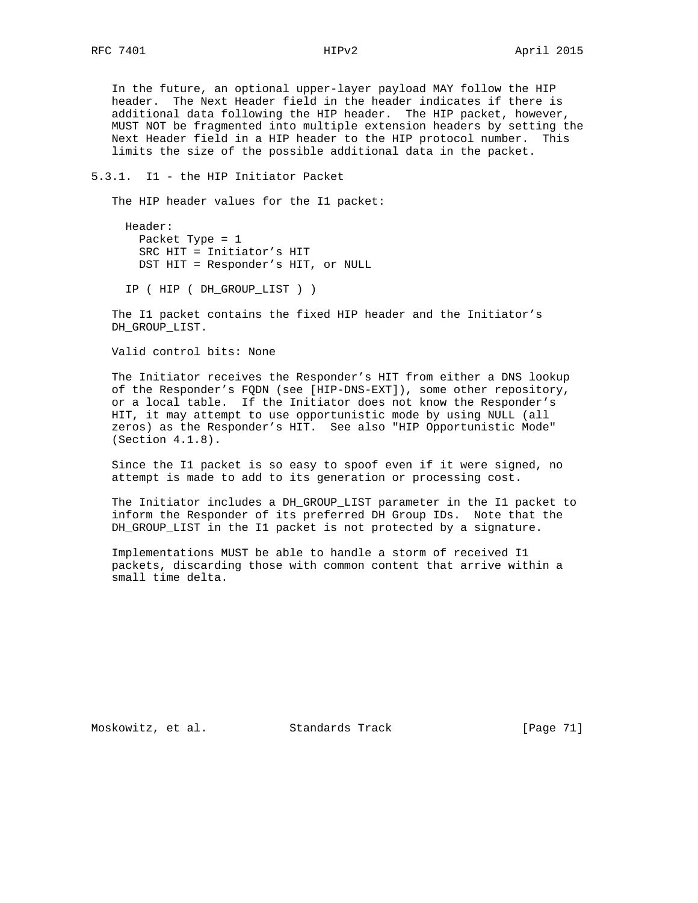In the future, an optional upper-layer payload MAY follow the HIP header. The Next Header field in the header indicates if there is additional data following the HIP header. The HIP packet, however, MUST NOT be fragmented into multiple extension headers by setting the Next Header field in a HIP header to the HIP protocol number. This limits the size of the possible additional data in the packet.

### 5.3.1. I1 - the HIP Initiator Packet

The HIP header values for the I1 packet:

```
  Header:
    Packet Type = 1
    SRC HIT = Initiator's HIT
    DST HIT = Responder's HIT, or NULL

  IP ( HIP ( DH_GROUP_LIST ) )
```

The I1 packet contains the fixed HIP header and the Initiator's DH_GROUP_LIST.

Valid control bits: None

The Initiator receives the Responder's HIT from either a DNS lookup of the Responder's FQDN (see [HIP-DNS-EXT]), some other repository, or a local table. If the Initiator does not know the Responder's HIT, it may attempt to use opportunistic mode by using NULL (all zeros) as the Responder's HIT. See also "HIP Opportunistic Mode" (Section 4.1.8).

Since the I1 packet is so easy to spoof even if it were signed, no attempt is made to add to its generation or processing cost.

The Initiator includes a DH_GROUP_LIST parameter in the I1 packet to inform the Responder of its preferred DH Group IDs. Note that the DH_GROUP_LIST in the I1 packet is not protected by a signature.

Implementations MUST be able to handle a storm of received I1 packets, discarding those with common content that arrive within a small time delta.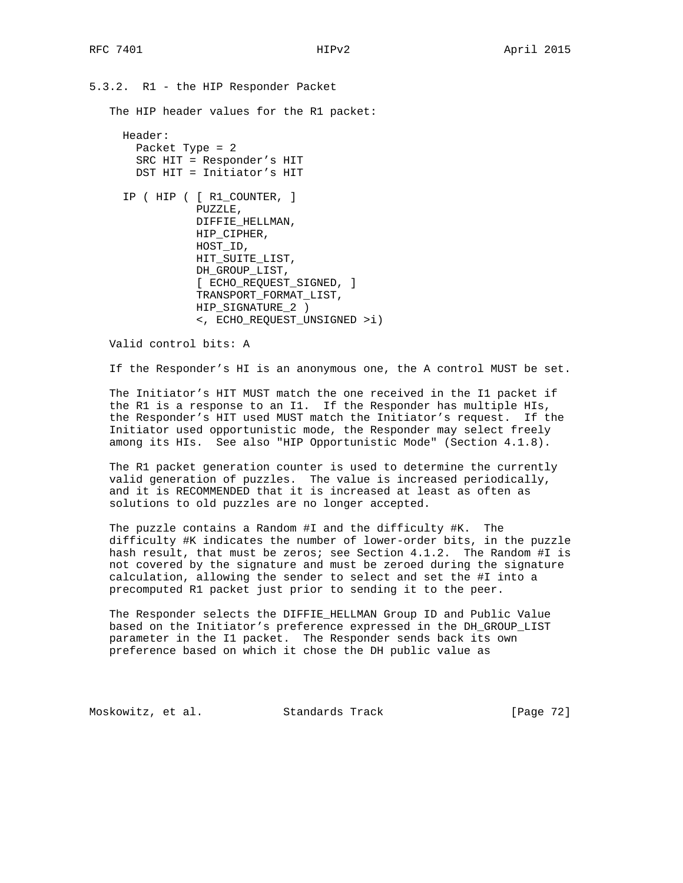### 5.3.2. R1 - the HIP Responder Packet

The HIP header values for the R1 packet:

```
  Header:
    Packet Type = 2
    SRC HIT = Responder's HIT
    DST HIT = Initiator's HIT

  IP ( HIP ( [ R1_COUNTER, ]
             PUZZLE,
             DIFFIE_HELLMAN,
             HIP_CIPHER,
             HOST_ID,
             HIT_SUITE_LIST,
             DH_GROUP_LIST,
             [ ECHO_REQUEST_SIGNED, ]
             TRANSPORT_FORMAT_LIST,
             HIP_SIGNATURE_2 )
             <, ECHO_REQUEST_UNSIGNED >i)
```

Valid control bits: A

If the Responder's HI is an anonymous one, the A control MUST be set.

The Initiator's HIT MUST match the one received in the I1 packet if the R1 is a response to an I1. If the Responder has multiple HIs, the Responder's HIT used MUST match the Initiator's request. If the Initiator used opportunistic mode, the Responder may select freely among its HIs. See also "HIP Opportunistic Mode" (Section 4.1.8).

The R1 packet generation counter is used to determine the currently valid generation of puzzles. The value is increased periodically, and it is RECOMMENDED that it is increased at least as often as solutions to old puzzles are no longer accepted.

The puzzle contains a Random #I and the difficulty #K. The difficulty #K indicates the number of lower-order bits, in the puzzle hash result, that must be zeros; see Section 4.1.2. The Random #I is not covered by the signature and must be zeroed during the signature calculation, allowing the sender to select and set the #I into a precomputed R1 packet just prior to sending it to the peer.

The Responder selects the DIFFIE_HELLMAN Group ID and Public Value based on the Initiator's preference expressed in the DH_GROUP_LIST parameter in the I1 packet. The Responder sends back its own preference based on which it chose the DH public value as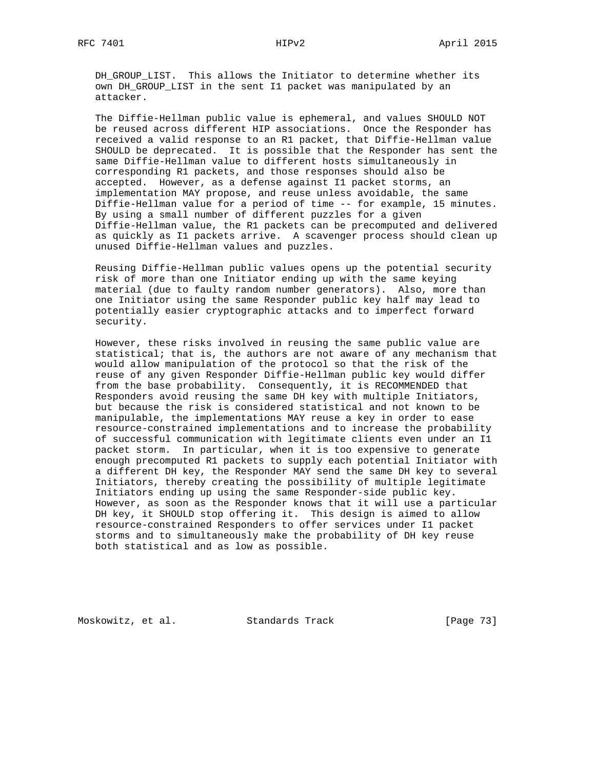DH_GROUP_LIST. This allows the Initiator to determine whether its own DH_GROUP_LIST in the sent I1 packet was manipulated by an attacker.

The Diffie-Hellman public value is ephemeral, and values SHOULD NOT be reused across different HIP associations. Once the Responder has received a valid response to an R1 packet, that Diffie-Hellman value SHOULD be deprecated. It is possible that the Responder has sent the same Diffie-Hellman value to different hosts simultaneously in corresponding R1 packets, and those responses should also be accepted. However, as a defense against I1 packet storms, an implementation MAY propose, and reuse unless avoidable, the same Diffie-Hellman value for a period of time -- for example, 15 minutes. By using a small number of different puzzles for a given Diffie-Hellman value, the R1 packets can be precomputed and delivered as quickly as I1 packets arrive. A scavenger process should clean up unused Diffie-Hellman values and puzzles.

Reusing Diffie-Hellman public values opens up the potential security risk of more than one Initiator ending up with the same keying material (due to faulty random number generators). Also, more than one Initiator using the same Responder public key half may lead to potentially easier cryptographic attacks and to imperfect forward security.

However, these risks involved in reusing the same public value are statistical; that is, the authors are not aware of any mechanism that would allow manipulation of the protocol so that the risk of the reuse of any given Responder Diffie-Hellman public key would differ from the base probability. Consequently, it is RECOMMENDED that Responders avoid reusing the same DH key with multiple Initiators, but because the risk is considered statistical and not known to be manipulable, the implementations MAY reuse a key in order to ease resource-constrained implementations and to increase the probability of successful communication with legitimate clients even under an I1 packet storm. In particular, when it is too expensive to generate enough precomputed R1 packets to supply each potential Initiator with a different DH key, the Responder MAY send the same DH key to several Initiators, thereby creating the possibility of multiple legitimate Initiators ending up using the same Responder-side public key. However, as soon as the Responder knows that it will use a particular DH key, it SHOULD stop offering it. This design is aimed to allow resource-constrained Responders to offer services under I1 packet storms and to simultaneously make the probability of DH key reuse both statistical and as low as possible.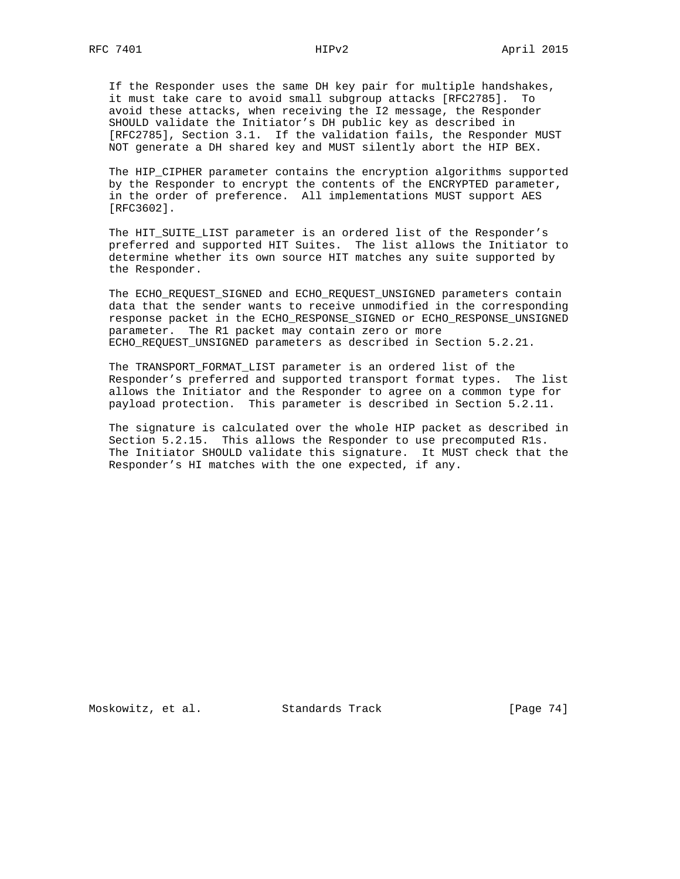If the Responder uses the same DH key pair for multiple handshakes, it must take care to avoid small subgroup attacks [RFC2785]. To avoid these attacks, when receiving the I2 message, the Responder SHOULD validate the Initiator's DH public key as described in [RFC2785], Section 3.1. If the validation fails, the Responder MUST NOT generate a DH shared key and MUST silently abort the HIP BEX.

The HIP_CIPHER parameter contains the encryption algorithms supported by the Responder to encrypt the contents of the ENCRYPTED parameter, in the order of preference. All implementations MUST support AES [RFC3602].

The HIT_SUITE_LIST parameter is an ordered list of the Responder's preferred and supported HIT Suites. The list allows the Initiator to determine whether its own source HIT matches any suite supported by the Responder.

The ECHO_REQUEST_SIGNED and ECHO_REQUEST_UNSIGNED parameters contain data that the sender wants to receive unmodified in the corresponding response packet in the ECHO_RESPONSE_SIGNED or ECHO_RESPONSE_UNSIGNED parameter. The R1 packet may contain zero or more ECHO_REQUEST_UNSIGNED parameters as described in Section 5.2.21.

The TRANSPORT_FORMAT_LIST parameter is an ordered list of the Responder's preferred and supported transport format types. The list allows the Initiator and the Responder to agree on a common type for payload protection. This parameter is described in Section 5.2.11.

The signature is calculated over the whole HIP packet as described in Section 5.2.15. This allows the Responder to use precomputed R1s. The Initiator SHOULD validate this signature. It MUST check that the Responder's HI matches with the one expected, if any.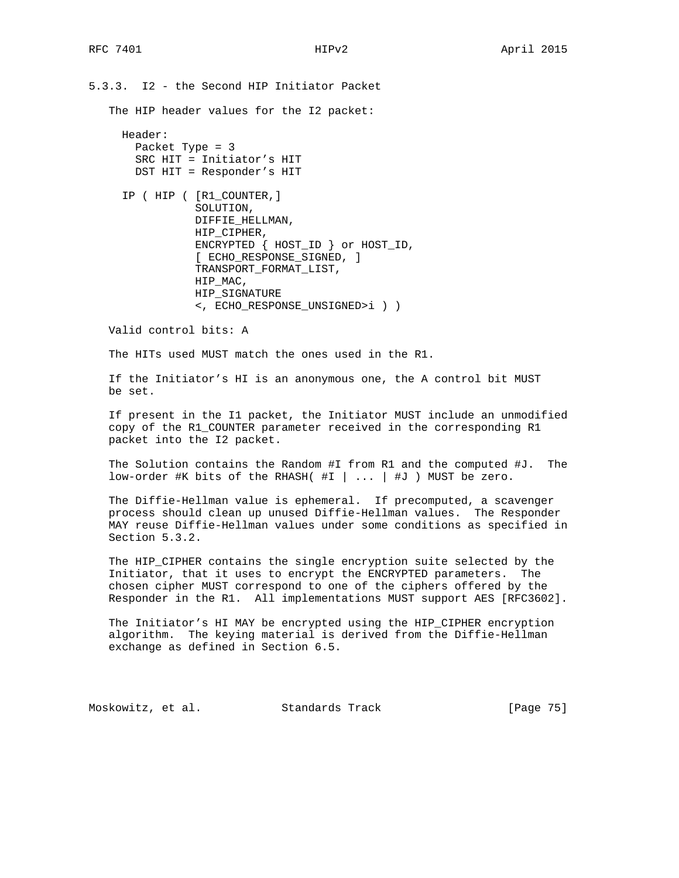### 5.3.3. I2 - the Second HIP Initiator Packet

The HIP header values for the I2 packet:

```
  Header:
    Packet Type = 3
    SRC HIT = Initiator's HIT
    DST HIT = Responder's HIT

  IP ( HIP ( [R1_COUNTER,]
             SOLUTION,
             DIFFIE_HELLMAN,
             HIP_CIPHER,
             ENCRYPTED { HOST_ID } or HOST_ID,
             [ ECHO_RESPONSE_SIGNED, ]
             TRANSPORT_FORMAT_LIST,
             HIP_MAC,
             HIP_SIGNATURE
             <, ECHO_RESPONSE_UNSIGNED>i ) )
```

Valid control bits: A

The HITs used MUST match the ones used in the R1.

If the Initiator's HI is an anonymous one, the A control bit MUST be set.

If present in the I1 packet, the Initiator MUST include an unmodified copy of the R1_COUNTER parameter received in the corresponding R1 packet into the I2 packet.

The Solution contains the Random #I from R1 and the computed #J. The low-order #K bits of the RHASH( #I | ... | #J ) MUST be zero.

The Diffie-Hellman value is ephemeral. If precomputed, a scavenger process should clean up unused Diffie-Hellman values. The Responder MAY reuse Diffie-Hellman values under some conditions as specified in Section 5.3.2.

The HIP_CIPHER contains the single encryption suite selected by the Initiator, that it uses to encrypt the ENCRYPTED parameters. The chosen cipher MUST correspond to one of the ciphers offered by the Responder in the R1. All implementations MUST support AES [RFC3602].

The Initiator's HI MAY be encrypted using the HIP_CIPHER encryption algorithm. The keying material is derived from the Diffie-Hellman exchange as defined in Section 6.5.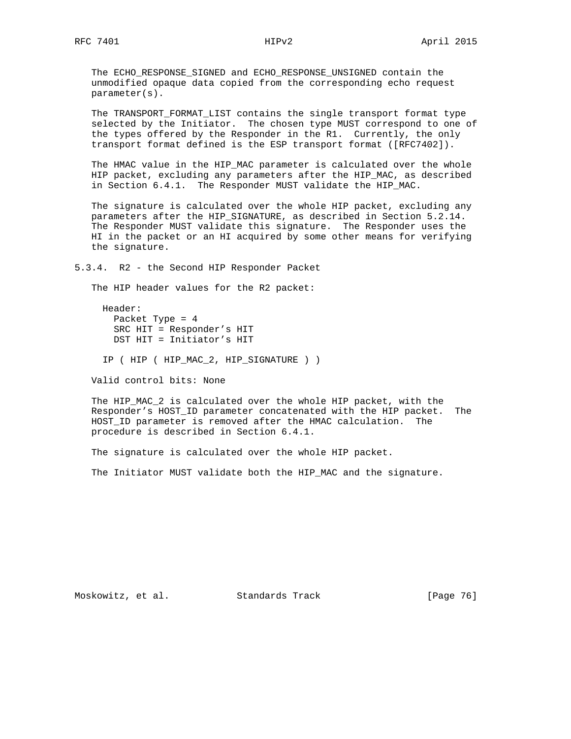The ECHO_RESPONSE_SIGNED and ECHO_RESPONSE_UNSIGNED contain the unmodified opaque data copied from the corresponding echo request parameter(s).

The TRANSPORT_FORMAT_LIST contains the single transport format type selected by the Initiator. The chosen type MUST correspond to one of the types offered by the Responder in the R1. Currently, the only transport format defined is the ESP transport format ([RFC7402]).

The HMAC value in the HIP_MAC parameter is calculated over the whole HIP packet, excluding any parameters after the HIP_MAC, as described in Section 6.4.1. The Responder MUST validate the HIP_MAC.

The signature is calculated over the whole HIP packet, excluding any parameters after the HIP_SIGNATURE, as described in Section 5.2.14. The Responder MUST validate this signature. The Responder uses the HI in the packet or an HI acquired by some other means for verifying the signature.

### 5.3.4. R2 - the Second HIP Responder Packet

The HIP header values for the R2 packet:

```
  Header:
    Packet Type = 4
    SRC HIT = Responder's HIT
    DST HIT = Initiator's HIT

  IP ( HIP ( HIP_MAC_2, HIP_SIGNATURE ) )
```

Valid control bits: None

The HIP_MAC_2 is calculated over the whole HIP packet, with the Responder's HOST_ID parameter concatenated with the HIP packet. The HOST_ID parameter is removed after the HMAC calculation. The procedure is described in Section 6.4.1.

The signature is calculated over the whole HIP packet.

The Initiator MUST validate both the HIP_MAC and the signature.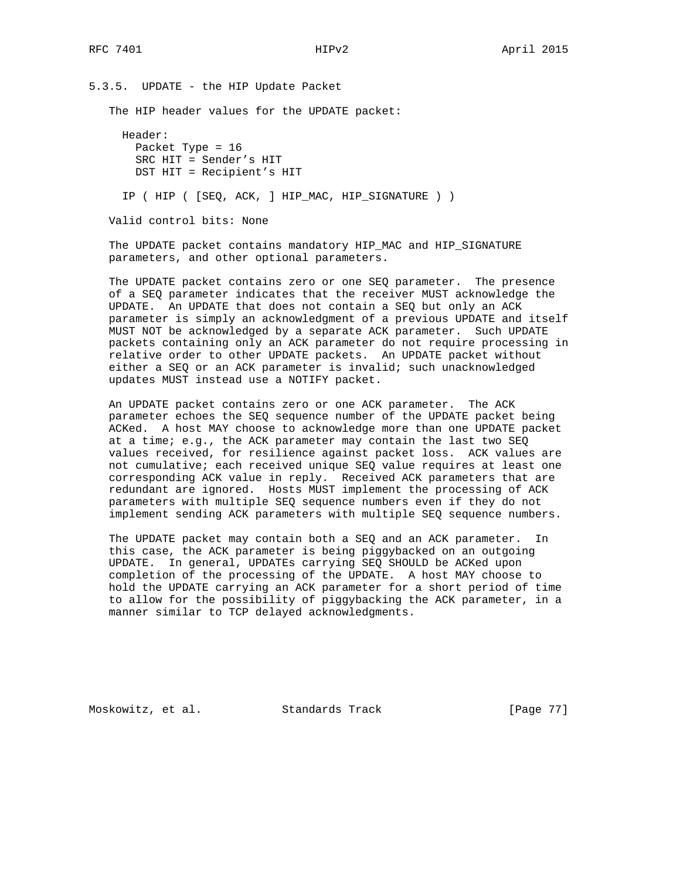### 5.3.5. UPDATE - the HIP Update Packet

The HIP header values for the UPDATE packet:

```
Header:
  Packet Type = 16
  SRC HIT = Sender's HIT
  DST HIT = Recipient's HIT

IP ( HIP ( [SEQ, ACK, ] HIP_MAC, HIP_SIGNATURE ) )
```

Valid control bits: None

The UPDATE packet contains mandatory HIP_MAC and HIP_SIGNATURE parameters, and other optional parameters.

The UPDATE packet contains zero or one SEQ parameter. The presence of a SEQ parameter indicates that the receiver MUST acknowledge the UPDATE. An UPDATE that does not contain a SEQ but only an ACK parameter is simply an acknowledgment of a previous UPDATE and itself MUST NOT be acknowledged by a separate ACK parameter. Such UPDATE packets containing only an ACK parameter do not require processing in relative order to other UPDATE packets. An UPDATE packet without either a SEQ or an ACK parameter is invalid; such unacknowledged updates MUST instead use a NOTIFY packet.

An UPDATE packet contains zero or one ACK parameter. The ACK parameter echoes the SEQ sequence number of the UPDATE packet being ACKed. A host MAY choose to acknowledge more than one UPDATE packet at a time; e.g., the ACK parameter may contain the last two SEQ values received, for resilience against packet loss. ACK values are not cumulative; each received unique SEQ value requires at least one corresponding ACK value in reply. Received ACK parameters that are redundant are ignored. Hosts MUST implement the processing of ACK parameters with multiple SEQ sequence numbers even if they do not implement sending ACK parameters with multiple SEQ sequence numbers.

The UPDATE packet may contain both a SEQ and an ACK parameter. In this case, the ACK parameter is being piggybacked on an outgoing UPDATE. In general, UPDATEs carrying SEQ SHOULD be ACKed upon completion of the processing of the UPDATE. A host MAY choose to hold the UPDATE carrying an ACK parameter for a short period of time to allow for the possibility of piggybacking the ACK parameter, in a manner similar to TCP delayed acknowledgments.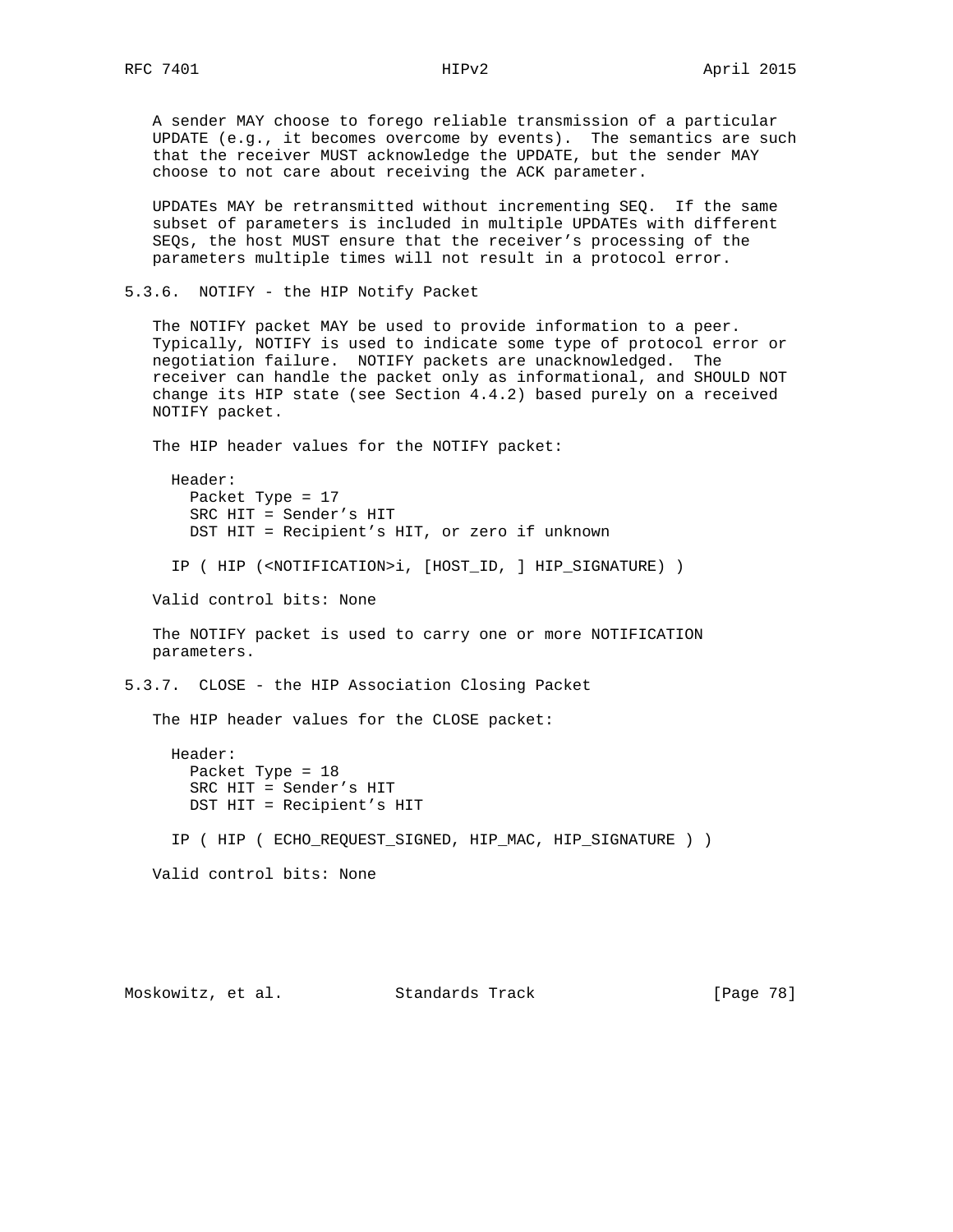A sender MAY choose to forego reliable transmission of a particular UPDATE (e.g., it becomes overcome by events). The semantics are such that the receiver MUST acknowledge the UPDATE, but the sender MAY choose to not care about receiving the ACK parameter.

UPDATEs MAY be retransmitted without incrementing SEQ. If the same subset of parameters is included in multiple UPDATEs with different SEQs, the host MUST ensure that the receiver's processing of the parameters multiple times will not result in a protocol error.

### 5.3.6. NOTIFY - the HIP Notify Packet

The NOTIFY packet MAY be used to provide information to a peer. Typically, NOTIFY is used to indicate some type of protocol error or negotiation failure. NOTIFY packets are unacknowledged. The receiver can handle the packet only as informational, and SHOULD NOT change its HIP state (see Section 4.4.2) based purely on a received NOTIFY packet.

The HIP header values for the NOTIFY packet:

```
  Header:
    Packet Type = 17
    SRC HIT = Sender's HIT
    DST HIT = Recipient's HIT, or zero if unknown

  IP ( HIP (<NOTIFICATION>i, [HOST_ID, ] HIP_SIGNATURE) )
```

Valid control bits: None

The NOTIFY packet is used to carry one or more NOTIFICATION parameters.

### 5.3.7. CLOSE - the HIP Association Closing Packet

The HIP header values for the CLOSE packet:

```
  Header:
    Packet Type = 18
    SRC HIT = Sender's HIT
    DST HIT = Recipient's HIT

  IP ( HIP ( ECHO_REQUEST_SIGNED, HIP_MAC, HIP_SIGNATURE ) )
```

Valid control bits: None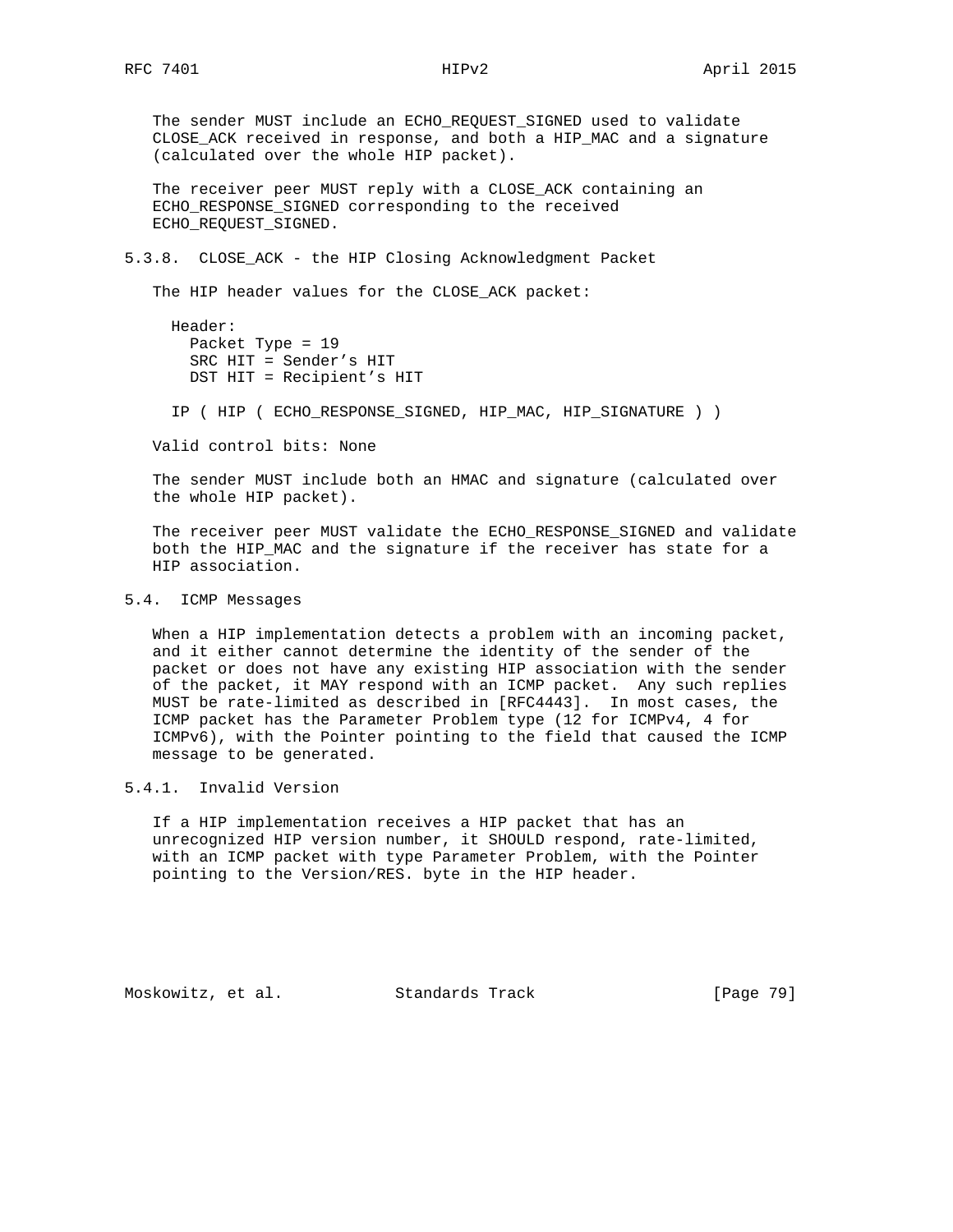The sender MUST include an ECHO_REQUEST_SIGNED used to validate CLOSE_ACK received in response, and both a HIP_MAC and a signature (calculated over the whole HIP packet).

The receiver peer MUST reply with a CLOSE_ACK containing an ECHO_RESPONSE_SIGNED corresponding to the received ECHO_REQUEST_SIGNED.

### 5.3.8. CLOSE_ACK - the HIP Closing Acknowledgment Packet

The HIP header values for the CLOSE_ACK packet:

```
  Header:
    Packet Type = 19
    SRC HIT = Sender's HIT
    DST HIT = Recipient's HIT

  IP ( HIP ( ECHO_RESPONSE_SIGNED, HIP_MAC, HIP_SIGNATURE ) )
```

Valid control bits: None

The sender MUST include both an HMAC and signature (calculated over the whole HIP packet).

The receiver peer MUST validate the ECHO_RESPONSE_SIGNED and validate both the HIP_MAC and the signature if the receiver has state for a HIP association.

## 5.4. ICMP Messages

When a HIP implementation detects a problem with an incoming packet, and it either cannot determine the identity of the sender of the packet or does not have any existing HIP association with the sender of the packet, it MAY respond with an ICMP packet. Any such replies MUST be rate-limited as described in [RFC4443]. In most cases, the ICMP packet has the Parameter Problem type (12 for ICMPv4, 4 for ICMPv6), with the Pointer pointing to the field that caused the ICMP message to be generated.

### 5.4.1. Invalid Version

If a HIP implementation receives a HIP packet that has an unrecognized HIP version number, it SHOULD respond, rate-limited, with an ICMP packet with type Parameter Problem, with the Pointer pointing to the Version/RES. byte in the HIP header.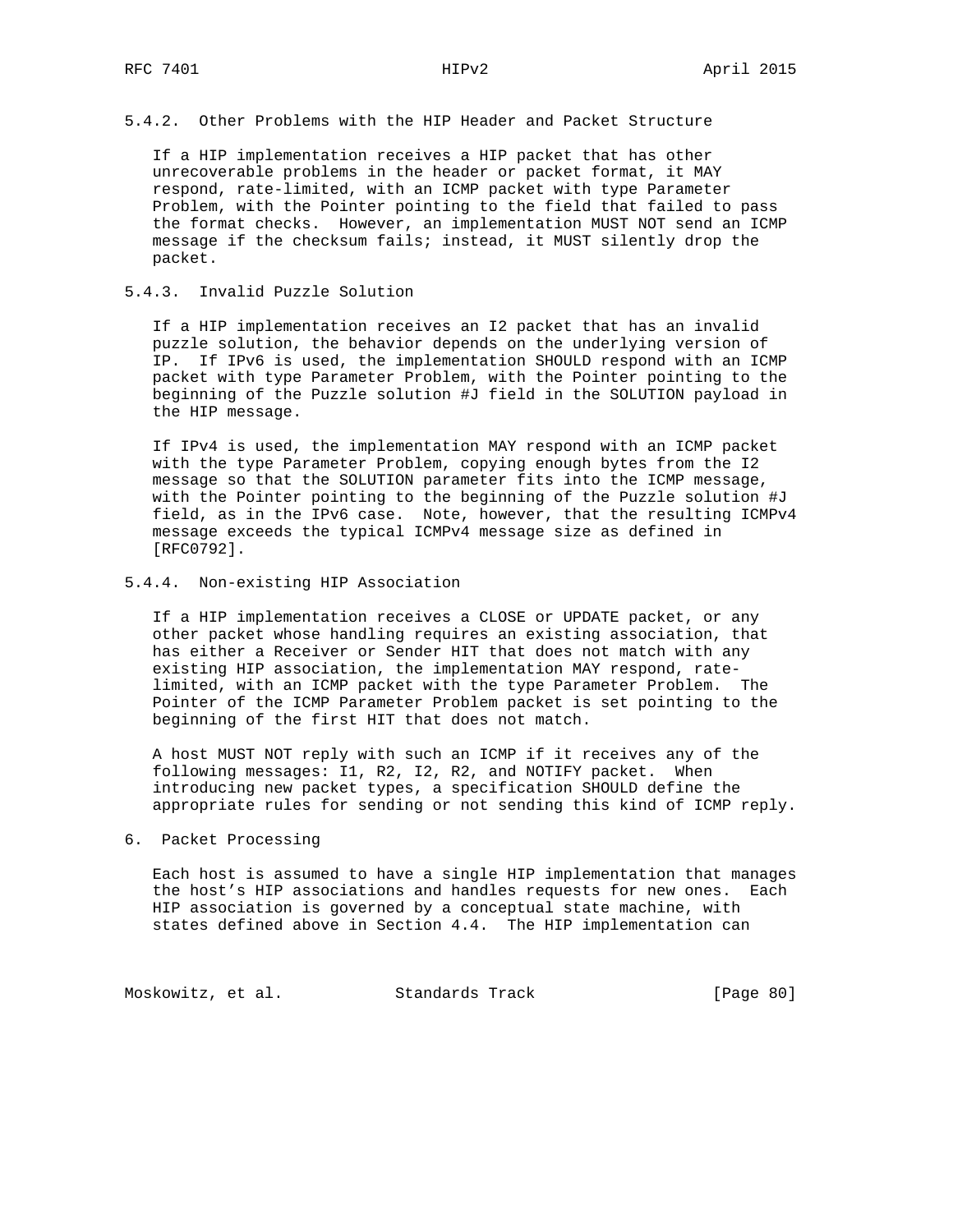### 5.4.2. Other Problems with the HIP Header and Packet Structure

If a HIP implementation receives a HIP packet that has other unrecoverable problems in the header or packet format, it MAY respond, rate-limited, with an ICMP packet with type Parameter Problem, with the Pointer pointing to the field that failed to pass the format checks. However, an implementation MUST NOT send an ICMP message if the checksum fails; instead, it MUST silently drop the packet.

### 5.4.3. Invalid Puzzle Solution

If a HIP implementation receives an I2 packet that has an invalid puzzle solution, the behavior depends on the underlying version of IP. If IPv6 is used, the implementation SHOULD respond with an ICMP packet with type Parameter Problem, with the Pointer pointing to the beginning of the Puzzle solution #J field in the SOLUTION payload in the HIP message.

If IPv4 is used, the implementation MAY respond with an ICMP packet with the type Parameter Problem, copying enough bytes from the I2 message so that the SOLUTION parameter fits into the ICMP message, with the Pointer pointing to the beginning of the Puzzle solution #J field, as in the IPv6 case. Note, however, that the resulting ICMPv4 message exceeds the typical ICMPv4 message size as defined in [RFC0792].

### 5.4.4. Non-existing HIP Association

If a HIP implementation receives a CLOSE or UPDATE packet, or any other packet whose handling requires an existing association, that has either a Receiver or Sender HIT that does not match with any existing HIP association, the implementation MAY respond, rate-limited, with an ICMP packet with the type Parameter Problem. The Pointer of the ICMP Parameter Problem packet is set pointing to the beginning of the first HIT that does not match.

A host MUST NOT reply with such an ICMP if it receives any of the following messages: I1, R2, I2, R2, and NOTIFY packet. When introducing new packet types, a specification SHOULD define the appropriate rules for sending or not sending this kind of ICMP reply.

## 6. Packet Processing

Each host is assumed to have a single HIP implementation that manages the host's HIP associations and handles requests for new ones. Each HIP association is governed by a conceptual state machine, with states defined above in Section 4.4. The HIP implementation can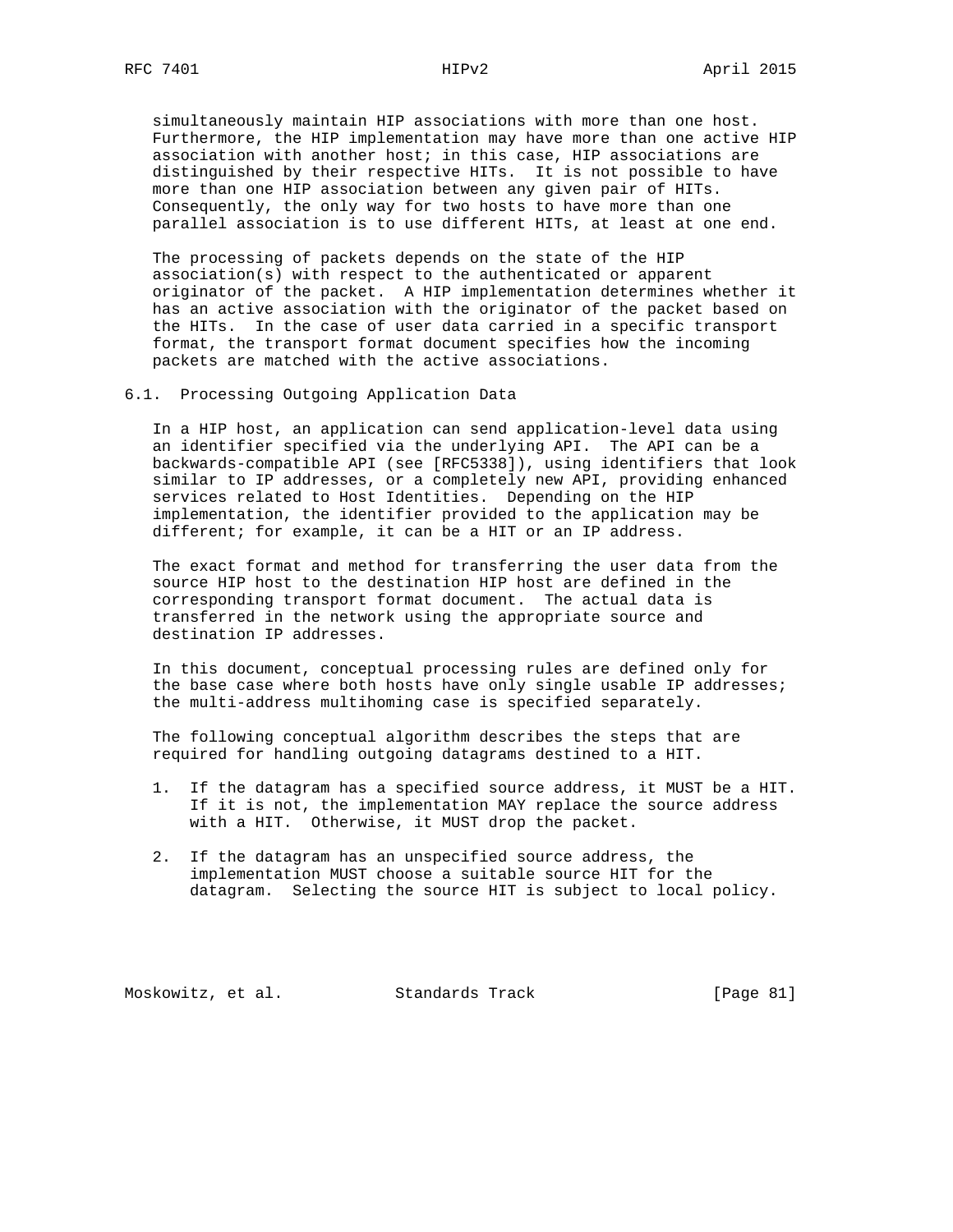simultaneously maintain HIP associations with more than one host. Furthermore, the HIP implementation may have more than one active HIP association with another host; in this case, HIP associations are distinguished by their respective HITs. It is not possible to have more than one HIP association between any given pair of HITs. Consequently, the only way for two hosts to have more than one parallel association is to use different HITs, at least at one end.

The processing of packets depends on the state of the HIP association(s) with respect to the authenticated or apparent originator of the packet. A HIP implementation determines whether it has an active association with the originator of the packet based on the HITs. In the case of user data carried in a specific transport format, the transport format document specifies how the incoming packets are matched with the active associations.

## 6.1. Processing Outgoing Application Data

In a HIP host, an application can send application-level data using an identifier specified via the underlying API. The API can be a backwards-compatible API (see [RFC5338]), using identifiers that look similar to IP addresses, or a completely new API, providing enhanced services related to Host Identities. Depending on the HIP implementation, the identifier provided to the application may be different; for example, it can be a HIT or an IP address.

The exact format and method for transferring the user data from the source HIP host to the destination HIP host are defined in the corresponding transport format document. The actual data is transferred in the network using the appropriate source and destination IP addresses.

In this document, conceptual processing rules are defined only for the base case where both hosts have only single usable IP addresses; the multi-address multihoming case is specified separately.

The following conceptual algorithm describes the steps that are required for handling outgoing datagrams destined to a HIT.

1. If the datagram has a specified source address, it MUST be a HIT. If it is not, the implementation MAY replace the source address with a HIT. Otherwise, it MUST drop the packet.

2. If the datagram has an unspecified source address, the implementation MUST choose a suitable source HIT for the datagram. Selecting the source HIT is subject to local policy.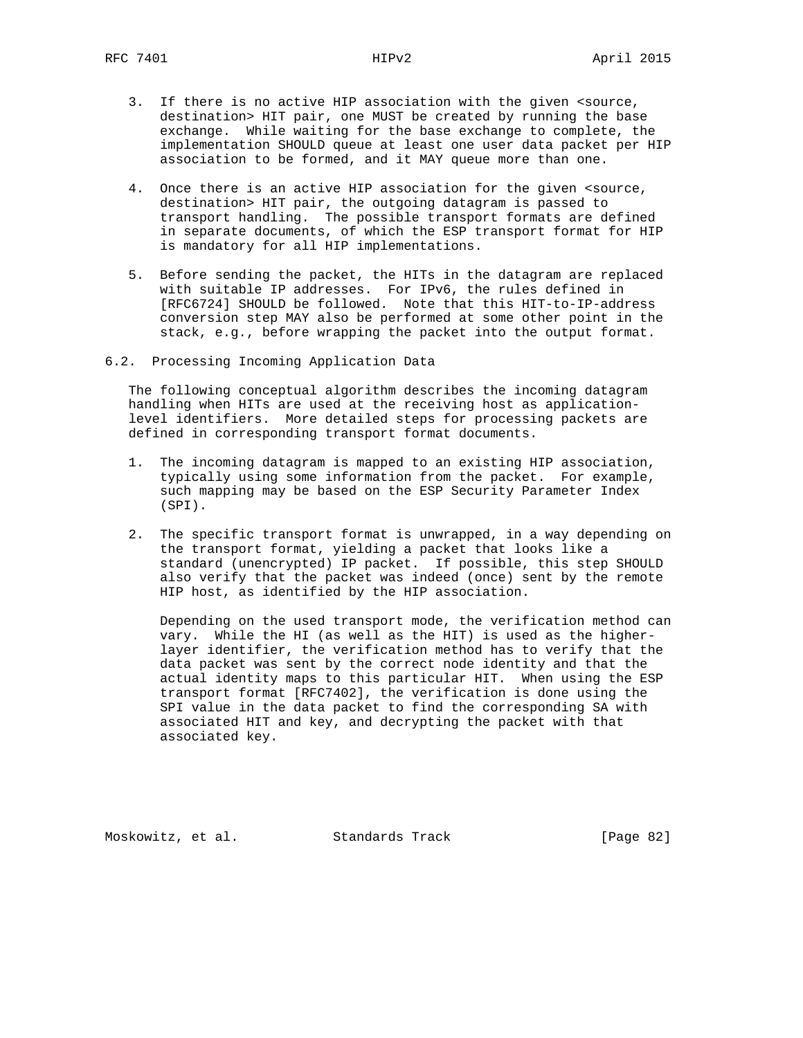3. If there is no active HIP association with the given <source, destination> HIT pair, one MUST be created by running the base exchange. While waiting for the base exchange to complete, the implementation SHOULD queue at least one user data packet per HIP association to be formed, and it MAY queue more than one.

4. Once there is an active HIP association for the given <source, destination> HIT pair, the outgoing datagram is passed to transport handling. The possible transport formats are defined in separate documents, of which the ESP transport format for HIP is mandatory for all HIP implementations.

5. Before sending the packet, the HITs in the datagram are replaced with suitable IP addresses. For IPv6, the rules defined in [RFC6724] SHOULD be followed. Note that this HIT-to-IP-address conversion step MAY also be performed at some other point in the stack, e.g., before wrapping the packet into the output format.

### 6.2. Processing Incoming Application Data

The following conceptual algorithm describes the incoming datagram handling when HITs are used at the receiving host as application-level identifiers. More detailed steps for processing packets are defined in corresponding transport format documents.

1. The incoming datagram is mapped to an existing HIP association, typically using some information from the packet. For example, such mapping may be based on the ESP Security Parameter Index (SPI).

2. The specific transport format is unwrapped, in a way depending on the transport format, yielding a packet that looks like a standard (unencrypted) IP packet. If possible, this step SHOULD also verify that the packet was indeed (once) sent by the remote HIP host, as identified by the HIP association.

   Depending on the used transport mode, the verification method can vary. While the HI (as well as the HIT) is used as the higher-layer identifier, the verification method has to verify that the data packet was sent by the correct node identity and that the actual identity maps to this particular HIT. When using the ESP transport format [RFC7402], the verification is done using the SPI value in the data packet to find the corresponding SA with associated HIT and key, and decrypting the packet with that associated key.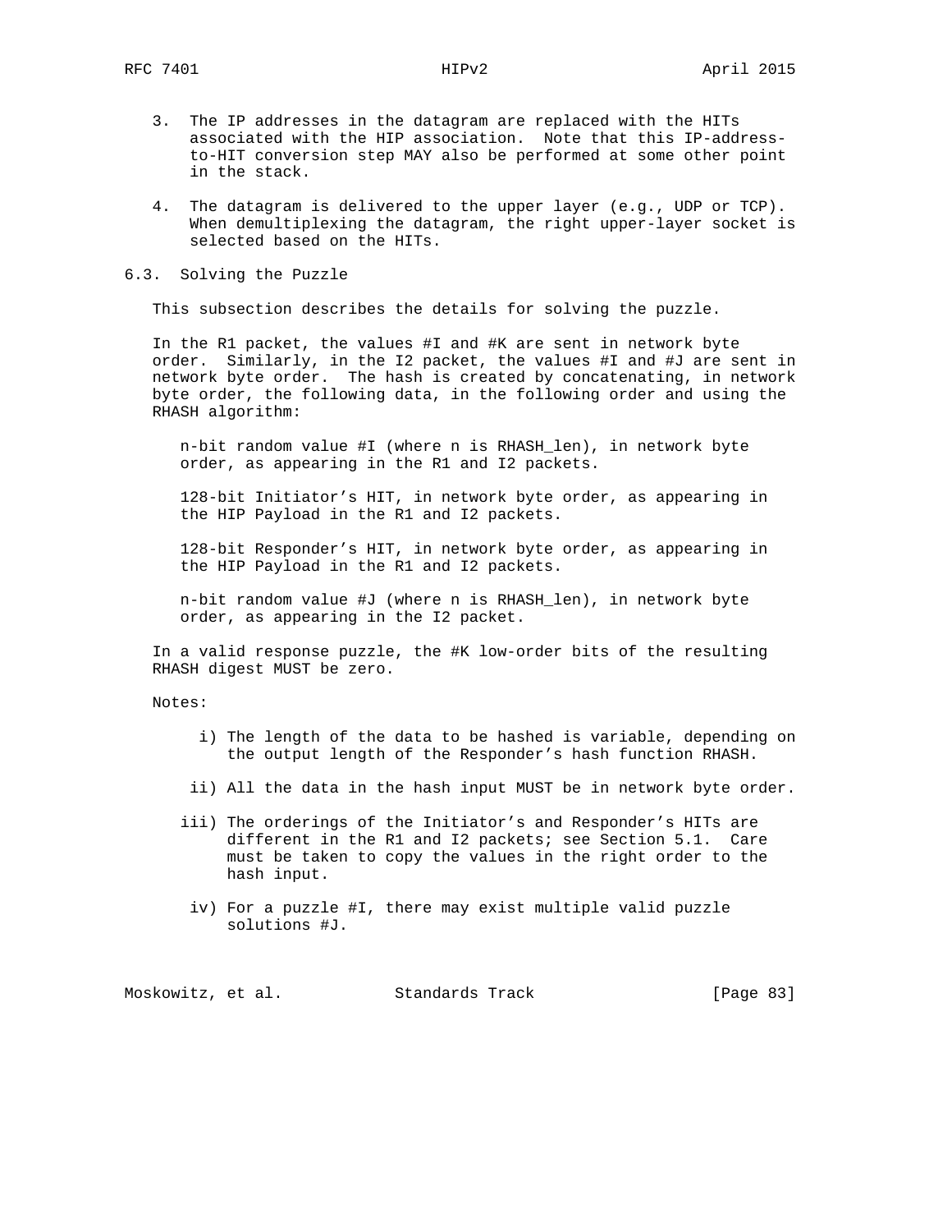3. The IP addresses in the datagram are replaced with the HITs associated with the HIP association. Note that this IP-address-to-HIT conversion step MAY also be performed at some other point in the stack.

4. The datagram is delivered to the upper layer (e.g., UDP or TCP). When demultiplexing the datagram, the right upper-layer socket is selected based on the HITs.

## 6.3. Solving the Puzzle

This subsection describes the details for solving the puzzle.

In the R1 packet, the values #I and #K are sent in network byte order. Similarly, in the I2 packet, the values #I and #J are sent in network byte order. The hash is created by concatenating, in network byte order, the following data, in the following order and using the RHASH algorithm:

n-bit random value #I (where n is RHASH_len), in network byte order, as appearing in the R1 and I2 packets.

128-bit Initiator's HIT, in network byte order, as appearing in the HIP Payload in the R1 and I2 packets.

128-bit Responder's HIT, in network byte order, as appearing in the HIP Payload in the R1 and I2 packets.

n-bit random value #J (where n is RHASH_len), in network byte order, as appearing in the I2 packet.

In a valid response puzzle, the #K low-order bits of the resulting RHASH digest MUST be zero.

Notes:

i) The length of the data to be hashed is variable, depending on the output length of the Responder's hash function RHASH.

ii) All the data in the hash input MUST be in network byte order.

iii) The orderings of the Initiator's and Responder's HITs are different in the R1 and I2 packets; see Section 5.1. Care must be taken to copy the values in the right order to the hash input.

iv) For a puzzle #I, there may exist multiple valid puzzle solutions #J.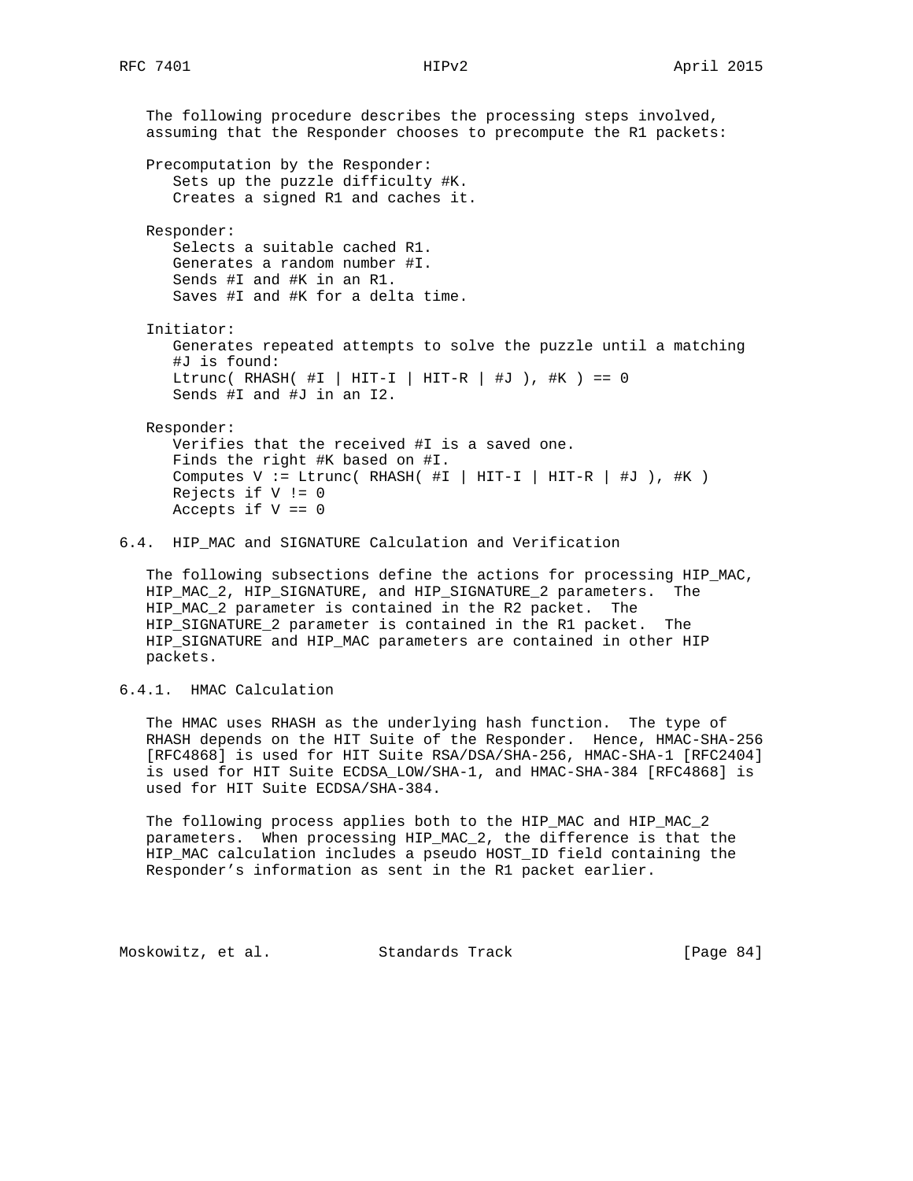The following procedure describes the processing steps involved, assuming that the Responder chooses to precompute the R1 packets:

Precomputation by the Responder:
   Sets up the puzzle difficulty #K.
   Creates a signed R1 and caches it.

Responder:
   Selects a suitable cached R1.
   Generates a random number #I.
   Sends #I and #K in an R1.
   Saves #I and #K for a delta time.

Initiator:
   Generates repeated attempts to solve the puzzle until a matching #J is found:
   Ltrunc( RHASH( #I | HIT-I | HIT-R | #J ), #K ) == 0
   Sends #I and #J in an I2.

Responder:
   Verifies that the received #I is a saved one.
   Finds the right #K based on #I.
   Computes V := Ltrunc( RHASH( #I | HIT-I | HIT-R | #J ), #K )
   Rejects if V != 0
   Accepts if V == 0

## 6.4. HIP_MAC and SIGNATURE Calculation and Verification

The following subsections define the actions for processing HIP_MAC, HIP_MAC_2, HIP_SIGNATURE, and HIP_SIGNATURE_2 parameters. The HIP_MAC_2 parameter is contained in the R2 packet. The HIP_SIGNATURE_2 parameter is contained in the R1 packet. The HIP_SIGNATURE and HIP_MAC parameters are contained in other HIP packets.

### 6.4.1. HMAC Calculation

The HMAC uses RHASH as the underlying hash function. The type of RHASH depends on the HIT Suite of the Responder. Hence, HMAC-SHA-256 [RFC4868] is used for HIT Suite RSA/DSA/SHA-256, HMAC-SHA-1 [RFC2404] is used for HIT Suite ECDSA_LOW/SHA-1, and HMAC-SHA-384 [RFC4868] is used for HIT Suite ECDSA/SHA-384.

The following process applies both to the HIP_MAC and HIP_MAC_2 parameters. When processing HIP_MAC_2, the difference is that the HIP_MAC calculation includes a pseudo HOST_ID field containing the Responder's information as sent in the R1 packet earlier.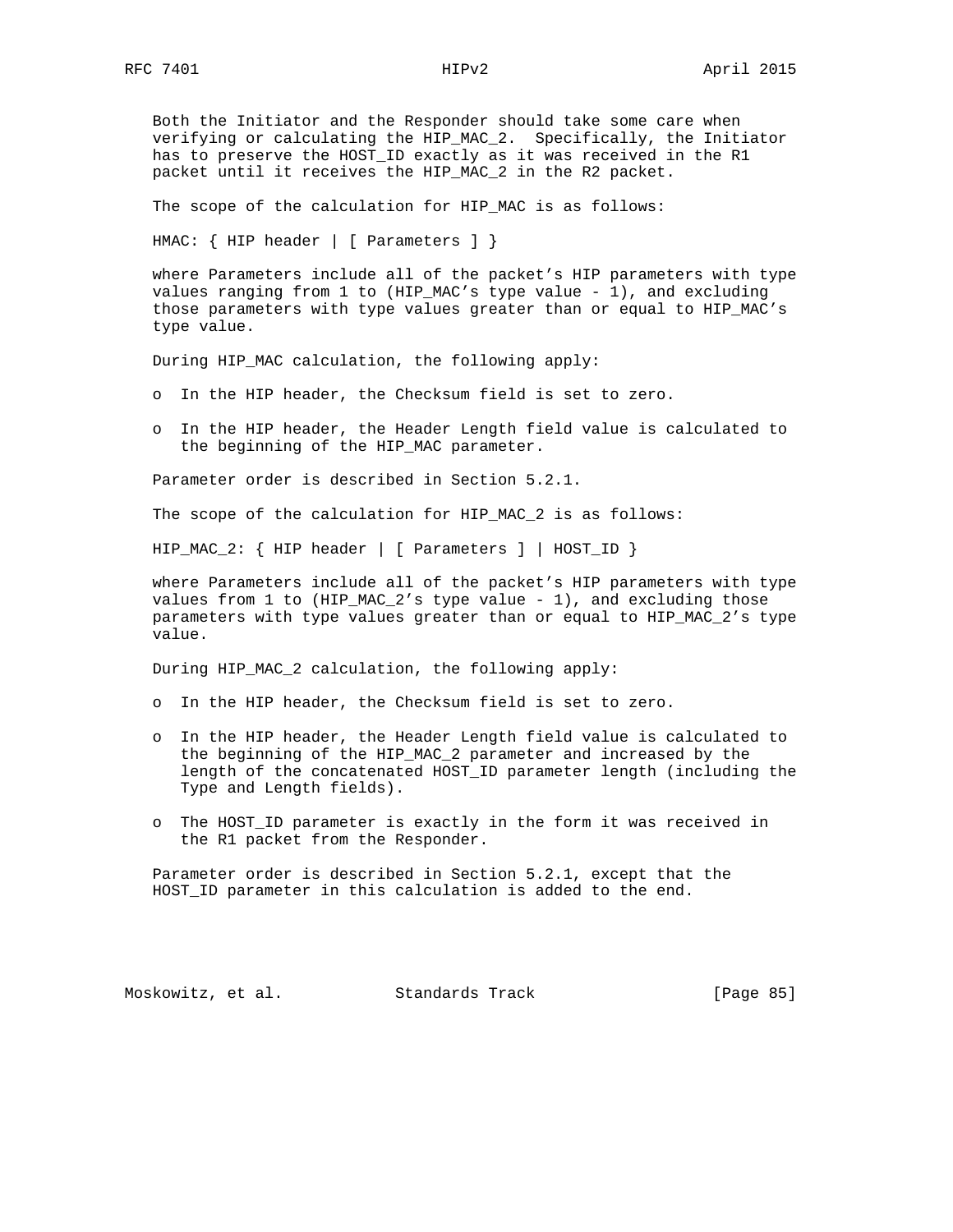Both the Initiator and the Responder should take some care when verifying or calculating the HIP_MAC_2. Specifically, the Initiator has to preserve the HOST_ID exactly as it was received in the R1 packet until it receives the HIP_MAC_2 in the R2 packet.

The scope of the calculation for HIP_MAC is as follows:

```
HMAC: { HIP header | [ Parameters ] }
```

where Parameters include all of the packet's HIP parameters with type values ranging from 1 to (HIP_MAC's type value - 1), and excluding those parameters with type values greater than or equal to HIP_MAC's type value.

During HIP_MAC calculation, the following apply:

- o In the HIP header, the Checksum field is set to zero.
- o In the HIP header, the Header Length field value is calculated to the beginning of the HIP_MAC parameter.

Parameter order is described in Section 5.2.1.

The scope of the calculation for HIP_MAC_2 is as follows:

```
HIP_MAC_2: { HIP header | [ Parameters ] | HOST_ID }
```

where Parameters include all of the packet's HIP parameters with type values from 1 to (HIP_MAC_2's type value - 1), and excluding those parameters with type values greater than or equal to HIP_MAC_2's type value.

During HIP_MAC_2 calculation, the following apply:

- o In the HIP header, the Checksum field is set to zero.
- o In the HIP header, the Header Length field value is calculated to the beginning of the HIP_MAC_2 parameter and increased by the length of the concatenated HOST_ID parameter length (including the Type and Length fields).
- o The HOST_ID parameter is exactly in the form it was received in the R1 packet from the Responder.

Parameter order is described in Section 5.2.1, except that the HOST_ID parameter in this calculation is added to the end.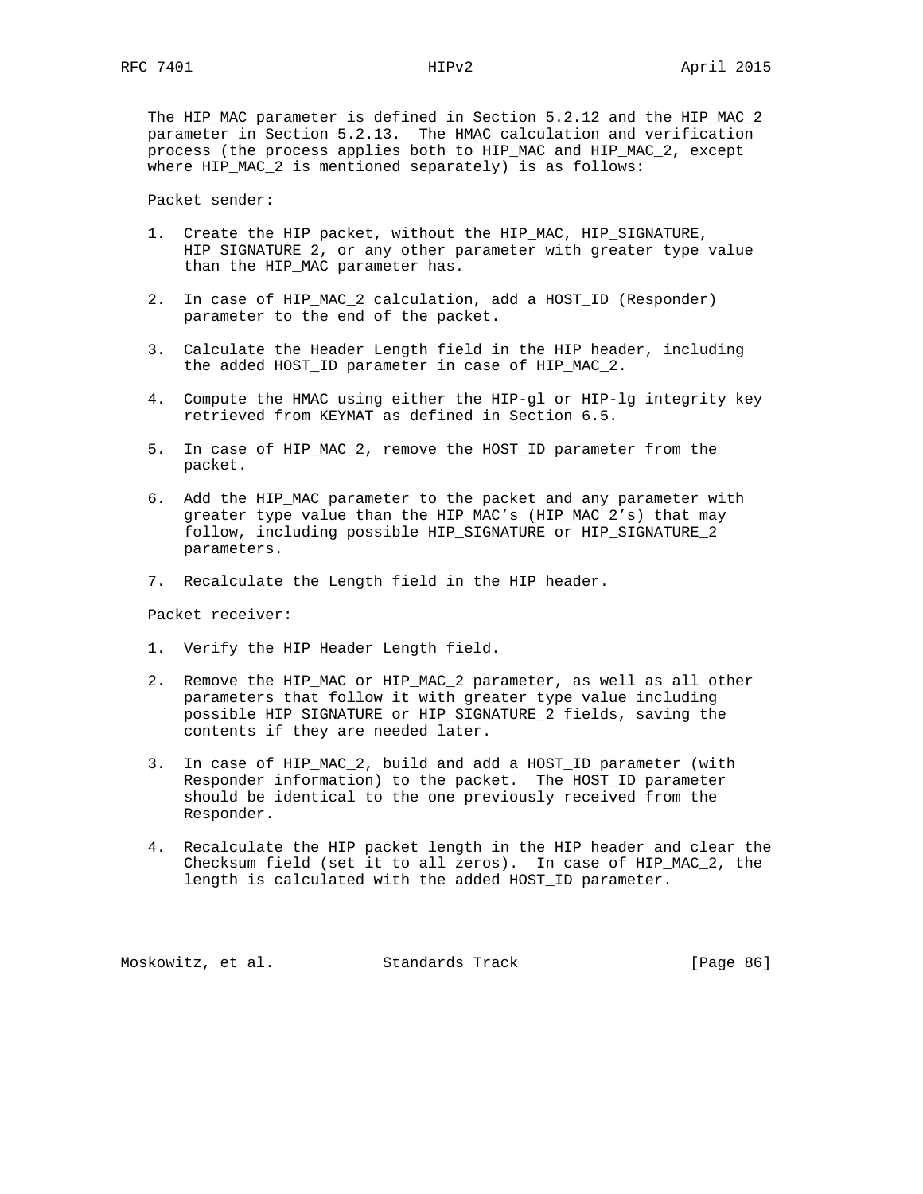The HIP_MAC parameter is defined in Section 5.2.12 and the HIP_MAC_2 parameter in Section 5.2.13. The HMAC calculation and verification process (the process applies both to HIP_MAC and HIP_MAC_2, except where HIP_MAC_2 is mentioned separately) is as follows:

Packet sender:

1. Create the HIP packet, without the HIP_MAC, HIP_SIGNATURE, HIP_SIGNATURE_2, or any other parameter with greater type value than the HIP_MAC parameter has.

2. In case of HIP_MAC_2 calculation, add a HOST_ID (Responder) parameter to the end of the packet.

3. Calculate the Header Length field in the HIP header, including the added HOST_ID parameter in case of HIP_MAC_2.

4. Compute the HMAC using either the HIP-gl or HIP-lg integrity key retrieved from KEYMAT as defined in Section 6.5.

5. In case of HIP_MAC_2, remove the HOST_ID parameter from the packet.

6. Add the HIP_MAC parameter to the packet and any parameter with greater type value than the HIP_MAC's (HIP_MAC_2's) that may follow, including possible HIP_SIGNATURE or HIP_SIGNATURE_2 parameters.

7. Recalculate the Length field in the HIP header.

Packet receiver:

1. Verify the HIP Header Length field.

2. Remove the HIP_MAC or HIP_MAC_2 parameter, as well as all other parameters that follow it with greater type value including possible HIP_SIGNATURE or HIP_SIGNATURE_2 fields, saving the contents if they are needed later.

3. In case of HIP_MAC_2, build and add a HOST_ID parameter (with Responder information) to the packet. The HOST_ID parameter should be identical to the one previously received from the Responder.

4. Recalculate the HIP packet length in the HIP header and clear the Checksum field (set it to all zeros). In case of HIP_MAC_2, the length is calculated with the added HOST_ID parameter.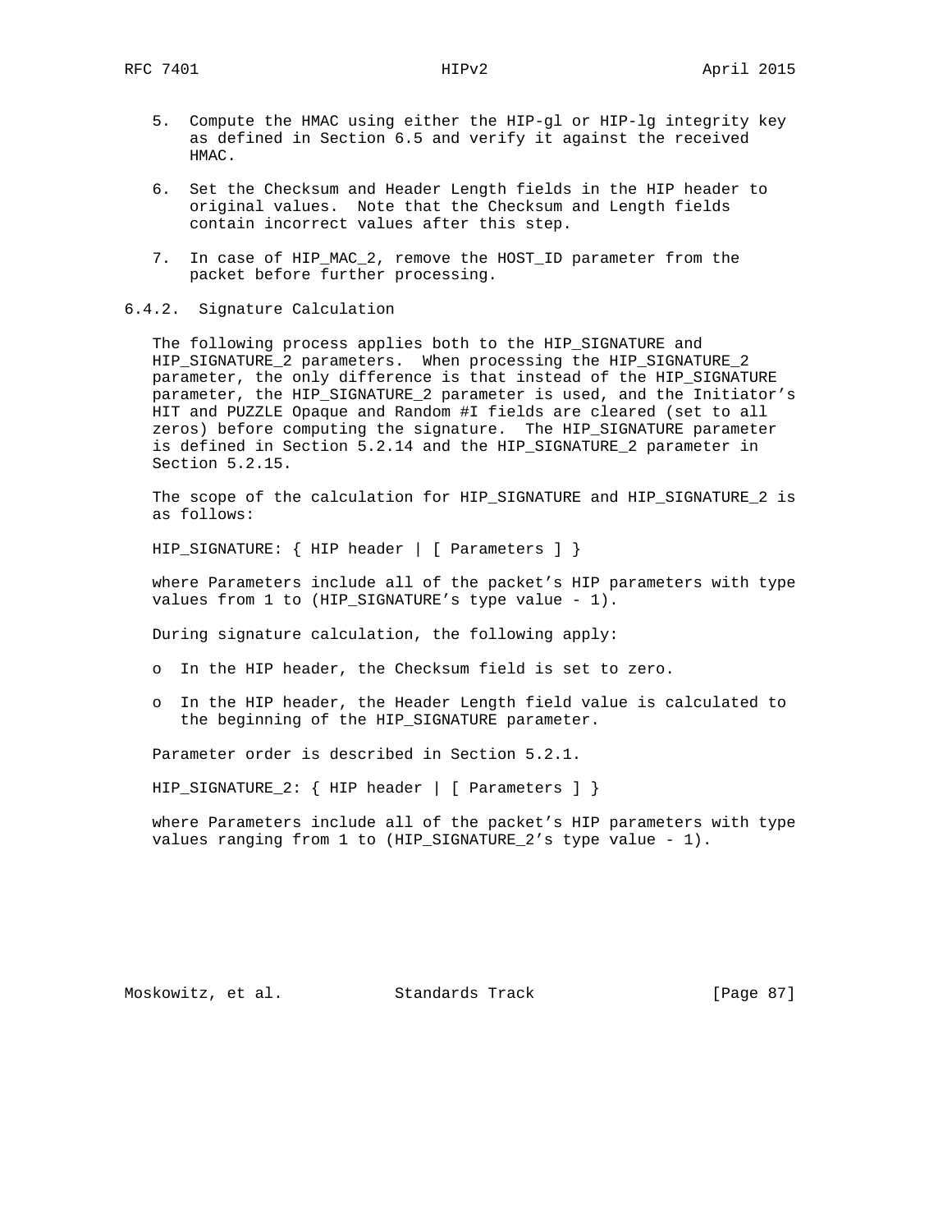5. Compute the HMAC using either the HIP-gl or HIP-lg integrity key as defined in Section 6.5 and verify it against the received HMAC.

6. Set the Checksum and Header Length fields in the HIP header to original values. Note that the Checksum and Length fields contain incorrect values after this step.

7. In case of HIP_MAC_2, remove the HOST_ID parameter from the packet before further processing.

### 6.4.2. Signature Calculation

The following process applies both to the HIP_SIGNATURE and HIP_SIGNATURE_2 parameters. When processing the HIP_SIGNATURE_2 parameter, the only difference is that instead of the HIP_SIGNATURE parameter, the HIP_SIGNATURE_2 parameter is used, and the Initiator's HIT and PUZZLE Opaque and Random #I fields are cleared (set to all zeros) before computing the signature. The HIP_SIGNATURE parameter is defined in Section 5.2.14 and the HIP_SIGNATURE_2 parameter in Section 5.2.15.

The scope of the calculation for HIP_SIGNATURE and HIP_SIGNATURE_2 is as follows:

HIP_SIGNATURE: { HIP header | [ Parameters ] }

where Parameters include all of the packet's HIP parameters with type values from 1 to (HIP_SIGNATURE's type value - 1).

During signature calculation, the following apply:

- In the HIP header, the Checksum field is set to zero.

- In the HIP header, the Header Length field value is calculated to the beginning of the HIP_SIGNATURE parameter.

Parameter order is described in Section 5.2.1.

HIP_SIGNATURE_2: { HIP header | [ Parameters ] }

where Parameters include all of the packet's HIP parameters with type values ranging from 1 to (HIP_SIGNATURE_2's type value - 1).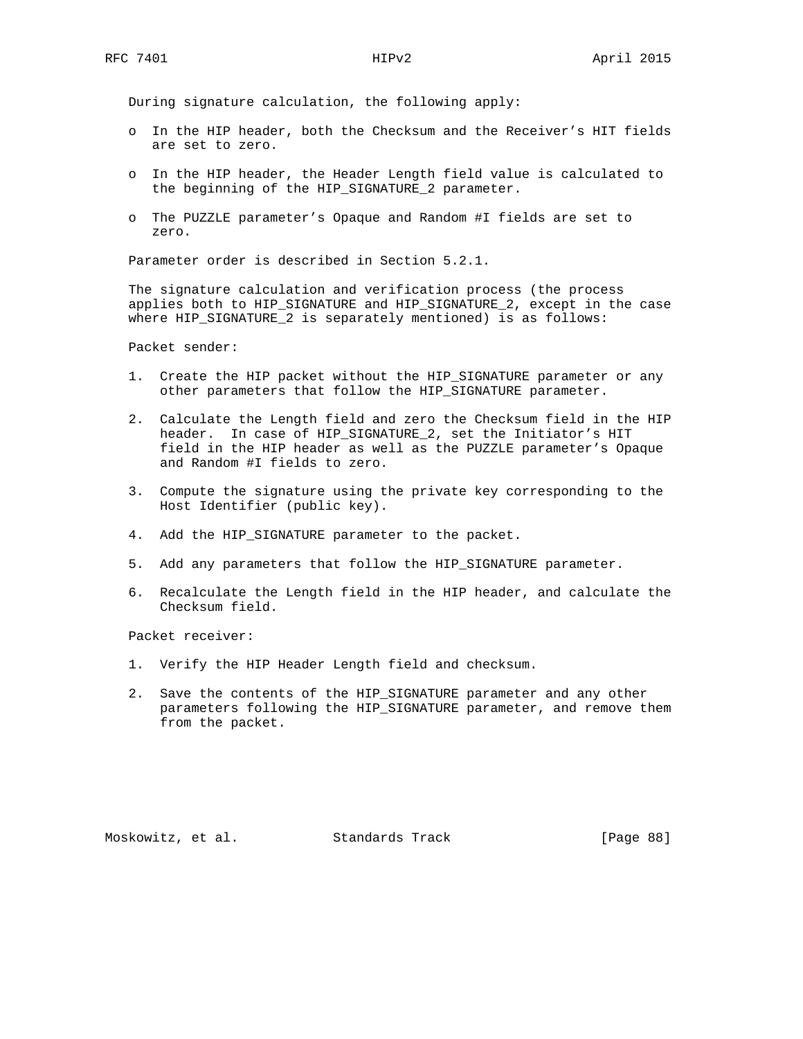During signature calculation, the following apply:

- In the HIP header, both the Checksum and the Receiver's HIT fields are set to zero.
- In the HIP header, the Header Length field value is calculated to the beginning of the HIP_SIGNATURE_2 parameter.
- The PUZZLE parameter's Opaque and Random #I fields are set to zero.

Parameter order is described in Section 5.2.1.

The signature calculation and verification process (the process applies both to HIP_SIGNATURE and HIP_SIGNATURE_2, except in the case where HIP_SIGNATURE_2 is separately mentioned) is as follows:

Packet sender:

1. Create the HIP packet without the HIP_SIGNATURE parameter or any other parameters that follow the HIP_SIGNATURE parameter.
2. Calculate the Length field and zero the Checksum field in the HIP header. In case of HIP_SIGNATURE_2, set the Initiator's HIT field in the HIP header as well as the PUZZLE parameter's Opaque and Random #I fields to zero.
3. Compute the signature using the private key corresponding to the Host Identifier (public key).
4. Add the HIP_SIGNATURE parameter to the packet.
5. Add any parameters that follow the HIP_SIGNATURE parameter.
6. Recalculate the Length field in the HIP header, and calculate the Checksum field.

Packet receiver:

1. Verify the HIP Header Length field and checksum.
2. Save the contents of the HIP_SIGNATURE parameter and any other parameters following the HIP_SIGNATURE parameter, and remove them from the packet.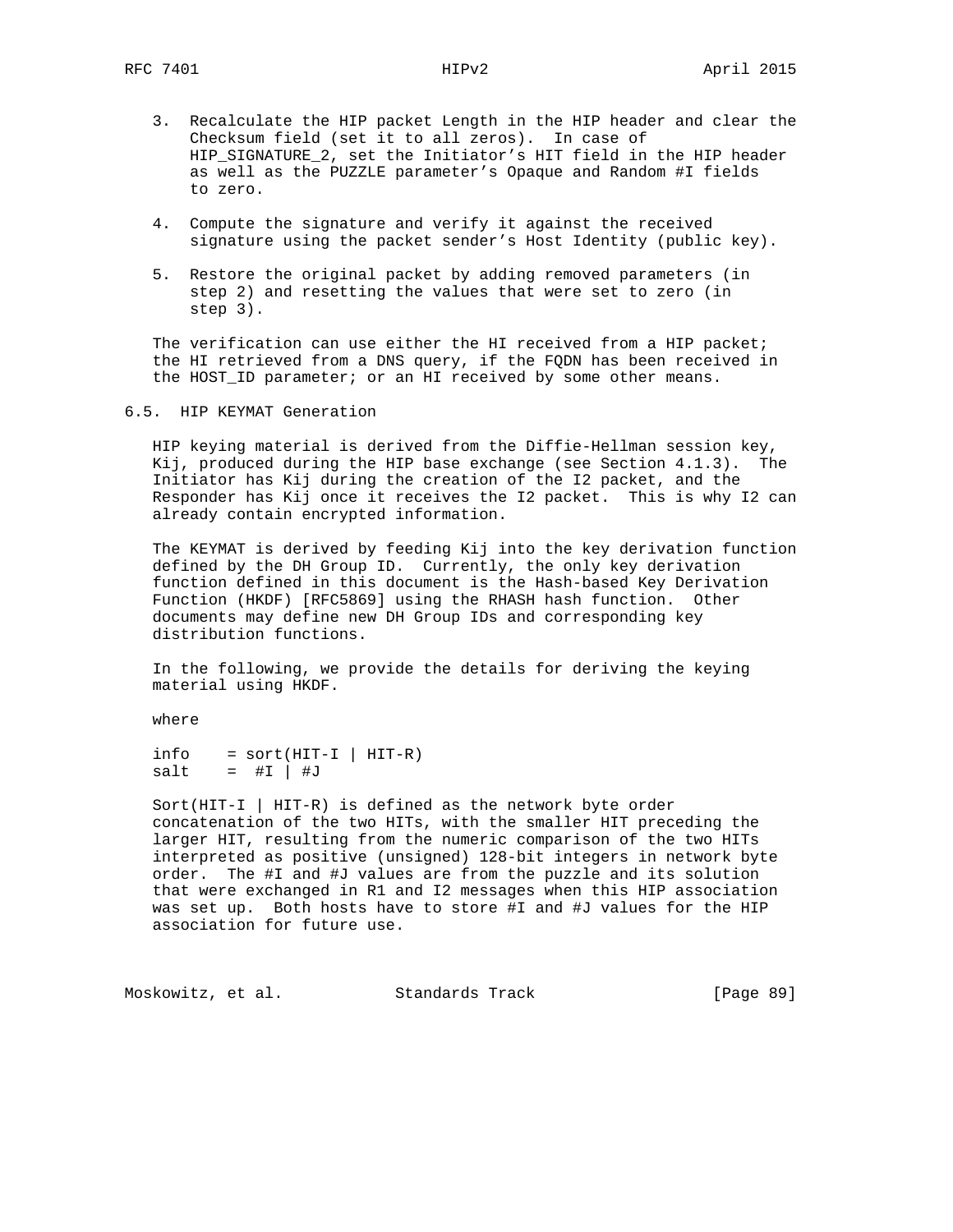3. Recalculate the HIP packet Length in the HIP header and clear the Checksum field (set it to all zeros). In case of HIP_SIGNATURE_2, set the Initiator's HIT field in the HIP header as well as the PUZZLE parameter's Opaque and Random #I fields to zero.

4. Compute the signature and verify it against the received signature using the packet sender's Host Identity (public key).

5. Restore the original packet by adding removed parameters (in step 2) and resetting the values that were set to zero (in step 3).

The verification can use either the HI received from a HIP packet; the HI retrieved from a DNS query, if the FQDN has been received in the HOST_ID parameter; or an HI received by some other means.

## 6.5. HIP KEYMAT Generation

HIP keying material is derived from the Diffie-Hellman session key, Kij, produced during the HIP base exchange (see Section 4.1.3). The Initiator has Kij during the creation of the I2 packet, and the Responder has Kij once it receives the I2 packet. This is why I2 can already contain encrypted information.

The KEYMAT is derived by feeding Kij into the key derivation function defined by the DH Group ID. Currently, the only key derivation function defined in this document is the Hash-based Key Derivation Function (HKDF) [RFC5869] using the RHASH hash function. Other documents may define new DH Group IDs and corresponding key distribution functions.

In the following, we provide the details for deriving the keying material using HKDF.

where

```
info    = sort(HIT-I | HIT-R)
salt    =  #I | #J
```

Sort(HIT-I | HIT-R) is defined as the network byte order concatenation of the two HITs, with the smaller HIT preceding the larger HIT, resulting from the numeric comparison of the two HITs interpreted as positive (unsigned) 128-bit integers in network byte order. The #I and #J values are from the puzzle and its solution that were exchanged in R1 and I2 messages when this HIP association was set up. Both hosts have to store #I and #J values for the HIP association for future use.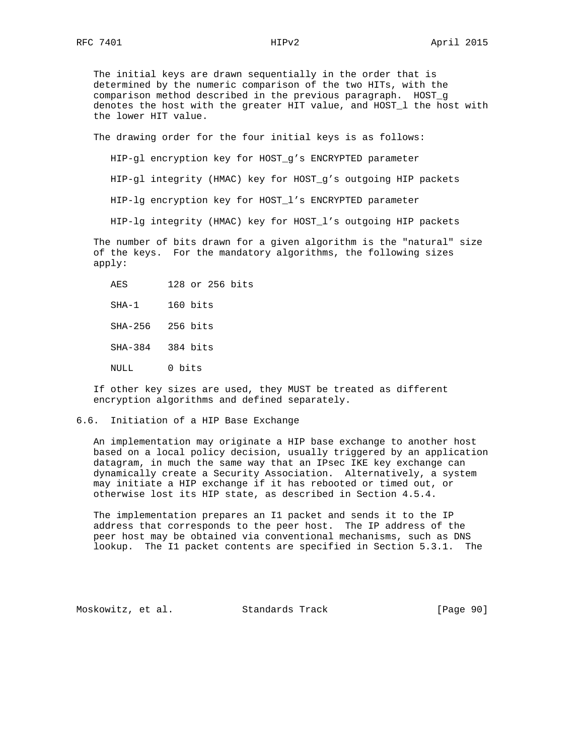The initial keys are drawn sequentially in the order that is determined by the numeric comparison of the two HITs, with the comparison method described in the previous paragraph. HOST_g denotes the host with the greater HIT value, and HOST_l the host with the lower HIT value.

The drawing order for the four initial keys is as follows:

HIP-gl encryption key for HOST_g's ENCRYPTED parameter

HIP-gl integrity (HMAC) key for HOST_g's outgoing HIP packets

HIP-lg encryption key for HOST_l's ENCRYPTED parameter

HIP-lg integrity (HMAC) key for HOST_l's outgoing HIP packets

The number of bits drawn for a given algorithm is the "natural" size of the keys. For the mandatory algorithms, the following sizes apply:

| | |
|---|---|
| AES | 128 or 256 bits |
| SHA-1 | 160 bits |
| SHA-256 | 256 bits |
| SHA-384 | 384 bits |
| NULL | 0 bits |

If other key sizes are used, they MUST be treated as different encryption algorithms and defined separately.

## 6.6. Initiation of a HIP Base Exchange

An implementation may originate a HIP base exchange to another host based on a local policy decision, usually triggered by an application datagram, in much the same way that an IPsec IKE key exchange can dynamically create a Security Association. Alternatively, a system may initiate a HIP exchange if it has rebooted or timed out, or otherwise lost its HIP state, as described in Section 4.5.4.

The implementation prepares an I1 packet and sends it to the IP address that corresponds to the peer host. The IP address of the peer host may be obtained via conventional mechanisms, such as DNS lookup. The I1 packet contents are specified in Section 5.3.1. The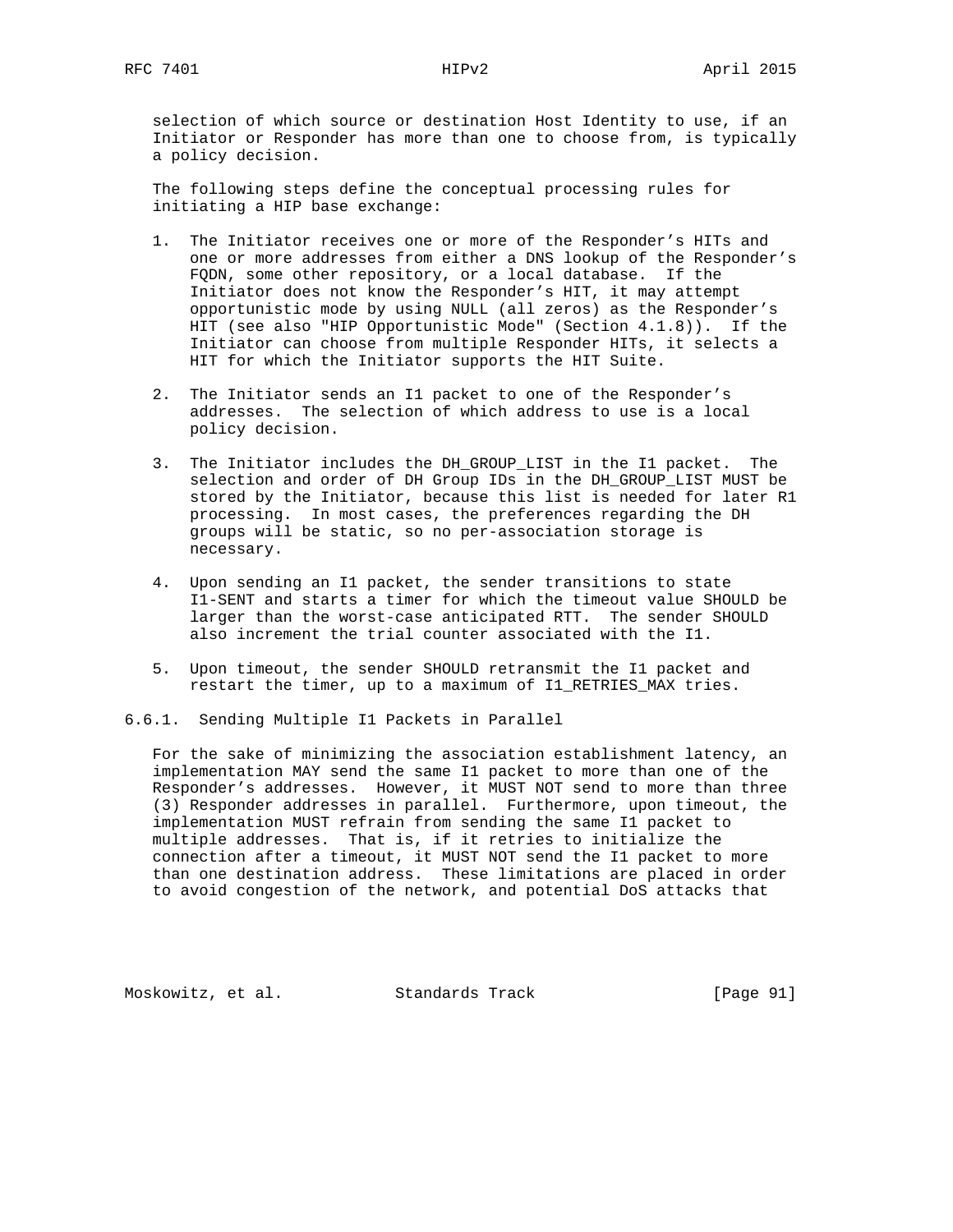selection of which source or destination Host Identity to use, if an Initiator or Responder has more than one to choose from, is typically a policy decision.

The following steps define the conceptual processing rules for initiating a HIP base exchange:

1. The Initiator receives one or more of the Responder's HITs and one or more addresses from either a DNS lookup of the Responder's FQDN, some other repository, or a local database. If the Initiator does not know the Responder's HIT, it may attempt opportunistic mode by using NULL (all zeros) as the Responder's HIT (see also "HIP Opportunistic Mode" (Section 4.1.8)). If the Initiator can choose from multiple Responder HITs, it selects a HIT for which the Initiator supports the HIT Suite.

2. The Initiator sends an I1 packet to one of the Responder's addresses. The selection of which address to use is a local policy decision.

3. The Initiator includes the DH_GROUP_LIST in the I1 packet. The selection and order of DH Group IDs in the DH_GROUP_LIST MUST be stored by the Initiator, because this list is needed for later R1 processing. In most cases, the preferences regarding the DH groups will be static, so no per-association storage is necessary.

4. Upon sending an I1 packet, the sender transitions to state I1-SENT and starts a timer for which the timeout value SHOULD be larger than the worst-case anticipated RTT. The sender SHOULD also increment the trial counter associated with the I1.

5. Upon timeout, the sender SHOULD retransmit the I1 packet and restart the timer, up to a maximum of I1_RETRIES_MAX tries.

### 6.6.1. Sending Multiple I1 Packets in Parallel

For the sake of minimizing the association establishment latency, an implementation MAY send the same I1 packet to more than one of the Responder's addresses. However, it MUST NOT send to more than three (3) Responder addresses in parallel. Furthermore, upon timeout, the implementation MUST refrain from sending the same I1 packet to multiple addresses. That is, if it retries to initialize the connection after a timeout, it MUST NOT send the I1 packet to more than one destination address. These limitations are placed in order to avoid congestion of the network, and potential DoS attacks that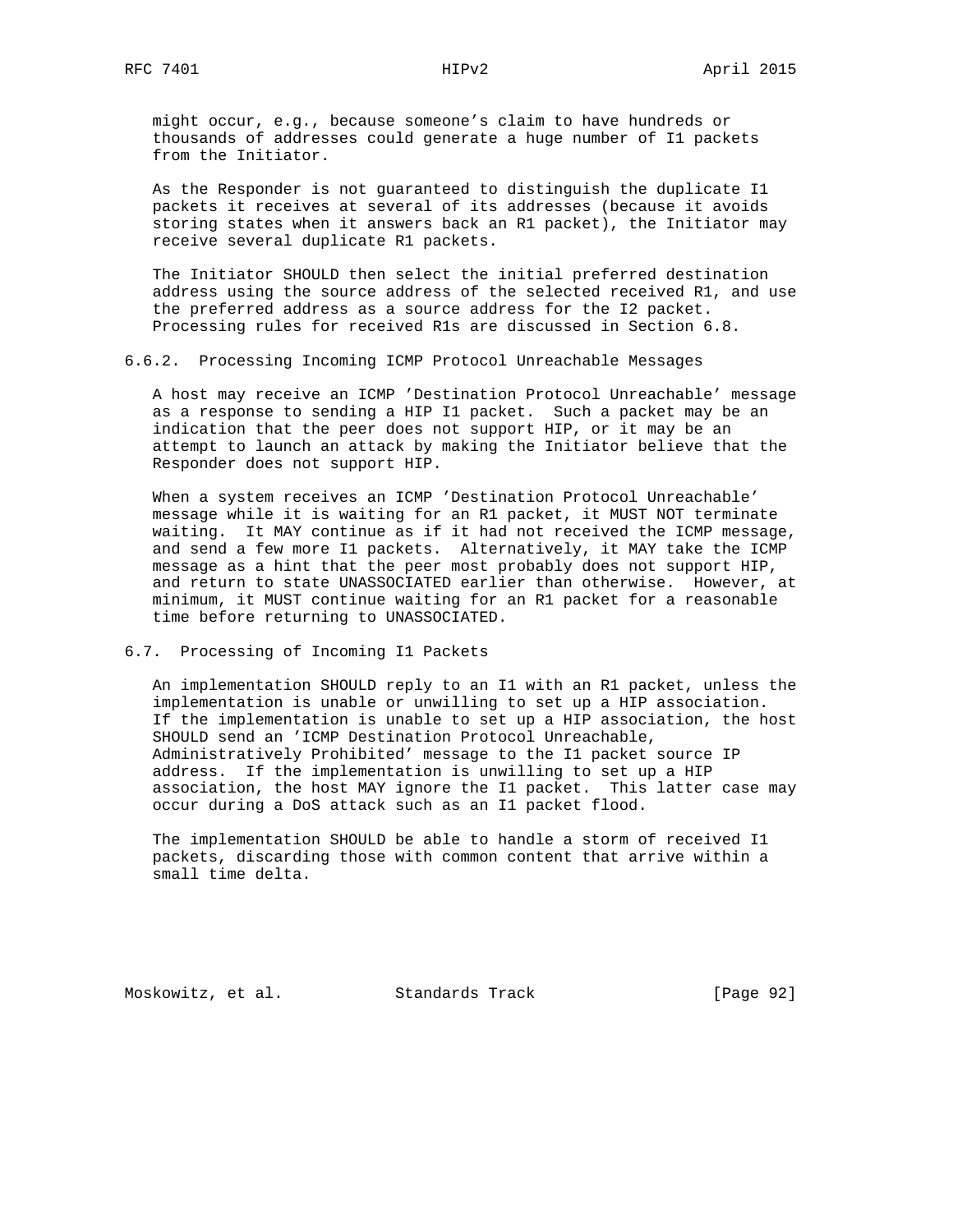might occur, e.g., because someone's claim to have hundreds or thousands of addresses could generate a huge number of I1 packets from the Initiator.

As the Responder is not guaranteed to distinguish the duplicate I1 packets it receives at several of its addresses (because it avoids storing states when it answers back an R1 packet), the Initiator may receive several duplicate R1 packets.

The Initiator SHOULD then select the initial preferred destination address using the source address of the selected received R1, and use the preferred address as a source address for the I2 packet. Processing rules for received R1s are discussed in Section 6.8.

#### 6.6.2. Processing Incoming ICMP Protocol Unreachable Messages

A host may receive an ICMP 'Destination Protocol Unreachable' message as a response to sending a HIP I1 packet. Such a packet may be an indication that the peer does not support HIP, or it may be an attempt to launch an attack by making the Initiator believe that the Responder does not support HIP.

When a system receives an ICMP 'Destination Protocol Unreachable' message while it is waiting for an R1 packet, it MUST NOT terminate waiting. It MAY continue as if it had not received the ICMP message, and send a few more I1 packets. Alternatively, it MAY take the ICMP message as a hint that the peer most probably does not support HIP, and return to state UNASSOCIATED earlier than otherwise. However, at minimum, it MUST continue waiting for an R1 packet for a reasonable time before returning to UNASSOCIATED.

### 6.7. Processing of Incoming I1 Packets

An implementation SHOULD reply to an I1 with an R1 packet, unless the implementation is unable or unwilling to set up a HIP association. If the implementation is unable to set up a HIP association, the host SHOULD send an 'ICMP Destination Protocol Unreachable, Administratively Prohibited' message to the I1 packet source IP address. If the implementation is unwilling to set up a HIP association, the host MAY ignore the I1 packet. This latter case may occur during a DoS attack such as an I1 packet flood.

The implementation SHOULD be able to handle a storm of received I1 packets, discarding those with common content that arrive within a small time delta.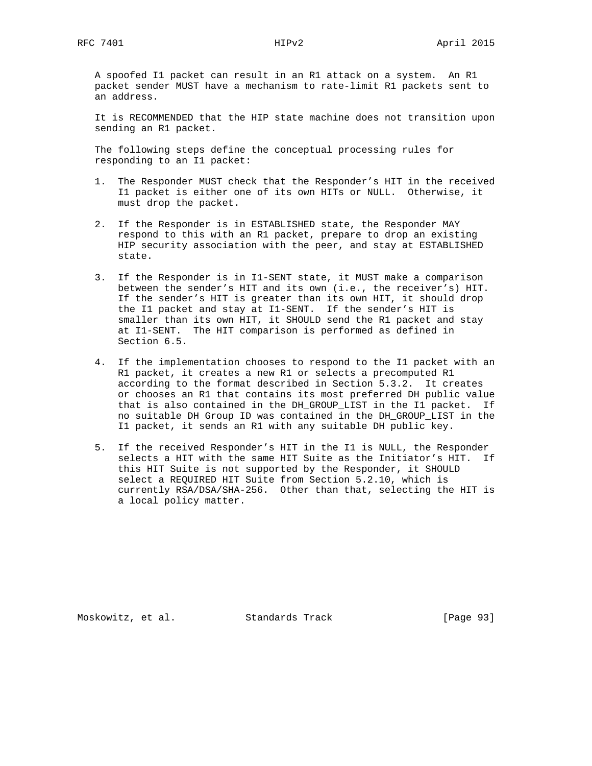A spoofed I1 packet can result in an R1 attack on a system. An R1 packet sender MUST have a mechanism to rate-limit R1 packets sent to an address.

It is RECOMMENDED that the HIP state machine does not transition upon sending an R1 packet.

The following steps define the conceptual processing rules for responding to an I1 packet:

1. The Responder MUST check that the Responder's HIT in the received I1 packet is either one of its own HITs or NULL. Otherwise, it must drop the packet.

2. If the Responder is in ESTABLISHED state, the Responder MAY respond to this with an R1 packet, prepare to drop an existing HIP security association with the peer, and stay at ESTABLISHED state.

3. If the Responder is in I1-SENT state, it MUST make a comparison between the sender's HIT and its own (i.e., the receiver's) HIT. If the sender's HIT is greater than its own HIT, it should drop the I1 packet and stay at I1-SENT. If the sender's HIT is smaller than its own HIT, it SHOULD send the R1 packet and stay at I1-SENT. The HIT comparison is performed as defined in Section 6.5.

4. If the implementation chooses to respond to the I1 packet with an R1 packet, it creates a new R1 or selects a precomputed R1 according to the format described in Section 5.3.2. It creates or chooses an R1 that contains its most preferred DH public value that is also contained in the DH_GROUP_LIST in the I1 packet. If no suitable DH Group ID was contained in the DH_GROUP_LIST in the I1 packet, it sends an R1 with any suitable DH public key.

5. If the received Responder's HIT in the I1 is NULL, the Responder selects a HIT with the same HIT Suite as the Initiator's HIT. If this HIT Suite is not supported by the Responder, it SHOULD select a REQUIRED HIT Suite from Section 5.2.10, which is currently RSA/DSA/SHA-256. Other than that, selecting the HIT is a local policy matter.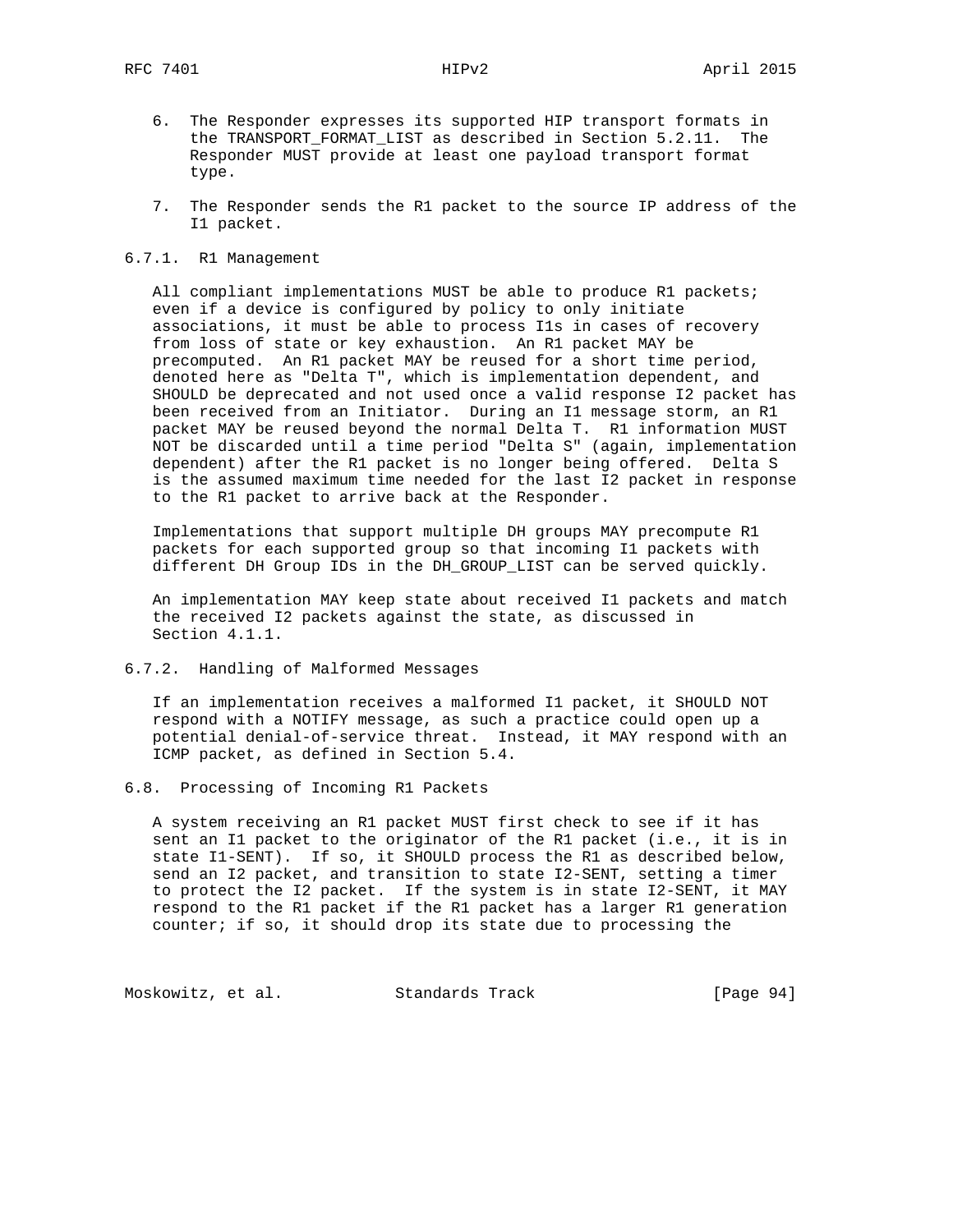6. The Responder expresses its supported HIP transport formats in the TRANSPORT_FORMAT_LIST as described in Section 5.2.11. The Responder MUST provide at least one payload transport format type.

7. The Responder sends the R1 packet to the source IP address of the I1 packet.

### 6.7.1. R1 Management

All compliant implementations MUST be able to produce R1 packets; even if a device is configured by policy to only initiate associations, it must be able to process I1s in cases of recovery from loss of state or key exhaustion. An R1 packet MAY be precomputed. An R1 packet MAY be reused for a short time period, denoted here as "Delta T", which is implementation dependent, and SHOULD be deprecated and not used once a valid response I2 packet has been received from an Initiator. During an I1 message storm, an R1 packet MAY be reused beyond the normal Delta T. R1 information MUST NOT be discarded until a time period "Delta S" (again, implementation dependent) after the R1 packet is no longer being offered. Delta S is the assumed maximum time needed for the last I2 packet in response to the R1 packet to arrive back at the Responder.

Implementations that support multiple DH groups MAY precompute R1 packets for each supported group so that incoming I1 packets with different DH Group IDs in the DH_GROUP_LIST can be served quickly.

An implementation MAY keep state about received I1 packets and match the received I2 packets against the state, as discussed in Section 4.1.1.

### 6.7.2. Handling of Malformed Messages

If an implementation receives a malformed I1 packet, it SHOULD NOT respond with a NOTIFY message, as such a practice could open up a potential denial-of-service threat. Instead, it MAY respond with an ICMP packet, as defined in Section 5.4.

## 6.8. Processing of Incoming R1 Packets

A system receiving an R1 packet MUST first check to see if it has sent an I1 packet to the originator of the R1 packet (i.e., it is in state I1-SENT). If so, it SHOULD process the R1 as described below, send an I2 packet, and transition to state I2-SENT, setting a timer to protect the I2 packet. If the system is in state I2-SENT, it MAY respond to the R1 packet if the R1 packet has a larger R1 generation counter; if so, it should drop its state due to processing the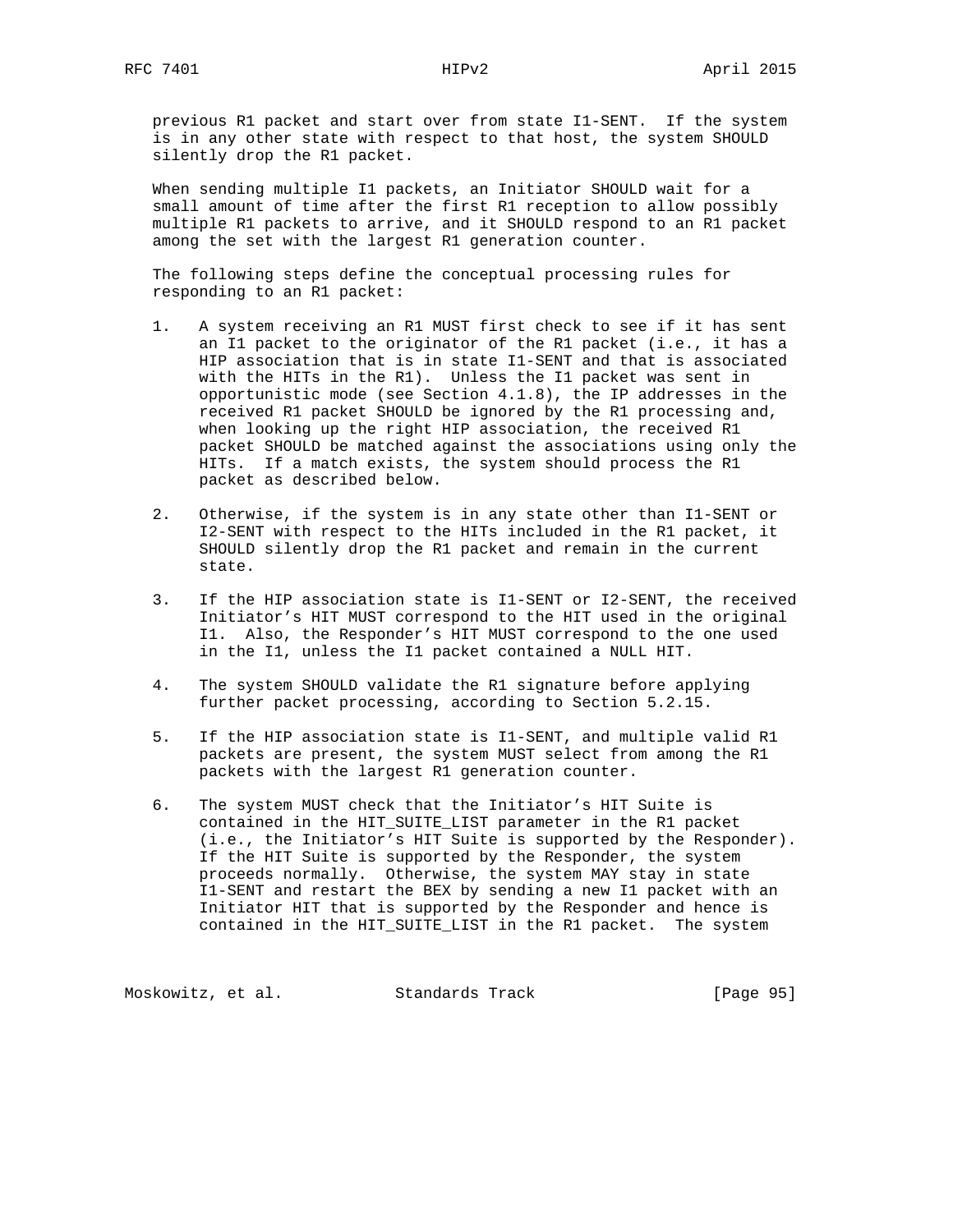previous R1 packet and start over from state I1-SENT. If the system is in any other state with respect to that host, the system SHOULD silently drop the R1 packet.

When sending multiple I1 packets, an Initiator SHOULD wait for a small amount of time after the first R1 reception to allow possibly multiple R1 packets to arrive, and it SHOULD respond to an R1 packet among the set with the largest R1 generation counter.

The following steps define the conceptual processing rules for responding to an R1 packet:

1. A system receiving an R1 MUST first check to see if it has sent an I1 packet to the originator of the R1 packet (i.e., it has a HIP association that is in state I1-SENT and that is associated with the HITs in the R1). Unless the I1 packet was sent in opportunistic mode (see Section 4.1.8), the IP addresses in the received R1 packet SHOULD be ignored by the R1 processing and, when looking up the right HIP association, the received R1 packet SHOULD be matched against the associations using only the HITs. If a match exists, the system should process the R1 packet as described below.

2. Otherwise, if the system is in any state other than I1-SENT or I2-SENT with respect to the HITs included in the R1 packet, it SHOULD silently drop the R1 packet and remain in the current state.

3. If the HIP association state is I1-SENT or I2-SENT, the received Initiator's HIT MUST correspond to the HIT used in the original I1. Also, the Responder's HIT MUST correspond to the one used in the I1, unless the I1 packet contained a NULL HIT.

4. The system SHOULD validate the R1 signature before applying further packet processing, according to Section 5.2.15.

5. If the HIP association state is I1-SENT, and multiple valid R1 packets are present, the system MUST select from among the R1 packets with the largest R1 generation counter.

6. The system MUST check that the Initiator's HIT Suite is contained in the HIT_SUITE_LIST parameter in the R1 packet (i.e., the Initiator's HIT Suite is supported by the Responder). If the HIT Suite is supported by the Responder, the system proceeds normally. Otherwise, the system MAY stay in state I1-SENT and restart the BEX by sending a new I1 packet with an Initiator HIT that is supported by the Responder and hence is contained in the HIT_SUITE_LIST in the R1 packet. The system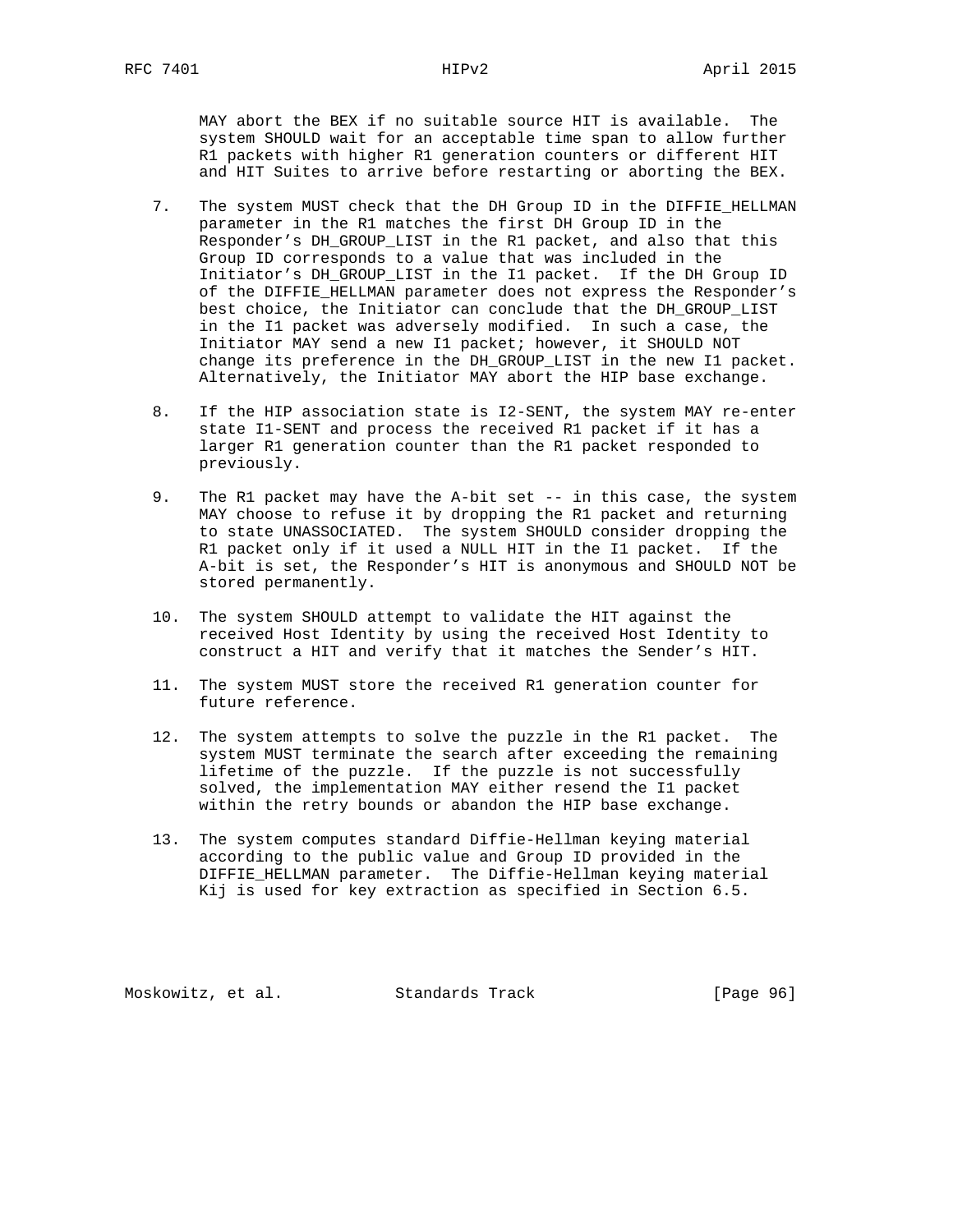MAY abort the BEX if no suitable source HIT is available. The system SHOULD wait for an acceptable time span to allow further R1 packets with higher R1 generation counters or different HIT and HIT Suites to arrive before restarting or aborting the BEX.

7. The system MUST check that the DH Group ID in the DIFFIE_HELLMAN parameter in the R1 matches the first DH Group ID in the Responder's DH_GROUP_LIST in the R1 packet, and also that this Group ID corresponds to a value that was included in the Initiator's DH_GROUP_LIST in the I1 packet. If the DH Group ID of the DIFFIE_HELLMAN parameter does not express the Responder's best choice, the Initiator can conclude that the DH_GROUP_LIST in the I1 packet was adversely modified. In such a case, the Initiator MAY send a new I1 packet; however, it SHOULD NOT change its preference in the DH_GROUP_LIST in the new I1 packet. Alternatively, the Initiator MAY abort the HIP base exchange.

8. If the HIP association state is I2-SENT, the system MAY re-enter state I1-SENT and process the received R1 packet if it has a larger R1 generation counter than the R1 packet responded to previously.

9. The R1 packet may have the A-bit set -- in this case, the system MAY choose to refuse it by dropping the R1 packet and returning to state UNASSOCIATED. The system SHOULD consider dropping the R1 packet only if it used a NULL HIT in the I1 packet. If the A-bit is set, the Responder's HIT is anonymous and SHOULD NOT be stored permanently.

10. The system SHOULD attempt to validate the HIT against the received Host Identity by using the received Host Identity to construct a HIT and verify that it matches the Sender's HIT.

11. The system MUST store the received R1 generation counter for future reference.

12. The system attempts to solve the puzzle in the R1 packet. The system MUST terminate the search after exceeding the remaining lifetime of the puzzle. If the puzzle is not successfully solved, the implementation MAY either resend the I1 packet within the retry bounds or abandon the HIP base exchange.

13. The system computes standard Diffie-Hellman keying material according to the public value and Group ID provided in the DIFFIE_HELLMAN parameter. The Diffie-Hellman keying material Kij is used for key extraction as specified in Section 6.5.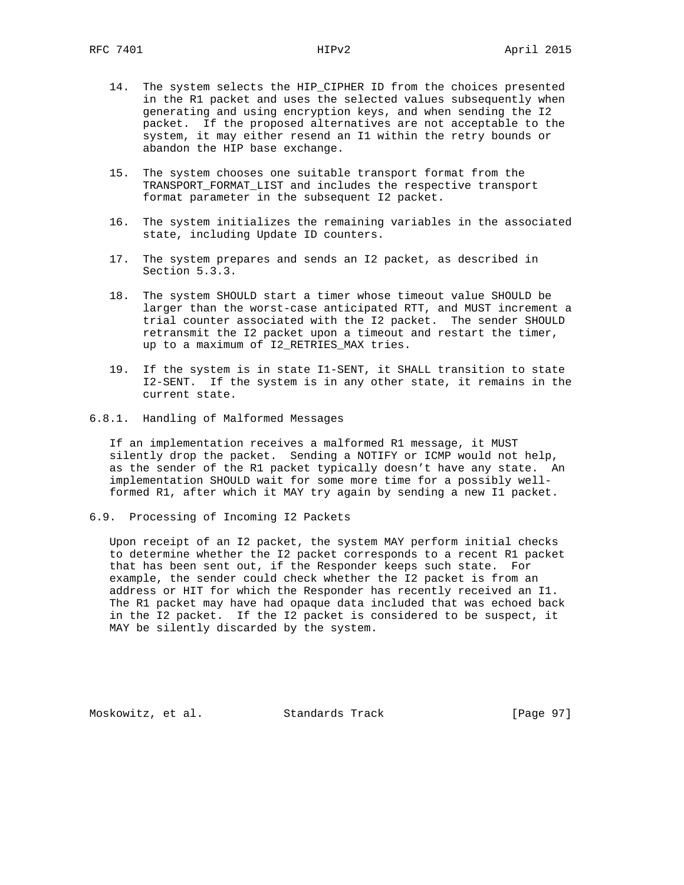14. The system selects the HIP_CIPHER ID from the choices presented in the R1 packet and uses the selected values subsequently when generating and using encryption keys, and when sending the I2 packet. If the proposed alternatives are not acceptable to the system, it may either resend an I1 within the retry bounds or abandon the HIP base exchange.

15. The system chooses one suitable transport format from the TRANSPORT_FORMAT_LIST and includes the respective transport format parameter in the subsequent I2 packet.

16. The system initializes the remaining variables in the associated state, including Update ID counters.

17. The system prepares and sends an I2 packet, as described in Section 5.3.3.

18. The system SHOULD start a timer whose timeout value SHOULD be larger than the worst-case anticipated RTT, and MUST increment a trial counter associated with the I2 packet. The sender SHOULD retransmit the I2 packet upon a timeout and restart the timer, up to a maximum of I2_RETRIES_MAX tries.

19. If the system is in state I1-SENT, it SHALL transition to state I2-SENT. If the system is in any other state, it remains in the current state.

### 6.8.1. Handling of Malformed Messages

If an implementation receives a malformed R1 message, it MUST silently drop the packet. Sending a NOTIFY or ICMP would not help, as the sender of the R1 packet typically doesn't have any state. An implementation SHOULD wait for some more time for a possibly well-formed R1, after which it MAY try again by sending a new I1 packet.

## 6.9. Processing of Incoming I2 Packets

Upon receipt of an I2 packet, the system MAY perform initial checks to determine whether the I2 packet corresponds to a recent R1 packet that has been sent out, if the Responder keeps such state. For example, the sender could check whether the I2 packet is from an address or HIT for which the Responder has recently received an I1. The R1 packet may have had opaque data included that was echoed back in the I2 packet. If the I2 packet is considered to be suspect, it MAY be silently discarded by the system.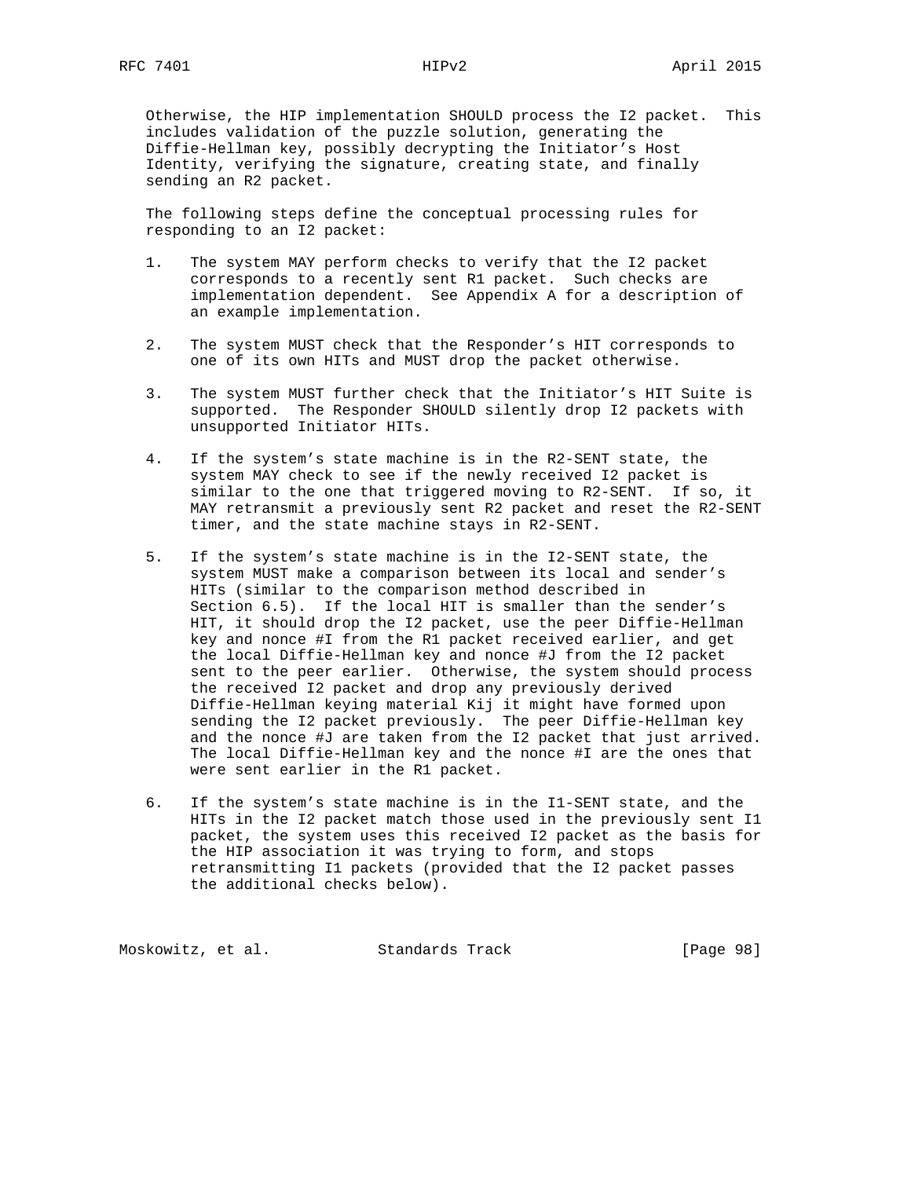Otherwise, the HIP implementation SHOULD process the I2 packet. This includes validation of the puzzle solution, generating the Diffie-Hellman key, possibly decrypting the Initiator's Host Identity, verifying the signature, creating state, and finally sending an R2 packet.

The following steps define the conceptual processing rules for responding to an I2 packet:

1. The system MAY perform checks to verify that the I2 packet corresponds to a recently sent R1 packet. Such checks are implementation dependent. See Appendix A for a description of an example implementation.

2. The system MUST check that the Responder's HIT corresponds to one of its own HITs and MUST drop the packet otherwise.

3. The system MUST further check that the Initiator's HIT Suite is supported. The Responder SHOULD silently drop I2 packets with unsupported Initiator HITs.

4. If the system's state machine is in the R2-SENT state, the system MAY check to see if the newly received I2 packet is similar to the one that triggered moving to R2-SENT. If so, it MAY retransmit a previously sent R2 packet and reset the R2-SENT timer, and the state machine stays in R2-SENT.

5. If the system's state machine is in the I2-SENT state, the system MUST make a comparison between its local and sender's HITs (similar to the comparison method described in Section 6.5). If the local HIT is smaller than the sender's HIT, it should drop the I2 packet, use the peer Diffie-Hellman key and nonce #I from the R1 packet received earlier, and get the local Diffie-Hellman key and nonce #J from the I2 packet sent to the peer earlier. Otherwise, the system should process the received I2 packet and drop any previously derived Diffie-Hellman keying material Kij it might have formed upon sending the I2 packet previously. The peer Diffie-Hellman key and the nonce #J are taken from the I2 packet that just arrived. The local Diffie-Hellman key and the nonce #I are the ones that were sent earlier in the R1 packet.

6. If the system's state machine is in the I1-SENT state, and the HITs in the I2 packet match those used in the previously sent I1 packet, the system uses this received I2 packet as the basis for the HIP association it was trying to form, and stops retransmitting I1 packets (provided that the I2 packet passes the additional checks below).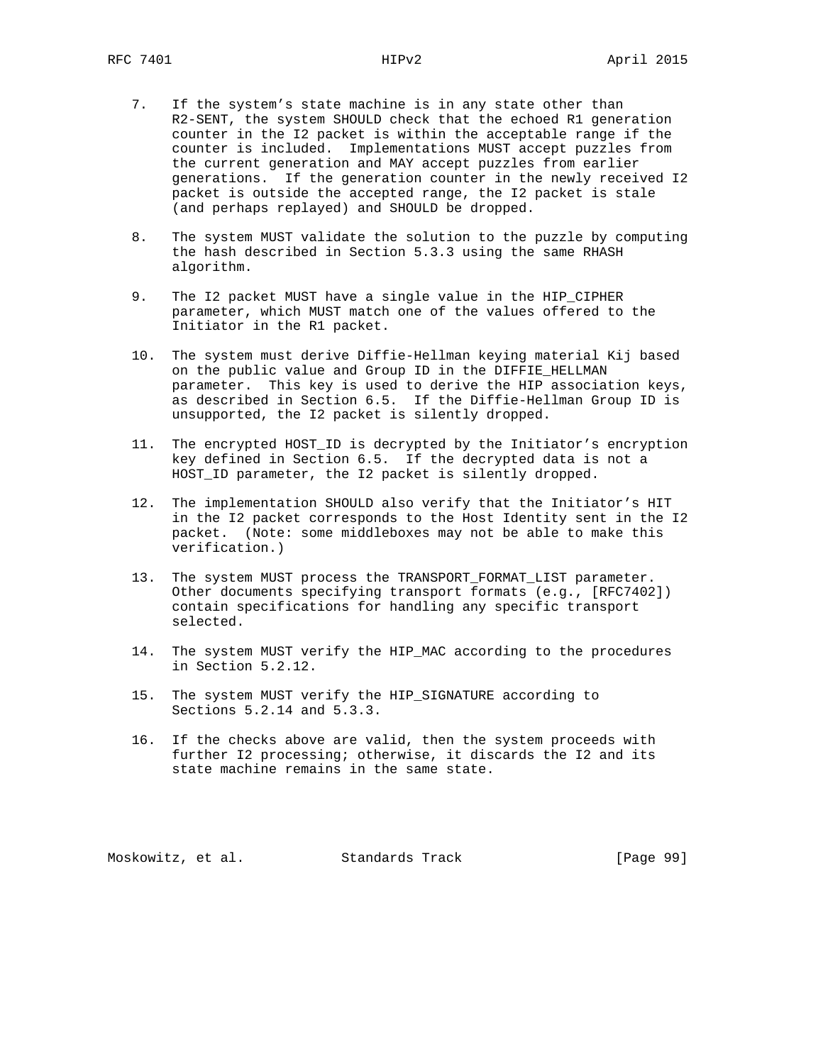7. If the system's state machine is in any state other than R2-SENT, the system SHOULD check that the echoed R1 generation counter in the I2 packet is within the acceptable range if the counter is included. Implementations MUST accept puzzles from the current generation and MAY accept puzzles from earlier generations. If the generation counter in the newly received I2 packet is outside the accepted range, the I2 packet is stale (and perhaps replayed) and SHOULD be dropped.

8. The system MUST validate the solution to the puzzle by computing the hash described in Section 5.3.3 using the same RHASH algorithm.

9. The I2 packet MUST have a single value in the HIP_CIPHER parameter, which MUST match one of the values offered to the Initiator in the R1 packet.

10. The system must derive Diffie-Hellman keying material Kij based on the public value and Group ID in the DIFFIE_HELLMAN parameter. This key is used to derive the HIP association keys, as described in Section 6.5. If the Diffie-Hellman Group ID is unsupported, the I2 packet is silently dropped.

11. The encrypted HOST_ID is decrypted by the Initiator's encryption key defined in Section 6.5. If the decrypted data is not a HOST_ID parameter, the I2 packet is silently dropped.

12. The implementation SHOULD also verify that the Initiator's HIT in the I2 packet corresponds to the Host Identity sent in the I2 packet. (Note: some middleboxes may not be able to make this verification.)

13. The system MUST process the TRANSPORT_FORMAT_LIST parameter. Other documents specifying transport formats (e.g., [RFC7402]) contain specifications for handling any specific transport selected.

14. The system MUST verify the HIP_MAC according to the procedures in Section 5.2.12.

15. The system MUST verify the HIP_SIGNATURE according to Sections 5.2.14 and 5.3.3.

16. If the checks above are valid, then the system proceeds with further I2 processing; otherwise, it discards the I2 and its state machine remains in the same state.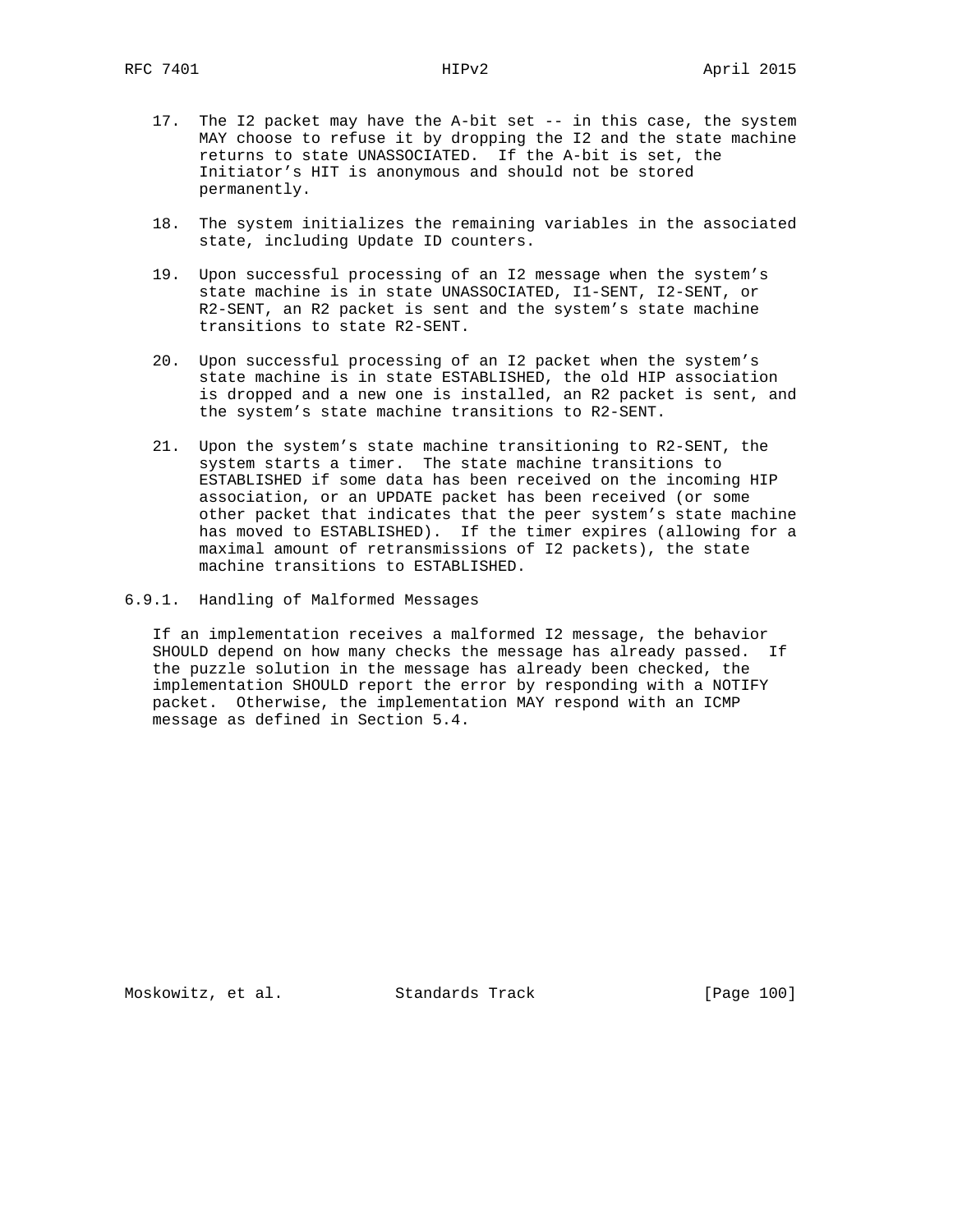17. The I2 packet may have the A-bit set -- in this case, the system MAY choose to refuse it by dropping the I2 and the state machine returns to state UNASSOCIATED. If the A-bit is set, the Initiator's HIT is anonymous and should not be stored permanently.

18. The system initializes the remaining variables in the associated state, including Update ID counters.

19. Upon successful processing of an I2 message when the system's state machine is in state UNASSOCIATED, I1-SENT, I2-SENT, or R2-SENT, an R2 packet is sent and the system's state machine transitions to state R2-SENT.

20. Upon successful processing of an I2 packet when the system's state machine is in state ESTABLISHED, the old HIP association is dropped and a new one is installed, an R2 packet is sent, and the system's state machine transitions to R2-SENT.

21. Upon the system's state machine transitioning to R2-SENT, the system starts a timer. The state machine transitions to ESTABLISHED if some data has been received on the incoming HIP association, or an UPDATE packet has been received (or some other packet that indicates that the peer system's state machine has moved to ESTABLISHED). If the timer expires (allowing for a maximal amount of retransmissions of I2 packets), the state machine transitions to ESTABLISHED.

### 6.9.1. Handling of Malformed Messages

If an implementation receives a malformed I2 message, the behavior SHOULD depend on how many checks the message has already passed. If the puzzle solution in the message has already been checked, the implementation SHOULD report the error by responding with a NOTIFY packet. Otherwise, the implementation MAY respond with an ICMP message as defined in Section 5.4.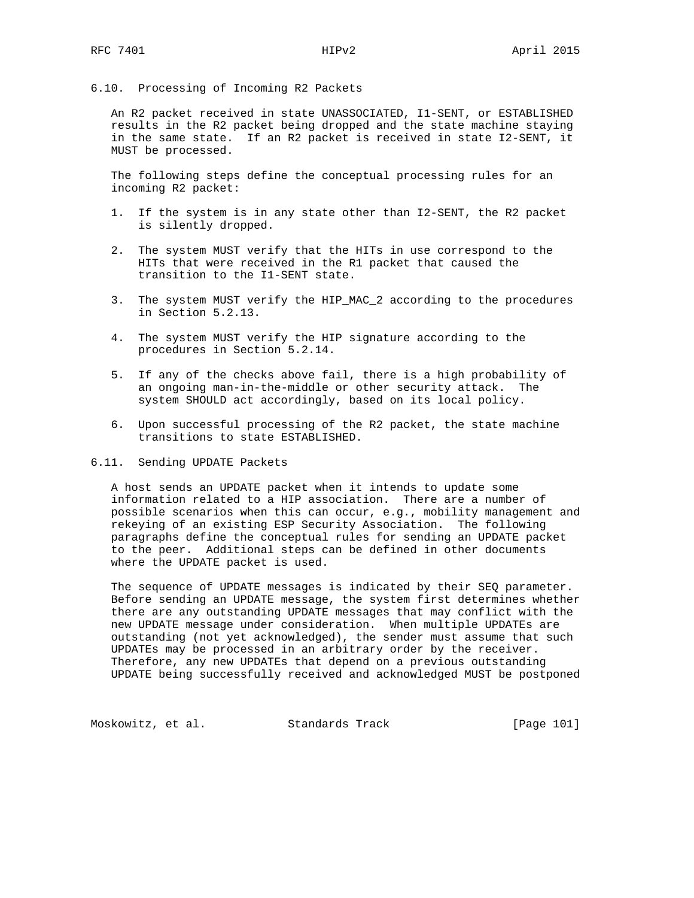### 6.10. Processing of Incoming R2 Packets

An R2 packet received in state UNASSOCIATED, I1-SENT, or ESTABLISHED results in the R2 packet being dropped and the state machine staying in the same state. If an R2 packet is received in state I2-SENT, it MUST be processed.

The following steps define the conceptual processing rules for an incoming R2 packet:

1. If the system is in any state other than I2-SENT, the R2 packet is silently dropped.

2. The system MUST verify that the HITs in use correspond to the HITs that were received in the R1 packet that caused the transition to the I1-SENT state.

3. The system MUST verify the HIP_MAC_2 according to the procedures in Section 5.2.13.

4. The system MUST verify the HIP signature according to the procedures in Section 5.2.14.

5. If any of the checks above fail, there is a high probability of an ongoing man-in-the-middle or other security attack. The system SHOULD act accordingly, based on its local policy.

6. Upon successful processing of the R2 packet, the state machine transitions to state ESTABLISHED.

### 6.11. Sending UPDATE Packets

A host sends an UPDATE packet when it intends to update some information related to a HIP association. There are a number of possible scenarios when this can occur, e.g., mobility management and rekeying of an existing ESP Security Association. The following paragraphs define the conceptual rules for sending an UPDATE packet to the peer. Additional steps can be defined in other documents where the UPDATE packet is used.

The sequence of UPDATE messages is indicated by their SEQ parameter. Before sending an UPDATE message, the system first determines whether there are any outstanding UPDATE messages that may conflict with the new UPDATE message under consideration. When multiple UPDATEs are outstanding (not yet acknowledged), the sender must assume that such UPDATEs may be processed in an arbitrary order by the receiver. Therefore, any new UPDATEs that depend on a previous outstanding UPDATE being successfully received and acknowledged MUST be postponed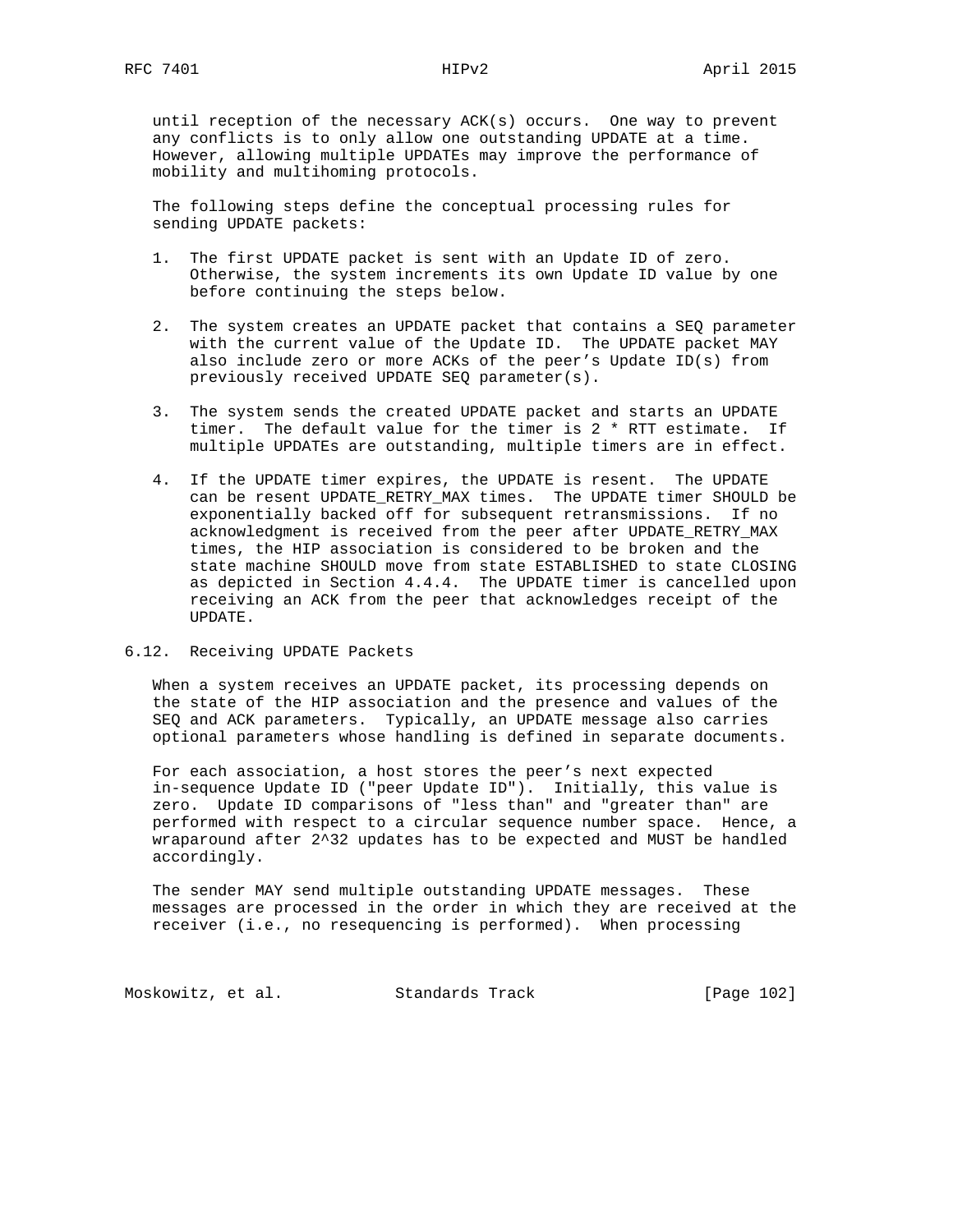until reception of the necessary ACK(s) occurs. One way to prevent any conflicts is to only allow one outstanding UPDATE at a time. However, allowing multiple UPDATEs may improve the performance of mobility and multihoming protocols.

The following steps define the conceptual processing rules for sending UPDATE packets:

1. The first UPDATE packet is sent with an Update ID of zero. Otherwise, the system increments its own Update ID value by one before continuing the steps below.

2. The system creates an UPDATE packet that contains a SEQ parameter with the current value of the Update ID. The UPDATE packet MAY also include zero or more ACKs of the peer's Update ID(s) from previously received UPDATE SEQ parameter(s).

3. The system sends the created UPDATE packet and starts an UPDATE timer. The default value for the timer is 2 * RTT estimate. If multiple UPDATEs are outstanding, multiple timers are in effect.

4. If the UPDATE timer expires, the UPDATE is resent. The UPDATE can be resent UPDATE_RETRY_MAX times. The UPDATE timer SHOULD be exponentially backed off for subsequent retransmissions. If no acknowledgment is received from the peer after UPDATE_RETRY_MAX times, the HIP association is considered to be broken and the state machine SHOULD move from state ESTABLISHED to state CLOSING as depicted in Section 4.4.4. The UPDATE timer is cancelled upon receiving an ACK from the peer that acknowledges receipt of the UPDATE.

## 6.12. Receiving UPDATE Packets

When a system receives an UPDATE packet, its processing depends on the state of the HIP association and the presence and values of the SEQ and ACK parameters. Typically, an UPDATE message also carries optional parameters whose handling is defined in separate documents.

For each association, a host stores the peer's next expected in-sequence Update ID ("peer Update ID"). Initially, this value is zero. Update ID comparisons of "less than" and "greater than" are performed with respect to a circular sequence number space. Hence, a wraparound after $2^{32}$ updates has to be expected and MUST be handled accordingly.

The sender MAY send multiple outstanding UPDATE messages. These messages are processed in the order in which they are received at the receiver (i.e., no resequencing is performed). When processing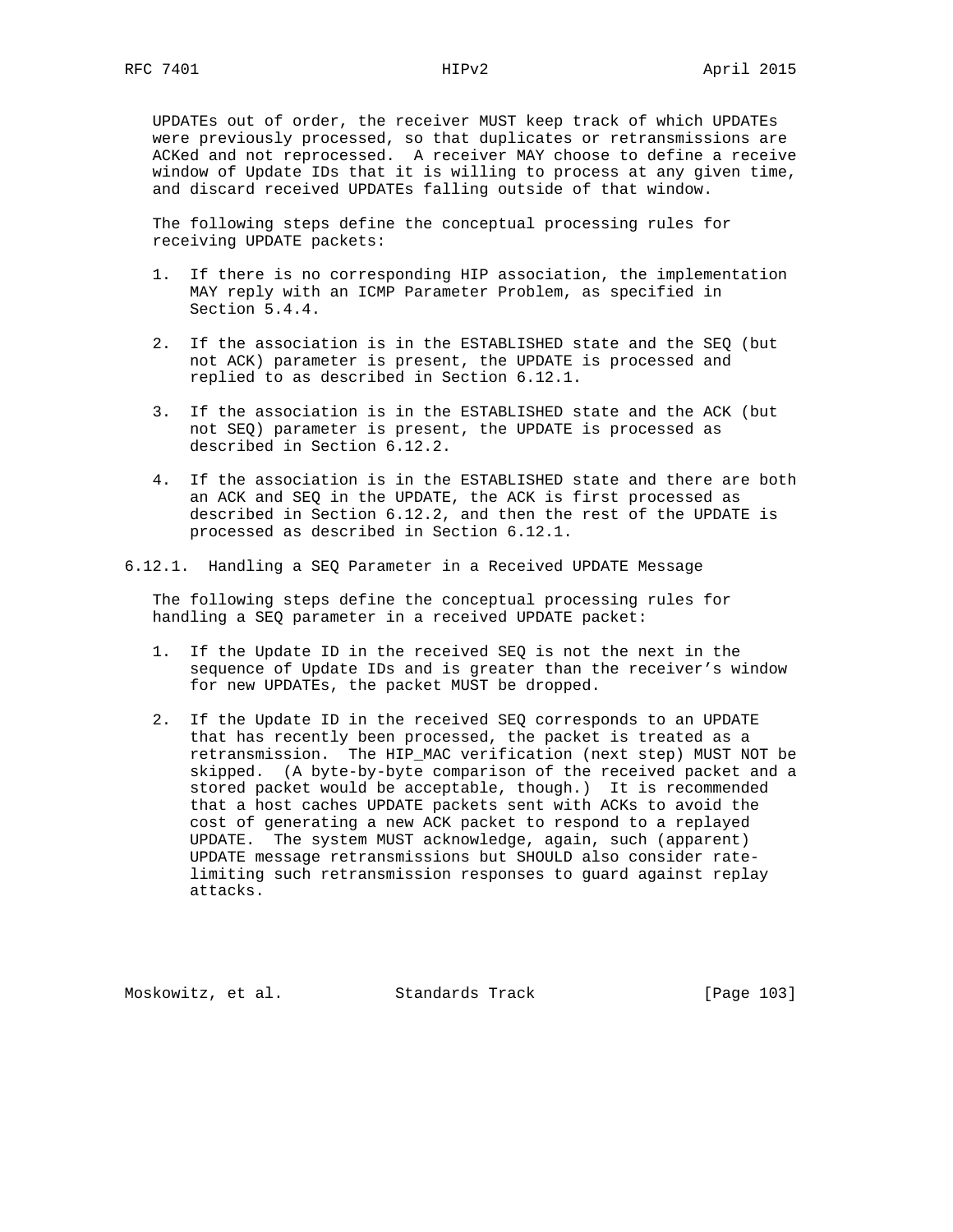UPDATEs out of order, the receiver MUST keep track of which UPDATEs were previously processed, so that duplicates or retransmissions are ACKed and not reprocessed. A receiver MAY choose to define a receive window of Update IDs that it is willing to process at any given time, and discard received UPDATEs falling outside of that window.

The following steps define the conceptual processing rules for receiving UPDATE packets:

1. If there is no corresponding HIP association, the implementation MAY reply with an ICMP Parameter Problem, as specified in Section 5.4.4.

2. If the association is in the ESTABLISHED state and the SEQ (but not ACK) parameter is present, the UPDATE is processed and replied to as described in Section 6.12.1.

3. If the association is in the ESTABLISHED state and the ACK (but not SEQ) parameter is present, the UPDATE is processed as described in Section 6.12.2.

4. If the association is in the ESTABLISHED state and there are both an ACK and SEQ in the UPDATE, the ACK is first processed as described in Section 6.12.2, and then the rest of the UPDATE is processed as described in Section 6.12.1.

### 6.12.1. Handling a SEQ Parameter in a Received UPDATE Message

The following steps define the conceptual processing rules for handling a SEQ parameter in a received UPDATE packet:

1. If the Update ID in the received SEQ is not the next in the sequence of Update IDs and is greater than the receiver's window for new UPDATEs, the packet MUST be dropped.

2. If the Update ID in the received SEQ corresponds to an UPDATE that has recently been processed, the packet is treated as a retransmission. The HIP_MAC verification (next step) MUST NOT be skipped. (A byte-by-byte comparison of the received packet and a stored packet would be acceptable, though.) It is recommended that a host caches UPDATE packets sent with ACKs to avoid the cost of generating a new ACK packet to respond to a replayed UPDATE. The system MUST acknowledge, again, such (apparent) UPDATE message retransmissions but SHOULD also consider rate-limiting such retransmission responses to guard against replay attacks.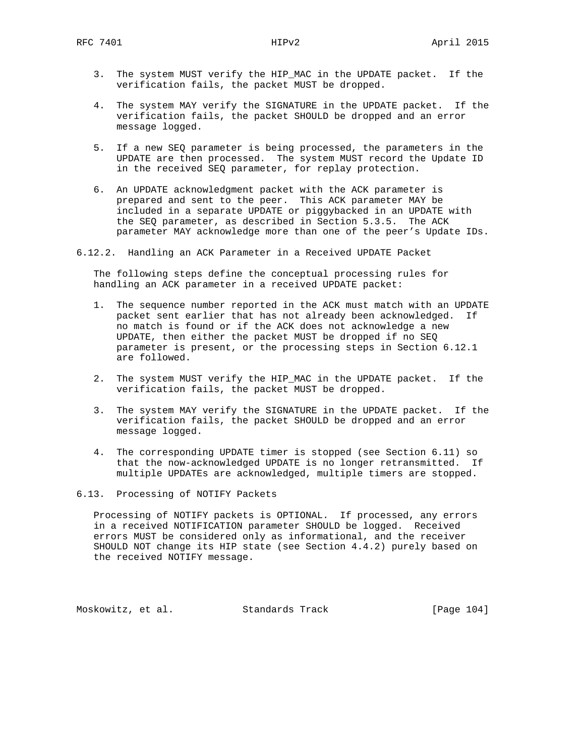3. The system MUST verify the HIP_MAC in the UPDATE packet. If the verification fails, the packet MUST be dropped.

4. The system MAY verify the SIGNATURE in the UPDATE packet. If the verification fails, the packet SHOULD be dropped and an error message logged.

5. If a new SEQ parameter is being processed, the parameters in the UPDATE are then processed. The system MUST record the Update ID in the received SEQ parameter, for replay protection.

6. An UPDATE acknowledgment packet with the ACK parameter is prepared and sent to the peer. This ACK parameter MAY be included in a separate UPDATE or piggybacked in an UPDATE with the SEQ parameter, as described in Section 5.3.5. The ACK parameter MAY acknowledge more than one of the peer's Update IDs.

### 6.12.2. Handling an ACK Parameter in a Received UPDATE Packet

The following steps define the conceptual processing rules for handling an ACK parameter in a received UPDATE packet:

1. The sequence number reported in the ACK must match with an UPDATE packet sent earlier that has not already been acknowledged. If no match is found or if the ACK does not acknowledge a new UPDATE, then either the packet MUST be dropped if no SEQ parameter is present, or the processing steps in Section 6.12.1 are followed.

2. The system MUST verify the HIP_MAC in the UPDATE packet. If the verification fails, the packet MUST be dropped.

3. The system MAY verify the SIGNATURE in the UPDATE packet. If the verification fails, the packet SHOULD be dropped and an error message logged.

4. The corresponding UPDATE timer is stopped (see Section 6.11) so that the now-acknowledged UPDATE is no longer retransmitted. If multiple UPDATEs are acknowledged, multiple timers are stopped.

## 6.13. Processing of NOTIFY Packets

Processing of NOTIFY packets is OPTIONAL. If processed, any errors in a received NOTIFICATION parameter SHOULD be logged. Received errors MUST be considered only as informational, and the receiver SHOULD NOT change its HIP state (see Section 4.4.2) purely based on the received NOTIFY message.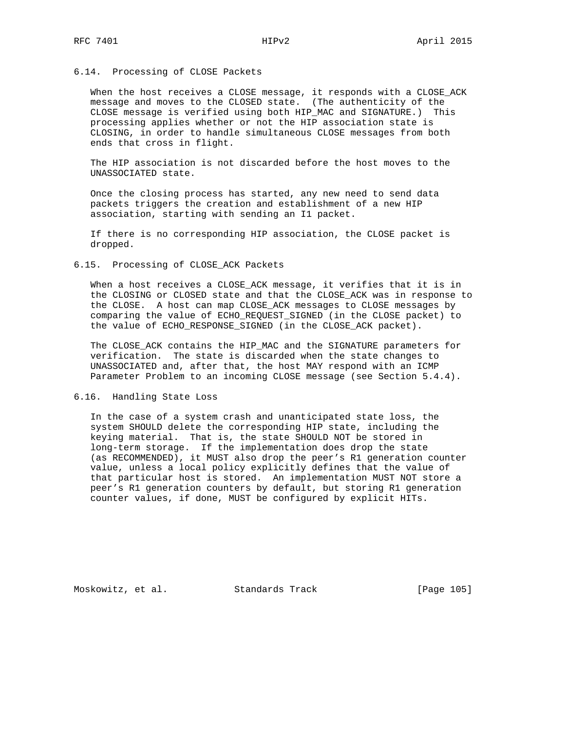### 6.14. Processing of CLOSE Packets

When the host receives a CLOSE message, it responds with a CLOSE_ACK message and moves to the CLOSED state. (The authenticity of the CLOSE message is verified using both HIP_MAC and SIGNATURE.) This processing applies whether or not the HIP association state is CLOSING, in order to handle simultaneous CLOSE messages from both ends that cross in flight.

The HIP association is not discarded before the host moves to the UNASSOCIATED state.

Once the closing process has started, any new need to send data packets triggers the creation and establishment of a new HIP association, starting with sending an I1 packet.

If there is no corresponding HIP association, the CLOSE packet is dropped.

### 6.15. Processing of CLOSE_ACK Packets

When a host receives a CLOSE_ACK message, it verifies that it is in the CLOSING or CLOSED state and that the CLOSE_ACK was in response to the CLOSE. A host can map CLOSE_ACK messages to CLOSE messages by comparing the value of ECHO_REQUEST_SIGNED (in the CLOSE packet) to the value of ECHO_RESPONSE_SIGNED (in the CLOSE_ACK packet).

The CLOSE_ACK contains the HIP_MAC and the SIGNATURE parameters for verification. The state is discarded when the state changes to UNASSOCIATED and, after that, the host MAY respond with an ICMP Parameter Problem to an incoming CLOSE message (see Section 5.4.4).

### 6.16. Handling State Loss

In the case of a system crash and unanticipated state loss, the system SHOULD delete the corresponding HIP state, including the keying material. That is, the state SHOULD NOT be stored in long-term storage. If the implementation does drop the state (as RECOMMENDED), it MUST also drop the peer's R1 generation counter value, unless a local policy explicitly defines that the value of that particular host is stored. An implementation MUST NOT store a peer's R1 generation counters by default, but storing R1 generation counter values, if done, MUST be configured by explicit HITs.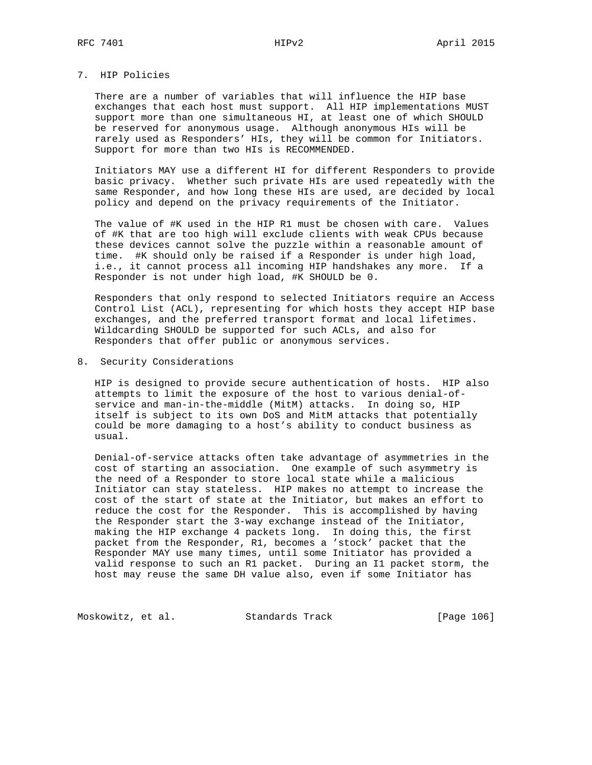## 7. HIP Policies

There are a number of variables that will influence the HIP base exchanges that each host must support. All HIP implementations MUST support more than one simultaneous HI, at least one of which SHOULD be reserved for anonymous usage. Although anonymous HIs will be rarely used as Responders' HIs, they will be common for Initiators. Support for more than two HIs is RECOMMENDED.

Initiators MAY use a different HI for different Responders to provide basic privacy. Whether such private HIs are used repeatedly with the same Responder, and how long these HIs are used, are decided by local policy and depend on the privacy requirements of the Initiator.

The value of #K used in the HIP R1 must be chosen with care. Values of #K that are too high will exclude clients with weak CPUs because these devices cannot solve the puzzle within a reasonable amount of time. #K should only be raised if a Responder is under high load, i.e., it cannot process all incoming HIP handshakes any more. If a Responder is not under high load, #K SHOULD be 0.

Responders that only respond to selected Initiators require an Access Control List (ACL), representing for which hosts they accept HIP base exchanges, and the preferred transport format and local lifetimes. Wildcarding SHOULD be supported for such ACLs, and also for Responders that offer public or anonymous services.

## 8. Security Considerations

HIP is designed to provide secure authentication of hosts. HIP also attempts to limit the exposure of the host to various denial-of-service and man-in-the-middle (MitM) attacks. In doing so, HIP itself is subject to its own DoS and MitM attacks that potentially could be more damaging to a host's ability to conduct business as usual.

Denial-of-service attacks often take advantage of asymmetries in the cost of starting an association. One example of such asymmetry is the need of a Responder to store local state while a malicious Initiator can stay stateless. HIP makes no attempt to increase the cost of the start of state at the Initiator, but makes an effort to reduce the cost for the Responder. This is accomplished by having the Responder start the 3-way exchange instead of the Initiator, making the HIP exchange 4 packets long. In doing this, the first packet from the Responder, R1, becomes a 'stock' packet that the Responder MAY use many times, until some Initiator has provided a valid response to such an R1 packet. During an I1 packet storm, the host may reuse the same DH value also, even if some Initiator has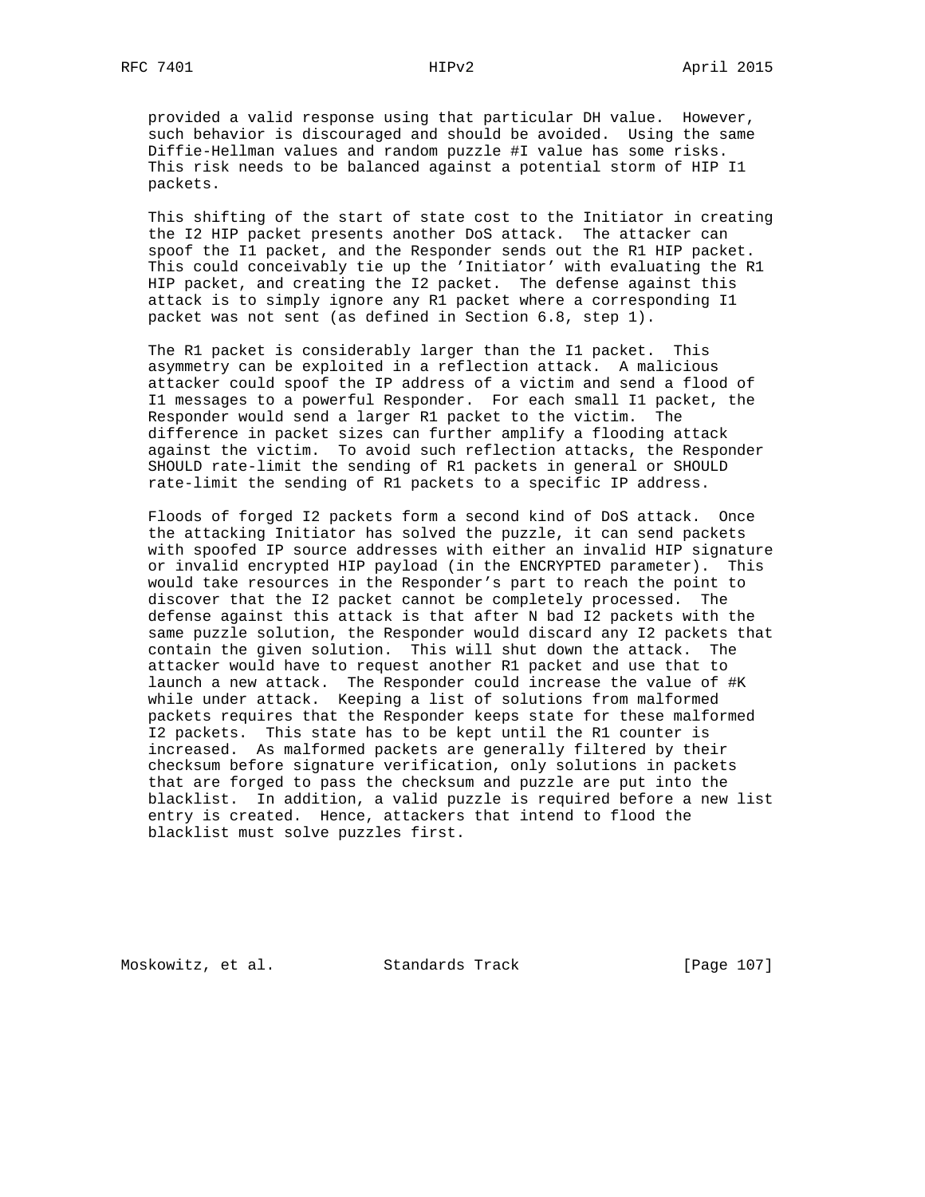provided a valid response using that particular DH value. However, such behavior is discouraged and should be avoided. Using the same Diffie-Hellman values and random puzzle #I value has some risks. This risk needs to be balanced against a potential storm of HIP I1 packets.

This shifting of the start of state cost to the Initiator in creating the I2 HIP packet presents another DoS attack. The attacker can spoof the I1 packet, and the Responder sends out the R1 HIP packet. This could conceivably tie up the 'Initiator' with evaluating the R1 HIP packet, and creating the I2 packet. The defense against this attack is to simply ignore any R1 packet where a corresponding I1 packet was not sent (as defined in Section 6.8, step 1).

The R1 packet is considerably larger than the I1 packet. This asymmetry can be exploited in a reflection attack. A malicious attacker could spoof the IP address of a victim and send a flood of I1 messages to a powerful Responder. For each small I1 packet, the Responder would send a larger R1 packet to the victim. The difference in packet sizes can further amplify a flooding attack against the victim. To avoid such reflection attacks, the Responder SHOULD rate-limit the sending of R1 packets in general or SHOULD rate-limit the sending of R1 packets to a specific IP address.

Floods of forged I2 packets form a second kind of DoS attack. Once the attacking Initiator has solved the puzzle, it can send packets with spoofed IP source addresses with either an invalid HIP signature or invalid encrypted HIP payload (in the ENCRYPTED parameter). This would take resources in the Responder's part to reach the point to discover that the I2 packet cannot be completely processed. The defense against this attack is that after N bad I2 packets with the same puzzle solution, the Responder would discard any I2 packets that contain the given solution. This will shut down the attack. The attacker would have to request another R1 packet and use that to launch a new attack. The Responder could increase the value of #K while under attack. Keeping a list of solutions from malformed packets requires that the Responder keeps state for these malformed I2 packets. This state has to be kept until the R1 counter is increased. As malformed packets are generally filtered by their checksum before signature verification, only solutions in packets that are forged to pass the checksum and puzzle are put into the blacklist. In addition, a valid puzzle is required before a new list entry is created. Hence, attackers that intend to flood the blacklist must solve puzzles first.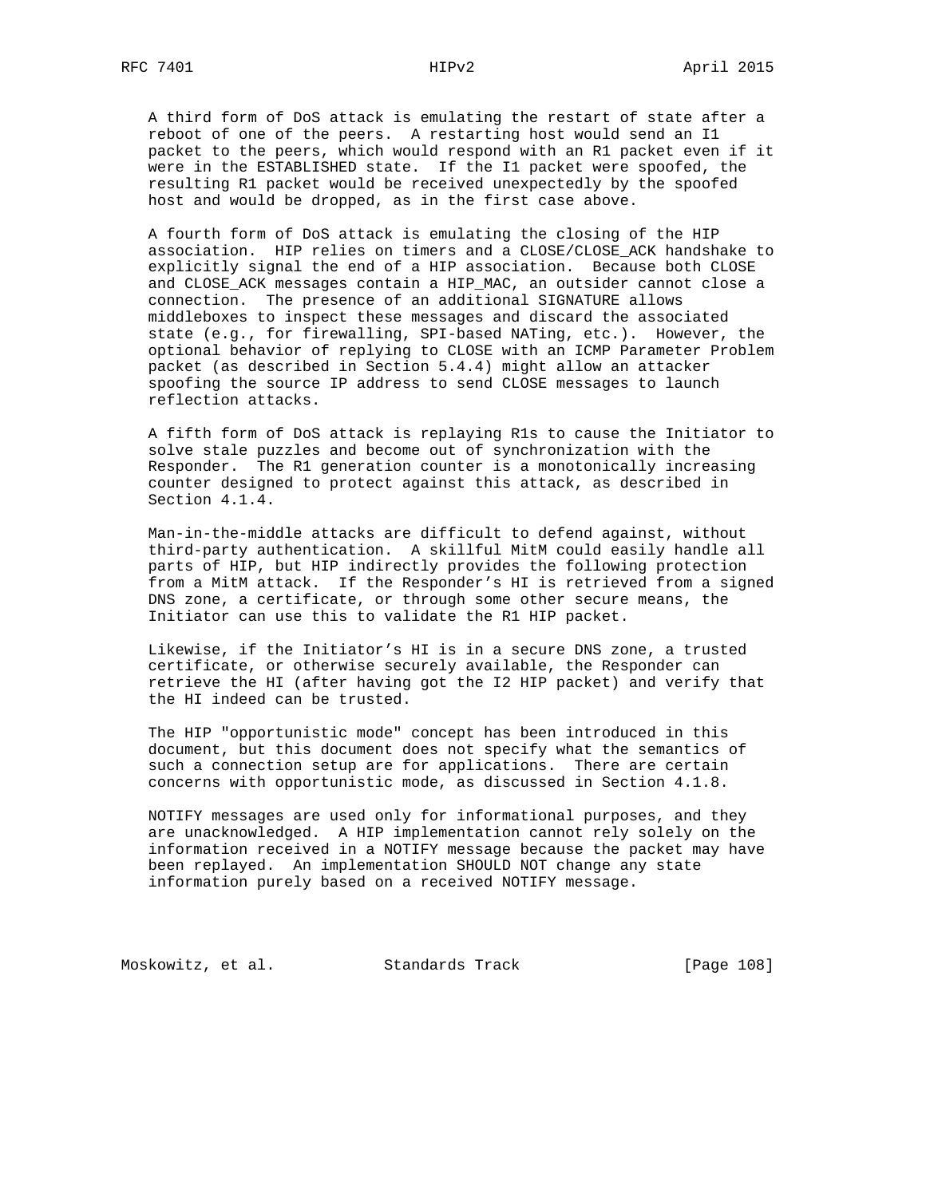A third form of DoS attack is emulating the restart of state after a reboot of one of the peers. A restarting host would send an I1 packet to the peers, which would respond with an R1 packet even if it were in the ESTABLISHED state. If the I1 packet were spoofed, the resulting R1 packet would be received unexpectedly by the spoofed host and would be dropped, as in the first case above.

A fourth form of DoS attack is emulating the closing of the HIP association. HIP relies on timers and a CLOSE/CLOSE_ACK handshake to explicitly signal the end of a HIP association. Because both CLOSE and CLOSE_ACK messages contain a HIP_MAC, an outsider cannot close a connection. The presence of an additional SIGNATURE allows middleboxes to inspect these messages and discard the associated state (e.g., for firewalling, SPI-based NATing, etc.). However, the optional behavior of replying to CLOSE with an ICMP Parameter Problem packet (as described in Section 5.4.4) might allow an attacker spoofing the source IP address to send CLOSE messages to launch reflection attacks.

A fifth form of DoS attack is replaying R1s to cause the Initiator to solve stale puzzles and become out of synchronization with the Responder. The R1 generation counter is a monotonically increasing counter designed to protect against this attack, as described in Section 4.1.4.

Man-in-the-middle attacks are difficult to defend against, without third-party authentication. A skillful MitM could easily handle all parts of HIP, but HIP indirectly provides the following protection from a MitM attack. If the Responder's HI is retrieved from a signed DNS zone, a certificate, or through some other secure means, the Initiator can use this to validate the R1 HIP packet.

Likewise, if the Initiator's HI is in a secure DNS zone, a trusted certificate, or otherwise securely available, the Responder can retrieve the HI (after having got the I2 HIP packet) and verify that the HI indeed can be trusted.

The HIP "opportunistic mode" concept has been introduced in this document, but this document does not specify what the semantics of such a connection setup are for applications. There are certain concerns with opportunistic mode, as discussed in Section 4.1.8.

NOTIFY messages are used only for informational purposes, and they are unacknowledged. A HIP implementation cannot rely solely on the information received in a NOTIFY message because the packet may have been replayed. An implementation SHOULD NOT change any state information purely based on a received NOTIFY message.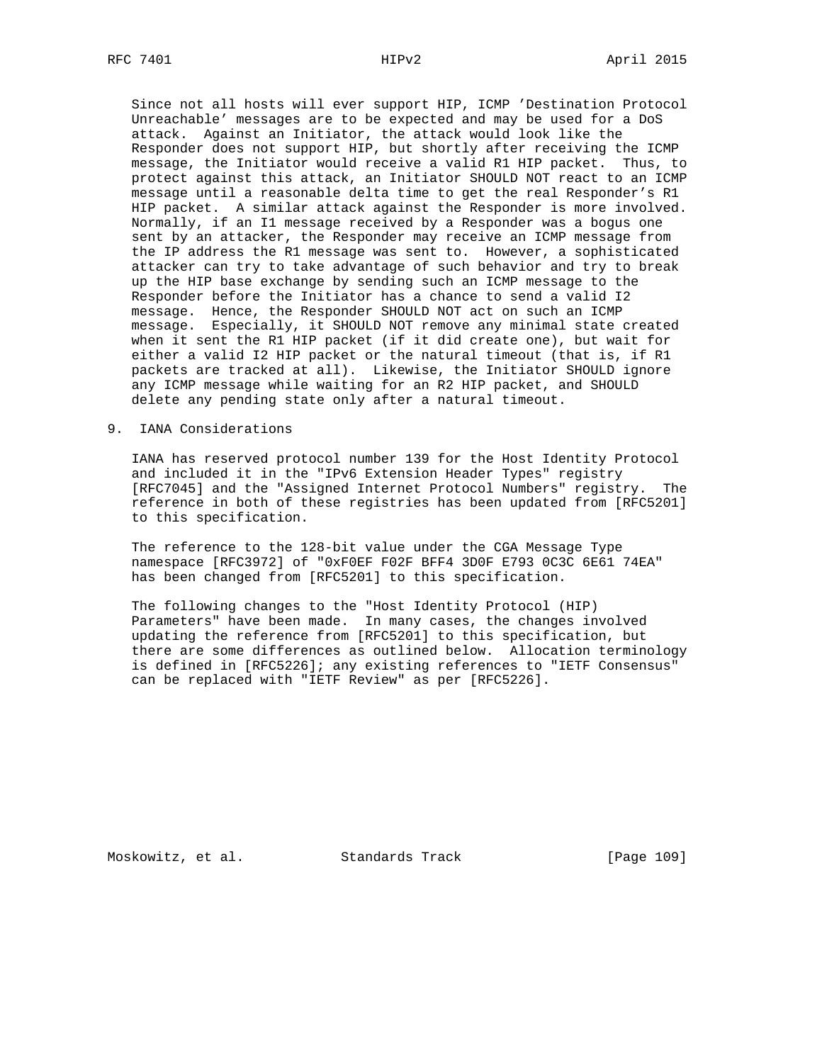Since not all hosts will ever support HIP, ICMP 'Destination Protocol Unreachable' messages are to be expected and may be used for a DoS attack. Against an Initiator, the attack would look like the Responder does not support HIP, but shortly after receiving the ICMP message, the Initiator would receive a valid R1 HIP packet. Thus, to protect against this attack, an Initiator SHOULD NOT react to an ICMP message until a reasonable delta time to get the real Responder's R1 HIP packet. A similar attack against the Responder is more involved. Normally, if an I1 message received by a Responder was a bogus one sent by an attacker, the Responder may receive an ICMP message from the IP address the R1 message was sent to. However, a sophisticated attacker can try to take advantage of such behavior and try to break up the HIP base exchange by sending such an ICMP message to the Responder before the Initiator has a chance to send a valid I2 message. Hence, the Responder SHOULD NOT act on such an ICMP message. Especially, it SHOULD NOT remove any minimal state created when it sent the R1 HIP packet (if it did create one), but wait for either a valid I2 HIP packet or the natural timeout (that is, if R1 packets are tracked at all). Likewise, the Initiator SHOULD ignore any ICMP message while waiting for an R2 HIP packet, and SHOULD delete any pending state only after a natural timeout.

# 9. IANA Considerations

IANA has reserved protocol number 139 for the Host Identity Protocol and included it in the "IPv6 Extension Header Types" registry [RFC7045] and the "Assigned Internet Protocol Numbers" registry. The reference in both of these registries has been updated from [RFC5201] to this specification.

The reference to the 128-bit value under the CGA Message Type namespace [RFC3972] of "0xF0EF F02F BFF4 3D0F E793 0C3C 6E61 74EA" has been changed from [RFC5201] to this specification.

The following changes to the "Host Identity Protocol (HIP) Parameters" have been made. In many cases, the changes involved updating the reference from [RFC5201] to this specification, but there are some differences as outlined below. Allocation terminology is defined in [RFC5226]; any existing references to "IETF Consensus" can be replaced with "IETF Review" as per [RFC5226].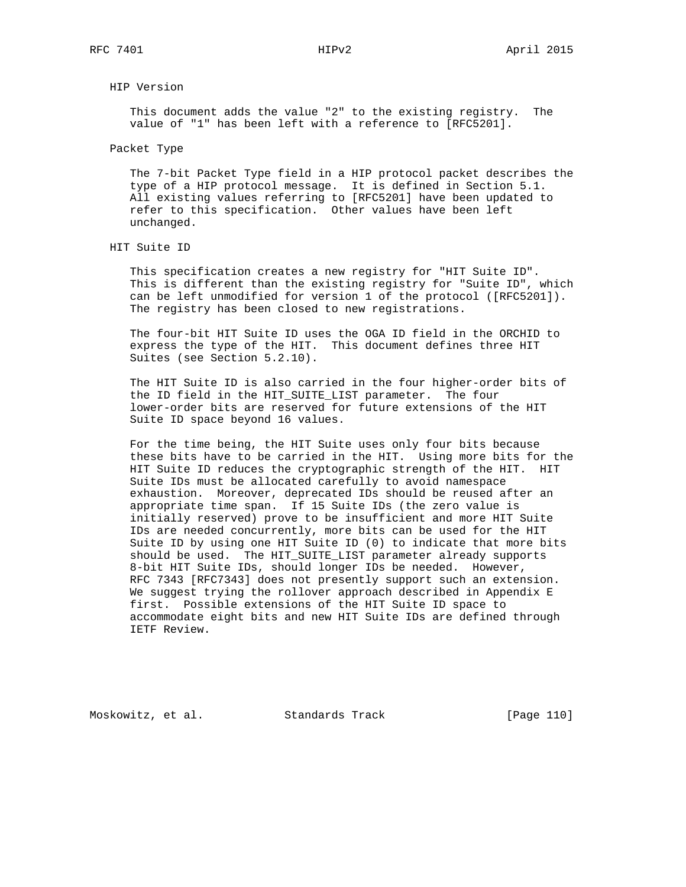HIP Version

This document adds the value "2" to the existing registry. The value of "1" has been left with a reference to [RFC5201].

Packet Type

The 7-bit Packet Type field in a HIP protocol packet describes the type of a HIP protocol message. It is defined in Section 5.1. All existing values referring to [RFC5201] have been updated to refer to this specification. Other values have been left unchanged.

HIT Suite ID

This specification creates a new registry for "HIT Suite ID". This is different than the existing registry for "Suite ID", which can be left unmodified for version 1 of the protocol ([RFC5201]). The registry has been closed to new registrations.

The four-bit HIT Suite ID uses the OGA ID field in the ORCHID to express the type of the HIT. This document defines three HIT Suites (see Section 5.2.10).

The HIT Suite ID is also carried in the four higher-order bits of the ID field in the HIT_SUITE_LIST parameter. The four lower-order bits are reserved for future extensions of the HIT Suite ID space beyond 16 values.

For the time being, the HIT Suite uses only four bits because these bits have to be carried in the HIT. Using more bits for the HIT Suite ID reduces the cryptographic strength of the HIT. HIT Suite IDs must be allocated carefully to avoid namespace exhaustion. Moreover, deprecated IDs should be reused after an appropriate time span. If 15 Suite IDs (the zero value is initially reserved) prove to be insufficient and more HIT Suite IDs are needed concurrently, more bits can be used for the HIT Suite ID by using one HIT Suite ID (0) to indicate that more bits should be used. The HIT_SUITE_LIST parameter already supports 8-bit HIT Suite IDs, should longer IDs be needed. However, RFC 7343 [RFC7343] does not presently support such an extension. We suggest trying the rollover approach described in Appendix E first. Possible extensions of the HIT Suite ID space to accommodate eight bits and new HIT Suite IDs are defined through IETF Review.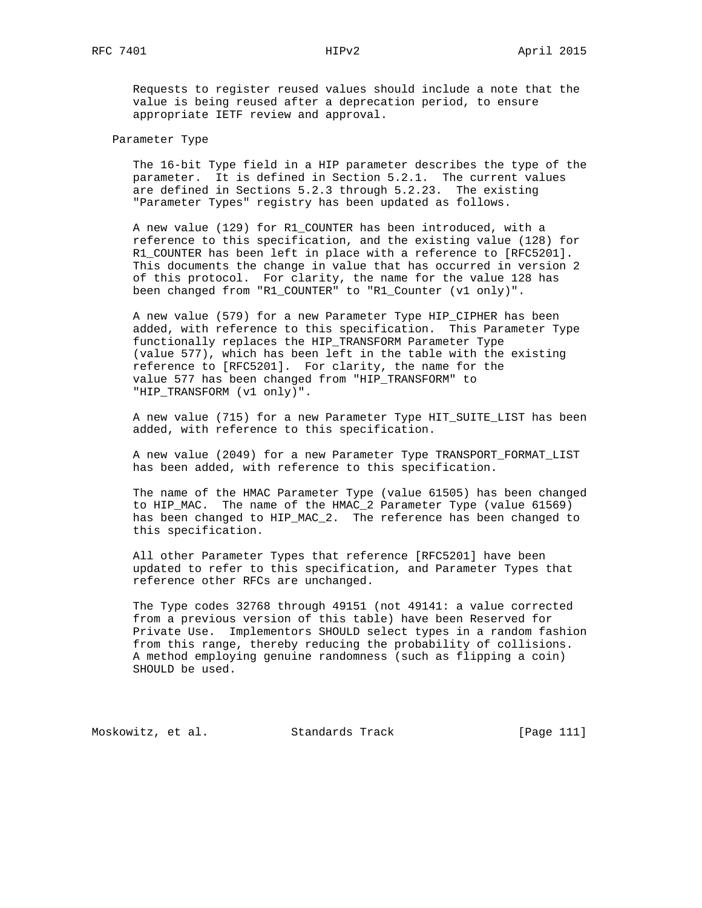Requests to register reused values should include a note that the value is being reused after a deprecation period, to ensure appropriate IETF review and approval.

Parameter Type

The 16-bit Type field in a HIP parameter describes the type of the parameter. It is defined in Section 5.2.1. The current values are defined in Sections 5.2.3 through 5.2.23. The existing "Parameter Types" registry has been updated as follows.

A new value (129) for R1_COUNTER has been introduced, with a reference to this specification, and the existing value (128) for R1_COUNTER has been left in place with a reference to [RFC5201]. This documents the change in value that has occurred in version 2 of this protocol. For clarity, the name for the value 128 has been changed from "R1_COUNTER" to "R1_Counter (v1 only)".

A new value (579) for a new Parameter Type HIP_CIPHER has been added, with reference to this specification. This Parameter Type functionally replaces the HIP_TRANSFORM Parameter Type (value 577), which has been left in the table with the existing reference to [RFC5201]. For clarity, the name for the value 577 has been changed from "HIP_TRANSFORM" to "HIP_TRANSFORM (v1 only)".

A new value (715) for a new Parameter Type HIT_SUITE_LIST has been added, with reference to this specification.

A new value (2049) for a new Parameter Type TRANSPORT_FORMAT_LIST has been added, with reference to this specification.

The name of the HMAC Parameter Type (value 61505) has been changed to HIP_MAC. The name of the HMAC_2 Parameter Type (value 61569) has been changed to HIP_MAC_2. The reference has been changed to this specification.

All other Parameter Types that reference [RFC5201] have been updated to refer to this specification, and Parameter Types that reference other RFCs are unchanged.

The Type codes 32768 through 49151 (not 49141: a value corrected from a previous version of this table) have been Reserved for Private Use. Implementors SHOULD select types in a random fashion from this range, thereby reducing the probability of collisions. A method employing genuine randomness (such as flipping a coin) SHOULD be used.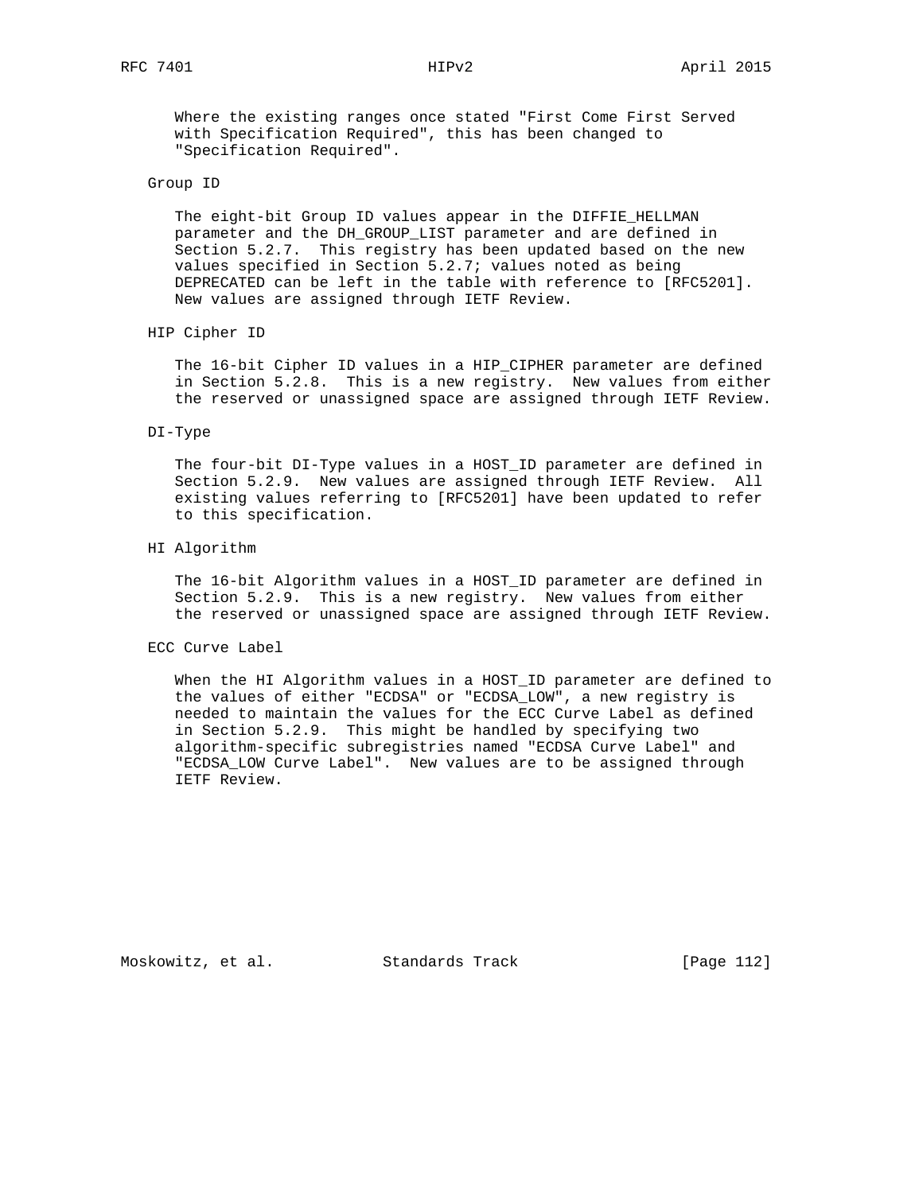Where the existing ranges once stated "First Come First Served with Specification Required", this has been changed to "Specification Required".

Group ID

The eight-bit Group ID values appear in the DIFFIE_HELLMAN parameter and the DH_GROUP_LIST parameter and are defined in Section 5.2.7. This registry has been updated based on the new values specified in Section 5.2.7; values noted as being DEPRECATED can be left in the table with reference to [RFC5201]. New values are assigned through IETF Review.

HIP Cipher ID

The 16-bit Cipher ID values in a HIP_CIPHER parameter are defined in Section 5.2.8. This is a new registry. New values from either the reserved or unassigned space are assigned through IETF Review.

DI-Type

The four-bit DI-Type values in a HOST_ID parameter are defined in Section 5.2.9. New values are assigned through IETF Review. All existing values referring to [RFC5201] have been updated to refer to this specification.

HI Algorithm

The 16-bit Algorithm values in a HOST_ID parameter are defined in Section 5.2.9. This is a new registry. New values from either the reserved or unassigned space are assigned through IETF Review.

ECC Curve Label

When the HI Algorithm values in a HOST_ID parameter are defined to the values of either "ECDSA" or "ECDSA_LOW", a new registry is needed to maintain the values for the ECC Curve Label as defined in Section 5.2.9. This might be handled by specifying two algorithm-specific subregistries named "ECDSA Curve Label" and "ECDSA_LOW Curve Label". New values are to be assigned through IETF Review.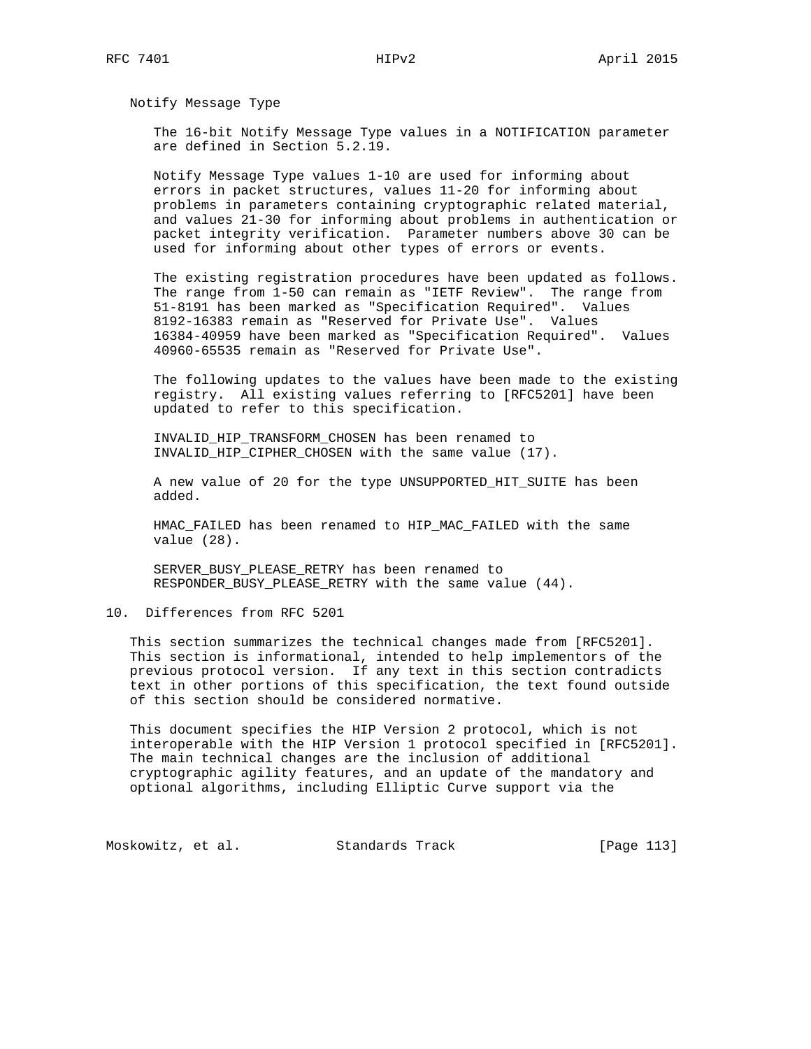Notify Message Type

The 16-bit Notify Message Type values in a NOTIFICATION parameter are defined in Section 5.2.19.

Notify Message Type values 1-10 are used for informing about errors in packet structures, values 11-20 for informing about problems in parameters containing cryptographic related material, and values 21-30 for informing about problems in authentication or packet integrity verification. Parameter numbers above 30 can be used for informing about other types of errors or events.

The existing registration procedures have been updated as follows. The range from 1-50 can remain as "IETF Review". The range from 51-8191 has been marked as "Specification Required". Values 8192-16383 remain as "Reserved for Private Use". Values 16384-40959 have been marked as "Specification Required". Values 40960-65535 remain as "Reserved for Private Use".

The following updates to the values have been made to the existing registry. All existing values referring to [RFC5201] have been updated to refer to this specification.

INVALID_HIP_TRANSFORM_CHOSEN has been renamed to INVALID_HIP_CIPHER_CHOSEN with the same value (17).

A new value of 20 for the type UNSUPPORTED_HIT_SUITE has been added.

HMAC_FAILED has been renamed to HIP_MAC_FAILED with the same value (28).

SERVER_BUSY_PLEASE_RETRY has been renamed to RESPONDER_BUSY_PLEASE_RETRY with the same value (44).

# 10. Differences from RFC 5201

This section summarizes the technical changes made from [RFC5201]. This section is informational, intended to help implementors of the previous protocol version. If any text in this section contradicts text in other portions of this specification, the text found outside of this section should be considered normative.

This document specifies the HIP Version 2 protocol, which is not interoperable with the HIP Version 1 protocol specified in [RFC5201]. The main technical changes are the inclusion of additional cryptographic agility features, and an update of the mandatory and optional algorithms, including Elliptic Curve support via the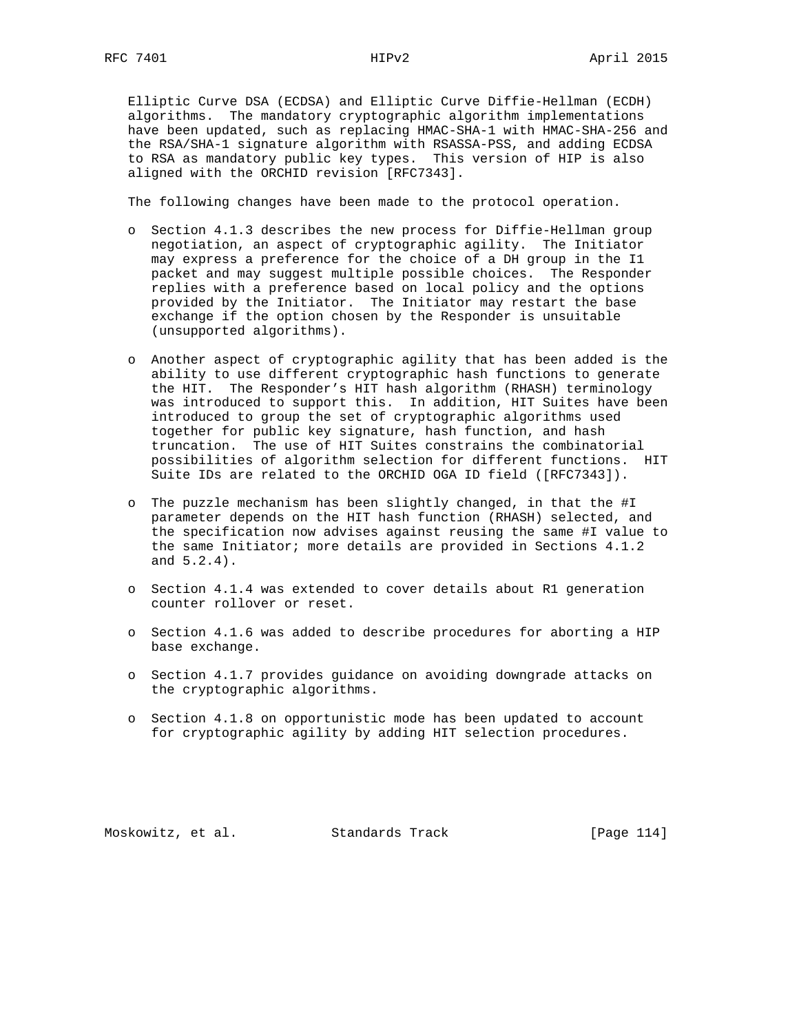Elliptic Curve DSA (ECDSA) and Elliptic Curve Diffie-Hellman (ECDH) algorithms. The mandatory cryptographic algorithm implementations have been updated, such as replacing HMAC-SHA-1 with HMAC-SHA-256 and the RSA/SHA-1 signature algorithm with RSASSA-PSS, and adding ECDSA to RSA as mandatory public key types. This version of HIP is also aligned with the ORCHID revision [RFC7343].

The following changes have been made to the protocol operation.

- Section 4.1.3 describes the new process for Diffie-Hellman group negotiation, an aspect of cryptographic agility. The Initiator may express a preference for the choice of a DH group in the I1 packet and may suggest multiple possible choices. The Responder replies with a preference based on local policy and the options provided by the Initiator. The Initiator may restart the base exchange if the option chosen by the Responder is unsuitable (unsupported algorithms).

- Another aspect of cryptographic agility that has been added is the ability to use different cryptographic hash functions to generate the HIT. The Responder's HIT hash algorithm (RHASH) terminology was introduced to support this. In addition, HIT Suites have been introduced to group the set of cryptographic algorithms used together for public key signature, hash function, and hash truncation. The use of HIT Suites constrains the combinatorial possibilities of algorithm selection for different functions. HIT Suite IDs are related to the ORCHID OGA ID field ([RFC7343]).

- The puzzle mechanism has been slightly changed, in that the #I parameter depends on the HIT hash function (RHASH) selected, and the specification now advises against reusing the same #I value to the same Initiator; more details are provided in Sections 4.1.2 and 5.2.4).

- Section 4.1.4 was extended to cover details about R1 generation counter rollover or reset.

- Section 4.1.6 was added to describe procedures for aborting a HIP base exchange.

- Section 4.1.7 provides guidance on avoiding downgrade attacks on the cryptographic algorithms.

- Section 4.1.8 on opportunistic mode has been updated to account for cryptographic agility by adding HIT selection procedures.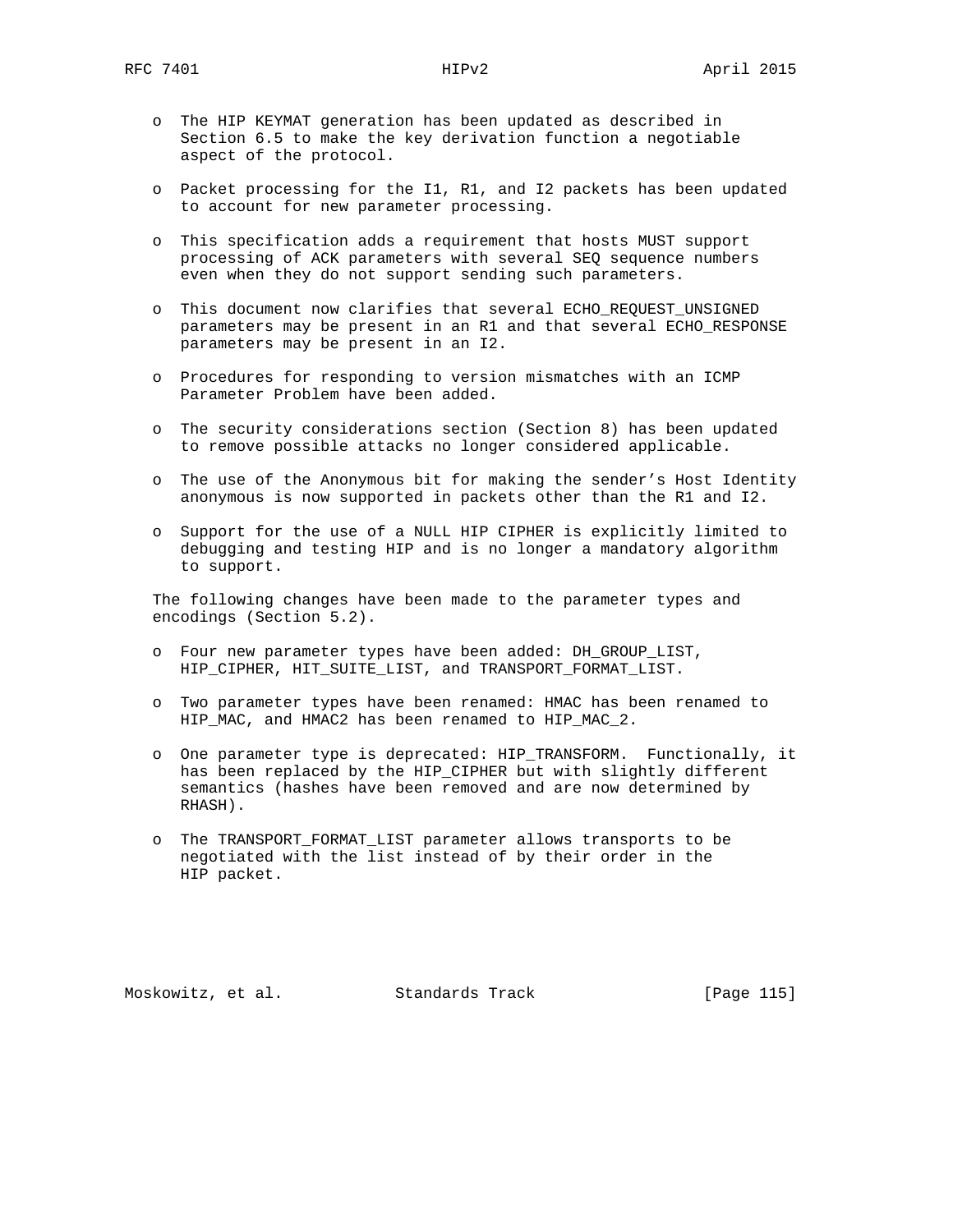- The HIP KEYMAT generation has been updated as described in Section 6.5 to make the key derivation function a negotiable aspect of the protocol.

- Packet processing for the I1, R1, and I2 packets has been updated to account for new parameter processing.

- This specification adds a requirement that hosts MUST support processing of ACK parameters with several SEQ sequence numbers even when they do not support sending such parameters.

- This document now clarifies that several ECHO_REQUEST_UNSIGNED parameters may be present in an R1 and that several ECHO_RESPONSE parameters may be present in an I2.

- Procedures for responding to version mismatches with an ICMP Parameter Problem have been added.

- The security considerations section (Section 8) has been updated to remove possible attacks no longer considered applicable.

- The use of the Anonymous bit for making the sender's Host Identity anonymous is now supported in packets other than the R1 and I2.

- Support for the use of a NULL HIP CIPHER is explicitly limited to debugging and testing HIP and is no longer a mandatory algorithm to support.

The following changes have been made to the parameter types and encodings (Section 5.2).

- Four new parameter types have been added: DH_GROUP_LIST, HIP_CIPHER, HIT_SUITE_LIST, and TRANSPORT_FORMAT_LIST.

- Two parameter types have been renamed: HMAC has been renamed to HIP_MAC, and HMAC2 has been renamed to HIP_MAC_2.

- One parameter type is deprecated: HIP_TRANSFORM. Functionally, it has been replaced by the HIP_CIPHER but with slightly different semantics (hashes have been removed and are now determined by RHASH).

- The TRANSPORT_FORMAT_LIST parameter allows transports to be negotiated with the list instead of by their order in the HIP packet.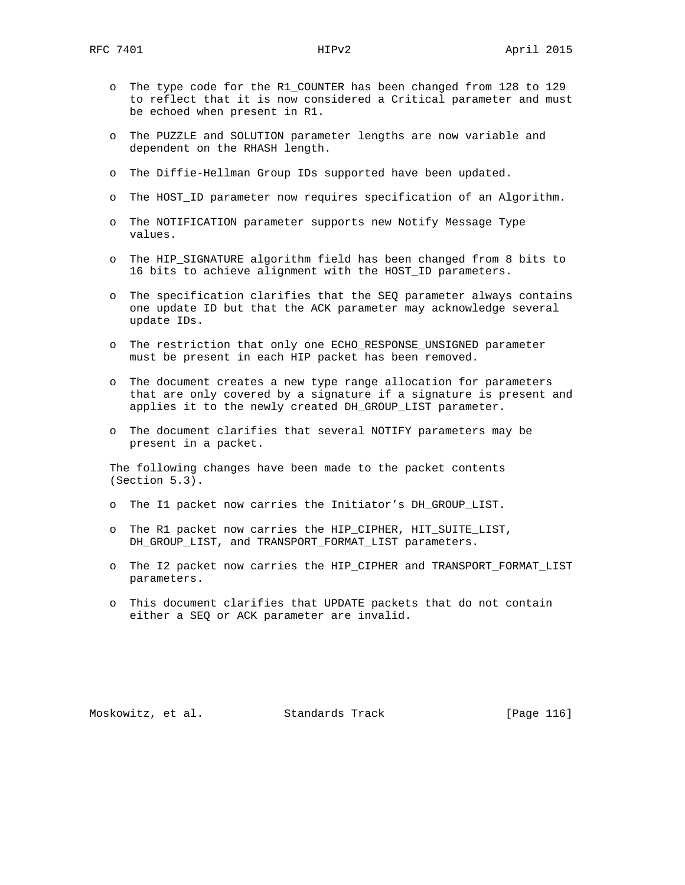- The type code for the R1_COUNTER has been changed from 128 to 129 to reflect that it is now considered a Critical parameter and must be echoed when present in R1.

- The PUZZLE and SOLUTION parameter lengths are now variable and dependent on the RHASH length.

- The Diffie-Hellman Group IDs supported have been updated.

- The HOST_ID parameter now requires specification of an Algorithm.

- The NOTIFICATION parameter supports new Notify Message Type values.

- The HIP_SIGNATURE algorithm field has been changed from 8 bits to 16 bits to achieve alignment with the HOST_ID parameters.

- The specification clarifies that the SEQ parameter always contains one update ID but that the ACK parameter may acknowledge several update IDs.

- The restriction that only one ECHO_RESPONSE_UNSIGNED parameter must be present in each HIP packet has been removed.

- The document creates a new type range allocation for parameters that are only covered by a signature if a signature is present and applies it to the newly created DH_GROUP_LIST parameter.

- The document clarifies that several NOTIFY parameters may be present in a packet.

The following changes have been made to the packet contents (Section 5.3).

- The I1 packet now carries the Initiator's DH_GROUP_LIST.

- The R1 packet now carries the HIP_CIPHER, HIT_SUITE_LIST, DH_GROUP_LIST, and TRANSPORT_FORMAT_LIST parameters.

- The I2 packet now carries the HIP_CIPHER and TRANSPORT_FORMAT_LIST parameters.

- This document clarifies that UPDATE packets that do not contain either a SEQ or ACK parameter are invalid.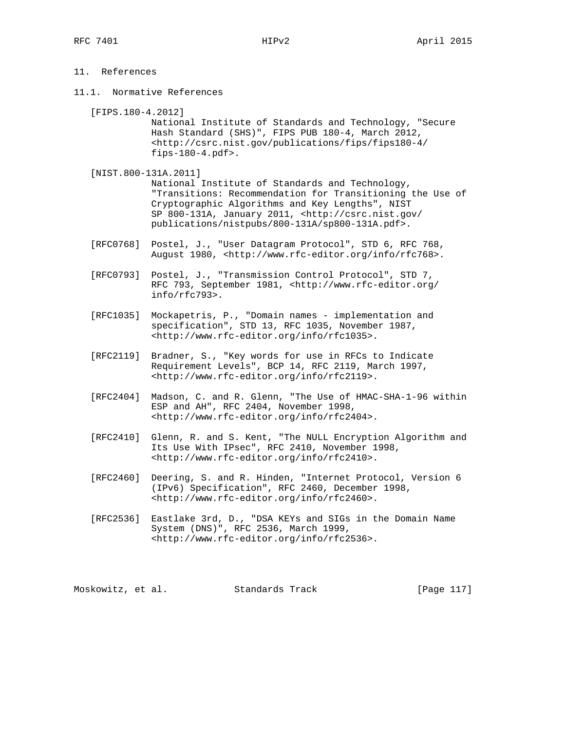# 11. References

## 11.1. Normative References

[FIPS.180-4.2012]
National Institute of Standards and Technology, "Secure Hash Standard (SHS)", FIPS PUB 180-4, March 2012, <http://csrc.nist.gov/publications/fips/fips180-4/fips-180-4.pdf>.

[NIST.800-131A.2011]
National Institute of Standards and Technology, "Transitions: Recommendation for Transitioning the Use of Cryptographic Algorithms and Key Lengths", NIST SP 800-131A, January 2011, <http://csrc.nist.gov/publications/nistpubs/800-131A/sp800-131A.pdf>.

[RFC0768] Postel, J., "User Datagram Protocol", STD 6, RFC 768, August 1980, <http://www.rfc-editor.org/info/rfc768>.

[RFC0793] Postel, J., "Transmission Control Protocol", STD 7, RFC 793, September 1981, <http://www.rfc-editor.org/info/rfc793>.

[RFC1035] Mockapetris, P., "Domain names - implementation and specification", STD 13, RFC 1035, November 1987, <http://www.rfc-editor.org/info/rfc1035>.

[RFC2119] Bradner, S., "Key words for use in RFCs to Indicate Requirement Levels", BCP 14, RFC 2119, March 1997, <http://www.rfc-editor.org/info/rfc2119>.

[RFC2404] Madson, C. and R. Glenn, "The Use of HMAC-SHA-1-96 within ESP and AH", RFC 2404, November 1998, <http://www.rfc-editor.org/info/rfc2404>.

[RFC2410] Glenn, R. and S. Kent, "The NULL Encryption Algorithm and Its Use With IPsec", RFC 2410, November 1998, <http://www.rfc-editor.org/info/rfc2410>.

[RFC2460] Deering, S. and R. Hinden, "Internet Protocol, Version 6 (IPv6) Specification", RFC 2460, December 1998, <http://www.rfc-editor.org/info/rfc2460>.

[RFC2536] Eastlake 3rd, D., "DSA KEYs and SIGs in the Domain Name System (DNS)", RFC 2536, March 1999, <http://www.rfc-editor.org/info/rfc2536>.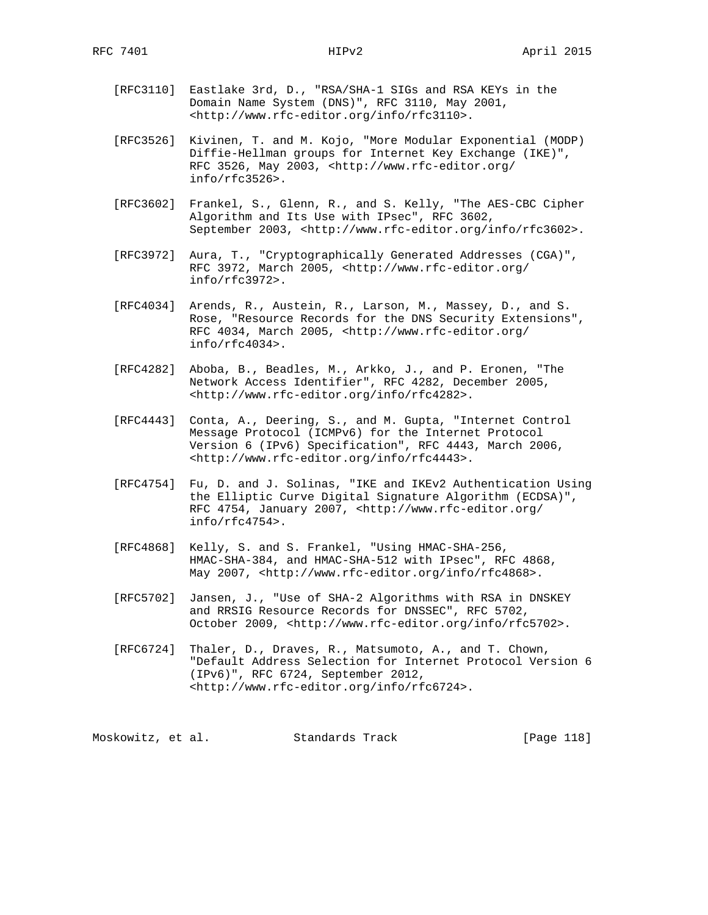[RFC3110] Eastlake 3rd, D., "RSA/SHA-1 SIGs and RSA KEYs in the Domain Name System (DNS)", RFC 3110, May 2001, <http://www.rfc-editor.org/info/rfc3110>.

[RFC3526] Kivinen, T. and M. Kojo, "More Modular Exponential (MODP) Diffie-Hellman groups for Internet Key Exchange (IKE)", RFC 3526, May 2003, <http://www.rfc-editor.org/info/rfc3526>.

[RFC3602] Frankel, S., Glenn, R., and S. Kelly, "The AES-CBC Cipher Algorithm and Its Use with IPsec", RFC 3602, September 2003, <http://www.rfc-editor.org/info/rfc3602>.

[RFC3972] Aura, T., "Cryptographically Generated Addresses (CGA)", RFC 3972, March 2005, <http://www.rfc-editor.org/info/rfc3972>.

[RFC4034] Arends, R., Austein, R., Larson, M., Massey, D., and S. Rose, "Resource Records for the DNS Security Extensions", RFC 4034, March 2005, <http://www.rfc-editor.org/info/rfc4034>.

[RFC4282] Aboba, B., Beadles, M., Arkko, J., and P. Eronen, "The Network Access Identifier", RFC 4282, December 2005, <http://www.rfc-editor.org/info/rfc4282>.

[RFC4443] Conta, A., Deering, S., and M. Gupta, "Internet Control Message Protocol (ICMPv6) for the Internet Protocol Version 6 (IPv6) Specification", RFC 4443, March 2006, <http://www.rfc-editor.org/info/rfc4443>.

[RFC4754] Fu, D. and J. Solinas, "IKE and IKEv2 Authentication Using the Elliptic Curve Digital Signature Algorithm (ECDSA)", RFC 4754, January 2007, <http://www.rfc-editor.org/info/rfc4754>.

[RFC4868] Kelly, S. and S. Frankel, "Using HMAC-SHA-256, HMAC-SHA-384, and HMAC-SHA-512 with IPsec", RFC 4868, May 2007, <http://www.rfc-editor.org/info/rfc4868>.

[RFC5702] Jansen, J., "Use of SHA-2 Algorithms with RSA in DNSKEY and RRSIG Resource Records for DNSSEC", RFC 5702, October 2009, <http://www.rfc-editor.org/info/rfc5702>.

[RFC6724] Thaler, D., Draves, R., Matsumoto, A., and T. Chown, "Default Address Selection for Internet Protocol Version 6 (IPv6)", RFC 6724, September 2012, <http://www.rfc-editor.org/info/rfc6724>.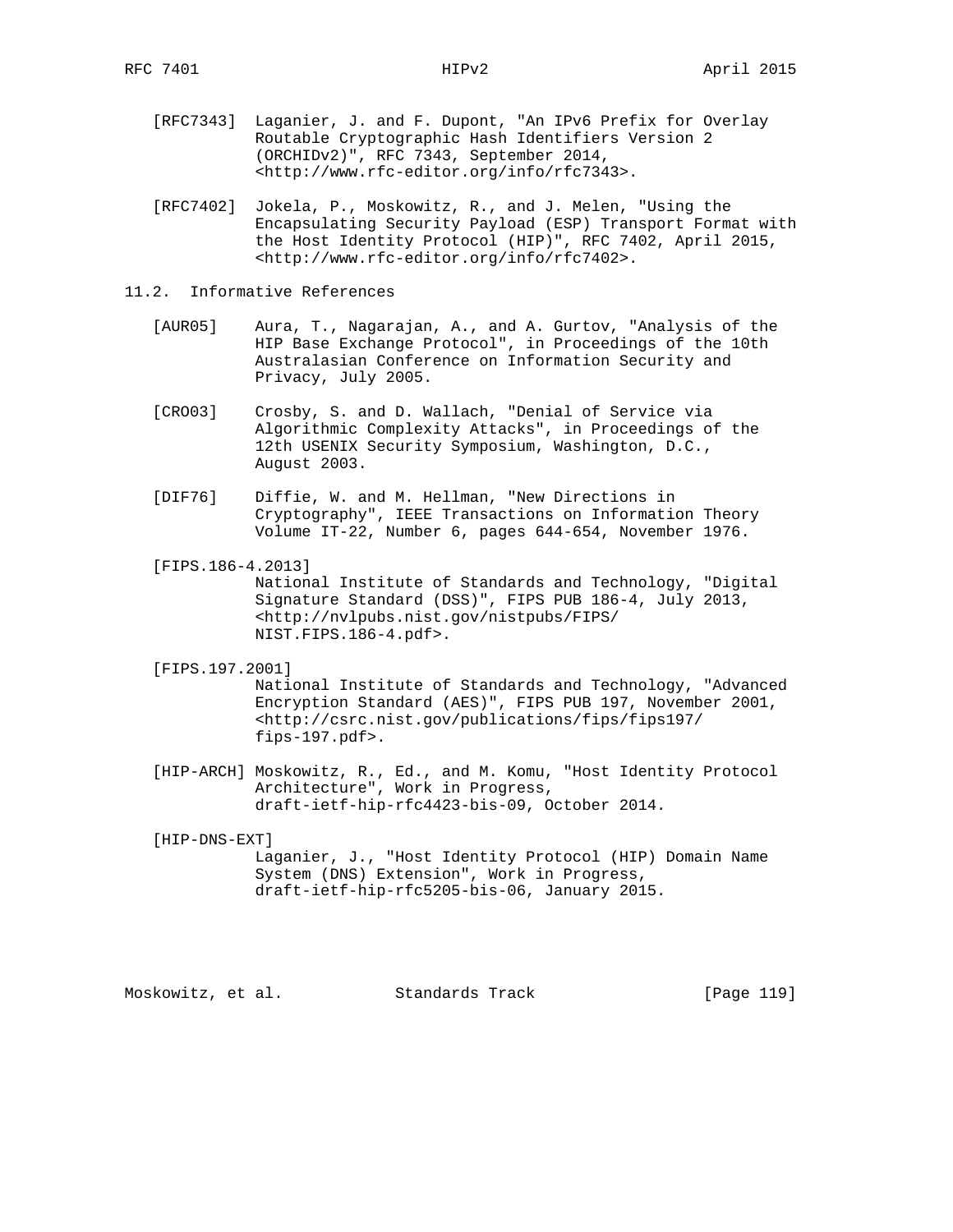[RFC7343] Laganier, J. and F. Dupont, "An IPv6 Prefix for Overlay Routable Cryptographic Hash Identifiers Version 2 (ORCHIDv2)", RFC 7343, September 2014, <http://www.rfc-editor.org/info/rfc7343>.

[RFC7402] Jokela, P., Moskowitz, R., and J. Melen, "Using the Encapsulating Security Payload (ESP) Transport Format with the Host Identity Protocol (HIP)", RFC 7402, April 2015, <http://www.rfc-editor.org/info/rfc7402>.

## 11.2. Informative References

[AUR05] Aura, T., Nagarajan, A., and A. Gurtov, "Analysis of the HIP Base Exchange Protocol", in Proceedings of the 10th Australasian Conference on Information Security and Privacy, July 2005.

[CRO03] Crosby, S. and D. Wallach, "Denial of Service via Algorithmic Complexity Attacks", in Proceedings of the 12th USENIX Security Symposium, Washington, D.C., August 2003.

[DIF76] Diffie, W. and M. Hellman, "New Directions in Cryptography", IEEE Transactions on Information Theory Volume IT-22, Number 6, pages 644-654, November 1976.

[FIPS.186-4.2013] National Institute of Standards and Technology, "Digital Signature Standard (DSS)", FIPS PUB 186-4, July 2013, <http://nvlpubs.nist.gov/nistpubs/FIPS/NIST.FIPS.186-4.pdf>.

[FIPS.197.2001] National Institute of Standards and Technology, "Advanced Encryption Standard (AES)", FIPS PUB 197, November 2001, <http://csrc.nist.gov/publications/fips/fips197/fips-197.pdf>.

[HIP-ARCH] Moskowitz, R., Ed., and M. Komu, "Host Identity Protocol Architecture", Work in Progress, draft-ietf-hip-rfc4423-bis-09, October 2014.

[HIP-DNS-EXT] Laganier, J., "Host Identity Protocol (HIP) Domain Name System (DNS) Extension", Work in Progress, draft-ietf-hip-rfc5205-bis-06, January 2015.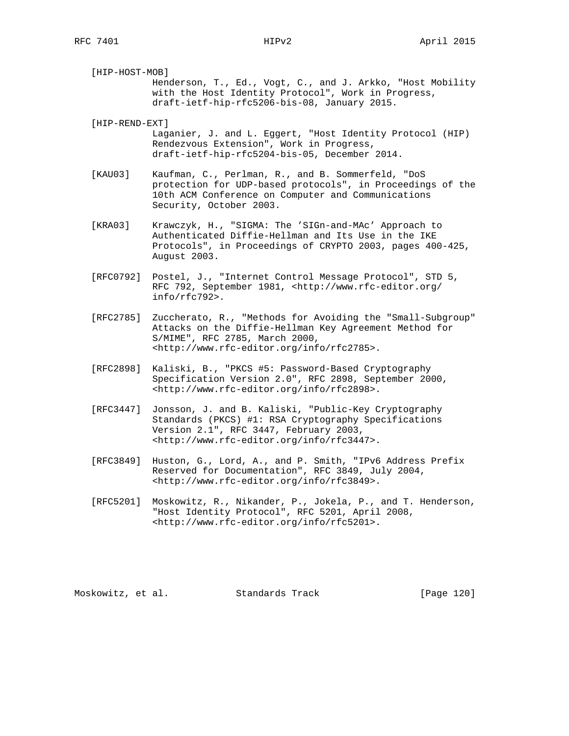[HIP-HOST-MOB]
Henderson, T., Ed., Vogt, C., and J. Arkko, "Host Mobility with the Host Identity Protocol", Work in Progress, draft-ietf-hip-rfc5206-bis-08, January 2015.

[HIP-REND-EXT]
Laganier, J. and L. Eggert, "Host Identity Protocol (HIP) Rendezvous Extension", Work in Progress, draft-ietf-hip-rfc5204-bis-05, December 2014.

[KAU03] Kaufman, C., Perlman, R., and B. Sommerfeld, "DoS protection for UDP-based protocols", in Proceedings of the 10th ACM Conference on Computer and Communications Security, October 2003.

[KRA03] Krawczyk, H., "SIGMA: The 'SIGn-and-MAc' Approach to Authenticated Diffie-Hellman and Its Use in the IKE Protocols", in Proceedings of CRYPTO 2003, pages 400-425, August 2003.

[RFC0792] Postel, J., "Internet Control Message Protocol", STD 5, RFC 792, September 1981, <http://www.rfc-editor.org/info/rfc792>.

[RFC2785] Zuccherato, R., "Methods for Avoiding the "Small-Subgroup" Attacks on the Diffie-Hellman Key Agreement Method for S/MIME", RFC 2785, March 2000, <http://www.rfc-editor.org/info/rfc2785>.

[RFC2898] Kaliski, B., "PKCS #5: Password-Based Cryptography Specification Version 2.0", RFC 2898, September 2000, <http://www.rfc-editor.org/info/rfc2898>.

[RFC3447] Jonsson, J. and B. Kaliski, "Public-Key Cryptography Standards (PKCS) #1: RSA Cryptography Specifications Version 2.1", RFC 3447, February 2003, <http://www.rfc-editor.org/info/rfc3447>.

[RFC3849] Huston, G., Lord, A., and P. Smith, "IPv6 Address Prefix Reserved for Documentation", RFC 3849, July 2004, <http://www.rfc-editor.org/info/rfc3849>.

[RFC5201] Moskowitz, R., Nikander, P., Jokela, P., and T. Henderson, "Host Identity Protocol", RFC 5201, April 2008, <http://www.rfc-editor.org/info/rfc5201>.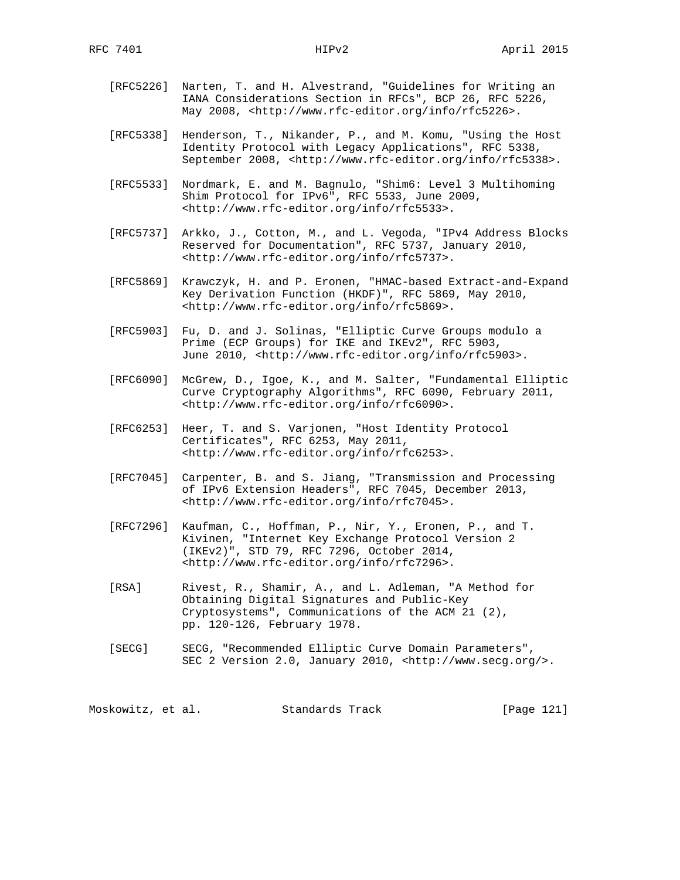[RFC5226] Narten, T. and H. Alvestrand, "Guidelines for Writing an IANA Considerations Section in RFCs", BCP 26, RFC 5226, May 2008, <http://www.rfc-editor.org/info/rfc5226>.

[RFC5338] Henderson, T., Nikander, P., and M. Komu, "Using the Host Identity Protocol with Legacy Applications", RFC 5338, September 2008, <http://www.rfc-editor.org/info/rfc5338>.

[RFC5533] Nordmark, E. and M. Bagnulo, "Shim6: Level 3 Multihoming Shim Protocol for IPv6", RFC 5533, June 2009, <http://www.rfc-editor.org/info/rfc5533>.

[RFC5737] Arkko, J., Cotton, M., and L. Vegoda, "IPv4 Address Blocks Reserved for Documentation", RFC 5737, January 2010, <http://www.rfc-editor.org/info/rfc5737>.

[RFC5869] Krawczyk, H. and P. Eronen, "HMAC-based Extract-and-Expand Key Derivation Function (HKDF)", RFC 5869, May 2010, <http://www.rfc-editor.org/info/rfc5869>.

[RFC5903] Fu, D. and J. Solinas, "Elliptic Curve Groups modulo a Prime (ECP Groups) for IKE and IKEv2", RFC 5903, June 2010, <http://www.rfc-editor.org/info/rfc5903>.

[RFC6090] McGrew, D., Igoe, K., and M. Salter, "Fundamental Elliptic Curve Cryptography Algorithms", RFC 6090, February 2011, <http://www.rfc-editor.org/info/rfc6090>.

[RFC6253] Heer, T. and S. Varjonen, "Host Identity Protocol Certificates", RFC 6253, May 2011, <http://www.rfc-editor.org/info/rfc6253>.

[RFC7045] Carpenter, B. and S. Jiang, "Transmission and Processing of IPv6 Extension Headers", RFC 7045, December 2013, <http://www.rfc-editor.org/info/rfc7045>.

[RFC7296] Kaufman, C., Hoffman, P., Nir, Y., Eronen, P., and T. Kivinen, "Internet Key Exchange Protocol Version 2 (IKEv2)", STD 79, RFC 7296, October 2014, <http://www.rfc-editor.org/info/rfc7296>.

[RSA] Rivest, R., Shamir, A., and L. Adleman, "A Method for Obtaining Digital Signatures and Public-Key Cryptosystems", Communications of the ACM 21 (2), pp. 120-126, February 1978.

[SECG] SECG, "Recommended Elliptic Curve Domain Parameters", SEC 2 Version 2.0, January 2010, <http://www.secg.org/>.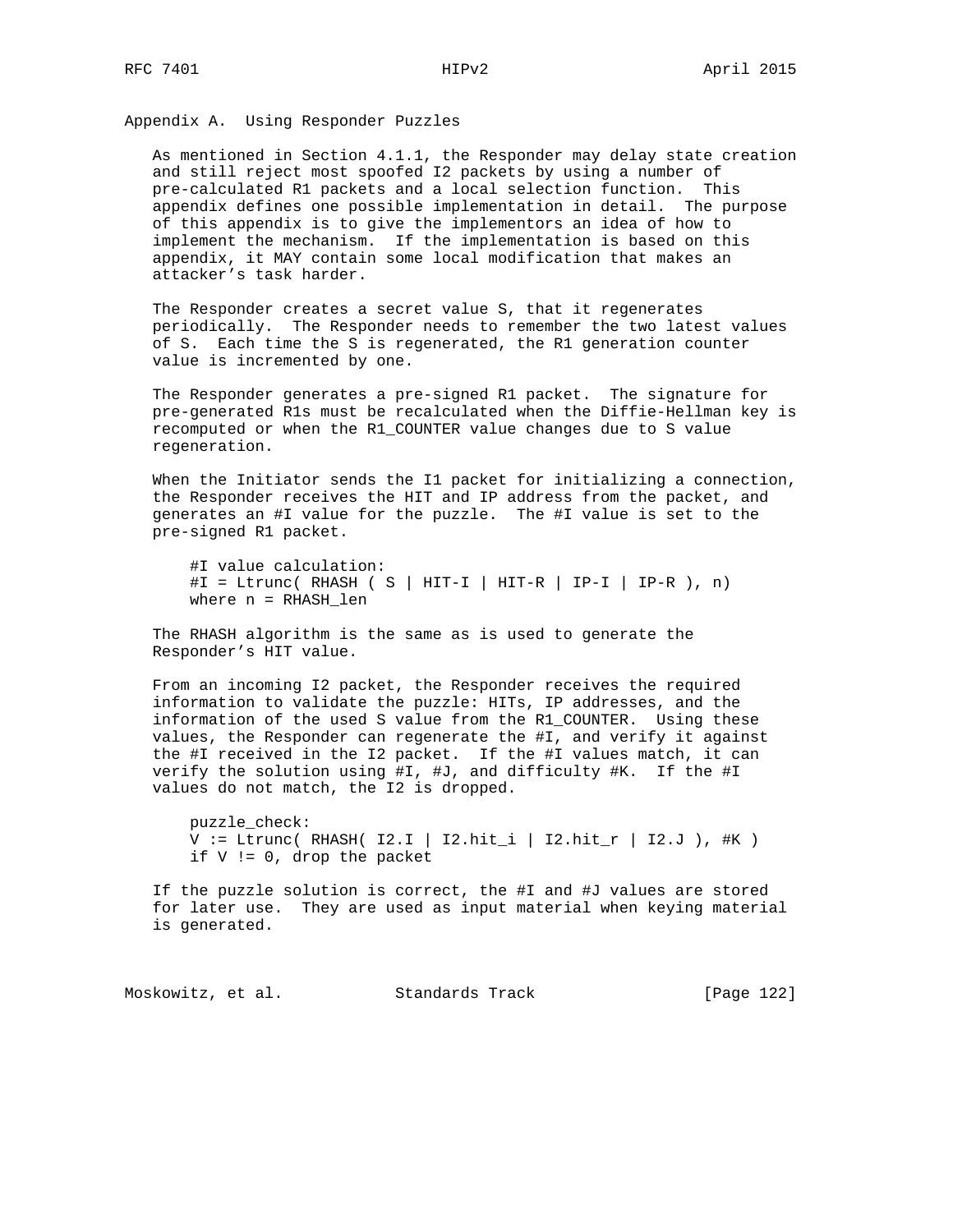# Appendix A. Using Responder Puzzles

As mentioned in Section 4.1.1, the Responder may delay state creation and still reject most spoofed I2 packets by using a number of pre-calculated R1 packets and a local selection function. This appendix defines one possible implementation in detail. The purpose of this appendix is to give the implementors an idea of how to implement the mechanism. If the implementation is based on this appendix, it MAY contain some local modification that makes an attacker's task harder.

The Responder creates a secret value S, that it regenerates periodically. The Responder needs to remember the two latest values of S. Each time the S is regenerated, the R1 generation counter value is incremented by one.

The Responder generates a pre-signed R1 packet. The signature for pre-generated R1s must be recalculated when the Diffie-Hellman key is recomputed or when the R1_COUNTER value changes due to S value regeneration.

When the Initiator sends the I1 packet for initializing a connection, the Responder receives the HIT and IP address from the packet, and generates an #I value for the puzzle. The #I value is set to the pre-signed R1 packet.

```
#I value calculation:
#I = Ltrunc( RHASH ( S | HIT-I | HIT-R | IP-I | IP-R ), n)
where n = RHASH_len
```

The RHASH algorithm is the same as is used to generate the Responder's HIT value.

From an incoming I2 packet, the Responder receives the required information to validate the puzzle: HITs, IP addresses, and the information of the used S value from the R1_COUNTER. Using these values, the Responder can regenerate the #I, and verify it against the #I received in the I2 packet. If the #I values match, it can verify the solution using #I, #J, and difficulty #K. If the #I values do not match, the I2 is dropped.

```
puzzle_check:
V := Ltrunc( RHASH( I2.I | I2.hit_i | I2.hit_r | I2.J ), #K )
if V != 0, drop the packet
```

If the puzzle solution is correct, the #I and #J values are stored for later use. They are used as input material when keying material is generated.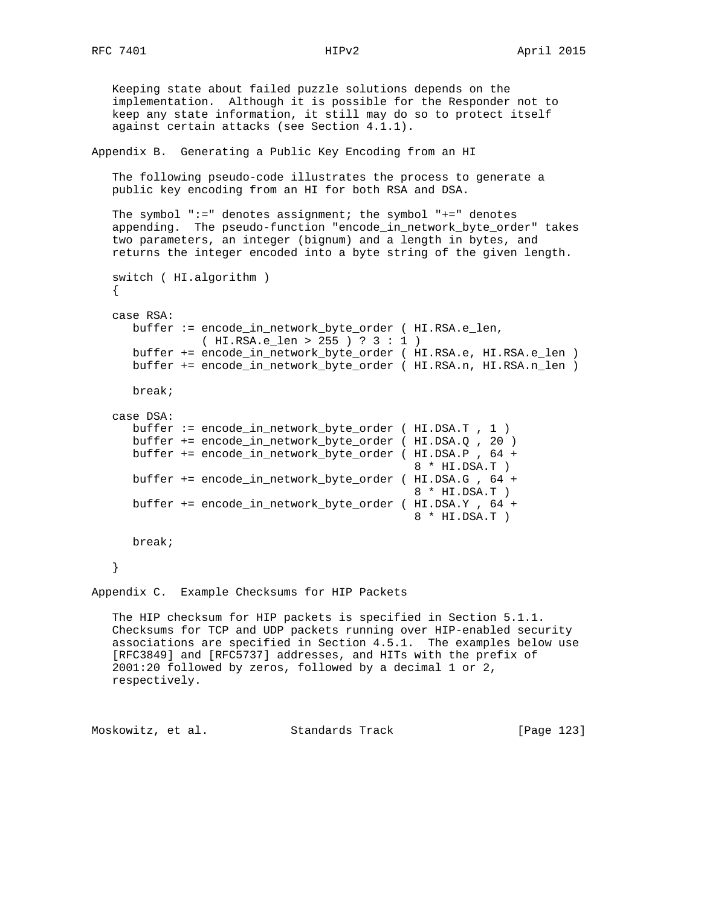Keeping state about failed puzzle solutions depends on the implementation. Although it is possible for the Responder not to keep any state information, it still may do so to protect itself against certain attacks (see Section 4.1.1).

## Appendix B. Generating a Public Key Encoding from an HI

The following pseudo-code illustrates the process to generate a public key encoding from an HI for both RSA and DSA.

The symbol ":=" denotes assignment; the symbol "+=" denotes appending. The pseudo-function "encode_in_network_byte_order" takes two parameters, an integer (bignum) and a length in bytes, and returns the integer encoded into a byte string of the given length.

```
switch ( HI.algorithm )
{

case RSA:
   buffer := encode_in_network_byte_order ( HI.RSA.e_len,
             ( HI.RSA.e_len > 255 ) ? 3 : 1 )
   buffer += encode_in_network_byte_order ( HI.RSA.e, HI.RSA.e_len )
   buffer += encode_in_network_byte_order ( HI.RSA.n, HI.RSA.n_len )

   break;

case DSA:
   buffer := encode_in_network_byte_order ( HI.DSA.T , 1 )
   buffer += encode_in_network_byte_order ( HI.DSA.Q , 20 )
   buffer += encode_in_network_byte_order ( HI.DSA.P , 64 +
                                            8 * HI.DSA.T )
   buffer += encode_in_network_byte_order ( HI.DSA.G , 64 +
                                            8 * HI.DSA.T )
   buffer += encode_in_network_byte_order ( HI.DSA.Y , 64 +
                                            8 * HI.DSA.T )

   break;

}
```

## Appendix C. Example Checksums for HIP Packets

The HIP checksum for HIP packets is specified in Section 5.1.1. Checksums for TCP and UDP packets running over HIP-enabled security associations are specified in Section 4.5.1. The examples below use [RFC3849] and [RFC5737] addresses, and HITs with the prefix of 2001:20 followed by zeros, followed by a decimal 1 or 2, respectively.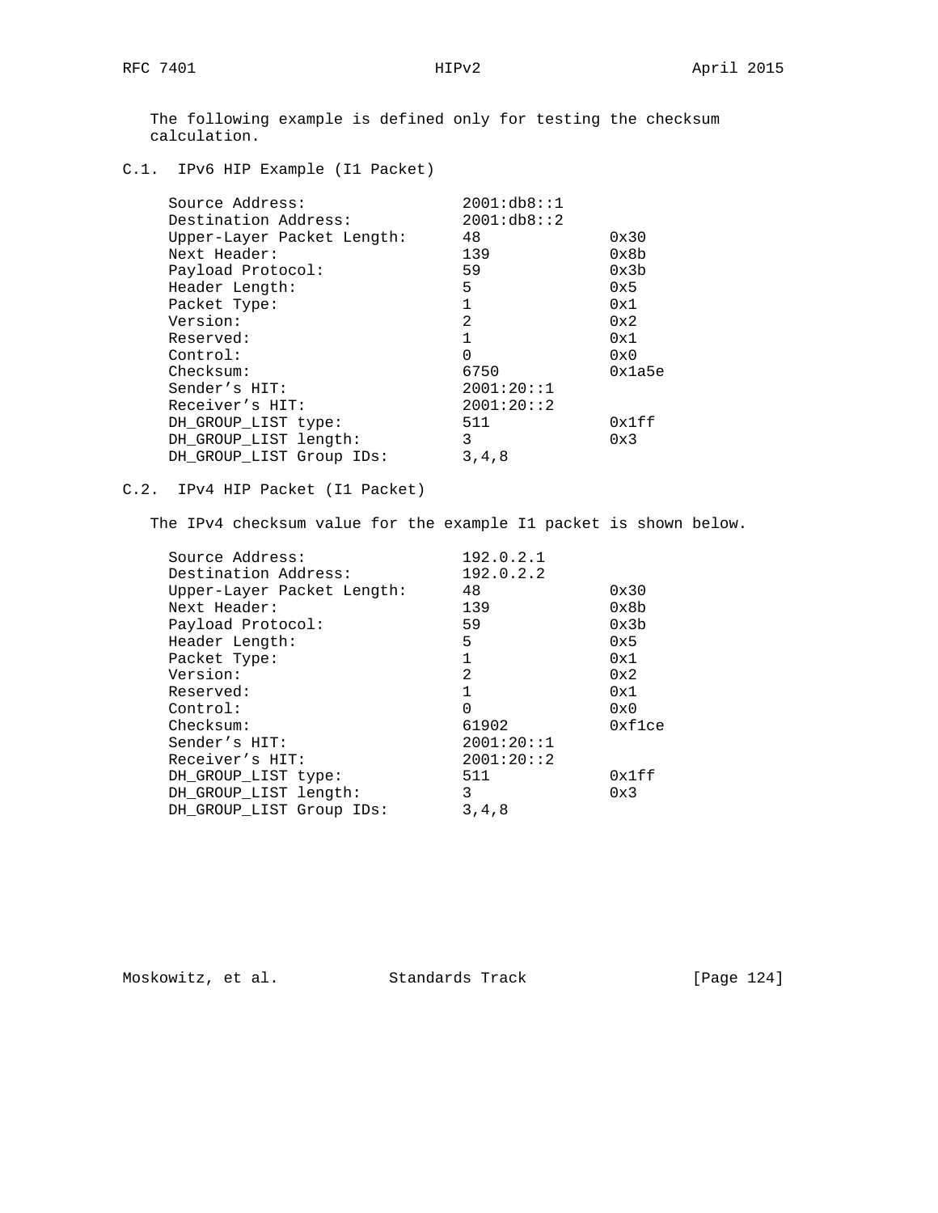The following example is defined only for testing the checksum calculation.

## C.1. IPv6 HIP Example (I1 Packet)

| Field | Value | Hex |
|---|---|---|
| Source Address: | 2001:db8::1 | |
| Destination Address: | 2001:db8::2 | |
| Upper-Layer Packet Length: | 48 | 0x30 |
| Next Header: | 139 | 0x8b |
| Payload Protocol: | 59 | 0x3b |
| Header Length: | 5 | 0x5 |
| Packet Type: | 1 | 0x1 |
| Version: | 2 | 0x2 |
| Reserved: | 1 | 0x1 |
| Control: | 0 | 0x0 |
| Checksum: | 6750 | 0x1a5e |
| Sender's HIT: | 2001:20::1 | |
| Receiver's HIT: | 2001:20::2 | |
| DH_GROUP_LIST type: | 511 | 0x1ff |
| DH_GROUP_LIST length: | 3 | 0x3 |
| DH_GROUP_LIST Group IDs: | 3,4,8 | |

## C.2. IPv4 HIP Packet (I1 Packet)

The IPv4 checksum value for the example I1 packet is shown below.

| Field | Value | Hex |
|---|---|---|
| Source Address: | 192.0.2.1 | |
| Destination Address: | 192.0.2.2 | |
| Upper-Layer Packet Length: | 48 | 0x30 |
| Next Header: | 139 | 0x8b |
| Payload Protocol: | 59 | 0x3b |
| Header Length: | 5 | 0x5 |
| Packet Type: | 1 | 0x1 |
| Version: | 2 | 0x2 |
| Reserved: | 1 | 0x1 |
| Control: | 0 | 0x0 |
| Checksum: | 61902 | 0xf1ce |
| Sender's HIT: | 2001:20::1 | |
| Receiver's HIT: | 2001:20::2 | |
| DH_GROUP_LIST type: | 511 | 0x1ff |
| DH_GROUP_LIST length: | 3 | 0x3 |
| DH_GROUP_LIST Group IDs: | 3,4,8 | |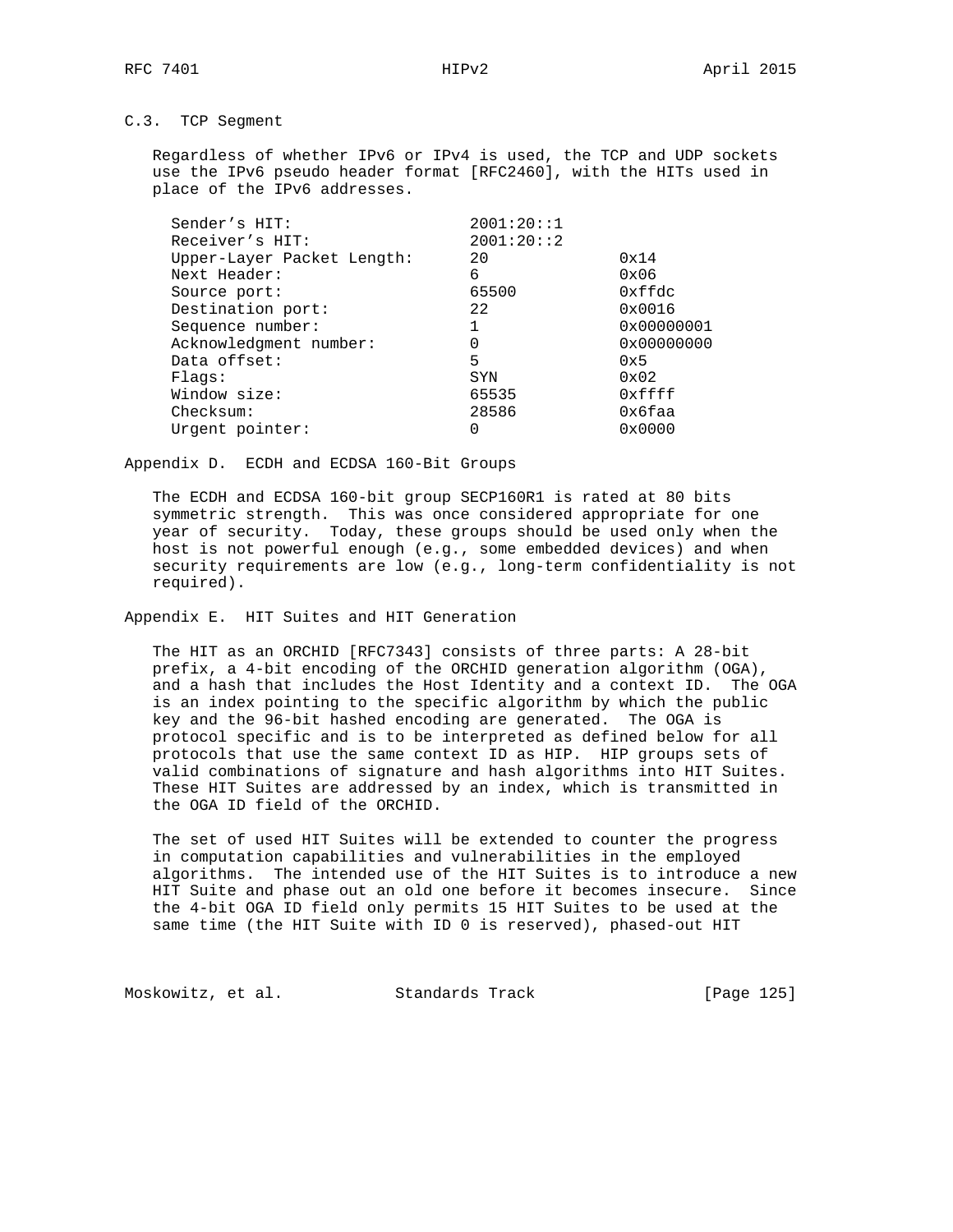## C.3. TCP Segment

Regardless of whether IPv6 or IPv4 is used, the TCP and UDP sockets use the IPv6 pseudo header format [RFC2460], with the HITs used in place of the IPv6 addresses.

```
Sender's HIT:                 2001:20::1
Receiver's HIT:               2001:20::2
Upper-Layer Packet Length:    20           0x14
Next Header:                  6            0x06
Source port:                  65500        0xffdc
Destination port:             22           0x0016
Sequence number:              1            0x00000001
Acknowledgment number:        0            0x00000000
Data offset:                  5            0x5
Flags:                        SYN          0x02
Window size:                  65535        0xffff
Checksum:                     28586        0x6faa
Urgent pointer:               0            0x0000
```

# Appendix D. ECDH and ECDSA 160-Bit Groups

The ECDH and ECDSA 160-bit group SECP160R1 is rated at 80 bits symmetric strength. This was once considered appropriate for one year of security. Today, these groups should be used only when the host is not powerful enough (e.g., some embedded devices) and when security requirements are low (e.g., long-term confidentiality is not required).

# Appendix E. HIT Suites and HIT Generation

The HIT as an ORCHID [RFC7343] consists of three parts: A 28-bit prefix, a 4-bit encoding of the ORCHID generation algorithm (OGA), and a hash that includes the Host Identity and a context ID. The OGA is an index pointing to the specific algorithm by which the public key and the 96-bit hashed encoding are generated. The OGA is protocol specific and is to be interpreted as defined below for all protocols that use the same context ID as HIP. HIP groups sets of valid combinations of signature and hash algorithms into HIT Suites. These HIT Suites are addressed by an index, which is transmitted in the OGA ID field of the ORCHID.

The set of used HIT Suites will be extended to counter the progress in computation capabilities and vulnerabilities in the employed algorithms. The intended use of the HIT Suites is to introduce a new HIT Suite and phase out an old one before it becomes insecure. Since the 4-bit OGA ID field only permits 15 HIT Suites to be used at the same time (the HIT Suite with ID 0 is reserved), phased-out HIT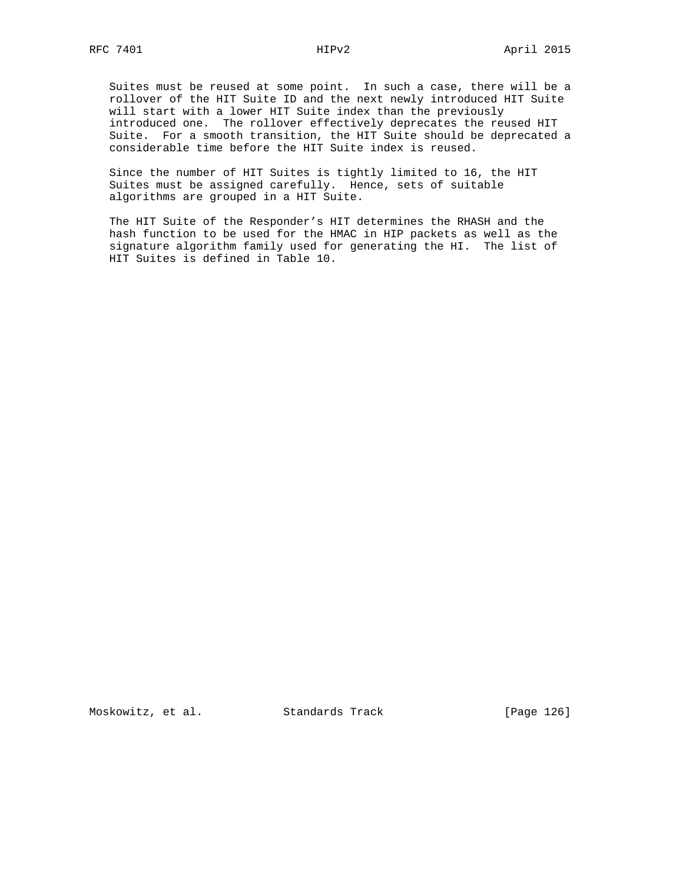Suites must be reused at some point. In such a case, there will be a rollover of the HIT Suite ID and the next newly introduced HIT Suite will start with a lower HIT Suite index than the previously introduced one. The rollover effectively deprecates the reused HIT Suite. For a smooth transition, the HIT Suite should be deprecated a considerable time before the HIT Suite index is reused.

Since the number of HIT Suites is tightly limited to 16, the HIT Suites must be assigned carefully. Hence, sets of suitable algorithms are grouped in a HIT Suite.

The HIT Suite of the Responder's HIT determines the RHASH and the hash function to be used for the HMAC in HIP packets as well as the signature algorithm family used for generating the HI. The list of HIT Suites is defined in Table 10.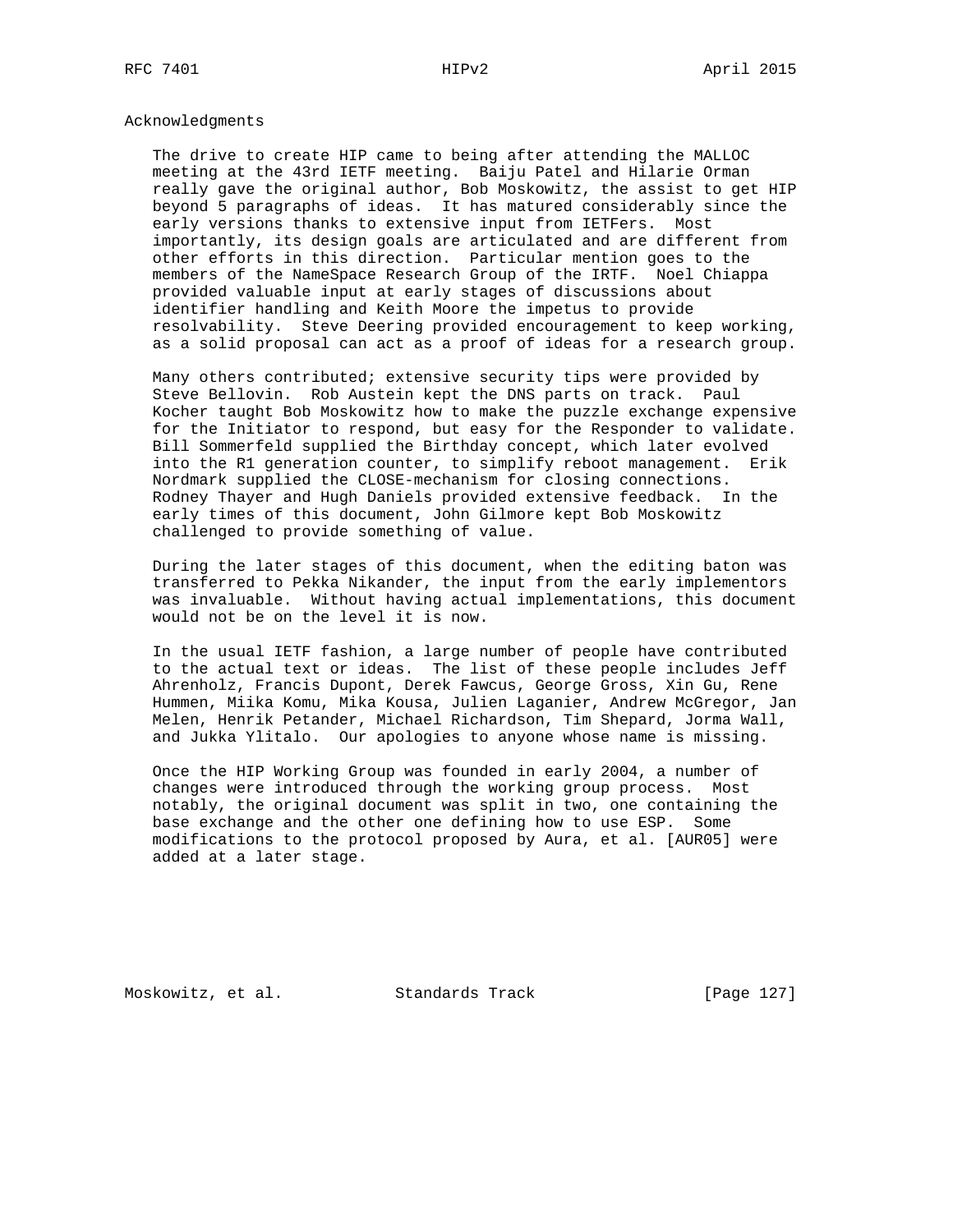## Acknowledgments

The drive to create HIP came to being after attending the MALLOC meeting at the 43rd IETF meeting. Baiju Patel and Hilarie Orman really gave the original author, Bob Moskowitz, the assist to get HIP beyond 5 paragraphs of ideas. It has matured considerably since the early versions thanks to extensive input from IETFers. Most importantly, its design goals are articulated and are different from other efforts in this direction. Particular mention goes to the members of the NameSpace Research Group of the IRTF. Noel Chiappa provided valuable input at early stages of discussions about identifier handling and Keith Moore the impetus to provide resolvability. Steve Deering provided encouragement to keep working, as a solid proposal can act as a proof of ideas for a research group.

Many others contributed; extensive security tips were provided by Steve Bellovin. Rob Austein kept the DNS parts on track. Paul Kocher taught Bob Moskowitz how to make the puzzle exchange expensive for the Initiator to respond, but easy for the Responder to validate. Bill Sommerfeld supplied the Birthday concept, which later evolved into the R1 generation counter, to simplify reboot management. Erik Nordmark supplied the CLOSE-mechanism for closing connections. Rodney Thayer and Hugh Daniels provided extensive feedback. In the early times of this document, John Gilmore kept Bob Moskowitz challenged to provide something of value.

During the later stages of this document, when the editing baton was transferred to Pekka Nikander, the input from the early implementors was invaluable. Without having actual implementations, this document would not be on the level it is now.

In the usual IETF fashion, a large number of people have contributed to the actual text or ideas. The list of these people includes Jeff Ahrenholz, Francis Dupont, Derek Fawcus, George Gross, Xin Gu, Rene Hummen, Miika Komu, Mika Kousa, Julien Laganier, Andrew McGregor, Jan Melen, Henrik Petander, Michael Richardson, Tim Shepard, Jorma Wall, and Jukka Ylitalo. Our apologies to anyone whose name is missing.

Once the HIP Working Group was founded in early 2004, a number of changes were introduced through the working group process. Most notably, the original document was split in two, one containing the base exchange and the other one defining how to use ESP. Some modifications to the protocol proposed by Aura, et al. [AUR05] were added at a later stage.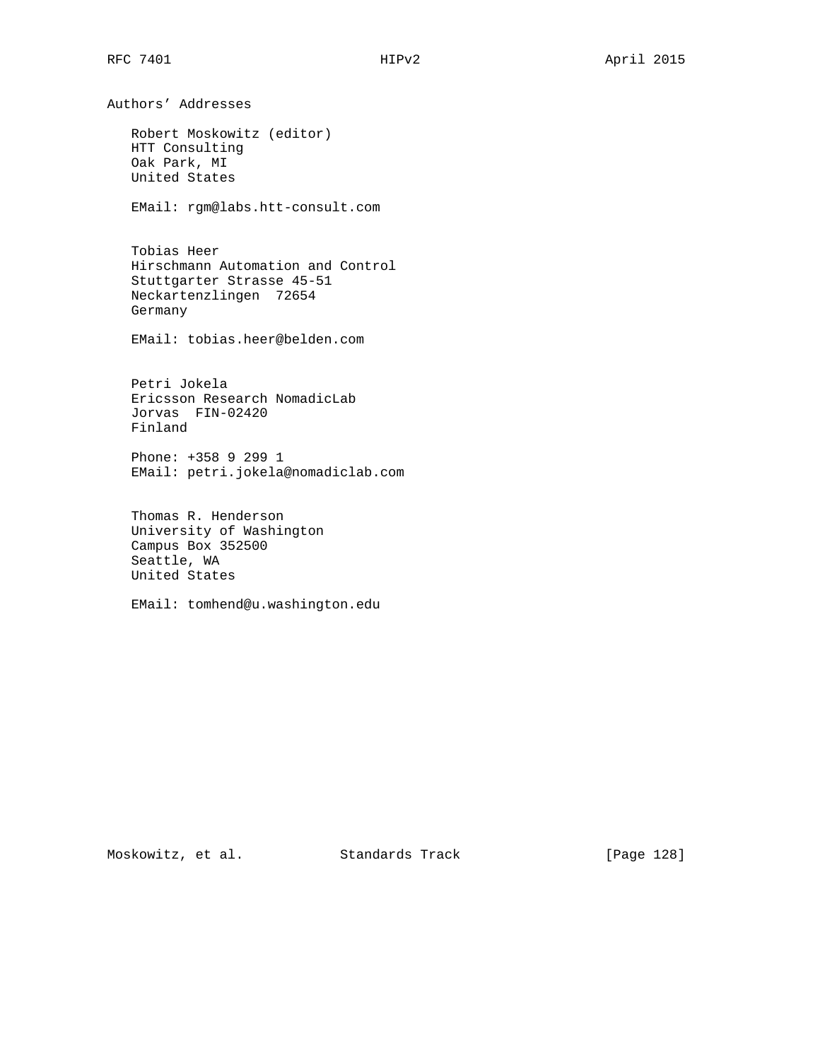## Authors' Addresses

Robert Moskowitz (editor)
HTT Consulting
Oak Park, MI
United States

EMail: rgm@labs.htt-consult.com

Tobias Heer
Hirschmann Automation and Control
Stuttgarter Strasse 45-51
Neckartenzlingen  72654
Germany

EMail: tobias.heer@belden.com

Petri Jokela
Ericsson Research NomadicLab
Jorvas  FIN-02420
Finland

Phone: +358 9 299 1
EMail: petri.jokela@nomadiclab.com

Thomas R. Henderson
University of Washington
Campus Box 352500
Seattle, WA
United States

EMail: tomhend@u.washington.edu